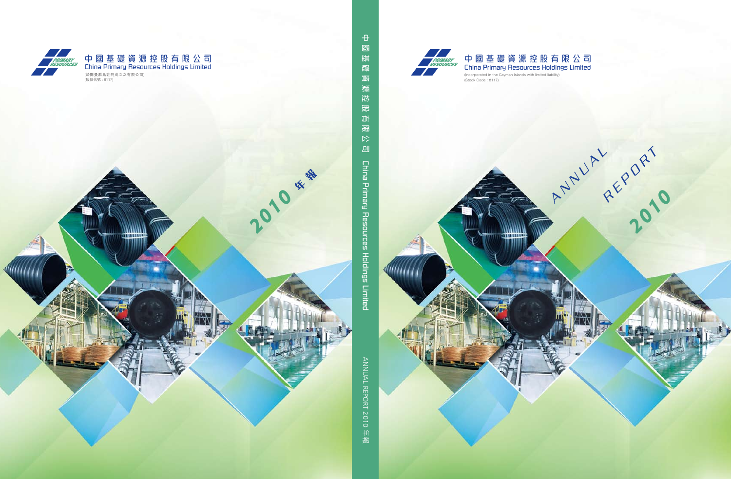中國基礎資源控股有限公司
China Primary Resources Holdings Limited

(於開曼群島註冊成立之有限公司)
(股份代號：8117)

2010 年報

中國基礎資源控股有限公司 China Primary Resources Holdings Limited

ANNUAL REPORT 2010 年報

中國基礎資源控股有限公司
China Primary Resources Holdings Limited

(Incorporated in the Cayman Islands with limited liability)
(Stock Code : 8117)

# ANNUAL REPORT 2010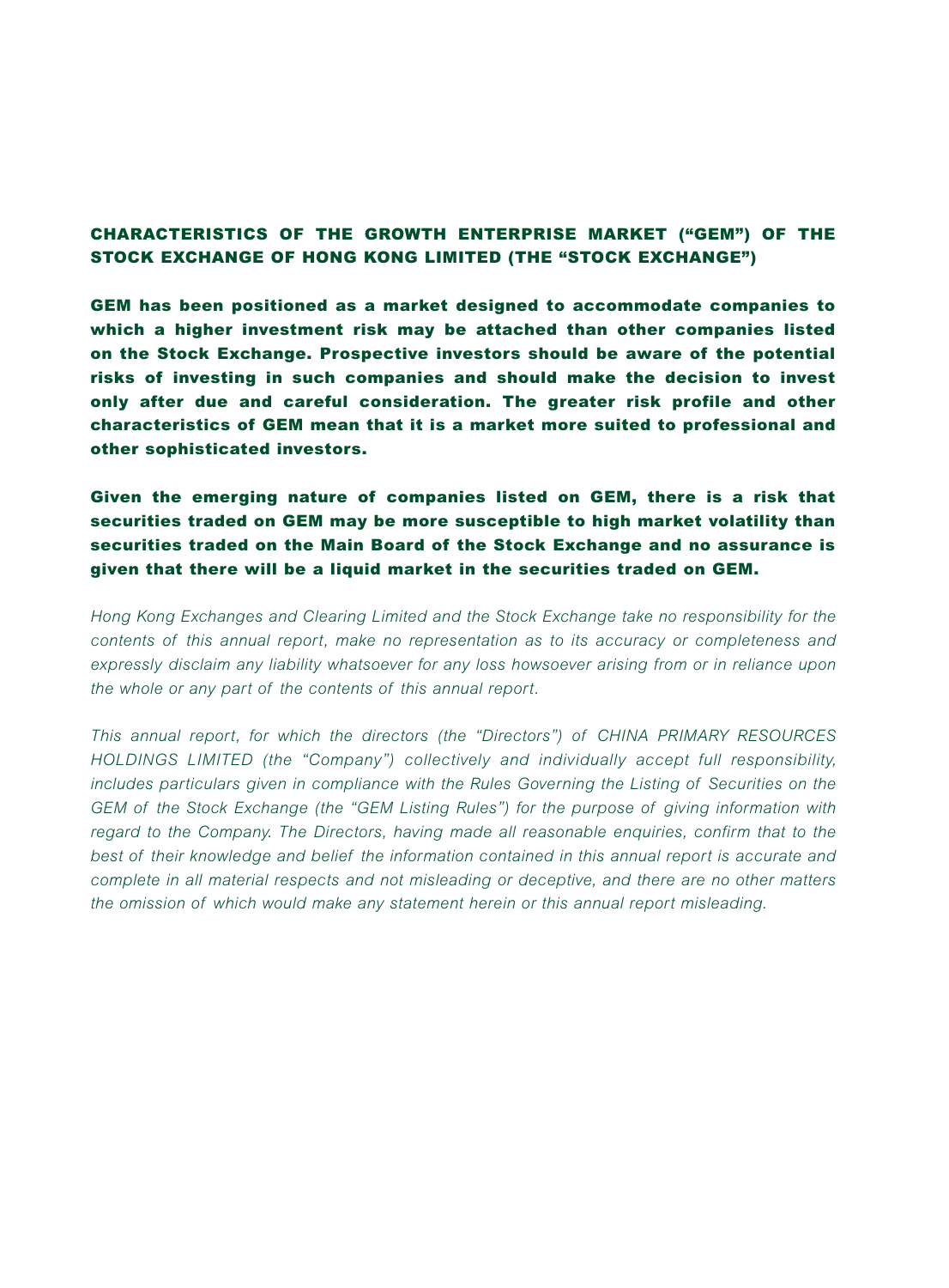## CHARACTERISTICS OF THE GROWTH ENTERPRISE MARKET ("GEM") OF THE STOCK EXCHANGE OF HONG KONG LIMITED (THE "STOCK EXCHANGE")

**GEM has been positioned as a market designed to accommodate companies to which a higher investment risk may be attached than other companies listed on the Stock Exchange. Prospective investors should be aware of the potential risks of investing in such companies and should make the decision to invest only after due and careful consideration. The greater risk profile and other characteristics of GEM mean that it is a market more suited to professional and other sophisticated investors.**

**Given the emerging nature of companies listed on GEM, there is a risk that securities traded on GEM may be more susceptible to high market volatility than securities traded on the Main Board of the Stock Exchange and no assurance is given that there will be a liquid market in the securities traded on GEM.**

*Hong Kong Exchanges and Clearing Limited and the Stock Exchange take no responsibility for the contents of this annual report, make no representation as to its accuracy or completeness and expressly disclaim any liability whatsoever for any loss howsoever arising from or in reliance upon the whole or any part of the contents of this annual report.*

*This annual report, for which the directors (the "Directors") of CHINA PRIMARY RESOURCES HOLDINGS LIMITED (the "Company") collectively and individually accept full responsibility, includes particulars given in compliance with the Rules Governing the Listing of Securities on the GEM of the Stock Exchange (the "GEM Listing Rules") for the purpose of giving information with regard to the Company. The Directors, having made all reasonable enquiries, confirm that to the best of their knowledge and belief the information contained in this annual report is accurate and complete in all material respects and not misleading or deceptive, and there are no other matters the omission of which would make any statement herein or this annual report misleading.*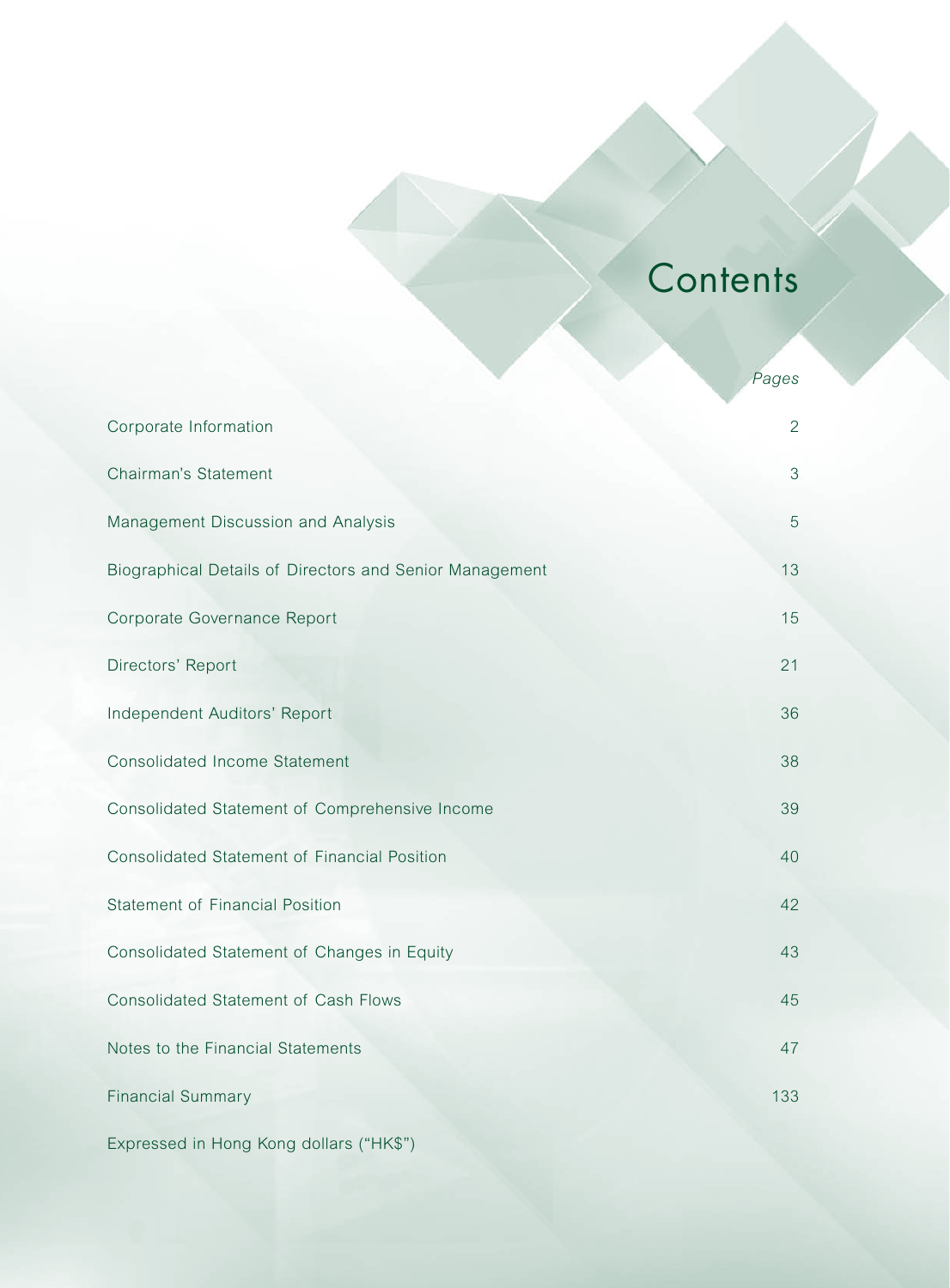# Contents

| | *Pages* |
|---|---|
| Corporate Information | 2 |
| Chairman's Statement | 3 |
| Management Discussion and Analysis | 5 |
| Biographical Details of Directors and Senior Management | 13 |
| Corporate Governance Report | 15 |
| Directors' Report | 21 |
| Independent Auditors' Report | 36 |
| Consolidated Income Statement | 38 |
| Consolidated Statement of Comprehensive Income | 39 |
| Consolidated Statement of Financial Position | 40 |
| Statement of Financial Position | 42 |
| Consolidated Statement of Changes in Equity | 43 |
| Consolidated Statement of Cash Flows | 45 |
| Notes to the Financial Statements | 47 |
| Financial Summary | 133 |

Expressed in Hong Kong dollars ("HK$")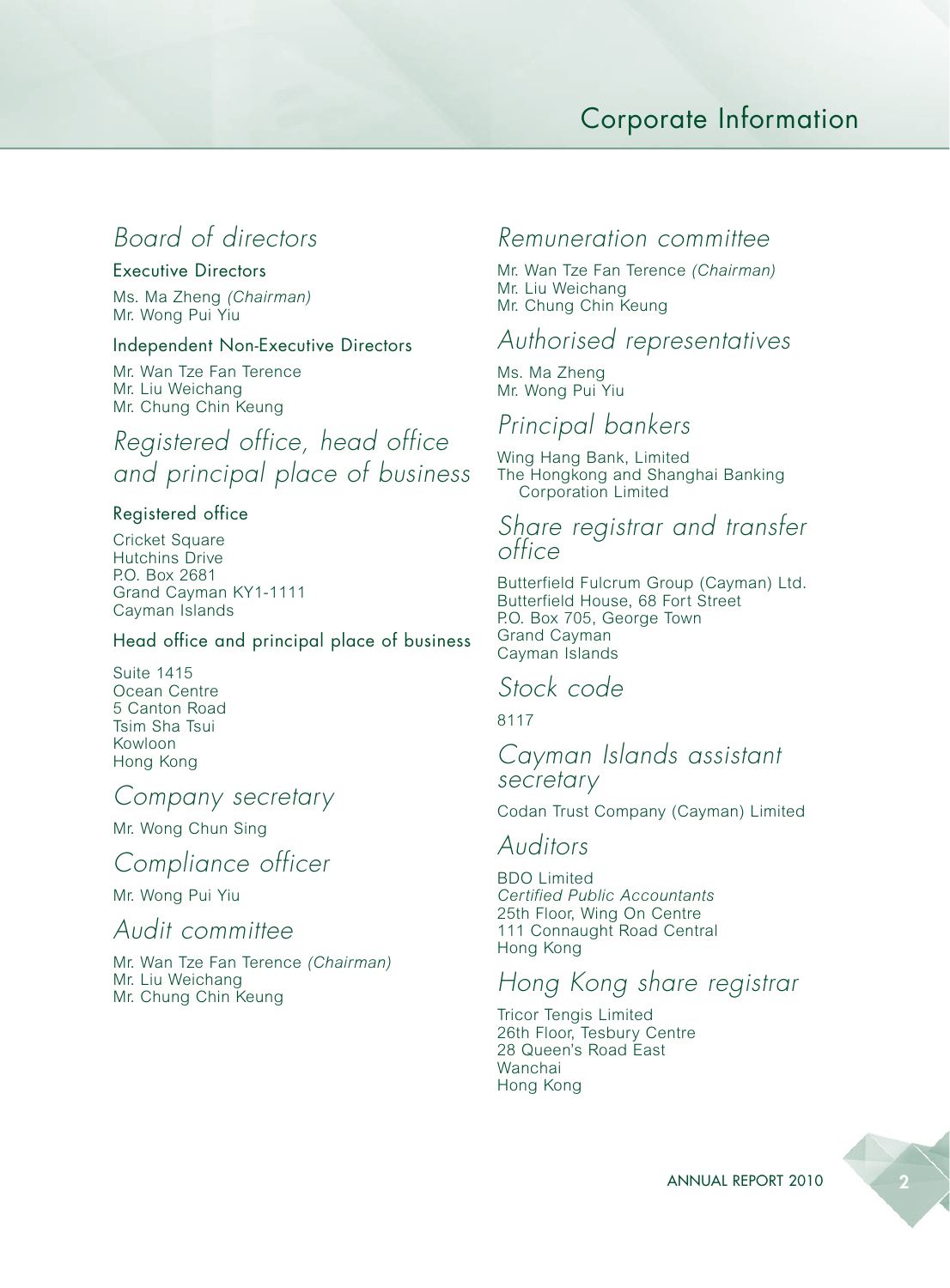# Corporate Information

## Board of directors

### Executive Directors

Ms. Ma Zheng *(Chairman)*
Mr. Wong Pui Yiu

### Independent Non-Executive Directors

Mr. Wan Tze Fan Terence
Mr. Liu Weichang
Mr. Chung Chin Keung

## Registered office, head office and principal place of business

### Registered office

Cricket Square
Hutchins Drive
P.O. Box 2681
Grand Cayman KY1-1111
Cayman Islands

### Head office and principal place of business

Suite 1415
Ocean Centre
5 Canton Road
Tsim Sha Tsui
Kowloon
Hong Kong

## Company secretary

Mr. Wong Chun Sing

## Compliance officer

Mr. Wong Pui Yiu

## Audit committee

Mr. Wan Tze Fan Terence *(Chairman)*
Mr. Liu Weichang
Mr. Chung Chin Keung

## Remuneration committee

Mr. Wan Tze Fan Terence *(Chairman)*
Mr. Liu Weichang
Mr. Chung Chin Keung

## Authorised representatives

Ms. Ma Zheng
Mr. Wong Pui Yiu

## Principal bankers

Wing Hang Bank, Limited
The Hongkong and Shanghai Banking Corporation Limited

## Share registrar and transfer office

Butterfield Fulcrum Group (Cayman) Ltd.
Butterfield House, 68 Fort Street
P.O. Box 705, George Town
Grand Cayman
Cayman Islands

## Stock code

8117

## Cayman Islands assistant secretary

Codan Trust Company (Cayman) Limited

## Auditors

BDO Limited
*Certified Public Accountants*
25th Floor, Wing On Centre
111 Connaught Road Central
Hong Kong

## Hong Kong share registrar

Tricor Tengis Limited
26th Floor, Tesbury Centre
28 Queen's Road East
Wanchai
Hong Kong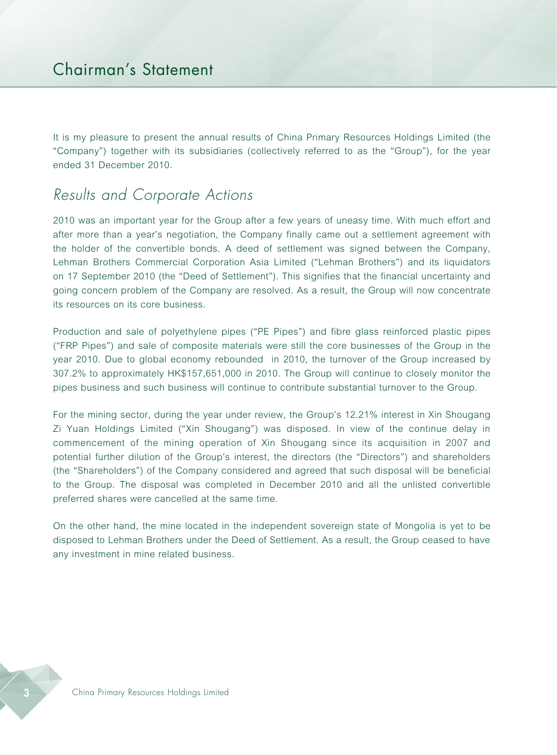# Chairman's Statement

It is my pleasure to present the annual results of China Primary Resources Holdings Limited (the "Company") together with its subsidiaries (collectively referred to as the "Group"), for the year ended 31 December 2010.

## *Results and Corporate Actions*

2010 was an important year for the Group after a few years of uneasy time. With much effort and after more than a year's negotiation, the Company finally came out a settlement agreement with the holder of the convertible bonds. A deed of settlement was signed between the Company, Lehman Brothers Commercial Corporation Asia Limited ("Lehman Brothers") and its liquidators on 17 September 2010 (the "Deed of Settlement"). This signifies that the financial uncertainty and going concern problem of the Company are resolved. As a result, the Group will now concentrate its resources on its core business.

Production and sale of polyethylene pipes ("PE Pipes") and fibre glass reinforced plastic pipes ("FRP Pipes") and sale of composite materials were still the core businesses of the Group in the year 2010. Due to global economy rebounded in 2010, the turnover of the Group increased by 307.2% to approximately HK$157,651,000 in 2010. The Group will continue to closely monitor the pipes business and such business will continue to contribute substantial turnover to the Group.

For the mining sector, during the year under review, the Group's 12.21% interest in Xin Shougang Zi Yuan Holdings Limited ("Xin Shougang") was disposed. In view of the continue delay in commencement of the mining operation of Xin Shougang since its acquisition in 2007 and potential further dilution of the Group's interest, the directors (the "Directors") and shareholders (the "Shareholders") of the Company considered and agreed that such disposal will be beneficial to the Group. The disposal was completed in December 2010 and all the unlisted convertible preferred shares were cancelled at the same time.

On the other hand, the mine located in the independent sovereign state of Mongolia is yet to be disposed to Lehman Brothers under the Deed of Settlement. As a result, the Group ceased to have any investment in mine related business.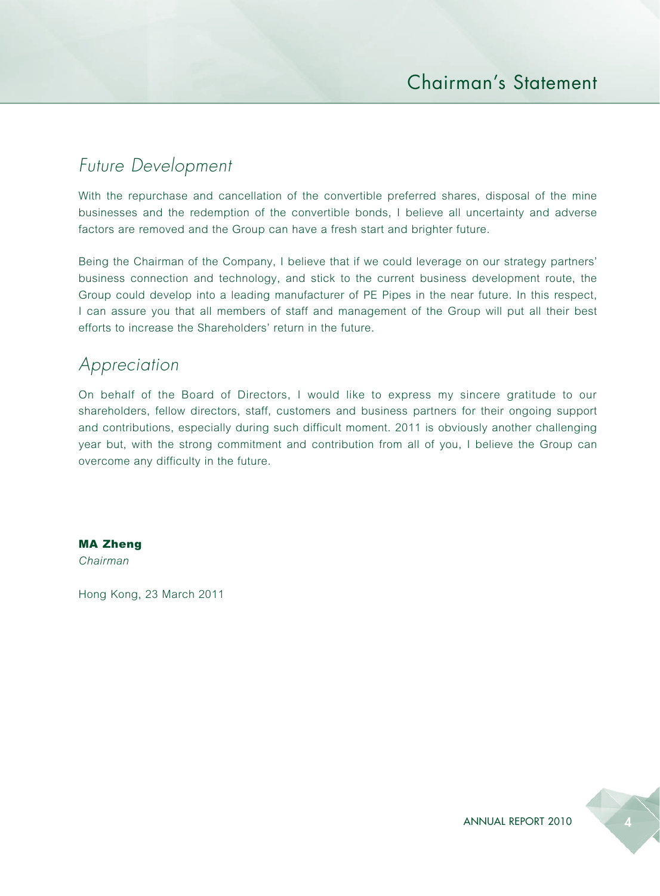## Future Development

With the repurchase and cancellation of the convertible preferred shares, disposal of the mine businesses and the redemption of the convertible bonds, I believe all uncertainty and adverse factors are removed and the Group can have a fresh start and brighter future.

Being the Chairman of the Company, I believe that if we could leverage on our strategy partners' business connection and technology, and stick to the current business development route, the Group could develop into a leading manufacturer of PE Pipes in the near future. In this respect, I can assure you that all members of staff and management of the Group will put all their best efforts to increase the Shareholders' return in the future.

## Appreciation

On behalf of the Board of Directors, I would like to express my sincere gratitude to our shareholders, fellow directors, staff, customers and business partners for their ongoing support and contributions, especially during such difficult moment. 2011 is obviously another challenging year but, with the strong commitment and contribution from all of you, I believe the Group can overcome any difficulty in the future.

**MA Zheng**
*Chairman*

Hong Kong, 23 March 2011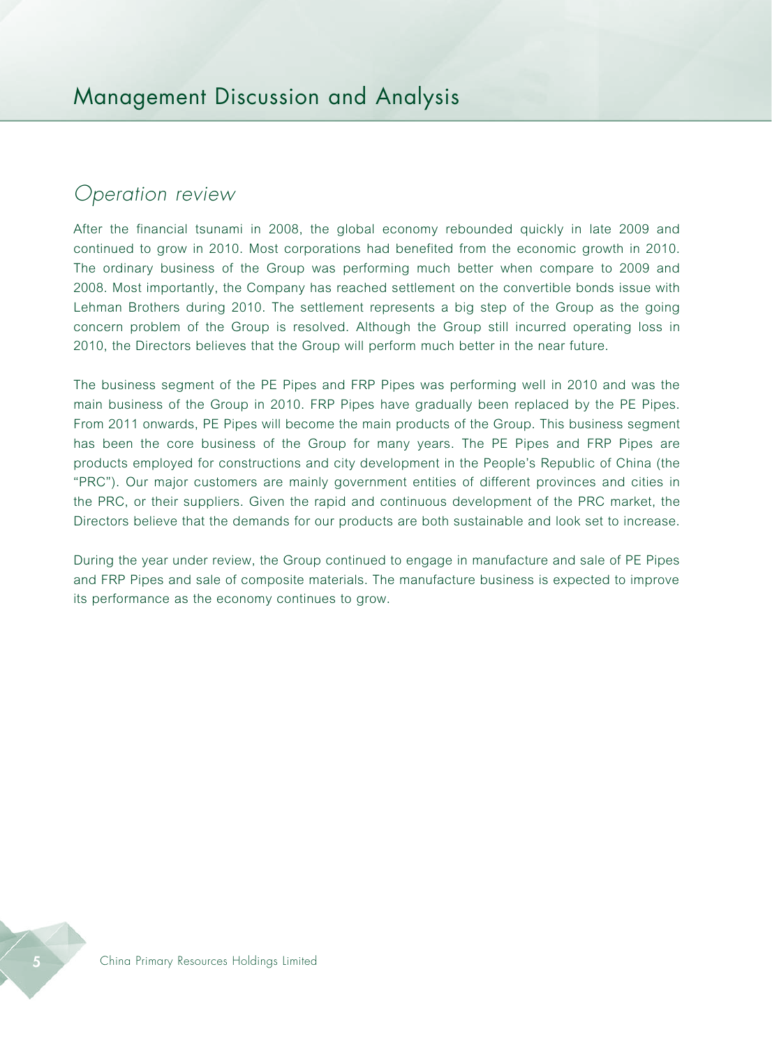# Management Discussion and Analysis

## *Operation review*

After the financial tsunami in 2008, the global economy rebounded quickly in late 2009 and continued to grow in 2010. Most corporations had benefited from the economic growth in 2010. The ordinary business of the Group was performing much better when compare to 2009 and 2008. Most importantly, the Company has reached settlement on the convertible bonds issue with Lehman Brothers during 2010. The settlement represents a big step of the Group as the going concern problem of the Group is resolved. Although the Group still incurred operating loss in 2010, the Directors believes that the Group will perform much better in the near future.

The business segment of the PE Pipes and FRP Pipes was performing well in 2010 and was the main business of the Group in 2010. FRP Pipes have gradually been replaced by the PE Pipes. From 2011 onwards, PE Pipes will become the main products of the Group. This business segment has been the core business of the Group for many years. The PE Pipes and FRP Pipes are products employed for constructions and city development in the People's Republic of China (the "PRC"). Our major customers are mainly government entities of different provinces and cities in the PRC, or their suppliers. Given the rapid and continuous development of the PRC market, the Directors believe that the demands for our products are both sustainable and look set to increase.

During the year under review, the Group continued to engage in manufacture and sale of PE Pipes and FRP Pipes and sale of composite materials. The manufacture business is expected to improve its performance as the economy continues to grow.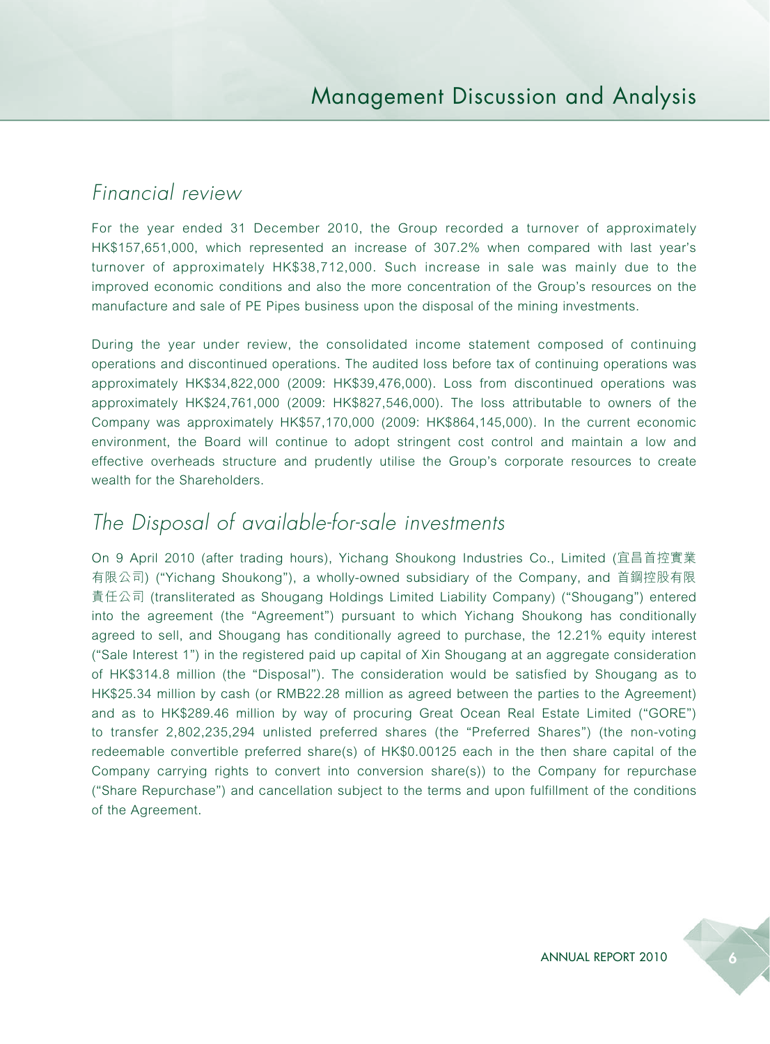# Management Discussion and Analysis

## *Financial review*

For the year ended 31 December 2010, the Group recorded a turnover of approximately HK$157,651,000, which represented an increase of 307.2% when compared with last year's turnover of approximately HK$38,712,000. Such increase in sale was mainly due to the improved economic conditions and also the more concentration of the Group's resources on the manufacture and sale of PE Pipes business upon the disposal of the mining investments.

During the year under review, the consolidated income statement composed of continuing operations and discontinued operations. The audited loss before tax of continuing operations was approximately HK$34,822,000 (2009: HK$39,476,000). Loss from discontinued operations was approximately HK$24,761,000 (2009: HK$827,546,000). The loss attributable to owners of the Company was approximately HK$57,170,000 (2009: HK$864,145,000). In the current economic environment, the Board will continue to adopt stringent cost control and maintain a low and effective overheads structure and prudently utilise the Group's corporate resources to create wealth for the Shareholders.

## *The Disposal of available-for-sale investments*

On 9 April 2010 (after trading hours), Yichang Shoukong Industries Co., Limited (宜昌首控實業有限公司) ("Yichang Shoukong"), a wholly-owned subsidiary of the Company, and 首鋼控股有限責任公司 (transliterated as Shougang Holdings Limited Liability Company) ("Shougang") entered into the agreement (the "Agreement") pursuant to which Yichang Shoukong has conditionally agreed to sell, and Shougang has conditionally agreed to purchase, the 12.21% equity interest ("Sale Interest 1") in the registered paid up capital of Xin Shougang at an aggregate consideration of HK$314.8 million (the "Disposal"). The consideration would be satisfied by Shougang as to HK$25.34 million by cash (or RMB22.28 million as agreed between the parties to the Agreement) and as to HK$289.46 million by way of procuring Great Ocean Real Estate Limited ("GORE") to transfer 2,802,235,294 unlisted preferred shares (the "Preferred Shares") (the non-voting redeemable convertible preferred share(s) of HK$0.00125 each in the then share capital of the Company carrying rights to convert into conversion share(s)) to the Company for repurchase ("Share Repurchase") and cancellation subject to the terms and upon fulfillment of the conditions of the Agreement.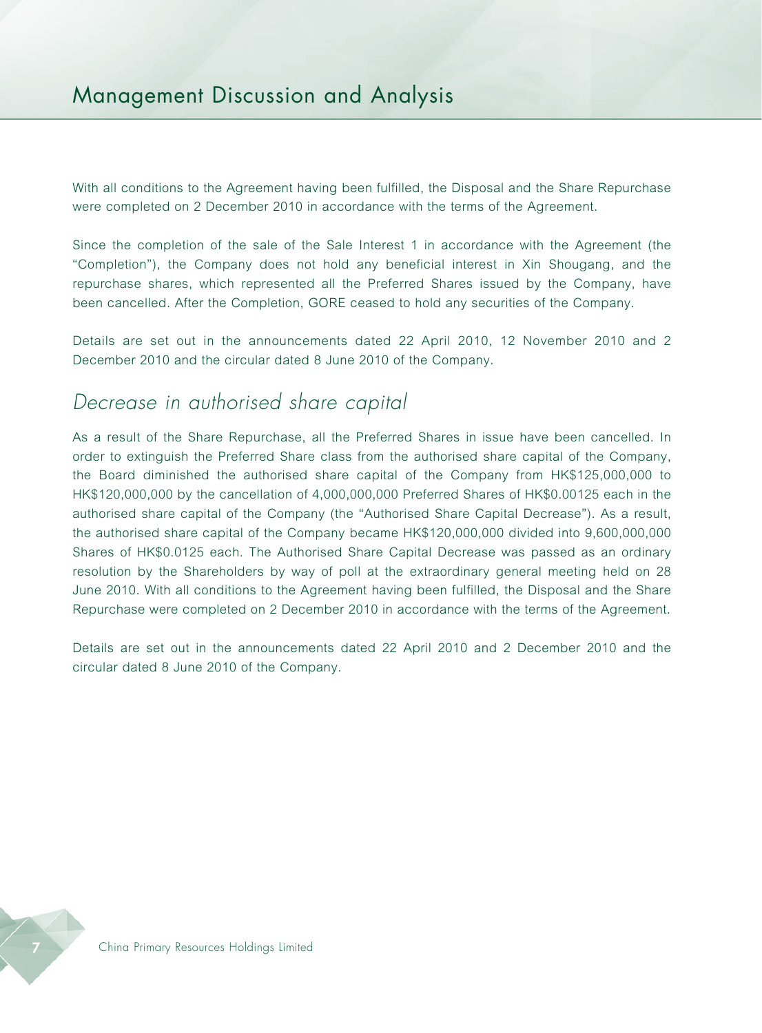With all conditions to the Agreement having been fulfilled, the Disposal and the Share Repurchase were completed on 2 December 2010 in accordance with the terms of the Agreement.

Since the completion of the sale of the Sale Interest 1 in accordance with the Agreement (the "Completion"), the Company does not hold any beneficial interest in Xin Shougang, and the repurchase shares, which represented all the Preferred Shares issued by the Company, have been cancelled. After the Completion, GORE ceased to hold any securities of the Company.

Details are set out in the announcements dated 22 April 2010, 12 November 2010 and 2 December 2010 and the circular dated 8 June 2010 of the Company.

## *Decrease in authorised share capital*

As a result of the Share Repurchase, all the Preferred Shares in issue have been cancelled. In order to extinguish the Preferred Share class from the authorised share capital of the Company, the Board diminished the authorised share capital of the Company from HK$125,000,000 to HK$120,000,000 by the cancellation of 4,000,000,000 Preferred Shares of HK$0.00125 each in the authorised share capital of the Company (the "Authorised Share Capital Decrease"). As a result, the authorised share capital of the Company became HK$120,000,000 divided into 9,600,000,000 Shares of HK$0.0125 each. The Authorised Share Capital Decrease was passed as an ordinary resolution by the Shareholders by way of poll at the extraordinary general meeting held on 28 June 2010. With all conditions to the Agreement having been fulfilled, the Disposal and the Share Repurchase were completed on 2 December 2010 in accordance with the terms of the Agreement.

Details are set out in the announcements dated 22 April 2010 and 2 December 2010 and the circular dated 8 June 2010 of the Company.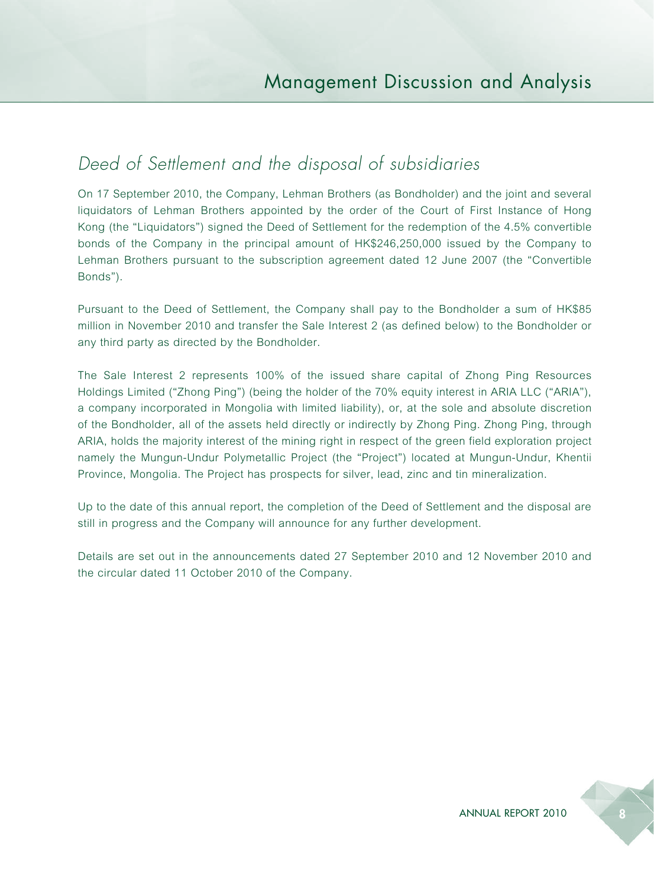## *Deed of Settlement and the disposal of subsidiaries*

On 17 September 2010, the Company, Lehman Brothers (as Bondholder) and the joint and several liquidators of Lehman Brothers appointed by the order of the Court of First Instance of Hong Kong (the "Liquidators") signed the Deed of Settlement for the redemption of the 4.5% convertible bonds of the Company in the principal amount of HK$246,250,000 issued by the Company to Lehman Brothers pursuant to the subscription agreement dated 12 June 2007 (the "Convertible Bonds").

Pursuant to the Deed of Settlement, the Company shall pay to the Bondholder a sum of HK$85 million in November 2010 and transfer the Sale Interest 2 (as defined below) to the Bondholder or any third party as directed by the Bondholder.

The Sale Interest 2 represents 100% of the issued share capital of Zhong Ping Resources Holdings Limited ("Zhong Ping") (being the holder of the 70% equity interest in ARIA LLC ("ARIA"), a company incorporated in Mongolia with limited liability), or, at the sole and absolute discretion of the Bondholder, all of the assets held directly or indirectly by Zhong Ping. Zhong Ping, through ARIA, holds the majority interest of the mining right in respect of the green field exploration project namely the Mungun-Undur Polymetallic Project (the "Project") located at Mungun-Undur, Khentii Province, Mongolia. The Project has prospects for silver, lead, zinc and tin mineralization.

Up to the date of this annual report, the completion of the Deed of Settlement and the disposal are still in progress and the Company will announce for any further development.

Details are set out in the announcements dated 27 September 2010 and 12 November 2010 and the circular dated 11 October 2010 of the Company.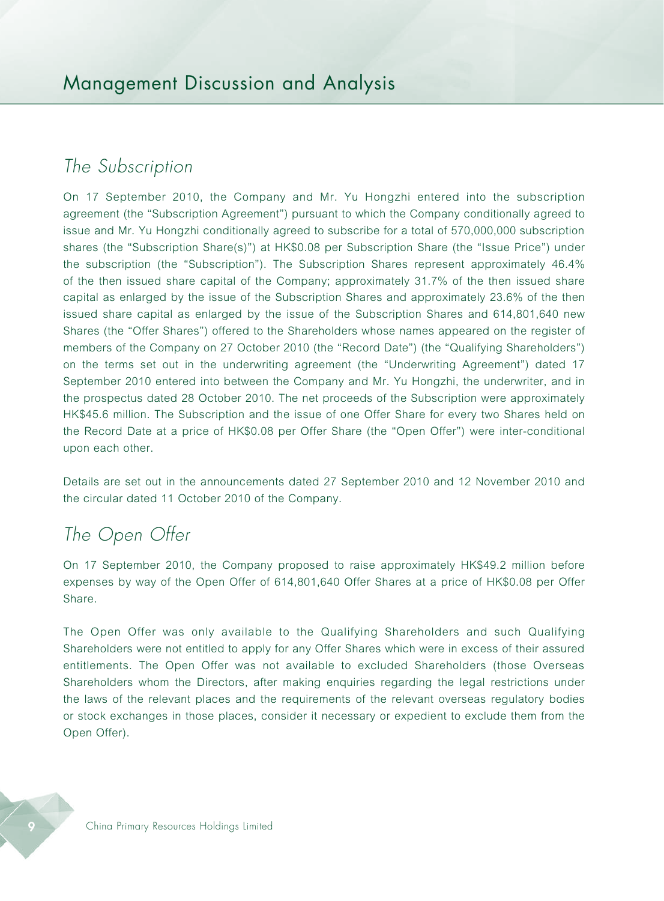# Management Discussion and Analysis

## *The Subscription*

On 17 September 2010, the Company and Mr. Yu Hongzhi entered into the subscription agreement (the "Subscription Agreement") pursuant to which the Company conditionally agreed to issue and Mr. Yu Hongzhi conditionally agreed to subscribe for a total of 570,000,000 subscription shares (the "Subscription Share(s)") at HK$0.08 per Subscription Share (the "Issue Price") under the subscription (the "Subscription"). The Subscription Shares represent approximately 46.4% of the then issued share capital of the Company; approximately 31.7% of the then issued share capital as enlarged by the issue of the Subscription Shares and approximately 23.6% of the then issued share capital as enlarged by the issue of the Subscription Shares and 614,801,640 new Shares (the "Offer Shares") offered to the Shareholders whose names appeared on the register of members of the Company on 27 October 2010 (the "Record Date") (the "Qualifying Shareholders") on the terms set out in the underwriting agreement (the "Underwriting Agreement") dated 17 September 2010 entered into between the Company and Mr. Yu Hongzhi, the underwriter, and in the prospectus dated 28 October 2010. The net proceeds of the Subscription were approximately HK$45.6 million. The Subscription and the issue of one Offer Share for every two Shares held on the Record Date at a price of HK$0.08 per Offer Share (the "Open Offer") were inter-conditional upon each other.

Details are set out in the announcements dated 27 September 2010 and 12 November 2010 and the circular dated 11 October 2010 of the Company.

## *The Open Offer*

On 17 September 2010, the Company proposed to raise approximately HK$49.2 million before expenses by way of the Open Offer of 614,801,640 Offer Shares at a price of HK$0.08 per Offer Share.

The Open Offer was only available to the Qualifying Shareholders and such Qualifying Shareholders were not entitled to apply for any Offer Shares which were in excess of their assured entitlements. The Open Offer was not available to excluded Shareholders (those Overseas Shareholders whom the Directors, after making enquiries regarding the legal restrictions under the laws of the relevant places and the requirements of the relevant overseas regulatory bodies or stock exchanges in those places, consider it necessary or expedient to exclude them from the Open Offer).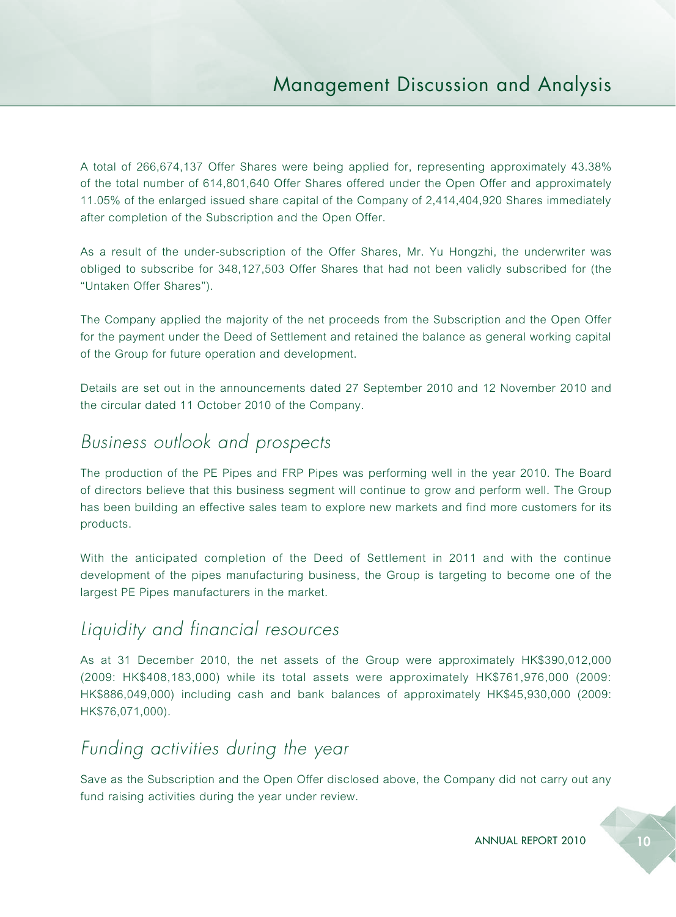A total of 266,674,137 Offer Shares were being applied for, representing approximately 43.38% of the total number of 614,801,640 Offer Shares offered under the Open Offer and approximately 11.05% of the enlarged issued share capital of the Company of 2,414,404,920 Shares immediately after completion of the Subscription and the Open Offer.

As a result of the under-subscription of the Offer Shares, Mr. Yu Hongzhi, the underwriter was obliged to subscribe for 348,127,503 Offer Shares that had not been validly subscribed for (the "Untaken Offer Shares").

The Company applied the majority of the net proceeds from the Subscription and the Open Offer for the payment under the Deed of Settlement and retained the balance as general working capital of the Group for future operation and development.

Details are set out in the announcements dated 27 September 2010 and 12 November 2010 and the circular dated 11 October 2010 of the Company.

## *Business outlook and prospects*

The production of the PE Pipes and FRP Pipes was performing well in the year 2010. The Board of directors believe that this business segment will continue to grow and perform well. The Group has been building an effective sales team to explore new markets and find more customers for its products.

With the anticipated completion of the Deed of Settlement in 2011 and with the continue development of the pipes manufacturing business, the Group is targeting to become one of the largest PE Pipes manufacturers in the market.

## *Liquidity and financial resources*

As at 31 December 2010, the net assets of the Group were approximately HK$390,012,000 (2009: HK$408,183,000) while its total assets were approximately HK$761,976,000 (2009: HK$886,049,000) including cash and bank balances of approximately HK$45,930,000 (2009: HK$76,071,000).

## *Funding activities during the year*

Save as the Subscription and the Open Offer disclosed above, the Company did not carry out any fund raising activities during the year under review.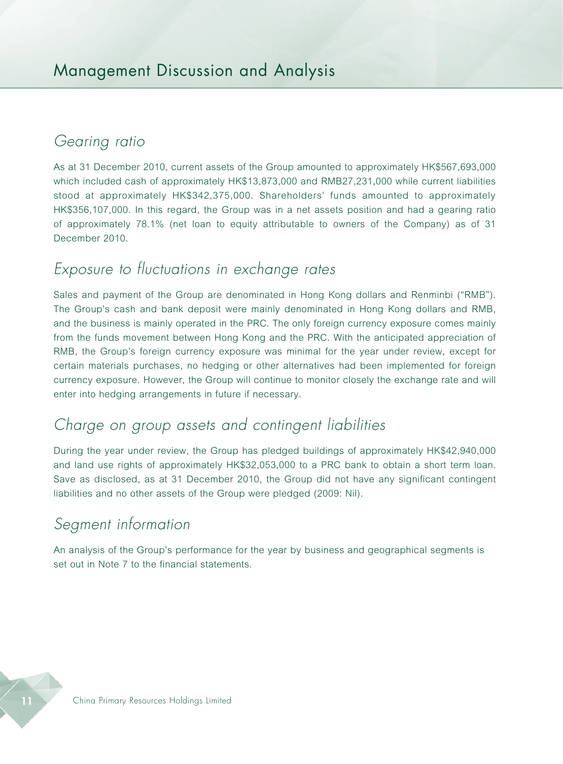# Management Discussion and Analysis

## *Gearing ratio*

As at 31 December 2010, current assets of the Group amounted to approximately HK$567,693,000 which included cash of approximately HK$13,873,000 and RMB27,231,000 while current liabilities stood at approximately HK$342,375,000. Shareholders' funds amounted to approximately HK$356,107,000. In this regard, the Group was in a net assets position and had a gearing ratio of approximately 78.1% (net loan to equity attributable to owners of the Company) as of 31 December 2010.

## *Exposure to fluctuations in exchange rates*

Sales and payment of the Group are denominated in Hong Kong dollars and Renminbi ("RMB"). The Group's cash and bank deposit were mainly denominated in Hong Kong dollars and RMB, and the business is mainly operated in the PRC. The only foreign currency exposure comes mainly from the funds movement between Hong Kong and the PRC. With the anticipated appreciation of RMB, the Group's foreign currency exposure was minimal for the year under review, except for certain materials purchases, no hedging or other alternatives had been implemented for foreign currency exposure. However, the Group will continue to monitor closely the exchange rate and will enter into hedging arrangements in future if necessary.

## *Charge on group assets and contingent liabilities*

During the year under review, the Group has pledged buildings of approximately HK$42,940,000 and land use rights of approximately HK$32,053,000 to a PRC bank to obtain a short term loan. Save as disclosed, as at 31 December 2010, the Group did not have any significant contingent liabilities and no other assets of the Group were pledged (2009: Nil).

## *Segment information*

An analysis of the Group's performance for the year by business and geographical segments is set out in Note 7 to the financial statements.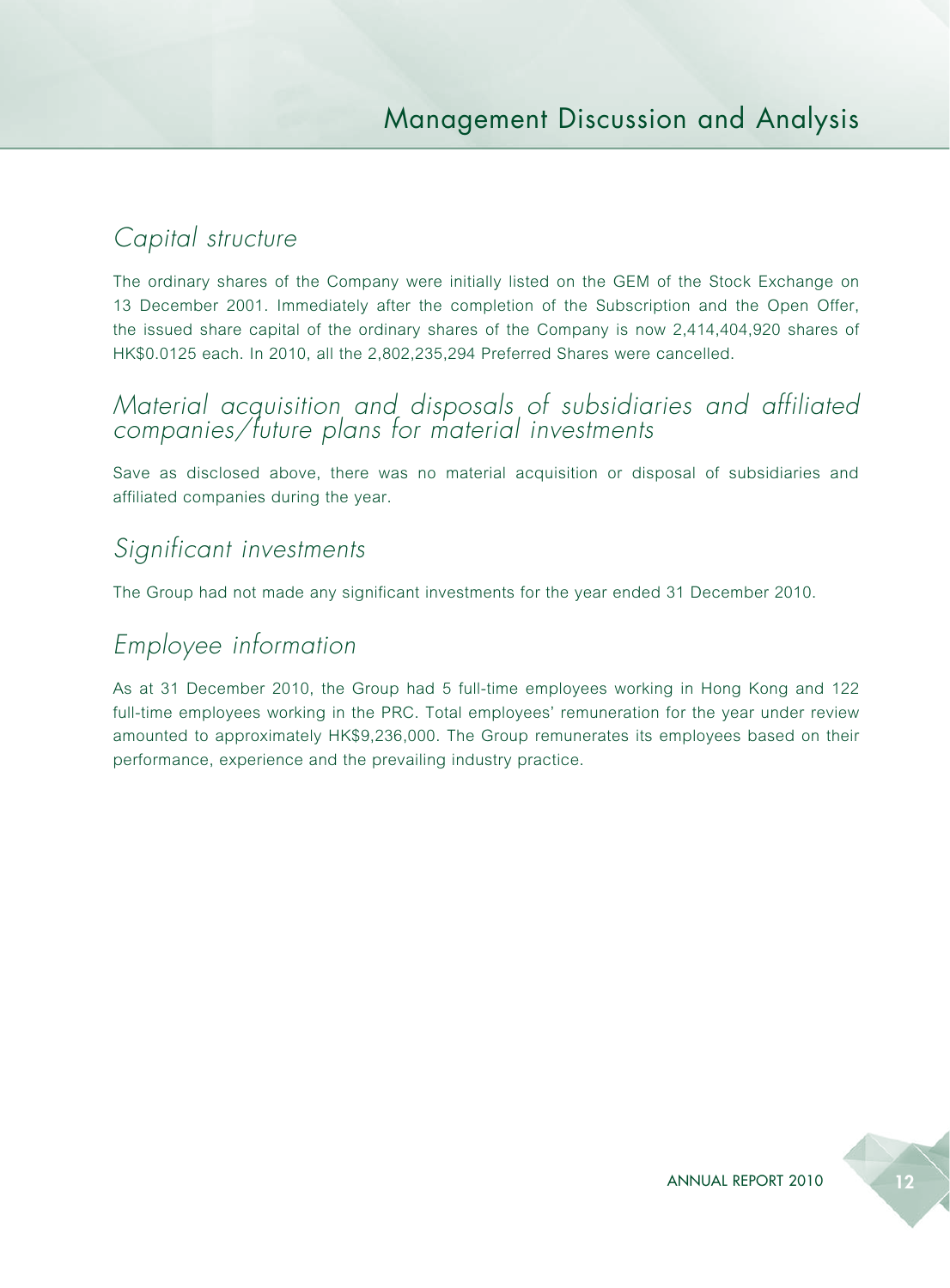## Capital structure

The ordinary shares of the Company were initially listed on the GEM of the Stock Exchange on 13 December 2001. Immediately after the completion of the Subscription and the Open Offer, the issued share capital of the ordinary shares of the Company is now 2,414,404,920 shares of HK$0.0125 each. In 2010, all the 2,802,235,294 Preferred Shares were cancelled.

## Material acquisition and disposals of subsidiaries and affiliated companies/future plans for material investments

Save as disclosed above, there was no material acquisition or disposal of subsidiaries and affiliated companies during the year.

## Significant investments

The Group had not made any significant investments for the year ended 31 December 2010.

## Employee information

As at 31 December 2010, the Group had 5 full-time employees working in Hong Kong and 122 full-time employees working in the PRC. Total employees' remuneration for the year under review amounted to approximately HK$9,236,000. The Group remunerates its employees based on their performance, experience and the prevailing industry practice.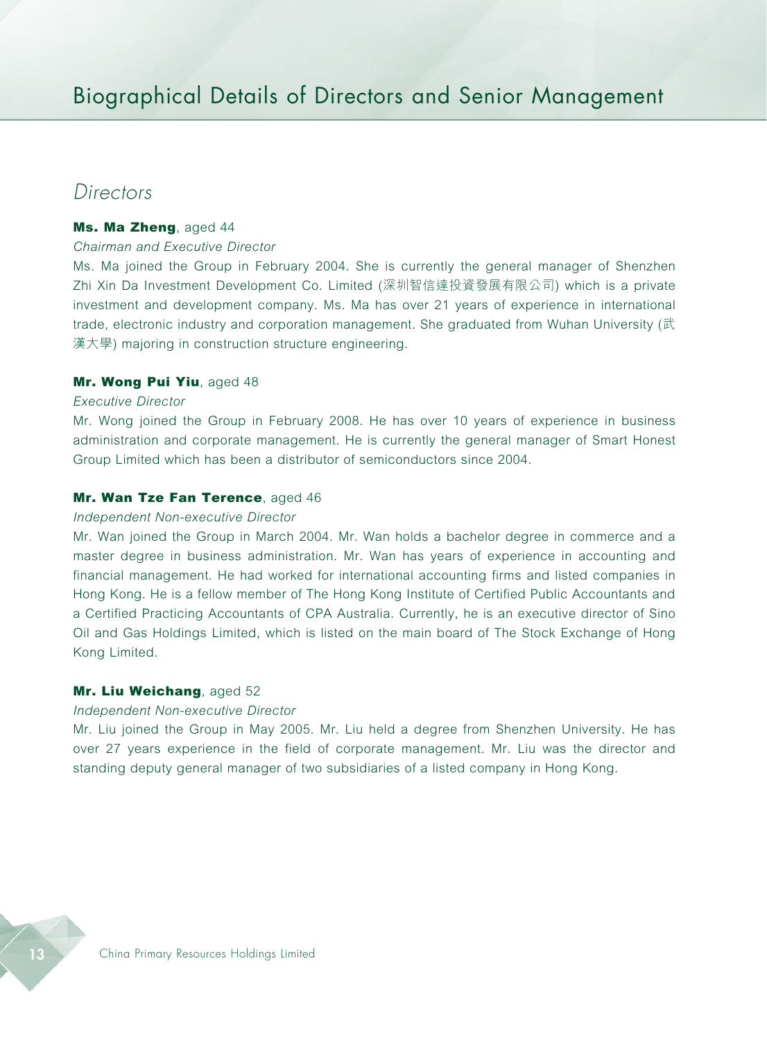# Biographical Details of Directors and Senior Management

## *Directors*

**Ms. Ma Zheng**, aged 44

*Chairman and Executive Director*

Ms. Ma joined the Group in February 2004. She is currently the general manager of Shenzhen Zhi Xin Da Investment Development Co. Limited (深圳智信達投資發展有限公司) which is a private investment and development company. Ms. Ma has over 21 years of experience in international trade, electronic industry and corporation management. She graduated from Wuhan University (武漢大學) majoring in construction structure engineering.

**Mr. Wong Pui Yiu**, aged 48

*Executive Director*

Mr. Wong joined the Group in February 2008. He has over 10 years of experience in business administration and corporate management. He is currently the general manager of Smart Honest Group Limited which has been a distributor of semiconductors since 2004.

**Mr. Wan Tze Fan Terence**, aged 46

*Independent Non-executive Director*

Mr. Wan joined the Group in March 2004. Mr. Wan holds a bachelor degree in commerce and a master degree in business administration. Mr. Wan has years of experience in accounting and financial management. He had worked for international accounting firms and listed companies in Hong Kong. He is a fellow member of The Hong Kong Institute of Certified Public Accountants and a Certified Practicing Accountants of CPA Australia. Currently, he is an executive director of Sino Oil and Gas Holdings Limited, which is listed on the main board of The Stock Exchange of Hong Kong Limited.

**Mr. Liu Weichang**, aged 52

*Independent Non-executive Director*

Mr. Liu joined the Group in May 2005. Mr. Liu held a degree from Shenzhen University. He has over 27 years experience in the field of corporate management. Mr. Liu was the director and standing deputy general manager of two subsidiaries of a listed company in Hong Kong.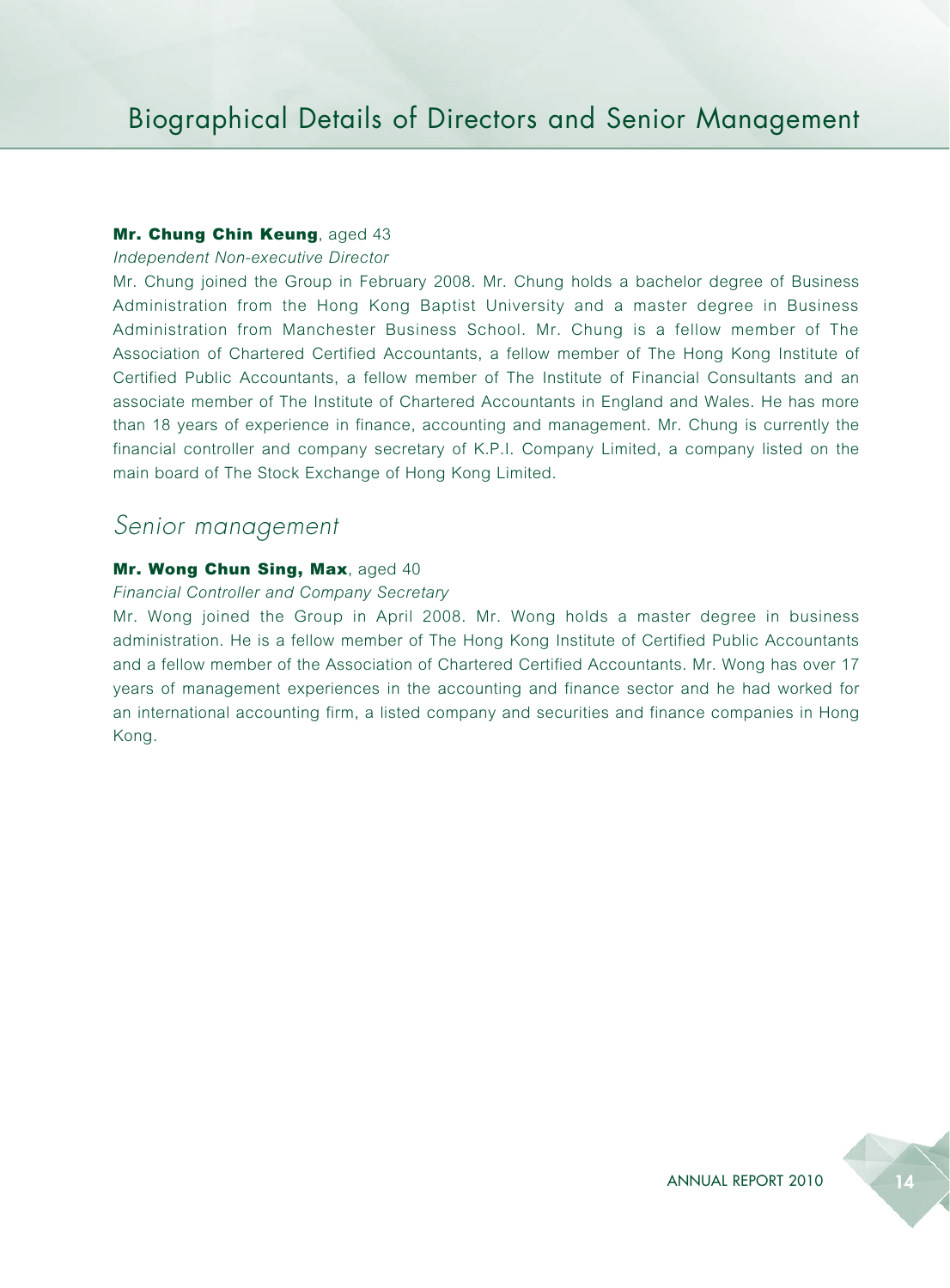**Mr. Chung Chin Keung**, aged 43

*Independent Non-executive Director*

Mr. Chung joined the Group in February 2008. Mr. Chung holds a bachelor degree of Business Administration from the Hong Kong Baptist University and a master degree in Business Administration from Manchester Business School. Mr. Chung is a fellow member of The Association of Chartered Certified Accountants, a fellow member of The Hong Kong Institute of Certified Public Accountants, a fellow member of The Institute of Financial Consultants and an associate member of The Institute of Chartered Accountants in England and Wales. He has more than 18 years of experience in finance, accounting and management. Mr. Chung is currently the financial controller and company secretary of K.P.I. Company Limited, a company listed on the main board of The Stock Exchange of Hong Kong Limited.

## *Senior management*

**Mr. Wong Chun Sing, Max**, aged 40

*Financial Controller and Company Secretary*

Mr. Wong joined the Group in April 2008. Mr. Wong holds a master degree in business administration. He is a fellow member of The Hong Kong Institute of Certified Public Accountants and a fellow member of the Association of Chartered Certified Accountants. Mr. Wong has over 17 years of management experiences in the accounting and finance sector and he had worked for an international accounting firm, a listed company and securities and finance companies in Hong Kong.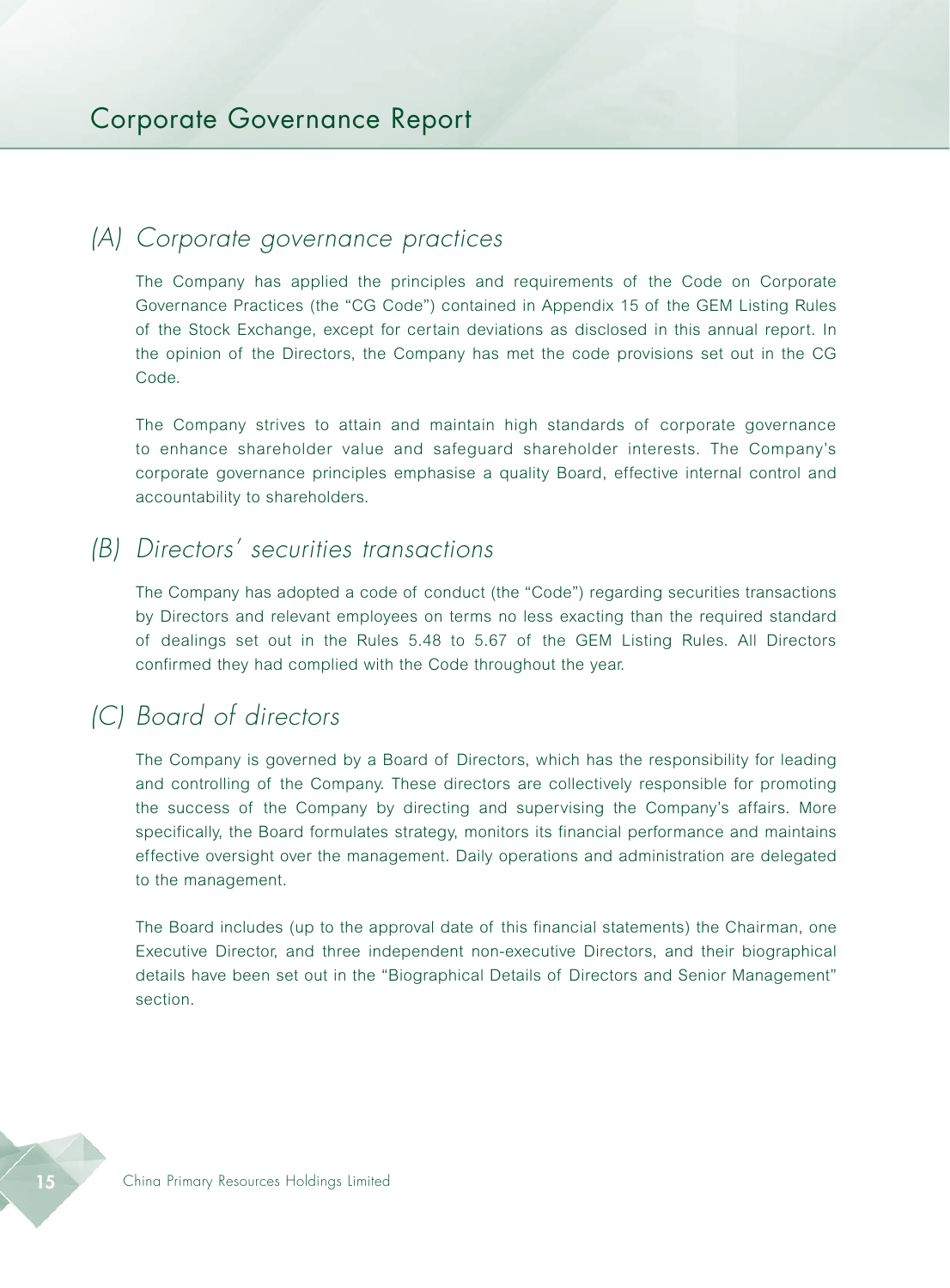# Corporate Governance Report

## (A) Corporate governance practices

The Company has applied the principles and requirements of the Code on Corporate Governance Practices (the "CG Code") contained in Appendix 15 of the GEM Listing Rules of the Stock Exchange, except for certain deviations as disclosed in this annual report. In the opinion of the Directors, the Company has met the code provisions set out in the CG Code.

The Company strives to attain and maintain high standards of corporate governance to enhance shareholder value and safeguard shareholder interests. The Company's corporate governance principles emphasise a quality Board, effective internal control and accountability to shareholders.

## (B) Directors' securities transactions

The Company has adopted a code of conduct (the "Code") regarding securities transactions by Directors and relevant employees on terms no less exacting than the required standard of dealings set out in the Rules 5.48 to 5.67 of the GEM Listing Rules. All Directors confirmed they had complied with the Code throughout the year.

## (C) Board of directors

The Company is governed by a Board of Directors, which has the responsibility for leading and controlling of the Company. These directors are collectively responsible for promoting the success of the Company by directing and supervising the Company's affairs. More specifically, the Board formulates strategy, monitors its financial performance and maintains effective oversight over the management. Daily operations and administration are delegated to the management.

The Board includes (up to the approval date of this financial statements) the Chairman, one Executive Director, and three independent non-executive Directors, and their biographical details have been set out in the "Biographical Details of Directors and Senior Management" section.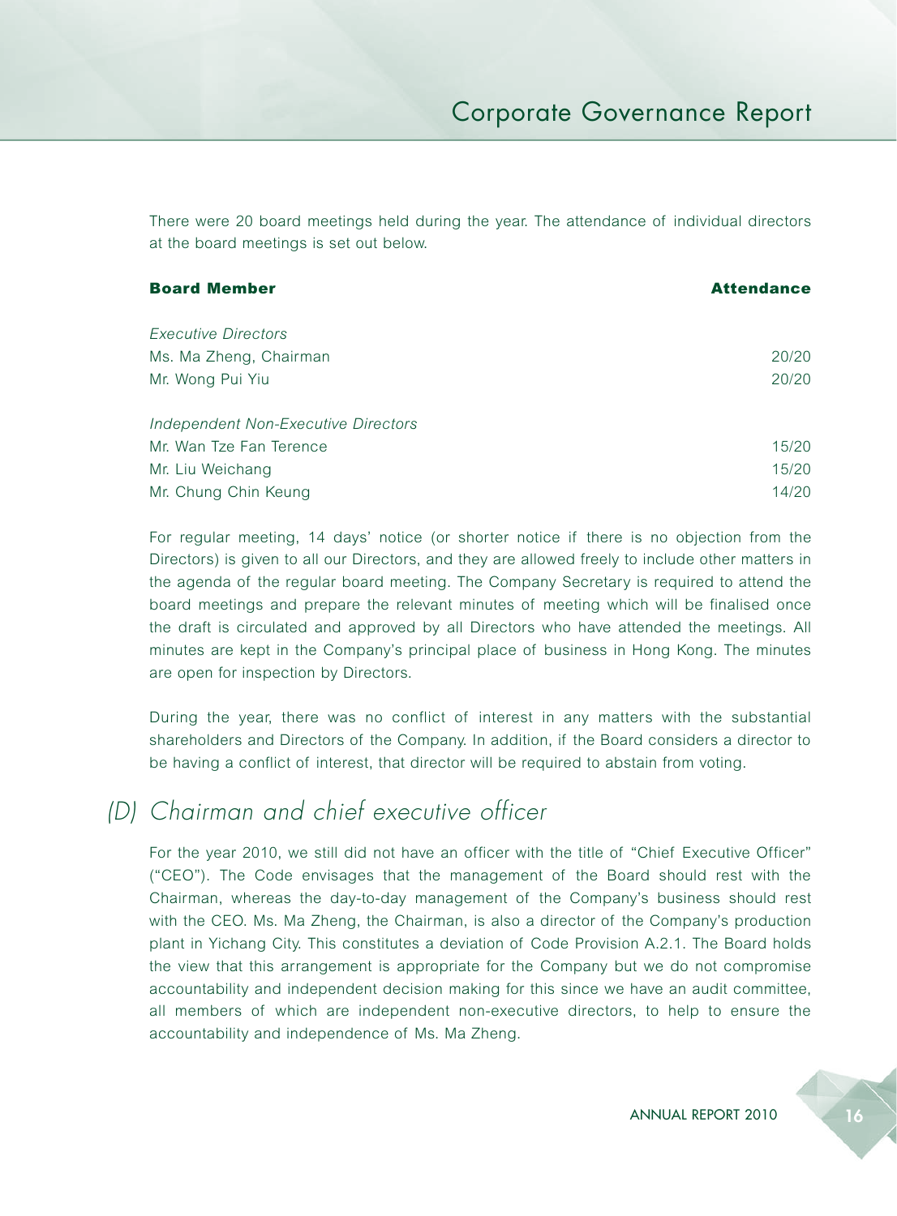There were 20 board meetings held during the year. The attendance of individual directors at the board meetings is set out below.

| Board Member | Attendance |
|---|---|
| *Executive Directors* | |
| Ms. Ma Zheng, Chairman | 20/20 |
| Mr. Wong Pui Yiu | 20/20 |
| | |
| *Independent Non-Executive Directors* | |
| Mr. Wan Tze Fan Terence | 15/20 |
| Mr. Liu Weichang | 15/20 |
| Mr. Chung Chin Keung | 14/20 |

For regular meeting, 14 days' notice (or shorter notice if there is no objection from the Directors) is given to all our Directors, and they are allowed freely to include other matters in the agenda of the regular board meeting. The Company Secretary is required to attend the board meetings and prepare the relevant minutes of meeting which will be finalised once the draft is circulated and approved by all Directors who have attended the meetings. All minutes are kept in the Company's principal place of business in Hong Kong. The minutes are open for inspection by Directors.

During the year, there was no conflict of interest in any matters with the substantial shareholders and Directors of the Company. In addition, if the Board considers a director to be having a conflict of interest, that director will be required to abstain from voting.

## (D) Chairman and chief executive officer

For the year 2010, we still did not have an officer with the title of "Chief Executive Officer" ("CEO"). The Code envisages that the management of the Board should rest with the Chairman, whereas the day-to-day management of the Company's business should rest with the CEO. Ms. Ma Zheng, the Chairman, is also a director of the Company's production plant in Yichang City. This constitutes a deviation of Code Provision A.2.1. The Board holds the view that this arrangement is appropriate for the Company but we do not compromise accountability and independent decision making for this since we have an audit committee, all members of which are independent non-executive directors, to help to ensure the accountability and independence of Ms. Ma Zheng.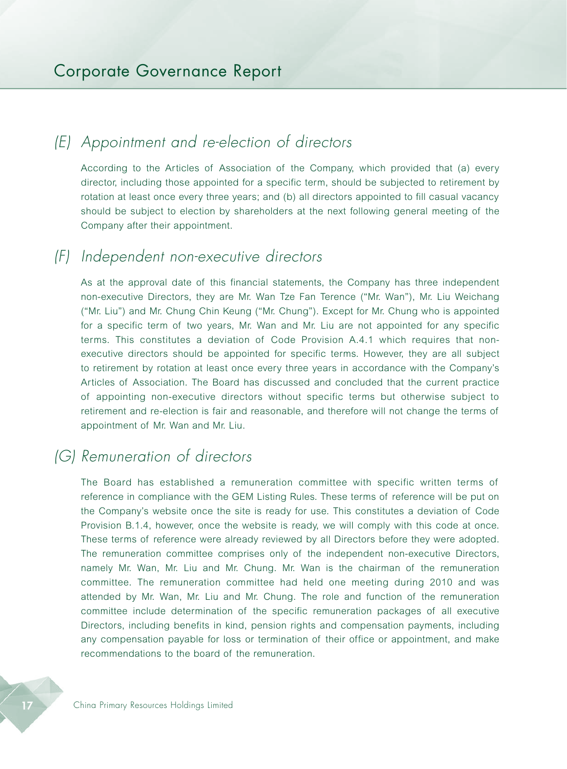## (E) Appointment and re-election of directors

According to the Articles of Association of the Company, which provided that (a) every director, including those appointed for a specific term, should be subjected to retirement by rotation at least once every three years; and (b) all directors appointed to fill casual vacancy should be subject to election by shareholders at the next following general meeting of the Company after their appointment.

## (F) Independent non-executive directors

As at the approval date of this financial statements, the Company has three independent non-executive Directors, they are Mr. Wan Tze Fan Terence ("Mr. Wan"), Mr. Liu Weichang ("Mr. Liu") and Mr. Chung Chin Keung ("Mr. Chung"). Except for Mr. Chung who is appointed for a specific term of two years, Mr. Wan and Mr. Liu are not appointed for any specific terms. This constitutes a deviation of Code Provision A.4.1 which requires that non-executive directors should be appointed for specific terms. However, they are all subject to retirement by rotation at least once every three years in accordance with the Company's Articles of Association. The Board has discussed and concluded that the current practice of appointing non-executive directors without specific terms but otherwise subject to retirement and re-election is fair and reasonable, and therefore will not change the terms of appointment of Mr. Wan and Mr. Liu.

## (G) Remuneration of directors

The Board has established a remuneration committee with specific written terms of reference in compliance with the GEM Listing Rules. These terms of reference will be put on the Company's website once the site is ready for use. This constitutes a deviation of Code Provision B.1.4, however, once the website is ready, we will comply with this code at once. These terms of reference were already reviewed by all Directors before they were adopted. The remuneration committee comprises only of the independent non-executive Directors, namely Mr. Wan, Mr. Liu and Mr. Chung. Mr. Wan is the chairman of the remuneration committee. The remuneration committee had held one meeting during 2010 and was attended by Mr. Wan, Mr. Liu and Mr. Chung. The role and function of the remuneration committee include determination of the specific remuneration packages of all executive Directors, including benefits in kind, pension rights and compensation payments, including any compensation payable for loss or termination of their office or appointment, and make recommendations to the board of the remuneration.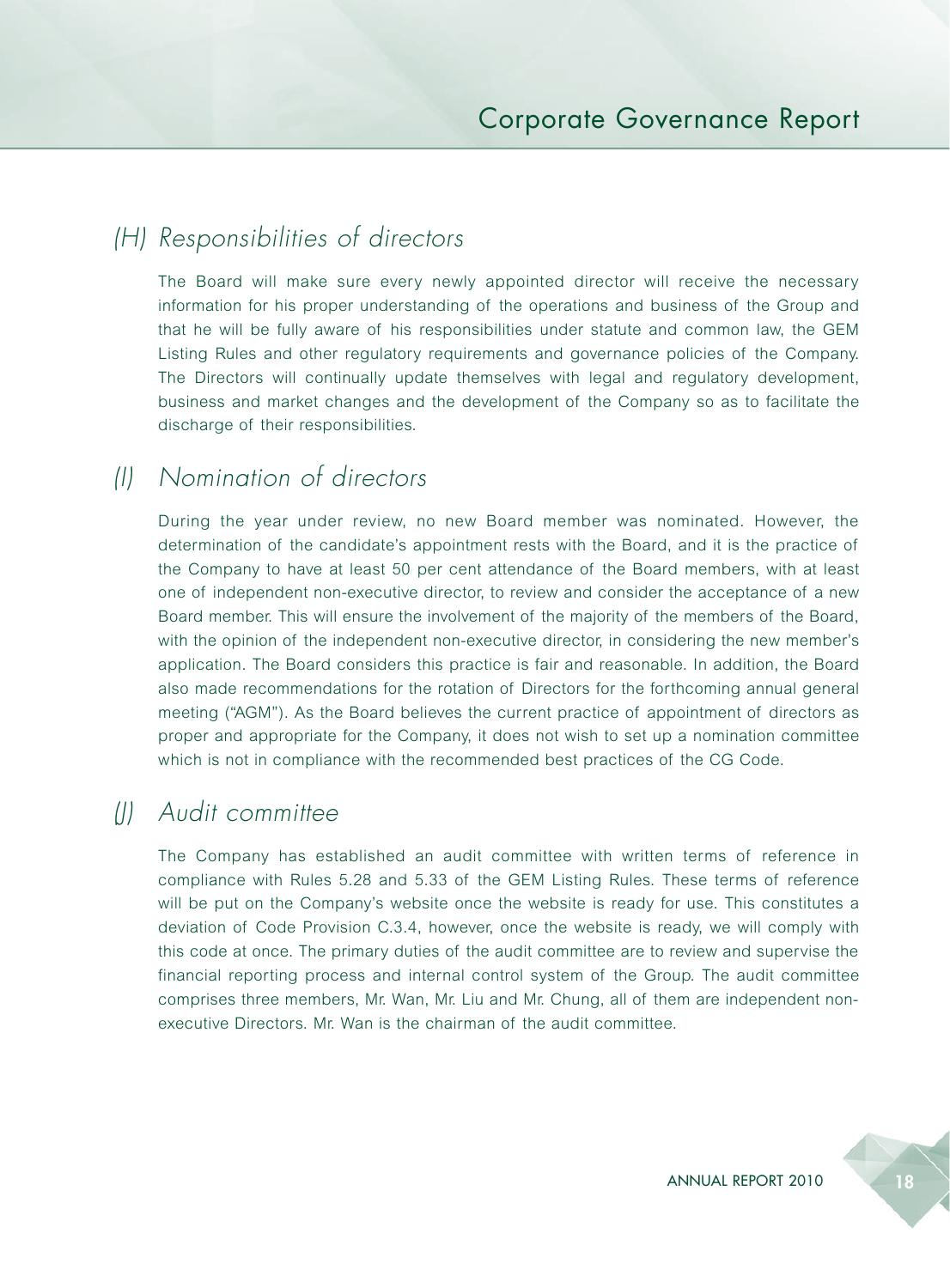## (H) Responsibilities of directors

The Board will make sure every newly appointed director will receive the necessary information for his proper understanding of the operations and business of the Group and that he will be fully aware of his responsibilities under statute and common law, the GEM Listing Rules and other regulatory requirements and governance policies of the Company. The Directors will continually update themselves with legal and regulatory development, business and market changes and the development of the Company so as to facilitate the discharge of their responsibilities.

## (I) Nomination of directors

During the year under review, no new Board member was nominated. However, the determination of the candidate's appointment rests with the Board, and it is the practice of the Company to have at least 50 per cent attendance of the Board members, with at least one of independent non-executive director, to review and consider the acceptance of a new Board member. This will ensure the involvement of the majority of the members of the Board, with the opinion of the independent non-executive director, in considering the new member's application. The Board considers this practice is fair and reasonable. In addition, the Board also made recommendations for the rotation of Directors for the forthcoming annual general meeting ("AGM"). As the Board believes the current practice of appointment of directors as proper and appropriate for the Company, it does not wish to set up a nomination committee which is not in compliance with the recommended best practices of the CG Code.

## (J) Audit committee

The Company has established an audit committee with written terms of reference in compliance with Rules 5.28 and 5.33 of the GEM Listing Rules. These terms of reference will be put on the Company's website once the website is ready for use. This constitutes a deviation of Code Provision C.3.4, however, once the website is ready, we will comply with this code at once. The primary duties of the audit committee are to review and supervise the financial reporting process and internal control system of the Group. The audit committee comprises three members, Mr. Wan, Mr. Liu and Mr. Chung, all of them are independent non-executive Directors. Mr. Wan is the chairman of the audit committee.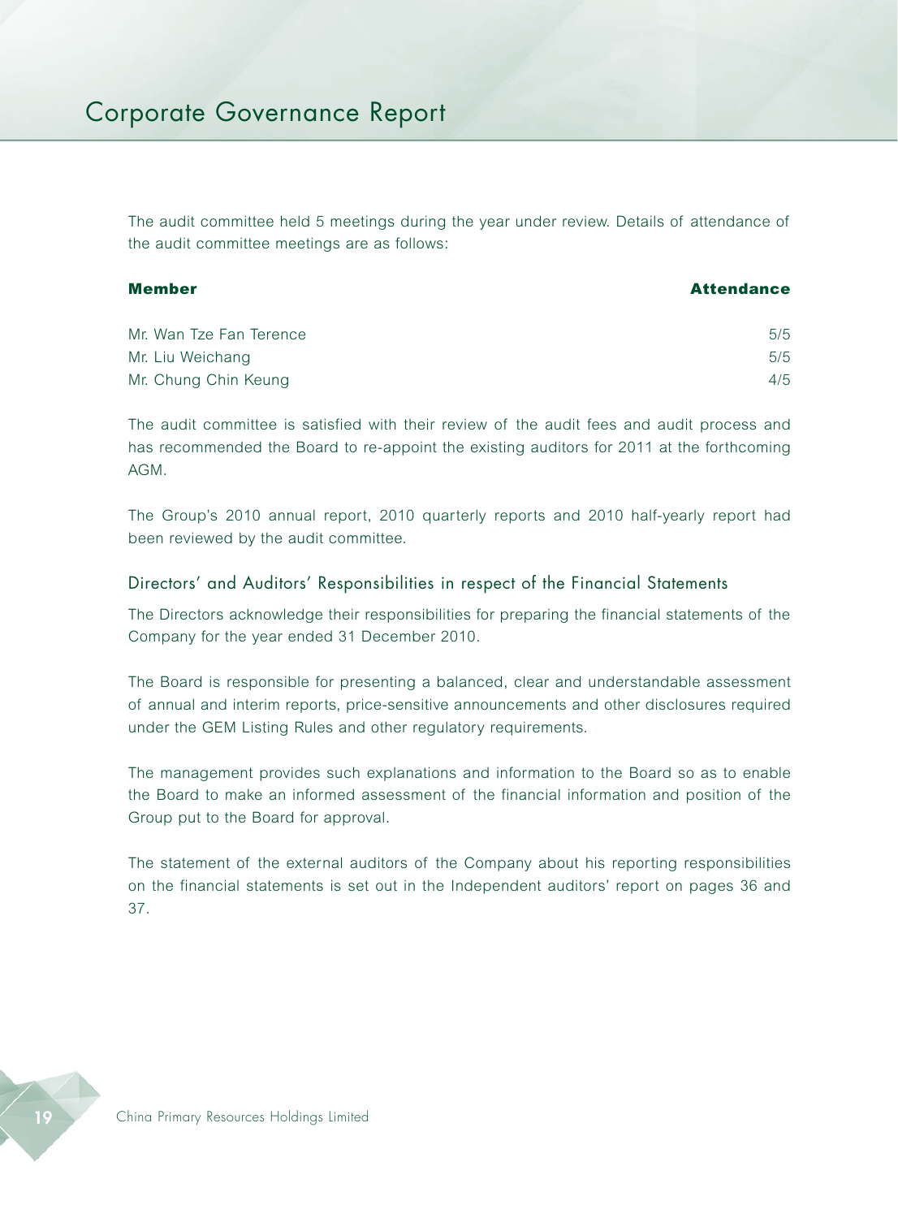The audit committee held 5 meetings during the year under review. Details of attendance of the audit committee meetings are as follows:

| Member | Attendance |
| --- | --- |
| Mr. Wan Tze Fan Terence | 5/5 |
| Mr. Liu Weichang | 5/5 |
| Mr. Chung Chin Keung | 4/5 |

The audit committee is satisfied with their review of the audit fees and audit process and has recommended the Board to re-appoint the existing auditors for 2011 at the forthcoming AGM.

The Group's 2010 annual report, 2010 quarterly reports and 2010 half-yearly report had been reviewed by the audit committee.

## Directors' and Auditors' Responsibilities in respect of the Financial Statements

The Directors acknowledge their responsibilities for preparing the financial statements of the Company for the year ended 31 December 2010.

The Board is responsible for presenting a balanced, clear and understandable assessment of annual and interim reports, price-sensitive announcements and other disclosures required under the GEM Listing Rules and other regulatory requirements.

The management provides such explanations and information to the Board so as to enable the Board to make an informed assessment of the financial information and position of the Group put to the Board for approval.

The statement of the external auditors of the Company about his reporting responsibilities on the financial statements is set out in the Independent auditors' report on pages 36 and 37.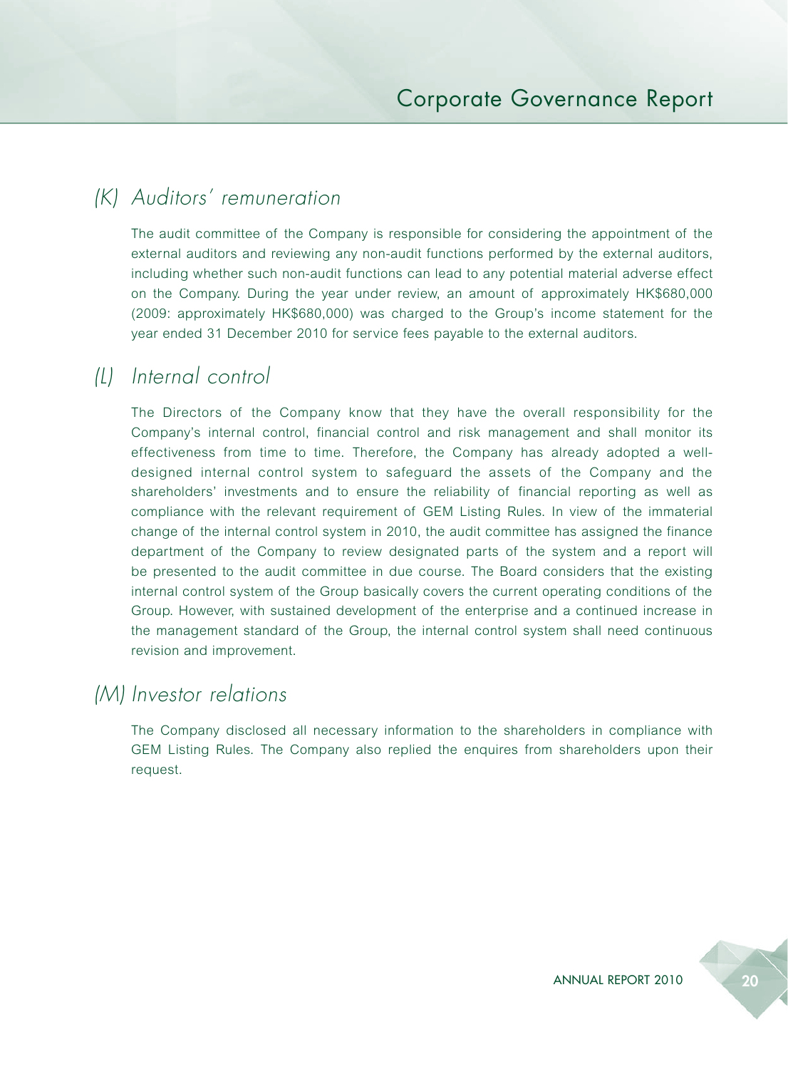## (K) Auditors' remuneration

The audit committee of the Company is responsible for considering the appointment of the external auditors and reviewing any non-audit functions performed by the external auditors, including whether such non-audit functions can lead to any potential material adverse effect on the Company. During the year under review, an amount of approximately HK$680,000 (2009: approximately HK$680,000) was charged to the Group's income statement for the year ended 31 December 2010 for service fees payable to the external auditors.

## (L) Internal control

The Directors of the Company know that they have the overall responsibility for the Company's internal control, financial control and risk management and shall monitor its effectiveness from time to time. Therefore, the Company has already adopted a well-designed internal control system to safeguard the assets of the Company and the shareholders' investments and to ensure the reliability of financial reporting as well as compliance with the relevant requirement of GEM Listing Rules. In view of the immaterial change of the internal control system in 2010, the audit committee has assigned the finance department of the Company to review designated parts of the system and a report will be presented to the audit committee in due course. The Board considers that the existing internal control system of the Group basically covers the current operating conditions of the Group. However, with sustained development of the enterprise and a continued increase in the management standard of the Group, the internal control system shall need continuous revision and improvement.

## (M) Investor relations

The Company disclosed all necessary information to the shareholders in compliance with GEM Listing Rules. The Company also replied the enquires from shareholders upon their request.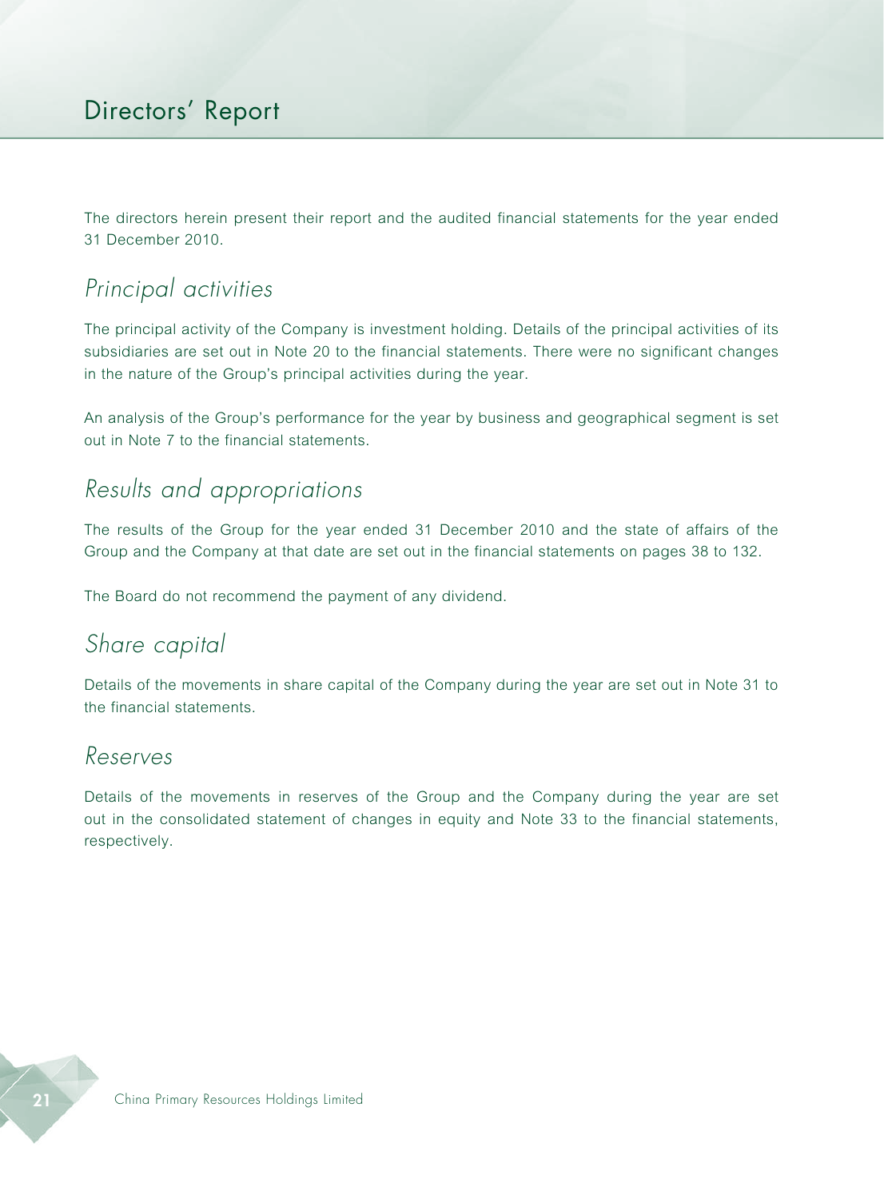# Directors' Report

The directors herein present their report and the audited financial statements for the year ended 31 December 2010.

## *Principal activities*

The principal activity of the Company is investment holding. Details of the principal activities of its subsidiaries are set out in Note 20 to the financial statements. There were no significant changes in the nature of the Group's principal activities during the year.

An analysis of the Group's performance for the year by business and geographical segment is set out in Note 7 to the financial statements.

## *Results and appropriations*

The results of the Group for the year ended 31 December 2010 and the state of affairs of the Group and the Company at that date are set out in the financial statements on pages 38 to 132.

The Board do not recommend the payment of any dividend.

## *Share capital*

Details of the movements in share capital of the Company during the year are set out in Note 31 to the financial statements.

## *Reserves*

Details of the movements in reserves of the Group and the Company during the year are set out in the consolidated statement of changes in equity and Note 33 to the financial statements, respectively.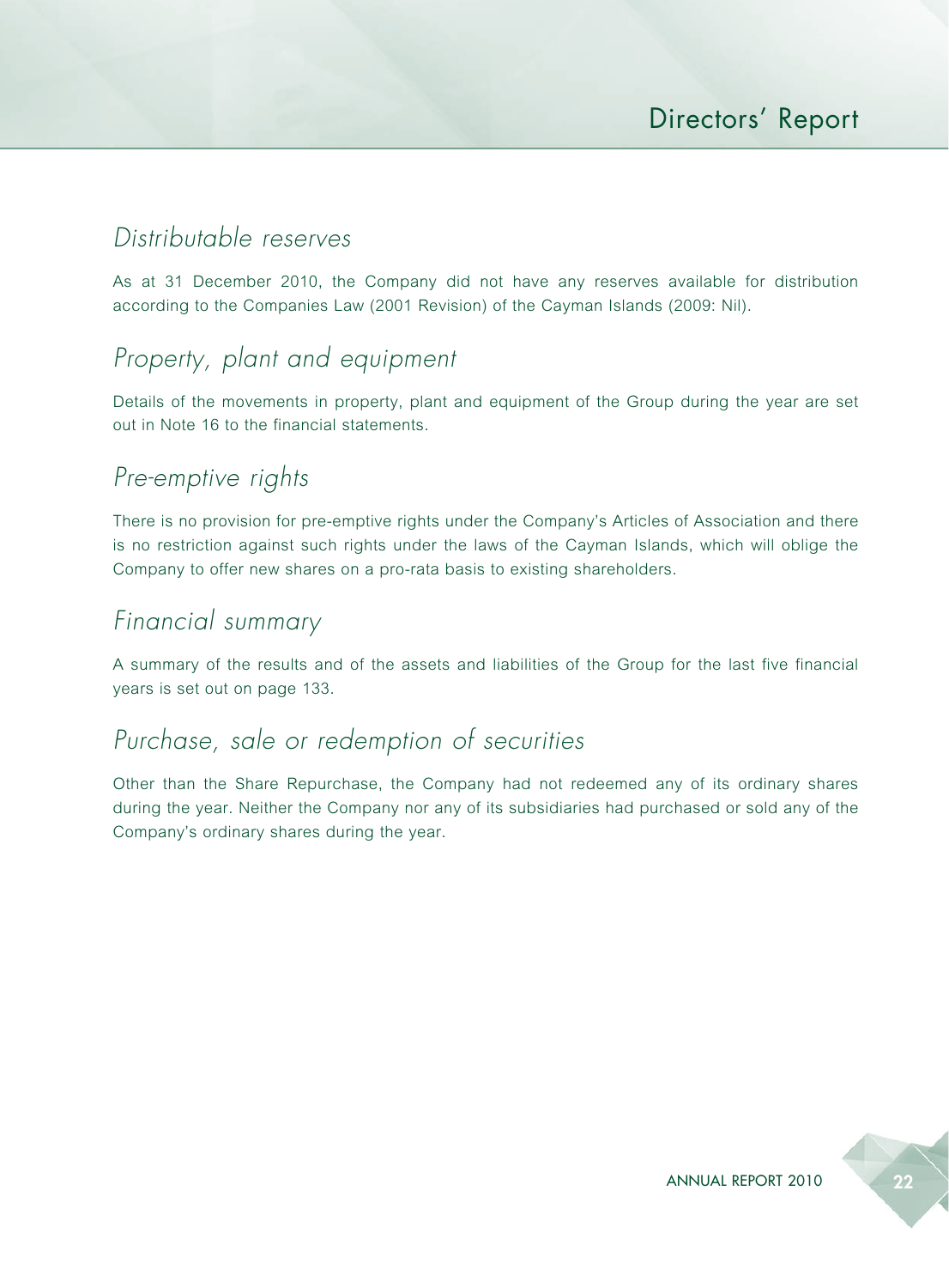## Distributable reserves

As at 31 December 2010, the Company did not have any reserves available for distribution according to the Companies Law (2001 Revision) of the Cayman Islands (2009: Nil).

## Property, plant and equipment

Details of the movements in property, plant and equipment of the Group during the year are set out in Note 16 to the financial statements.

## Pre-emptive rights

There is no provision for pre-emptive rights under the Company's Articles of Association and there is no restriction against such rights under the laws of the Cayman Islands, which will oblige the Company to offer new shares on a pro-rata basis to existing shareholders.

## Financial summary

A summary of the results and of the assets and liabilities of the Group for the last five financial years is set out on page 133.

## Purchase, sale or redemption of securities

Other than the Share Repurchase, the Company had not redeemed any of its ordinary shares during the year. Neither the Company nor any of its subsidiaries had purchased or sold any of the Company's ordinary shares during the year.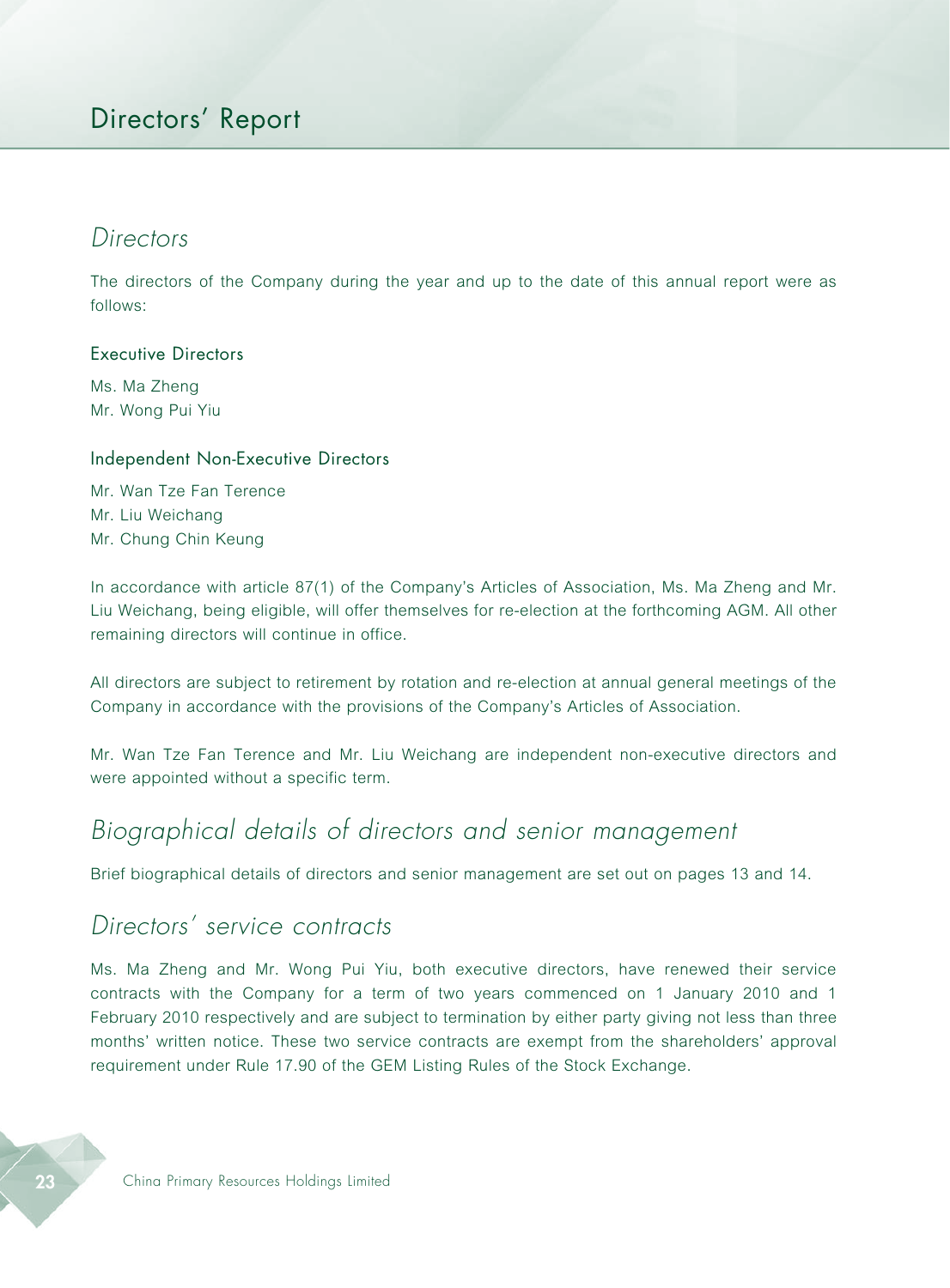# Directors' Report

## *Directors*

The directors of the Company during the year and up to the date of this annual report were as follows:

### Executive Directors

Ms. Ma Zheng
Mr. Wong Pui Yiu

### Independent Non-Executive Directors

Mr. Wan Tze Fan Terence
Mr. Liu Weichang
Mr. Chung Chin Keung

In accordance with article 87(1) of the Company's Articles of Association, Ms. Ma Zheng and Mr. Liu Weichang, being eligible, will offer themselves for re-election at the forthcoming AGM. All other remaining directors will continue in office.

All directors are subject to retirement by rotation and re-election at annual general meetings of the Company in accordance with the provisions of the Company's Articles of Association.

Mr. Wan Tze Fan Terence and Mr. Liu Weichang are independent non-executive directors and were appointed without a specific term.

## *Biographical details of directors and senior management*

Brief biographical details of directors and senior management are set out on pages 13 and 14.

## *Directors' service contracts*

Ms. Ma Zheng and Mr. Wong Pui Yiu, both executive directors, have renewed their service contracts with the Company for a term of two years commenced on 1 January 2010 and 1 February 2010 respectively and are subject to termination by either party giving not less than three months' written notice. These two service contracts are exempt from the shareholders' approval requirement under Rule 17.90 of the GEM Listing Rules of the Stock Exchange.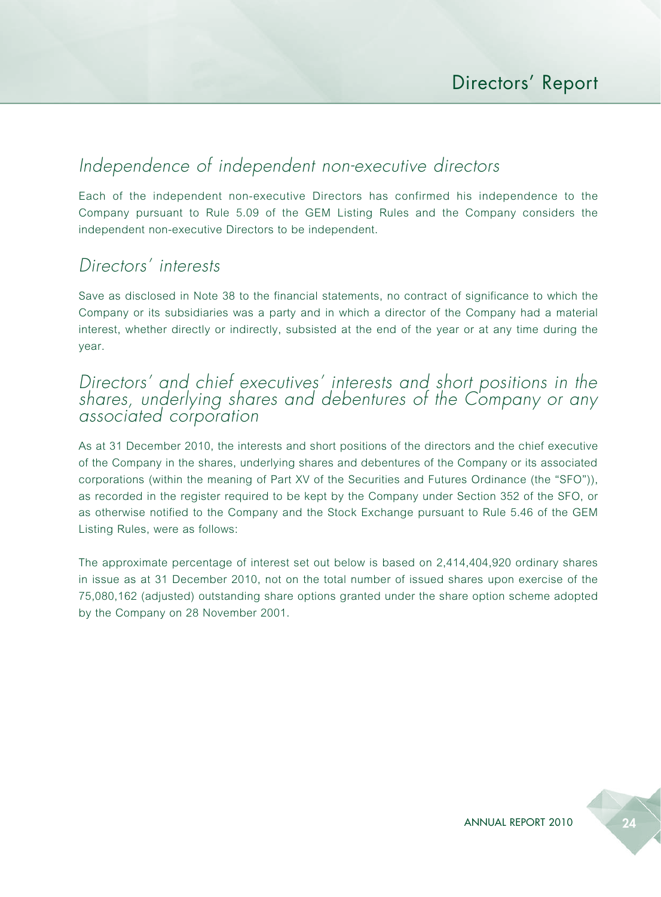## Independence of independent non-executive directors

Each of the independent non-executive Directors has confirmed his independence to the Company pursuant to Rule 5.09 of the GEM Listing Rules and the Company considers the independent non-executive Directors to be independent.

## Directors' interests

Save as disclosed in Note 38 to the financial statements, no contract of significance to which the Company or its subsidiaries was a party and in which a director of the Company had a material interest, whether directly or indirectly, subsisted at the end of the year or at any time during the year.

## Directors' and chief executives' interests and short positions in the shares, underlying shares and debentures of the Company or any associated corporation

As at 31 December 2010, the interests and short positions of the directors and the chief executive of the Company in the shares, underlying shares and debentures of the Company or its associated corporations (within the meaning of Part XV of the Securities and Futures Ordinance (the "SFO")), as recorded in the register required to be kept by the Company under Section 352 of the SFO, or as otherwise notified to the Company and the Stock Exchange pursuant to Rule 5.46 of the GEM Listing Rules, were as follows:

The approximate percentage of interest set out below is based on 2,414,404,920 ordinary shares in issue as at 31 December 2010, not on the total number of issued shares upon exercise of the 75,080,162 (adjusted) outstanding share options granted under the share option scheme adopted by the Company on 28 November 2001.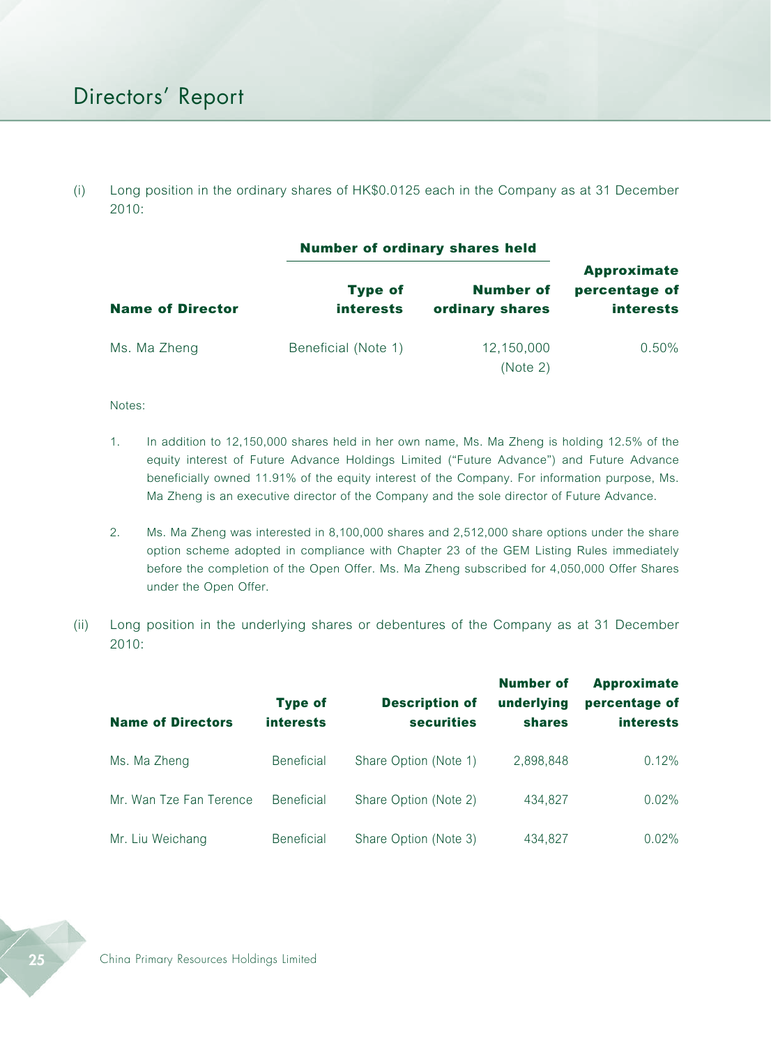(i) Long position in the ordinary shares of HK$0.0125 each in the Company as at 31 December 2010:

| | Number of ordinary shares held | | |
|---|---|---|---|
| **Name of Director** | **Type of interests** | **Number of ordinary shares** | **Approximate percentage of interests** |
| Ms. Ma Zheng | Beneficial (Note 1) | 12,150,000 (Note 2) | 0.50% |

Notes:

1. In addition to 12,150,000 shares held in her own name, Ms. Ma Zheng is holding 12.5% of the equity interest of Future Advance Holdings Limited ("Future Advance") and Future Advance beneficially owned 11.91% of the equity interest of the Company. For information purpose, Ms. Ma Zheng is an executive director of the Company and the sole director of Future Advance.

2. Ms. Ma Zheng was interested in 8,100,000 shares and 2,512,000 share options under the share option scheme adopted in compliance with Chapter 23 of the GEM Listing Rules immediately before the completion of the Open Offer. Ms. Ma Zheng subscribed for 4,050,000 Offer Shares under the Open Offer.

(ii) Long position in the underlying shares or debentures of the Company as at 31 December 2010:

| Name of Directors | Type of interests | Description of securities | Number of underlying shares | Approximate percentage of interests |
|---|---|---|---|---|
| Ms. Ma Zheng | Beneficial | Share Option (Note 1) | 2,898,848 | 0.12% |
| Mr. Wan Tze Fan Terence | Beneficial | Share Option (Note 2) | 434,827 | 0.02% |
| Mr. Liu Weichang | Beneficial | Share Option (Note 3) | 434,827 | 0.02% |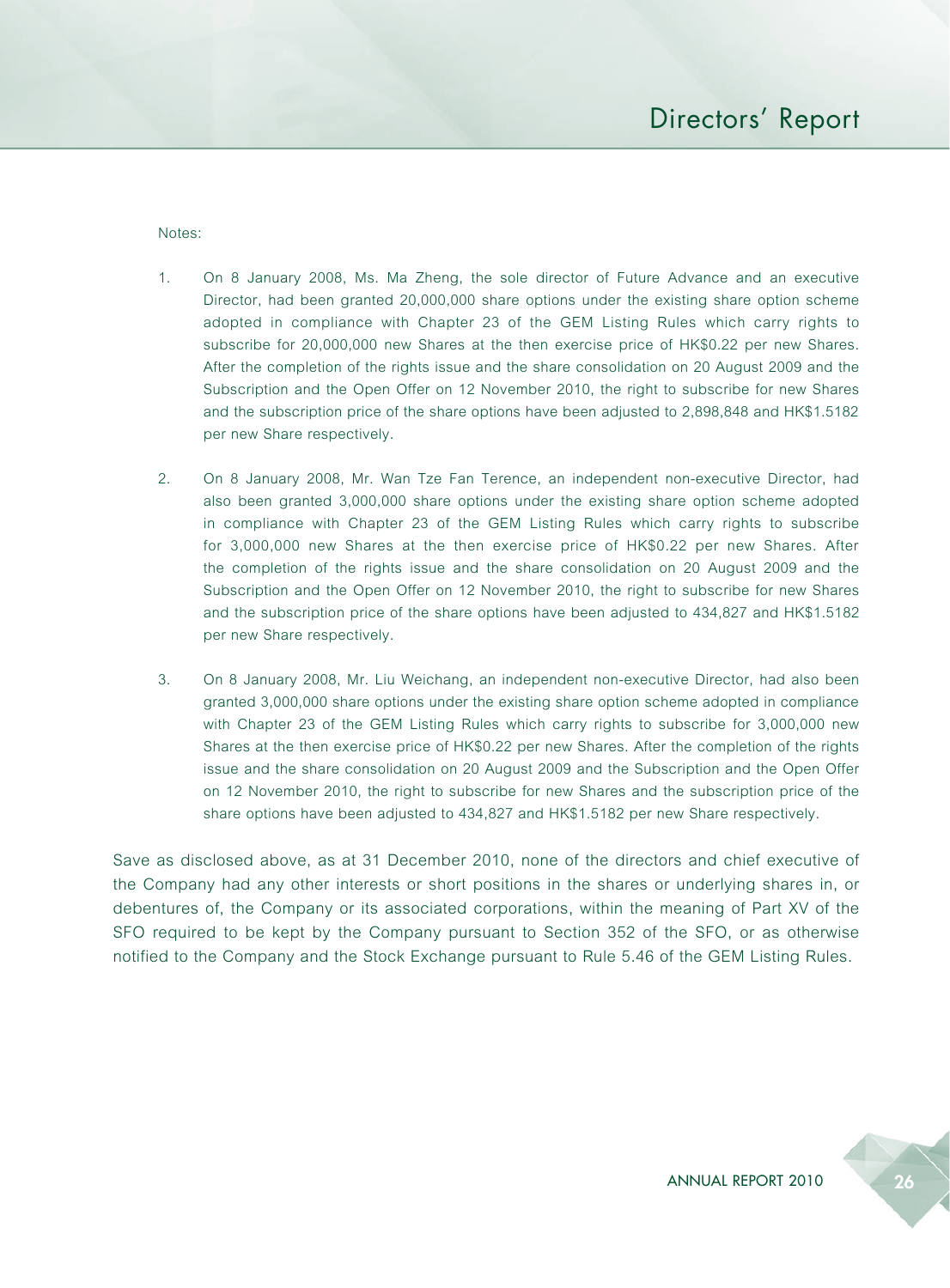Notes:

1. On 8 January 2008, Ms. Ma Zheng, the sole director of Future Advance and an executive Director, had been granted 20,000,000 share options under the existing share option scheme adopted in compliance with Chapter 23 of the GEM Listing Rules which carry rights to subscribe for 20,000,000 new Shares at the then exercise price of HK$0.22 per new Shares. After the completion of the rights issue and the share consolidation on 20 August 2009 and the Subscription and the Open Offer on 12 November 2010, the right to subscribe for new Shares and the subscription price of the share options have been adjusted to 2,898,848 and HK$1.5182 per new Share respectively.

2. On 8 January 2008, Mr. Wan Tze Fan Terence, an independent non-executive Director, had also been granted 3,000,000 share options under the existing share option scheme adopted in compliance with Chapter 23 of the GEM Listing Rules which carry rights to subscribe for 3,000,000 new Shares at the then exercise price of HK$0.22 per new Shares. After the completion of the rights issue and the share consolidation on 20 August 2009 and the Subscription and the Open Offer on 12 November 2010, the right to subscribe for new Shares and the subscription price of the share options have been adjusted to 434,827 and HK$1.5182 per new Share respectively.

3. On 8 January 2008, Mr. Liu Weichang, an independent non-executive Director, had also been granted 3,000,000 share options under the existing share option scheme adopted in compliance with Chapter 23 of the GEM Listing Rules which carry rights to subscribe for 3,000,000 new Shares at the then exercise price of HK$0.22 per new Shares. After the completion of the rights issue and the share consolidation on 20 August 2009 and the Subscription and the Open Offer on 12 November 2010, the right to subscribe for new Shares and the subscription price of the share options have been adjusted to 434,827 and HK$1.5182 per new Share respectively.

Save as disclosed above, as at 31 December 2010, none of the directors and chief executive of the Company had any other interests or short positions in the shares or underlying shares in, or debentures of, the Company or its associated corporations, within the meaning of Part XV of the SFO required to be kept by the Company pursuant to Section 352 of the SFO, or as otherwise notified to the Company and the Stock Exchange pursuant to Rule 5.46 of the GEM Listing Rules.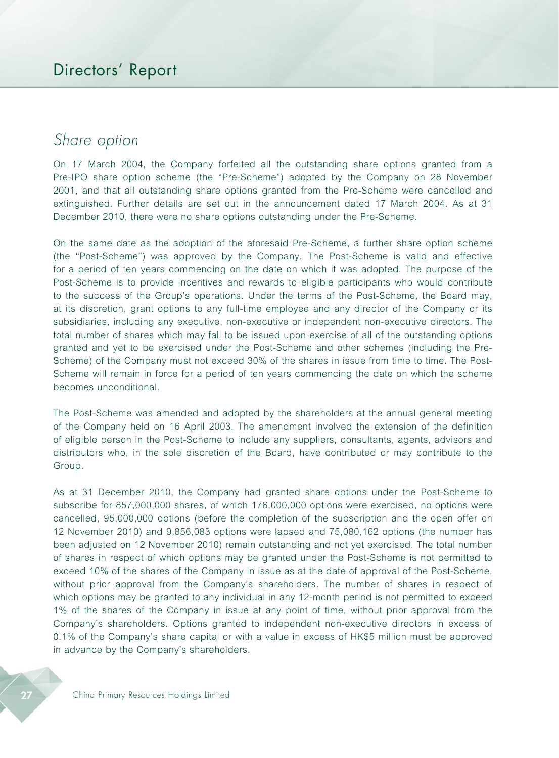## *Share option*

On 17 March 2004, the Company forfeited all the outstanding share options granted from a Pre-IPO share option scheme (the "Pre-Scheme") adopted by the Company on 28 November 2001, and that all outstanding share options granted from the Pre-Scheme were cancelled and extinguished. Further details are set out in the announcement dated 17 March 2004. As at 31 December 2010, there were no share options outstanding under the Pre-Scheme.

On the same date as the adoption of the aforesaid Pre-Scheme, a further share option scheme (the "Post-Scheme") was approved by the Company. The Post-Scheme is valid and effective for a period of ten years commencing on the date on which it was adopted. The purpose of the Post-Scheme is to provide incentives and rewards to eligible participants who would contribute to the success of the Group's operations. Under the terms of the Post-Scheme, the Board may, at its discretion, grant options to any full-time employee and any director of the Company or its subsidiaries, including any executive, non-executive or independent non-executive directors. The total number of shares which may fall to be issued upon exercise of all of the outstanding options granted and yet to be exercised under the Post-Scheme and other schemes (including the Pre-Scheme) of the Company must not exceed 30% of the shares in issue from time to time. The Post-Scheme will remain in force for a period of ten years commencing the date on which the scheme becomes unconditional.

The Post-Scheme was amended and adopted by the shareholders at the annual general meeting of the Company held on 16 April 2003. The amendment involved the extension of the definition of eligible person in the Post-Scheme to include any suppliers, consultants, agents, advisors and distributors who, in the sole discretion of the Board, have contributed or may contribute to the Group.

As at 31 December 2010, the Company had granted share options under the Post-Scheme to subscribe for 857,000,000 shares, of which 176,000,000 options were exercised, no options were cancelled, 95,000,000 options (before the completion of the subscription and the open offer on 12 November 2010) and 9,856,083 options were lapsed and 75,080,162 options (the number has been adjusted on 12 November 2010) remain outstanding and not yet exercised. The total number of shares in respect of which options may be granted under the Post-Scheme is not permitted to exceed 10% of the shares of the Company in issue as at the date of approval of the Post-Scheme, without prior approval from the Company's shareholders. The number of shares in respect of which options may be granted to any individual in any 12-month period is not permitted to exceed 1% of the shares of the Company in issue at any point of time, without prior approval from the Company's shareholders. Options granted to independent non-executive directors in excess of 0.1% of the Company's share capital or with a value in excess of HK$5 million must be approved in advance by the Company's shareholders.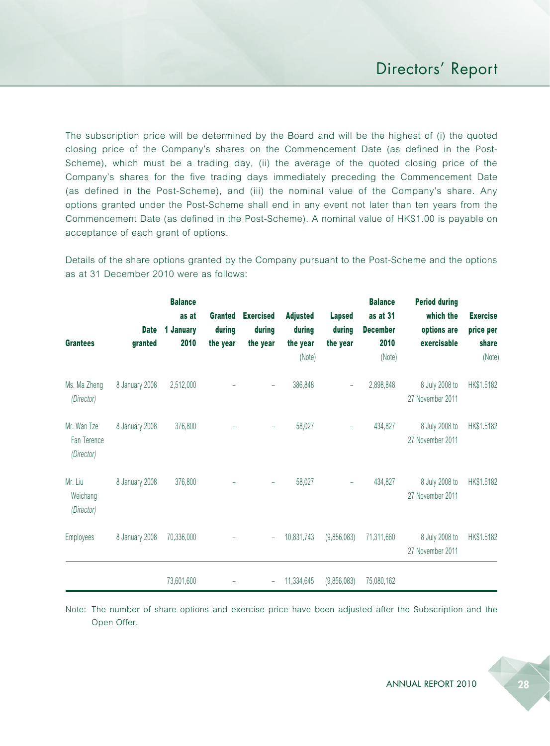The subscription price will be determined by the Board and will be the highest of (i) the quoted closing price of the Company's shares on the Commencement Date (as defined in the Post-Scheme), which must be a trading day, (ii) the average of the quoted closing price of the Company's shares for the five trading days immediately preceding the Commencement Date (as defined in the Post-Scheme), and (iii) the nominal value of the Company's share. Any options granted under the Post-Scheme shall end in any event not later than ten years from the Commencement Date (as defined in the Post-Scheme). A nominal value of HK$1.00 is payable on acceptance of each grant of options.

Details of the share options granted by the Company pursuant to the Post-Scheme and the options as at 31 December 2010 were as follows:

| Grantees | Date granted | Balance as at 1 January 2010 | Granted during the year | Exercised during the year | Adjusted during the year (Note) | Lapsed during the year | Balance as at 31 December 2010 (Note) | Period during which the options are exercisable | Exercise price per share (Note) |
|---|---|---|---|---|---|---|---|---|---|
| Ms. Ma Zheng *(Director)* | 8 January 2008 | 2,512,000 | – | – | 386,848 | – | 2,898,848 | 8 July 2008 to 27 November 2011 | HK$1.5182 |
| Mr. Wan Tze Fan Terence *(Director)* | 8 January 2008 | 376,800 | – | – | 58,027 | – | 434,827 | 8 July 2008 to 27 November 2011 | HK$1.5182 |
| Mr. Liu Weichang *(Director)* | 8 January 2008 | 376,800 | – | – | 58,027 | – | 434,827 | 8 July 2008 to 27 November 2011 | HK$1.5182 |
| Employees | 8 January 2008 | 70,336,000 | – | – | 10,831,743 | (9,856,083) | 71,311,660 | 8 July 2008 to 27 November 2011 | HK$1.5182 |
| | | 73,601,600 | – | – | 11,334,645 | (9,856,083) | 75,080,162 | | |

Note: The number of share options and exercise price have been adjusted after the Subscription and the Open Offer.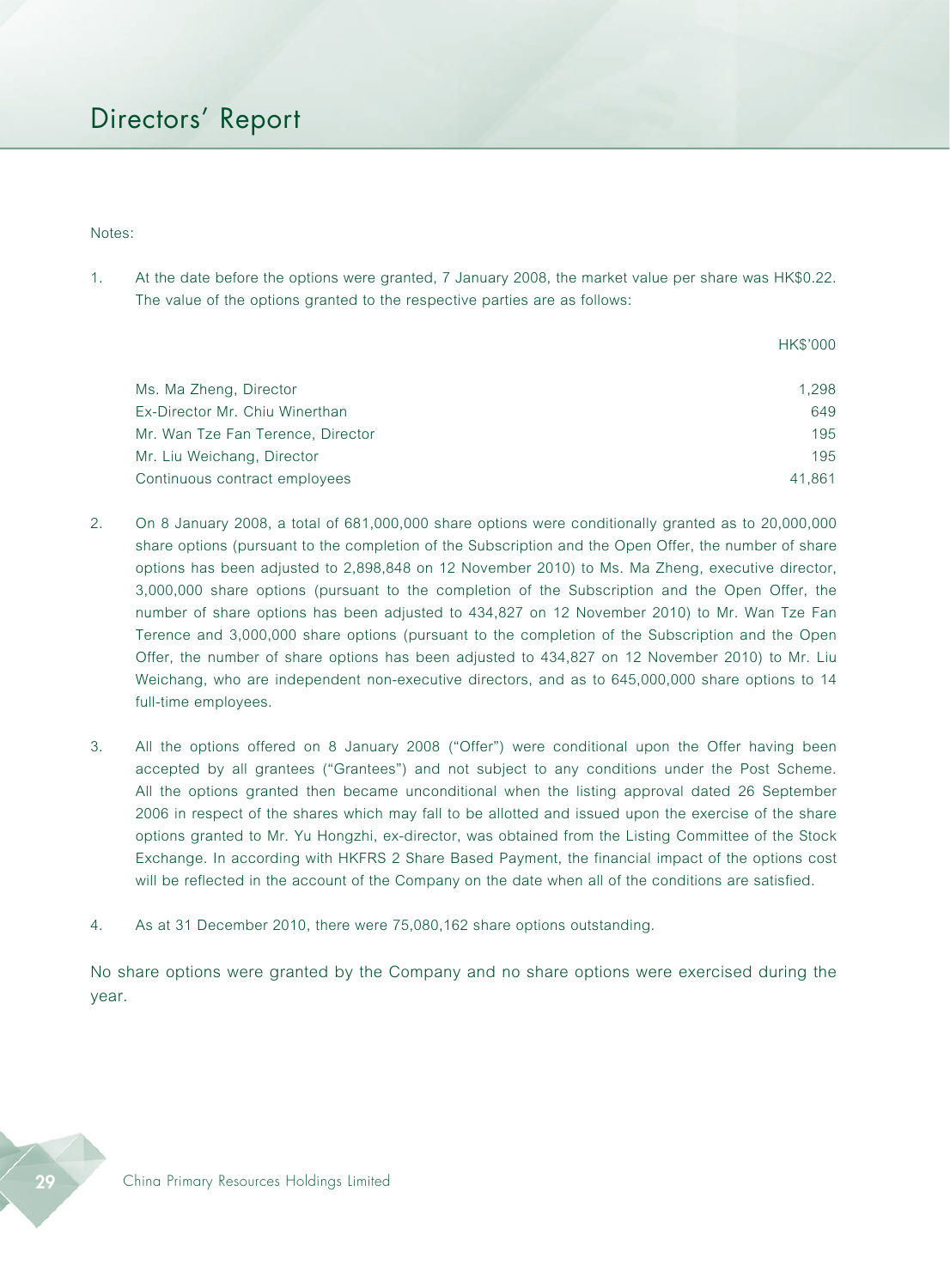# Directors' Report

Notes:

1. At the date before the options were granted, 7 January 2008, the market value per share was HK$0.22. The value of the options granted to the respective parties are as follows:

| | HK$'000 |
|---|---|
| Ms. Ma Zheng, Director | 1,298 |
| Ex-Director Mr. Chiu Winerthan | 649 |
| Mr. Wan Tze Fan Terence, Director | 195 |
| Mr. Liu Weichang, Director | 195 |
| Continuous contract employees | 41,861 |

2. On 8 January 2008, a total of 681,000,000 share options were conditionally granted as to 20,000,000 share options (pursuant to the completion of the Subscription and the Open Offer, the number of share options has been adjusted to 2,898,848 on 12 November 2010) to Ms. Ma Zheng, executive director, 3,000,000 share options (pursuant to the completion of the Subscription and the Open Offer, the number of share options has been adjusted to 434,827 on 12 November 2010) to Mr. Wan Tze Fan Terence and 3,000,000 share options (pursuant to the completion of the Subscription and the Open Offer, the number of share options has been adjusted to 434,827 on 12 November 2010) to Mr. Liu Weichang, who are independent non-executive directors, and as to 645,000,000 share options to 14 full-time employees.

3. All the options offered on 8 January 2008 ("Offer") were conditional upon the Offer having been accepted by all grantees ("Grantees") and not subject to any conditions under the Post Scheme. All the options granted then became unconditional when the listing approval dated 26 September 2006 in respect of the shares which may fall to be allotted and issued upon the exercise of the share options granted to Mr. Yu Hongzhi, ex-director, was obtained from the Listing Committee of the Stock Exchange. In according with HKFRS 2 Share Based Payment, the financial impact of the options cost will be reflected in the account of the Company on the date when all of the conditions are satisfied.

4. As at 31 December 2010, there were 75,080,162 share options outstanding.

No share options were granted by the Company and no share options were exercised during the year.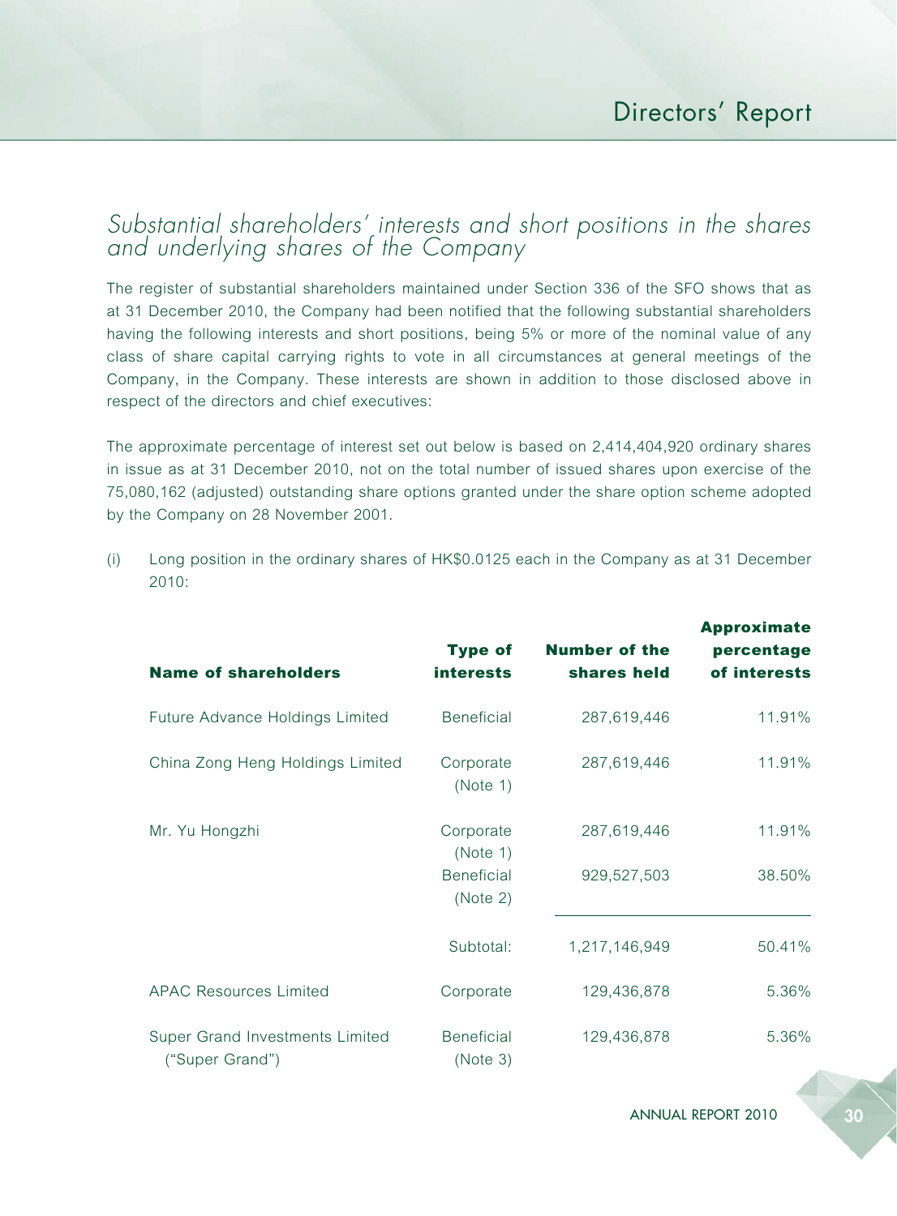## Substantial shareholders' interests and short positions in the shares and underlying shares of the Company

The register of substantial shareholders maintained under Section 336 of the SFO shows that as at 31 December 2010, the Company had been notified that the following substantial shareholders having the following interests and short positions, being 5% or more of the nominal value of any class of share capital carrying rights to vote in all circumstances at general meetings of the Company, in the Company. These interests are shown in addition to those disclosed above in respect of the directors and chief executives:

The approximate percentage of interest set out below is based on 2,414,404,920 ordinary shares in issue as at 31 December 2010, not on the total number of issued shares upon exercise of the 75,080,162 (adjusted) outstanding share options granted under the share option scheme adopted by the Company on 28 November 2001.

(i) Long position in the ordinary shares of HK$0.0125 each in the Company as at 31 December 2010:

| Name of shareholders | Type of interests | Number of the shares held | Approximate percentage of interests |
|---|---|---|---|
| Future Advance Holdings Limited | Beneficial | 287,619,446 | 11.91% |
| China Zong Heng Holdings Limited | Corporate (Note 1) | 287,619,446 | 11.91% |
| Mr. Yu Hongzhi | Corporate (Note 1) | 287,619,446 | 11.91% |
| | Beneficial (Note 2) | 929,527,503 | 38.50% |
| | Subtotal: | 1,217,146,949 | 50.41% |
| APAC Resources Limited | Corporate | 129,436,878 | 5.36% |
| Super Grand Investments Limited ("Super Grand") | Beneficial (Note 3) | 129,436,878 | 5.36% |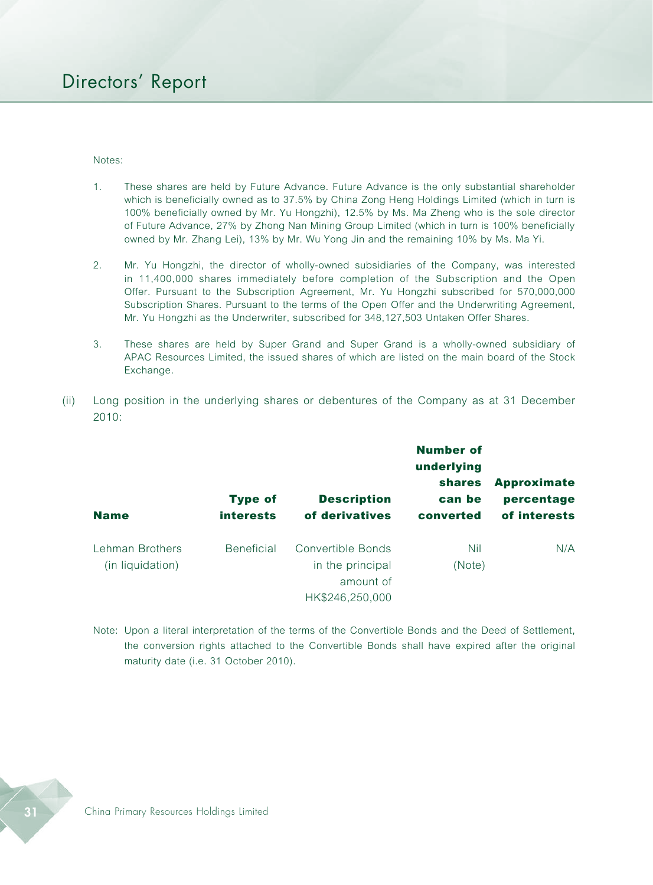Notes:

1. These shares are held by Future Advance. Future Advance is the only substantial shareholder which is beneficially owned as to 37.5% by China Zong Heng Holdings Limited (which in turn is 100% beneficially owned by Mr. Yu Hongzhi), 12.5% by Ms. Ma Zheng who is the sole director of Future Advance, 27% by Zhong Nan Mining Group Limited (which in turn is 100% beneficially owned by Mr. Zhang Lei), 13% by Mr. Wu Yong Jin and the remaining 10% by Ms. Ma Yi.

2. Mr. Yu Hongzhi, the director of wholly-owned subsidiaries of the Company, was interested in 11,400,000 shares immediately before completion of the Subscription and the Open Offer. Pursuant to the Subscription Agreement, Mr. Yu Hongzhi subscribed for 570,000,000 Subscription Shares. Pursuant to the terms of the Open Offer and the Underwriting Agreement, Mr. Yu Hongzhi as the Underwriter, subscribed for 348,127,503 Untaken Offer Shares.

3. These shares are held by Super Grand and Super Grand is a wholly-owned subsidiary of APAC Resources Limited, the issued shares of which are listed on the main board of the Stock Exchange.

(ii) Long position in the underlying shares or debentures of the Company as at 31 December 2010:

| Name | Type of interests | Description of derivatives | Number of underlying shares can be converted | Approximate percentage of interests |
|---|---|---|---|---|
| Lehman Brothers (in liquidation) | Beneficial | Convertible Bonds in the principal amount of HK$246,250,000 | Nil (Note) | N/A |

Note: Upon a literal interpretation of the terms of the Convertible Bonds and the Deed of Settlement, the conversion rights attached to the Convertible Bonds shall have expired after the original maturity date (i.e. 31 October 2010).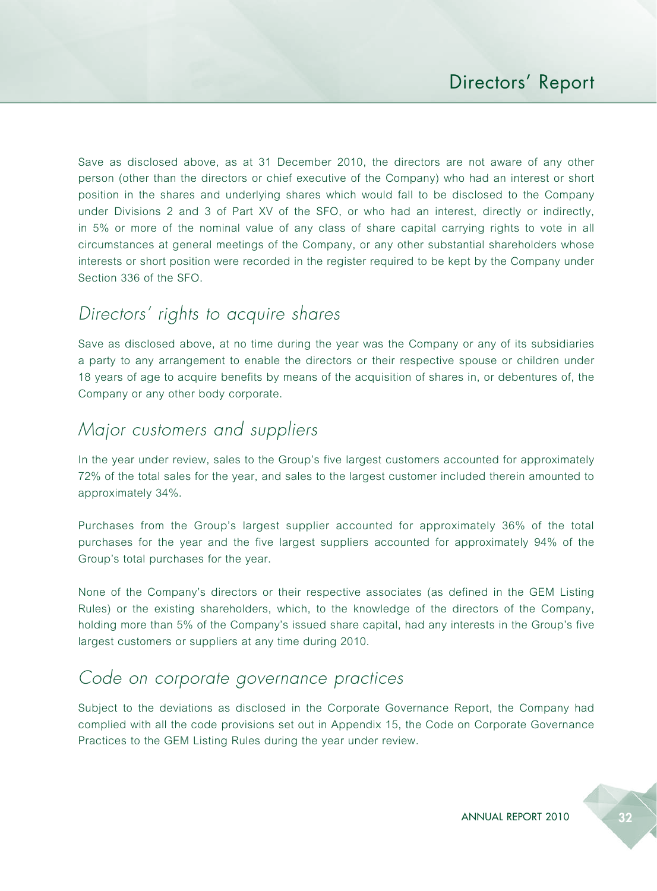Save as disclosed above, as at 31 December 2010, the directors are not aware of any other person (other than the directors or chief executive of the Company) who had an interest or short position in the shares and underlying shares which would fall to be disclosed to the Company under Divisions 2 and 3 of Part XV of the SFO, or who had an interest, directly or indirectly, in 5% or more of the nominal value of any class of share capital carrying rights to vote in all circumstances at general meetings of the Company, or any other substantial shareholders whose interests or short position were recorded in the register required to be kept by the Company under Section 336 of the SFO.

## *Directors' rights to acquire shares*

Save as disclosed above, at no time during the year was the Company or any of its subsidiaries a party to any arrangement to enable the directors or their respective spouse or children under 18 years of age to acquire benefits by means of the acquisition of shares in, or debentures of, the Company or any other body corporate.

## *Major customers and suppliers*

In the year under review, sales to the Group's five largest customers accounted for approximately 72% of the total sales for the year, and sales to the largest customer included therein amounted to approximately 34%.

Purchases from the Group's largest supplier accounted for approximately 36% of the total purchases for the year and the five largest suppliers accounted for approximately 94% of the Group's total purchases for the year.

None of the Company's directors or their respective associates (as defined in the GEM Listing Rules) or the existing shareholders, which, to the knowledge of the directors of the Company, holding more than 5% of the Company's issued share capital, had any interests in the Group's five largest customers or suppliers at any time during 2010.

## *Code on corporate governance practices*

Subject to the deviations as disclosed in the Corporate Governance Report, the Company had complied with all the code provisions set out in Appendix 15, the Code on Corporate Governance Practices to the GEM Listing Rules during the year under review.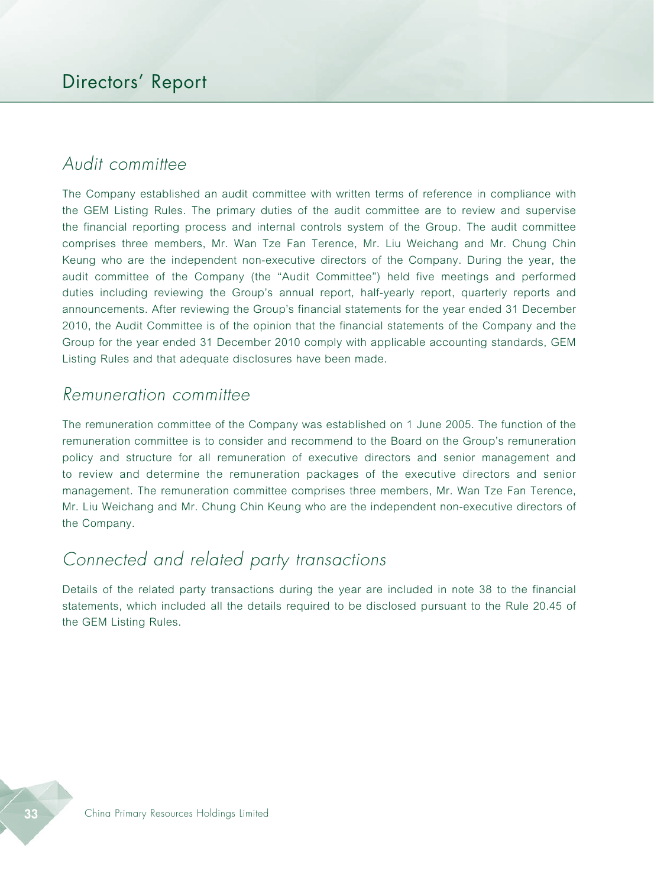## Audit committee

The Company established an audit committee with written terms of reference in compliance with the GEM Listing Rules. The primary duties of the audit committee are to review and supervise the financial reporting process and internal controls system of the Group. The audit committee comprises three members, Mr. Wan Tze Fan Terence, Mr. Liu Weichang and Mr. Chung Chin Keung who are the independent non-executive directors of the Company. During the year, the audit committee of the Company (the "Audit Committee") held five meetings and performed duties including reviewing the Group's annual report, half-yearly report, quarterly reports and announcements. After reviewing the Group's financial statements for the year ended 31 December 2010, the Audit Committee is of the opinion that the financial statements of the Company and the Group for the year ended 31 December 2010 comply with applicable accounting standards, GEM Listing Rules and that adequate disclosures have been made.

## Remuneration committee

The remuneration committee of the Company was established on 1 June 2005. The function of the remuneration committee is to consider and recommend to the Board on the Group's remuneration policy and structure for all remuneration of executive directors and senior management and to review and determine the remuneration packages of the executive directors and senior management. The remuneration committee comprises three members, Mr. Wan Tze Fan Terence, Mr. Liu Weichang and Mr. Chung Chin Keung who are the independent non-executive directors of the Company.

## Connected and related party transactions

Details of the related party transactions during the year are included in note 38 to the financial statements, which included all the details required to be disclosed pursuant to the Rule 20.45 of the GEM Listing Rules.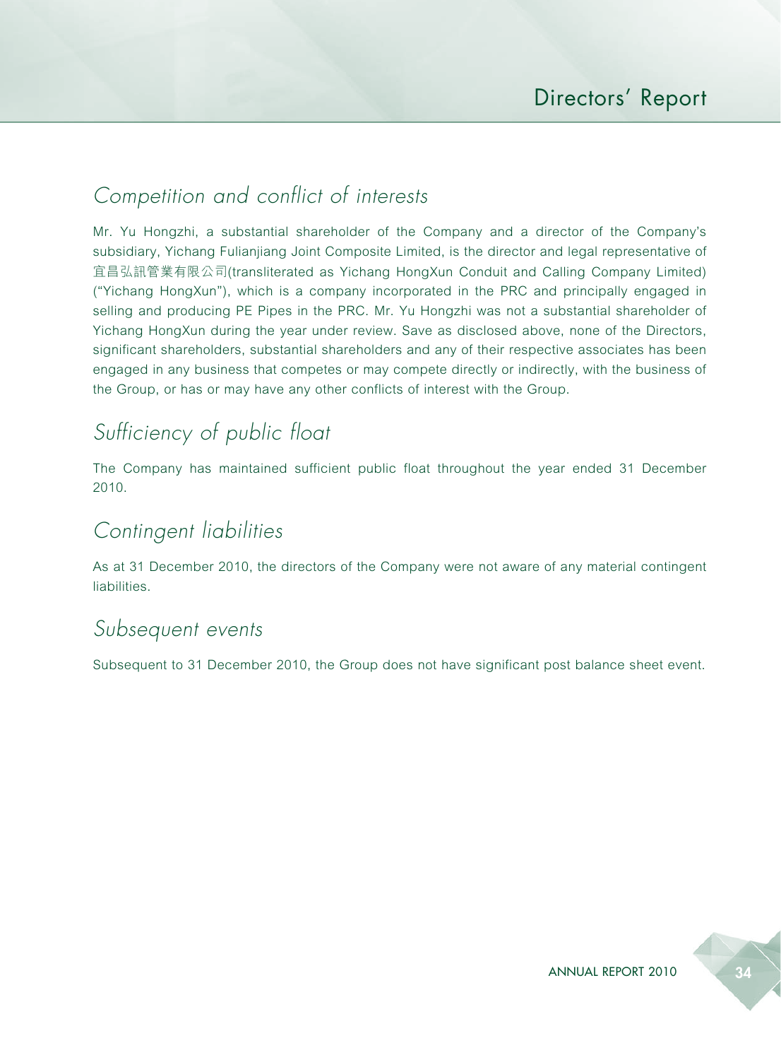## Competition and conflict of interests

Mr. Yu Hongzhi, a substantial shareholder of the Company and a director of the Company's subsidiary, Yichang Fulianjiang Joint Composite Limited, is the director and legal representative of 宜昌弘訊管業有限公司(transliterated as Yichang HongXun Conduit and Calling Company Limited) ("Yichang HongXun"), which is a company incorporated in the PRC and principally engaged in selling and producing PE Pipes in the PRC. Mr. Yu Hongzhi was not a substantial shareholder of Yichang HongXun during the year under review. Save as disclosed above, none of the Directors, significant shareholders, substantial shareholders and any of their respective associates has been engaged in any business that competes or may compete directly or indirectly, with the business of the Group, or has or may have any other conflicts of interest with the Group.

## Sufficiency of public float

The Company has maintained sufficient public float throughout the year ended 31 December 2010.

## Contingent liabilities

As at 31 December 2010, the directors of the Company were not aware of any material contingent liabilities.

## Subsequent events

Subsequent to 31 December 2010, the Group does not have significant post balance sheet event.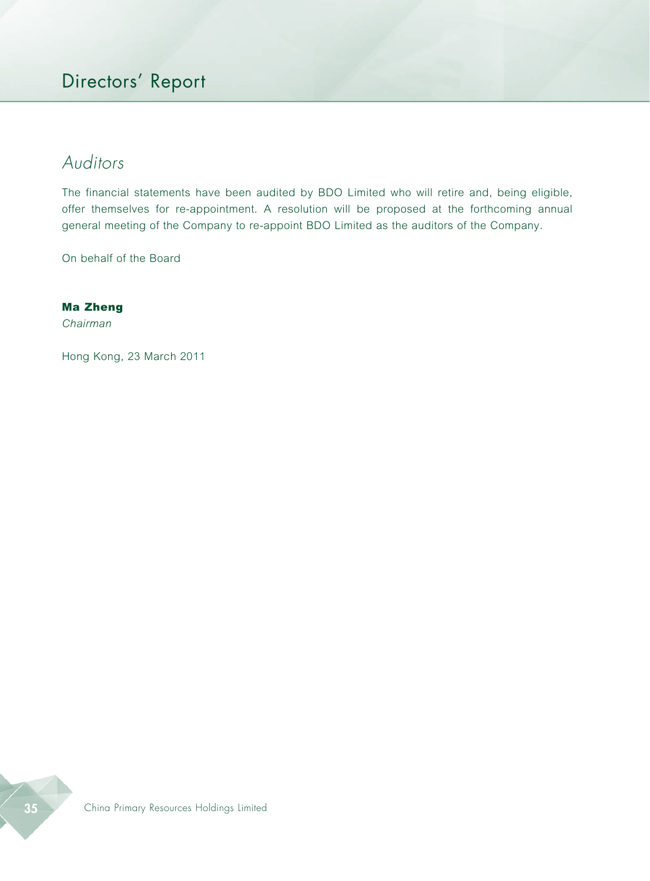## Auditors

The financial statements have been audited by BDO Limited who will retire and, being eligible, offer themselves for re-appointment. A resolution will be proposed at the forthcoming annual general meeting of the Company to re-appoint BDO Limited as the auditors of the Company.

On behalf of the Board

**Ma Zheng**
*Chairman*

Hong Kong, 23 March 2011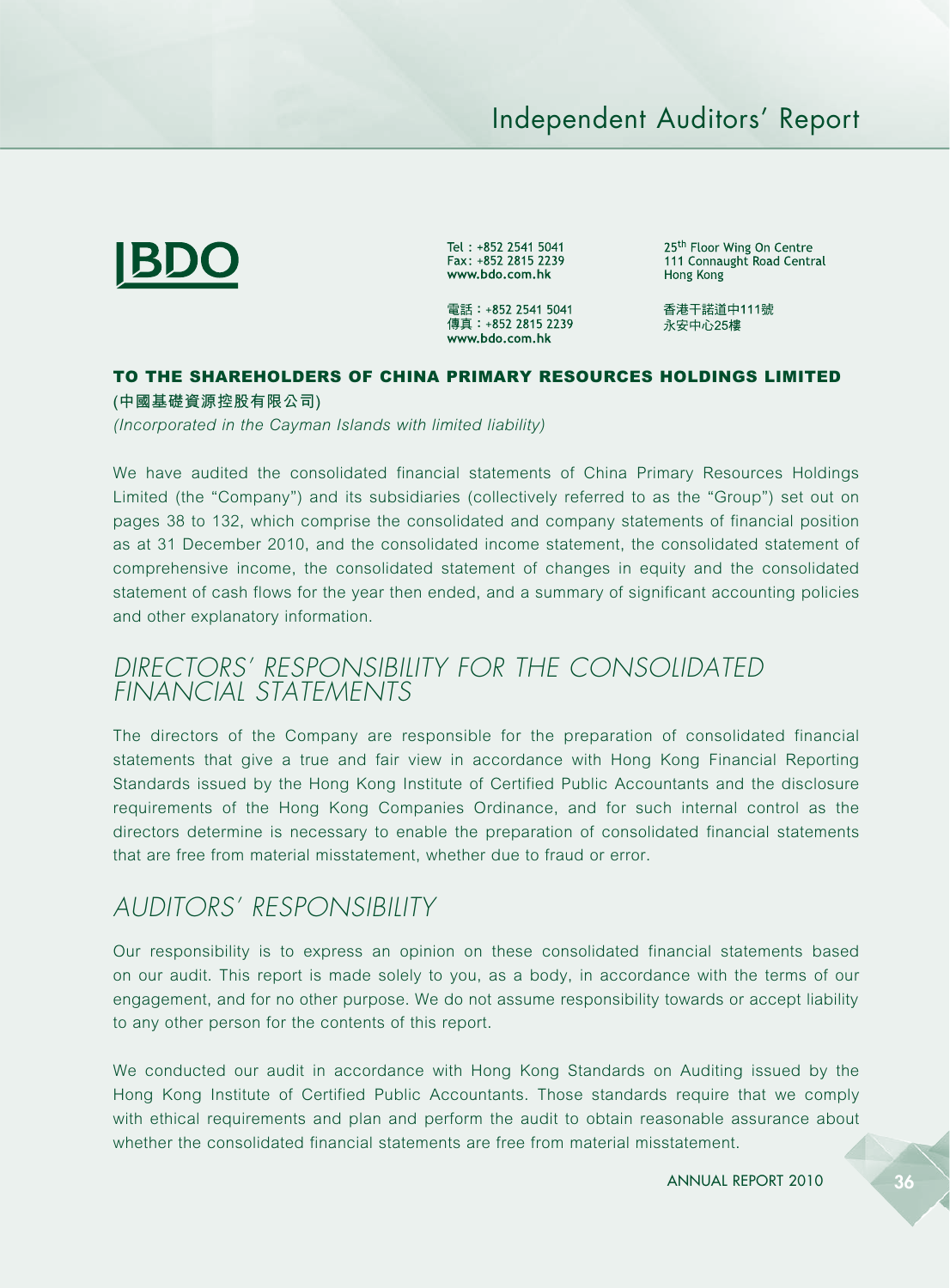# Independent Auditors' Report

**BDO**

Tel : +852 2541 5041
Fax : +852 2815 2239
www.bdo.com.hk

電話：+852 2541 5041
傳真：+852 2815 2239
www.bdo.com.hk

25th Floor Wing On Centre
111 Connaught Road Central
Hong Kong

香港干諾道中111號
永安中心25樓

**TO THE SHAREHOLDERS OF CHINA PRIMARY RESOURCES HOLDINGS LIMITED**
**(中國基礎資源控股有限公司)**
*(Incorporated in the Cayman Islands with limited liability)*

We have audited the consolidated financial statements of China Primary Resources Holdings Limited (the "Company") and its subsidiaries (collectively referred to as the "Group") set out on pages 38 to 132, which comprise the consolidated and company statements of financial position as at 31 December 2010, and the consolidated income statement, the consolidated statement of comprehensive income, the consolidated statement of changes in equity and the consolidated statement of cash flows for the year then ended, and a summary of significant accounting policies and other explanatory information.

## DIRECTORS' RESPONSIBILITY FOR THE CONSOLIDATED FINANCIAL STATEMENTS

The directors of the Company are responsible for the preparation of consolidated financial statements that give a true and fair view in accordance with Hong Kong Financial Reporting Standards issued by the Hong Kong Institute of Certified Public Accountants and the disclosure requirements of the Hong Kong Companies Ordinance, and for such internal control as the directors determine is necessary to enable the preparation of consolidated financial statements that are free from material misstatement, whether due to fraud or error.

## AUDITORS' RESPONSIBILITY

Our responsibility is to express an opinion on these consolidated financial statements based on our audit. This report is made solely to you, as a body, in accordance with the terms of our engagement, and for no other purpose. We do not assume responsibility towards or accept liability to any other person for the contents of this report.

We conducted our audit in accordance with Hong Kong Standards on Auditing issued by the Hong Kong Institute of Certified Public Accountants. Those standards require that we comply with ethical requirements and plan and perform the audit to obtain reasonable assurance about whether the consolidated financial statements are free from material misstatement.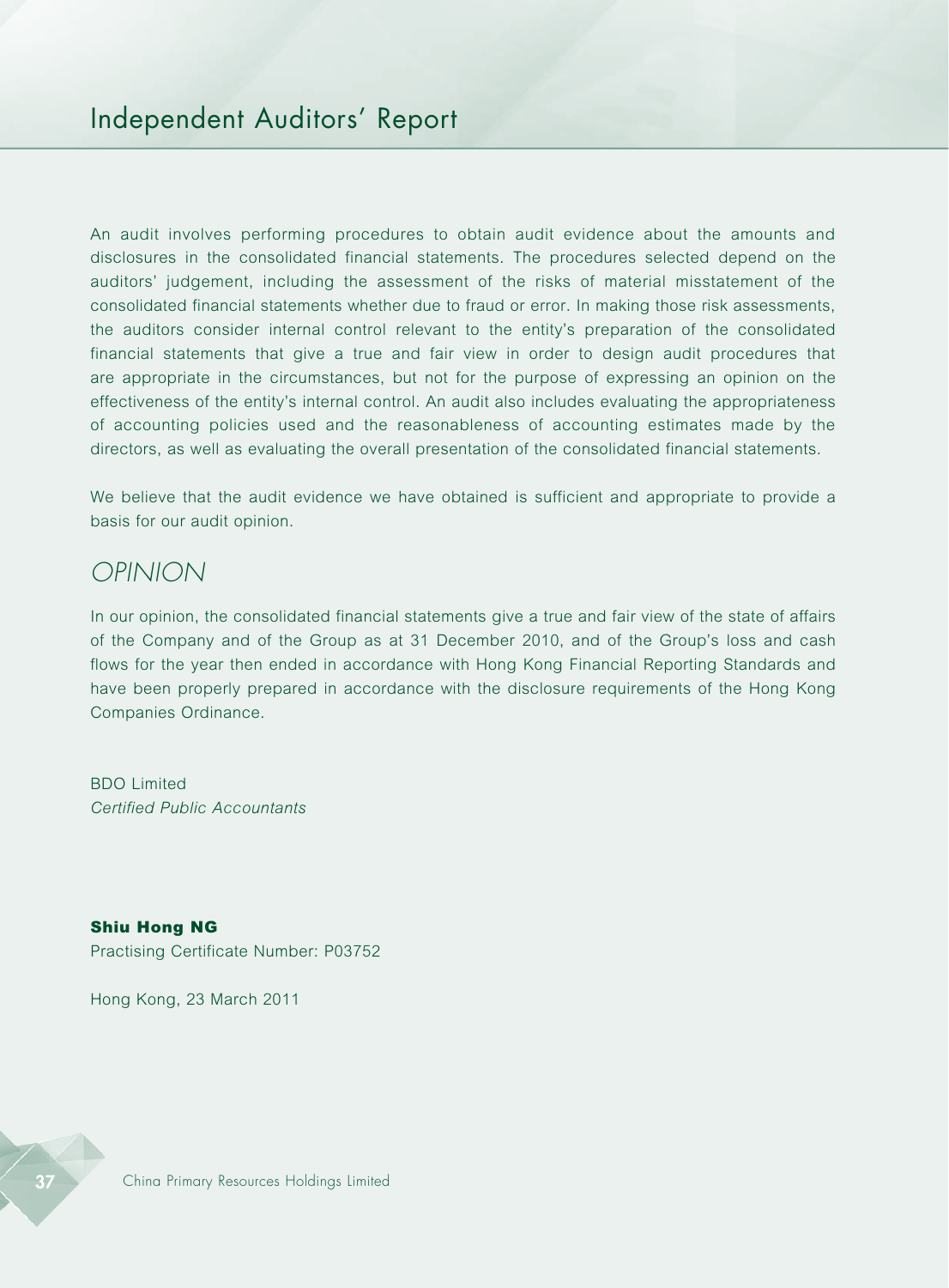# Independent Auditors' Report

An audit involves performing procedures to obtain audit evidence about the amounts and disclosures in the consolidated financial statements. The procedures selected depend on the auditors' judgement, including the assessment of the risks of material misstatement of the consolidated financial statements whether due to fraud or error. In making those risk assessments, the auditors consider internal control relevant to the entity's preparation of the consolidated financial statements that give a true and fair view in order to design audit procedures that are appropriate in the circumstances, but not for the purpose of expressing an opinion on the effectiveness of the entity's internal control. An audit also includes evaluating the appropriateness of accounting policies used and the reasonableness of accounting estimates made by the directors, as well as evaluating the overall presentation of the consolidated financial statements.

We believe that the audit evidence we have obtained is sufficient and appropriate to provide a basis for our audit opinion.

## *OPINION*

In our opinion, the consolidated financial statements give a true and fair view of the state of affairs of the Company and of the Group as at 31 December 2010, and of the Group's loss and cash flows for the year then ended in accordance with Hong Kong Financial Reporting Standards and have been properly prepared in accordance with the disclosure requirements of the Hong Kong Companies Ordinance.

BDO Limited
*Certified Public Accountants*

**Shiu Hong NG**
Practising Certificate Number: P03752

Hong Kong, 23 March 2011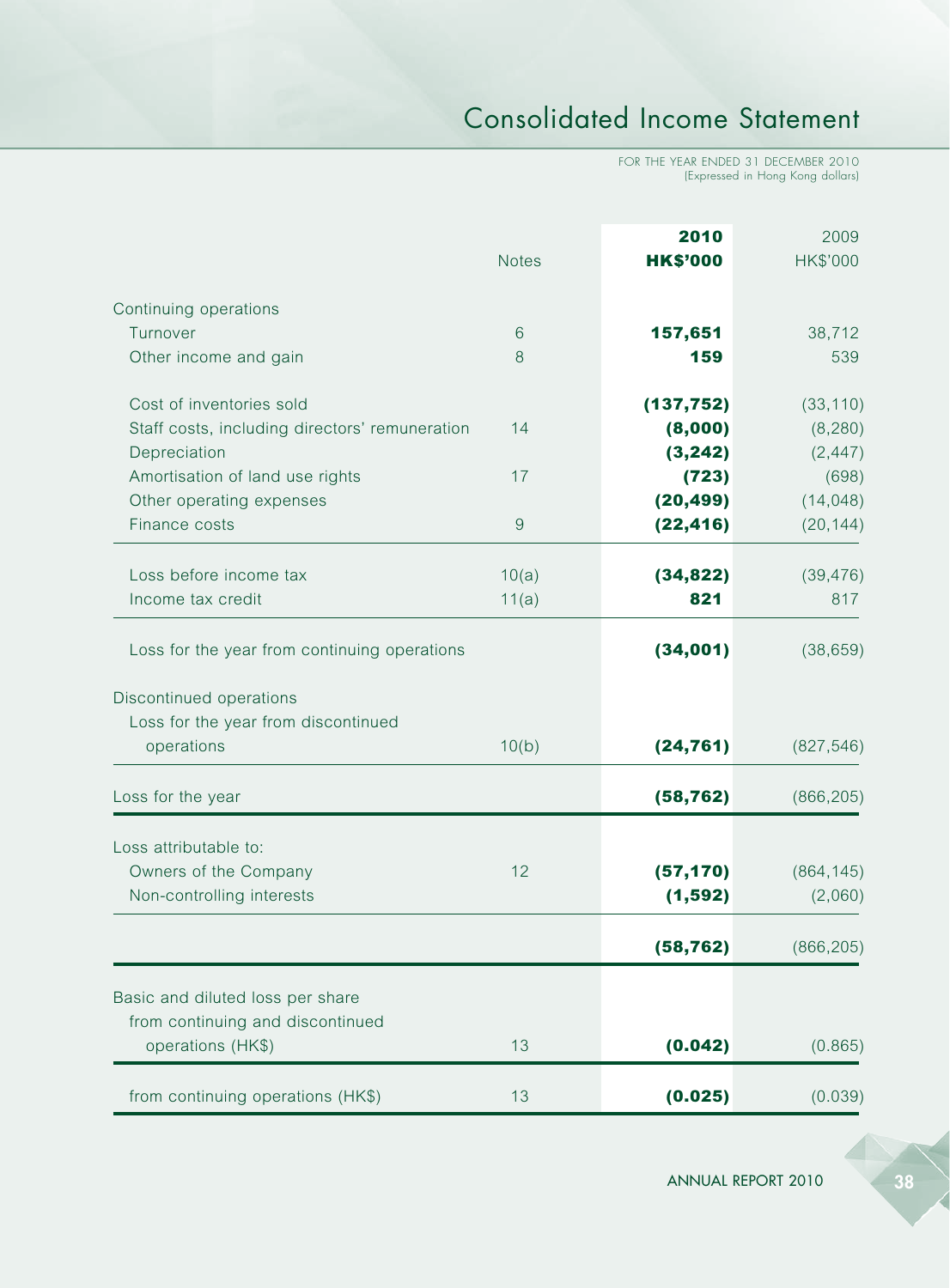# Consolidated Income Statement

FOR THE YEAR ENDED 31 DECEMBER 2010
(Expressed in Hong Kong dollars)

| | Notes | **2010** **HK$'000** | 2009 HK$'000 |
|---|---|---|---|
| Continuing operations | | | |
| Turnover | 6 | **157,651** | 38,712 |
| Other income and gain | 8 | **159** | 539 |
| Cost of inventories sold | | **(137,752)** | (33,110) |
| Staff costs, including directors' remuneration | 14 | **(8,000)** | (8,280) |
| Depreciation | | **(3,242)** | (2,447) |
| Amortisation of land use rights | 17 | **(723)** | (698) |
| Other operating expenses | | **(20,499)** | (14,048) |
| Finance costs | 9 | **(22,416)** | (20,144) |
| Loss before income tax | 10(a) | **(34,822)** | (39,476) |
| Income tax credit | 11(a) | **821** | 817 |
| Loss for the year from continuing operations | | **(34,001)** | (38,659) |
| Discontinued operations | | | |
| Loss for the year from discontinued operations | 10(b) | **(24,761)** | (827,546) |
| Loss for the year | | **(58,762)** | (866,205) |
| Loss attributable to: | | | |
| Owners of the Company | 12 | **(57,170)** | (864,145) |
| Non-controlling interests | | **(1,592)** | (2,060) |
| | | **(58,762)** | (866,205) |
| Basic and diluted loss per share from continuing and discontinued operations (HK$) | 13 | **(0.042)** | (0.865) |
| from continuing operations (HK$) | 13 | **(0.025)** | (0.039) |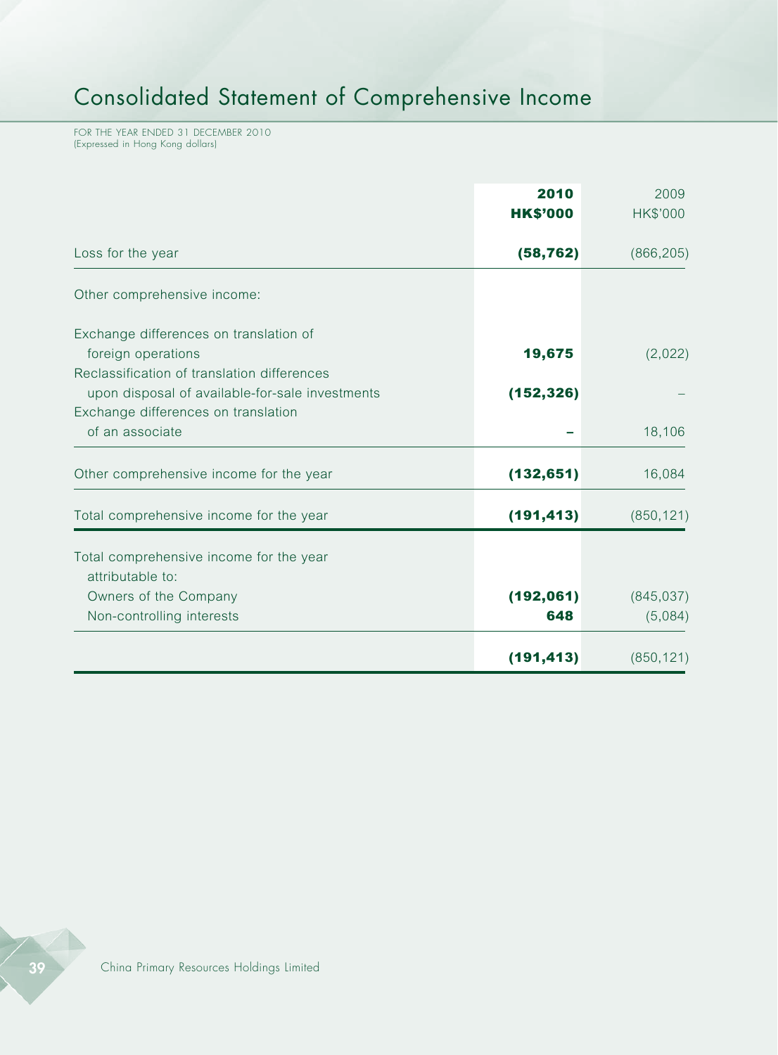# Consolidated Statement of Comprehensive Income

FOR THE YEAR ENDED 31 DECEMBER 2010
(Expressed in Hong Kong dollars)

| | **2010** **HK$'000** | 2009 HK$'000 |
|---|---|---|
| Loss for the year | **(58,762)** | (866,205) |
| Other comprehensive income: | | |
| Exchange differences on translation of foreign operations | **19,675** | (2,022) |
| Reclassification of translation differences upon disposal of available-for-sale investments | **(152,326)** | – |
| Exchange differences on translation of an associate | **–** | 18,106 |
| Other comprehensive income for the year | **(132,651)** | 16,084 |
| Total comprehensive income for the year | **(191,413)** | (850,121) |
| Total comprehensive income for the year attributable to: | | |
| Owners of the Company | **(192,061)** | (845,037) |
| Non-controlling interests | **648** | (5,084) |
| | **(191,413)** | (850,121) |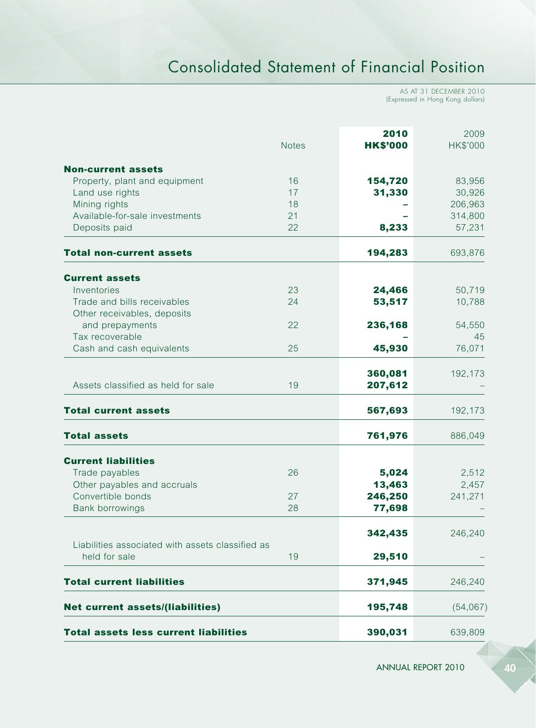# Consolidated Statement of Financial Position

AS AT 31 DECEMBER 2010
(Expressed in Hong Kong dollars)

| | Notes | 2010 HK$'000 | 2009 HK$'000 |
|---|---|---|---|
| **Non-current assets** | | | |
| Property, plant and equipment | 16 | **154,720** | 83,956 |
| Land use rights | 17 | **31,330** | 30,926 |
| Mining rights | 18 | **–** | 206,963 |
| Available-for-sale investments | 21 | **–** | 314,800 |
| Deposits paid | 22 | **8,233** | 57,231 |
| **Total non-current assets** | | **194,283** | 693,876 |
| **Current assets** | | | |
| Inventories | 23 | **24,466** | 50,719 |
| Trade and bills receivables | 24 | **53,517** | 10,788 |
| Other receivables, deposits and prepayments | 22 | **236,168** | 54,550 |
| Tax recoverable | | **–** | 45 |
| Cash and cash equivalents | 25 | **45,930** | 76,071 |
| | | **360,081** | 192,173 |
| Assets classified as held for sale | 19 | **207,612** | – |
| **Total current assets** | | **567,693** | 192,173 |
| **Total assets** | | **761,976** | 886,049 |
| **Current liabilities** | | | |
| Trade payables | 26 | **5,024** | 2,512 |
| Other payables and accruals | | **13,463** | 2,457 |
| Convertible bonds | 27 | **246,250** | 241,271 |
| Bank borrowings | 28 | **77,698** | – |
| | | **342,435** | 246,240 |
| Liabilities associated with assets classified as held for sale | 19 | **29,510** | – |
| **Total current liabilities** | | **371,945** | 246,240 |
| **Net current assets/(liabilities)** | | **195,748** | (54,067) |
| **Total assets less current liabilities** | | **390,031** | 639,809 |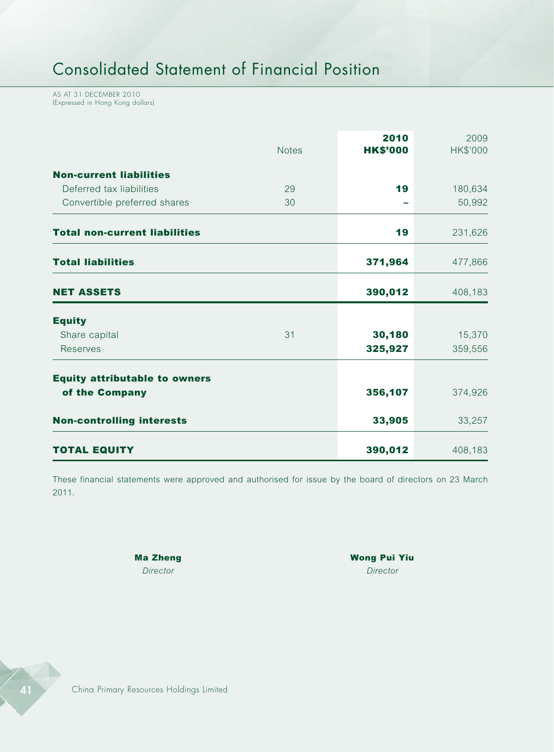# Consolidated Statement of Financial Position

AS AT 31 DECEMBER 2010
(Expressed in Hong Kong dollars)

| | Notes | 2010<br>HK$'000 | 2009<br>HK$'000 |
|---|---|---|---|
| **Non-current liabilities** | | | |
| Deferred tax liabilities | 29 | **19** | 180,634 |
| Convertible preferred shares | 30 | **–** | 50,992 |
| **Total non-current liabilities** | | **19** | 231,626 |
| **Total liabilities** | | **371,964** | 477,866 |
| **NET ASSETS** | | **390,012** | 408,183 |
| **Equity** | | | |
| Share capital | 31 | **30,180** | 15,370 |
| Reserves | | **325,927** | 359,556 |
| **Equity attributable to owners of the Company** | | **356,107** | 374,926 |
| **Non-controlling interests** | | **33,905** | 33,257 |
| **TOTAL EQUITY** | | **390,012** | 408,183 |

These financial statements were approved and authorised for issue by the board of directors on 23 March 2011.

**Ma Zheng**
*Director*

**Wong Pui Yiu**
*Director*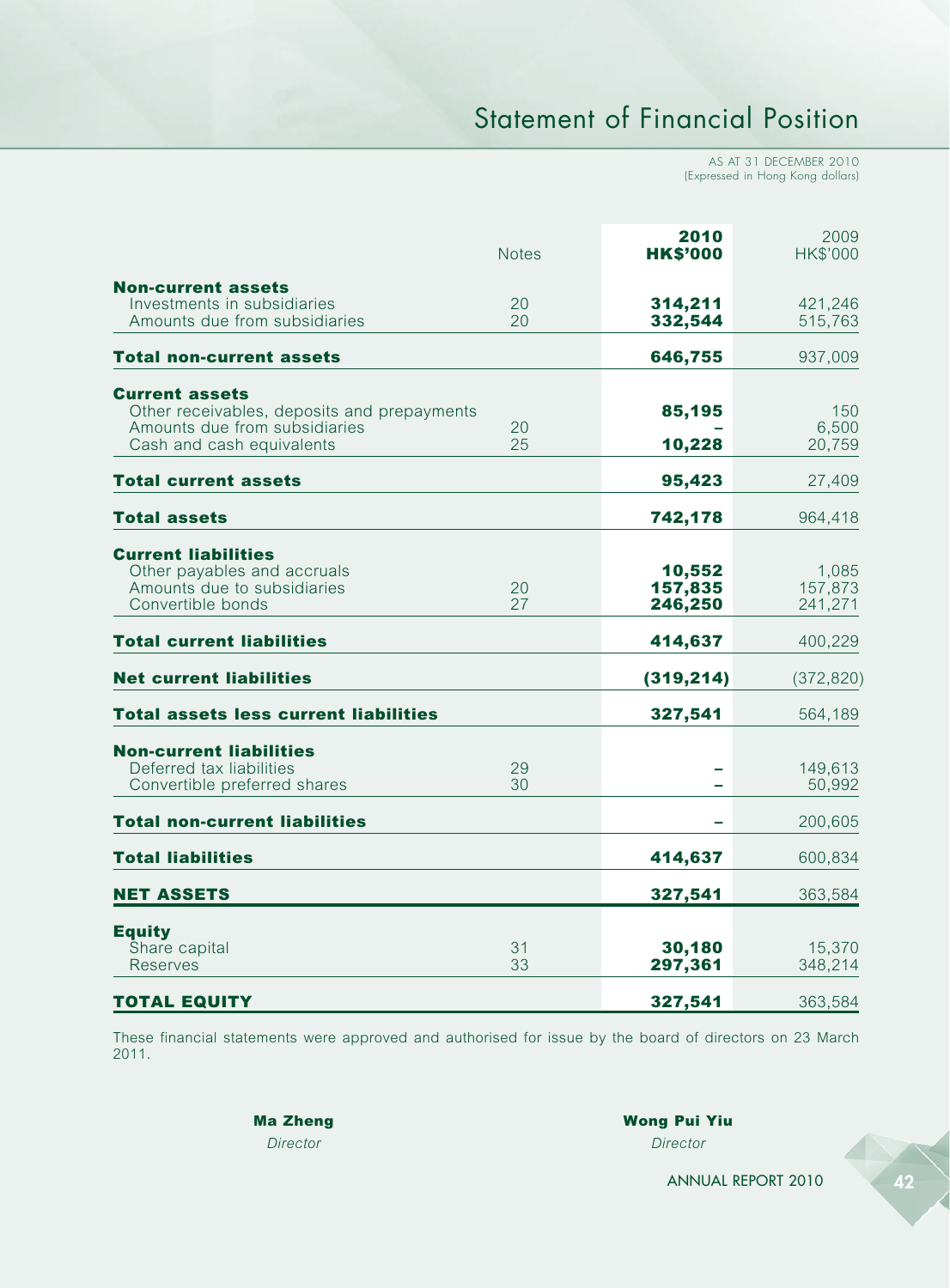# Statement of Financial Position

AS AT 31 DECEMBER 2010
(Expressed in Hong Kong dollars)

| | Notes | 2010<br>HK$'000 | 2009<br>HK$'000 |
|---|---|---|---|
| **Non-current assets** | | | |
| Investments in subsidiaries | 20 | **314,211** | 421,246 |
| Amounts due from subsidiaries | 20 | **332,544** | 515,763 |
| **Total non-current assets** | | **646,755** | 937,009 |
| **Current assets** | | | |
| Other receivables, deposits and prepayments | | **85,195** | 150 |
| Amounts due from subsidiaries | 20 | **–** | 6,500 |
| Cash and cash equivalents | 25 | **10,228** | 20,759 |
| **Total current assets** | | **95,423** | 27,409 |
| **Total assets** | | **742,178** | 964,418 |
| **Current liabilities** | | | |
| Other payables and accruals | | **10,552** | 1,085 |
| Amounts due to subsidiaries | 20 | **157,835** | 157,873 |
| Convertible bonds | 27 | **246,250** | 241,271 |
| **Total current liabilities** | | **414,637** | 400,229 |
| **Net current liabilities** | | **(319,214)** | (372,820) |
| **Total assets less current liabilities** | | **327,541** | 564,189 |
| **Non-current liabilities** | | | |
| Deferred tax liabilities | 29 | **–** | 149,613 |
| Convertible preferred shares | 30 | **–** | 50,992 |
| **Total non-current liabilities** | | **–** | 200,605 |
| **Total liabilities** | | **414,637** | 600,834 |
| **NET ASSETS** | | **327,541** | 363,584 |
| **Equity** | | | |
| Share capital | 31 | **30,180** | 15,370 |
| Reserves | 33 | **297,361** | 348,214 |
| **TOTAL EQUITY** | | **327,541** | 363,584 |

These financial statements were approved and authorised for issue by the board of directors on 23 March 2011.

**Ma Zheng**
*Director*

**Wong Pui Yiu**
*Director*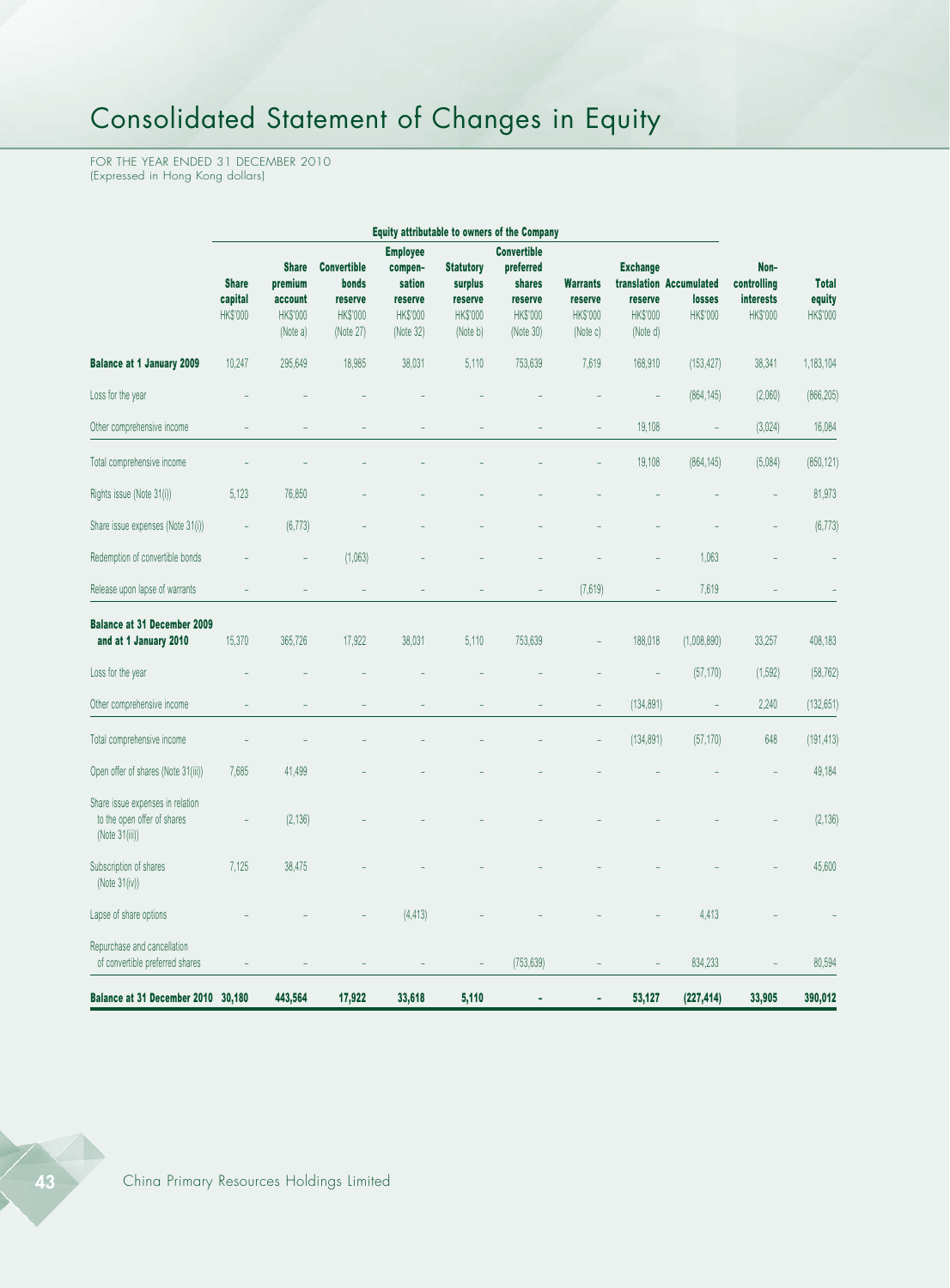# Consolidated Statement of Changes in Equity

FOR THE YEAR ENDED 31 DECEMBER 2010
(Expressed in Hong Kong dollars)

| | Equity attributable to owners of the Company | | | | | | | | | | |
|---|---|---|---|---|---|---|---|---|---|---|---|
| | Share capital HK$'000 | Share premium account HK$'000 (Note a) | Convertible bonds reserve HK$'000 (Note 27) | Employee compen-sation reserve HK$'000 (Note 32) | Statutory surplus reserve HK$'000 (Note b) | Convertible preferred shares reserve HK$'000 (Note 30) | Warrants reserve HK$'000 (Note c) | Exchange translation reserve HK$'000 (Note d) | Accumulated losses HK$'000 | Non-controlling interests HK$'000 | Total equity HK$'000 |
| **Balance at 1 January 2009** | 10,247 | 295,649 | 18,985 | 38,031 | 5,110 | 753,639 | 7,619 | 168,910 | (153,427) | 38,341 | 1,183,104 |
| Loss for the year | – | – | – | – | – | – | – | – | (864,145) | (2,060) | (866,205) |
| Other comprehensive income | – | – | – | – | – | – | – | 19,108 | – | (3,024) | 16,084 |
| Total comprehensive income | – | – | – | – | – | – | – | 19,108 | (864,145) | (5,084) | (850,121) |
| Rights issue (Note 31(i)) | 5,123 | 76,850 | – | – | – | – | – | – | – | – | 81,973 |
| Share issue expenses (Note 31(i)) | – | (6,773) | – | – | – | – | – | – | – | – | (6,773) |
| Redemption of convertible bonds | – | – | (1,063) | – | – | – | – | – | 1,063 | – | – |
| Release upon lapse of warrants | – | – | – | – | – | – | (7,619) | – | 7,619 | – | – |
| **Balance at 31 December 2009 and at 1 January 2010** | 15,370 | 365,726 | 17,922 | 38,031 | 5,110 | 753,639 | – | 188,018 | (1,008,890) | 33,257 | 408,183 |
| Loss for the year | – | – | – | – | – | – | – | – | (57,170) | (1,592) | (58,762) |
| Other comprehensive income | – | – | – | – | – | – | – | (134,891) | – | 2,240 | (132,651) |
| Total comprehensive income | – | – | – | – | – | – | – | (134,891) | (57,170) | 648 | (191,413) |
| Open offer of shares (Note 31(iii)) | 7,685 | 41,499 | – | – | – | – | – | – | – | – | 49,184 |
| Share issue expenses in relation to the open offer of shares (Note 31(iii)) | – | (2,136) | – | – | – | – | – | – | – | – | (2,136) |
| Subscription of shares (Note 31(iv)) | 7,125 | 38,475 | – | – | – | – | – | – | – | – | 45,600 |
| Lapse of share options | – | – | – | (4,413) | – | – | – | – | 4,413 | – | – |
| Repurchase and cancellation of convertible preferred shares | – | – | – | – | – | (753,639) | – | – | 834,233 | – | 80,594 |
| **Balance at 31 December 2010** | **30,180** | **443,564** | **17,922** | **33,618** | **5,110** | **–** | **–** | **53,127** | **(227,414)** | **33,905** | **390,012** |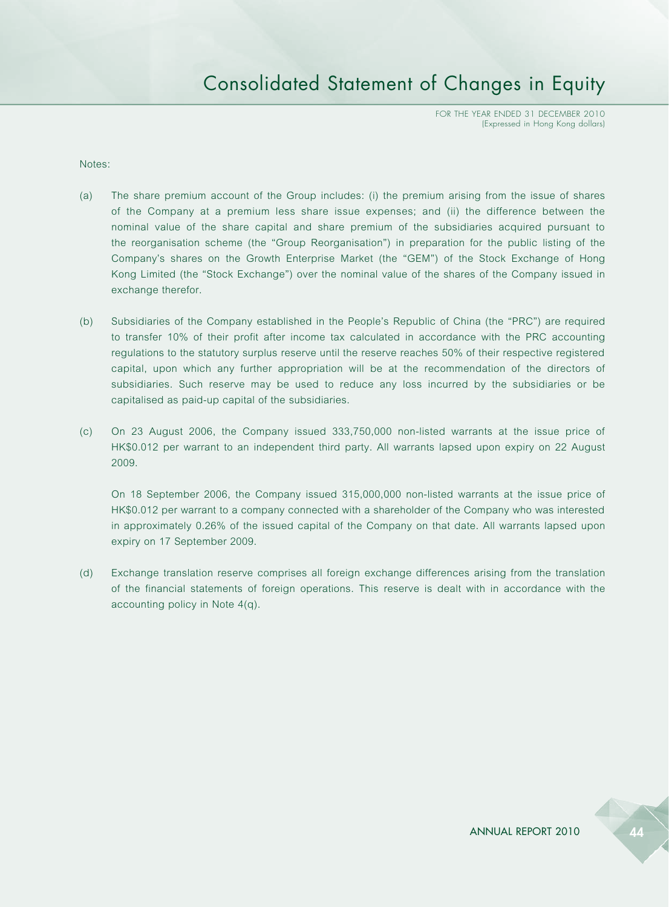# Consolidated Statement of Changes in Equity

FOR THE YEAR ENDED 31 DECEMBER 2010
(Expressed in Hong Kong dollars)

Notes:

(a) The share premium account of the Group includes: (i) the premium arising from the issue of shares of the Company at a premium less share issue expenses; and (ii) the difference between the nominal value of the share capital and share premium of the subsidiaries acquired pursuant to the reorganisation scheme (the "Group Reorganisation") in preparation for the public listing of the Company's shares on the Growth Enterprise Market (the "GEM") of the Stock Exchange of Hong Kong Limited (the "Stock Exchange") over the nominal value of the shares of the Company issued in exchange therefor.

(b) Subsidiaries of the Company established in the People's Republic of China (the "PRC") are required to transfer 10% of their profit after income tax calculated in accordance with the PRC accounting regulations to the statutory surplus reserve until the reserve reaches 50% of their respective registered capital, upon which any further appropriation will be at the recommendation of the directors of subsidiaries. Such reserve may be used to reduce any loss incurred by the subsidiaries or be capitalised as paid-up capital of the subsidiaries.

(c) On 23 August 2006, the Company issued 333,750,000 non-listed warrants at the issue price of HK$0.012 per warrant to an independent third party. All warrants lapsed upon expiry on 22 August 2009.

    On 18 September 2006, the Company issued 315,000,000 non-listed warrants at the issue price of HK$0.012 per warrant to a company connected with a shareholder of the Company who was interested in approximately 0.26% of the issued capital of the Company on that date. All warrants lapsed upon expiry on 17 September 2009.

(d) Exchange translation reserve comprises all foreign exchange differences arising from the translation of the financial statements of foreign operations. This reserve is dealt with in accordance with the accounting policy in Note 4(q).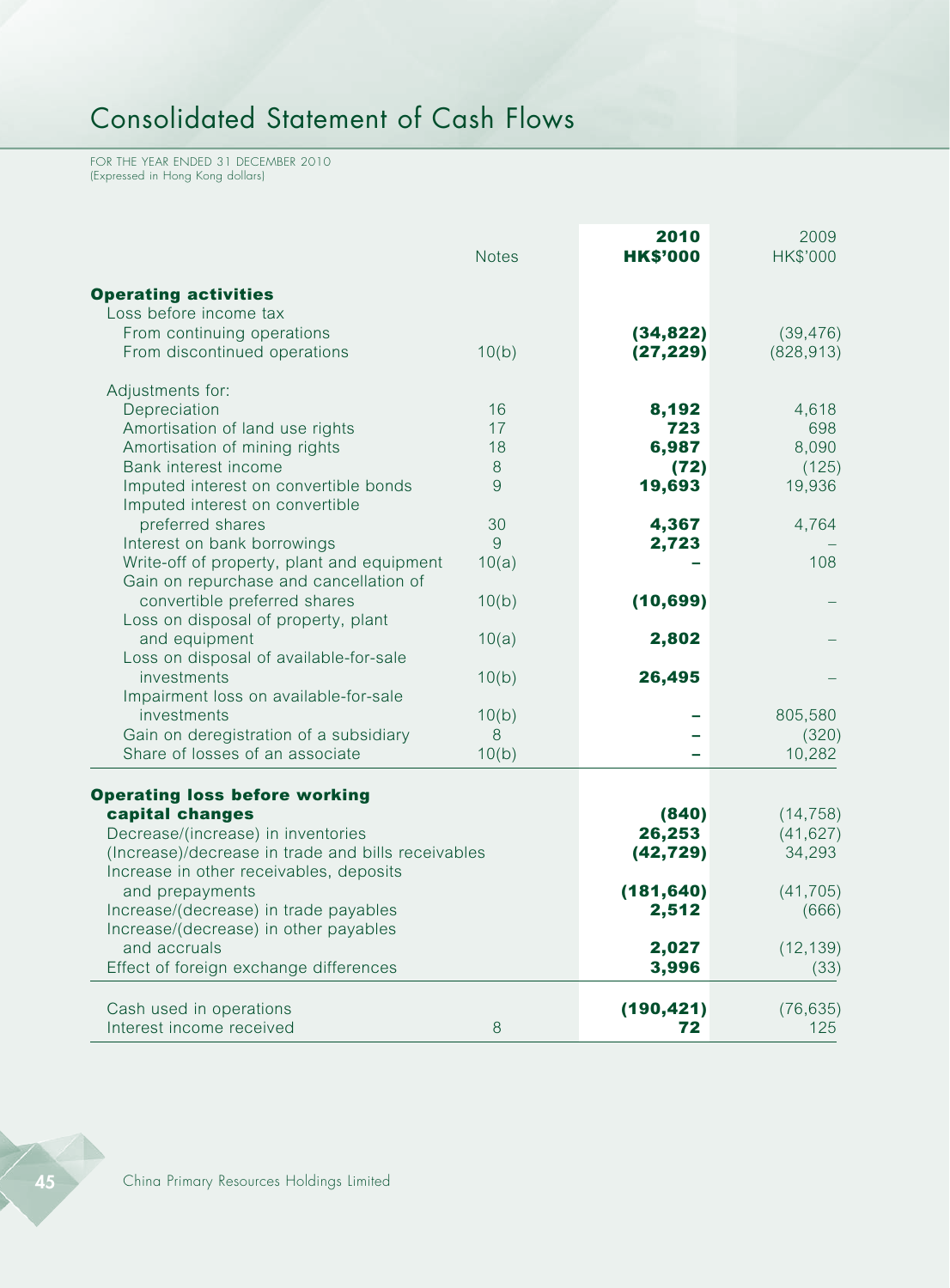# Consolidated Statement of Cash Flows

FOR THE YEAR ENDED 31 DECEMBER 2010
(Expressed in Hong Kong dollars)

| | Notes | **2010** **HK$'000** | 2009 HK$'000 |
|---|---|---|---|
| **Operating activities** | | | |
| Loss before income tax | | | |
| From continuing operations | | **(34,822)** | (39,476) |
| From discontinued operations | 10(b) | **(27,229)** | (828,913) |
| Adjustments for: | | | |
| Depreciation | 16 | **8,192** | 4,618 |
| Amortisation of land use rights | 17 | **723** | 698 |
| Amortisation of mining rights | 18 | **6,987** | 8,090 |
| Bank interest income | 8 | **(72)** | (125) |
| Imputed interest on convertible bonds | 9 | **19,693** | 19,936 |
| Imputed interest on convertible preferred shares | 30 | **4,367** | 4,764 |
| Interest on bank borrowings | 9 | **2,723** | – |
| Write-off of property, plant and equipment | 10(a) | **–** | 108 |
| Gain on repurchase and cancellation of convertible preferred shares | 10(b) | **(10,699)** | – |
| Loss on disposal of property, plant and equipment | 10(a) | **2,802** | – |
| Loss on disposal of available-for-sale investments | 10(b) | **26,495** | – |
| Impairment loss on available-for-sale investments | 10(b) | **–** | 805,580 |
| Gain on deregistration of a subsidiary | 8 | **–** | (320) |
| Share of losses of an associate | 10(b) | **–** | 10,282 |
| **Operating loss before working capital changes** | | **(840)** | (14,758) |
| Decrease/(increase) in inventories | | **26,253** | (41,627) |
| (Increase)/decrease in trade and bills receivables | | **(42,729)** | 34,293 |
| Increase in other receivables, deposits and prepayments | | **(181,640)** | (41,705) |
| Increase/(decrease) in trade payables | | **2,512** | (666) |
| Increase/(decrease) in other payables and accruals | | **2,027** | (12,139) |
| Effect of foreign exchange differences | | **3,996** | (33) |
| Cash used in operations | | **(190,421)** | (76,635) |
| Interest income received | 8 | **72** | 125 |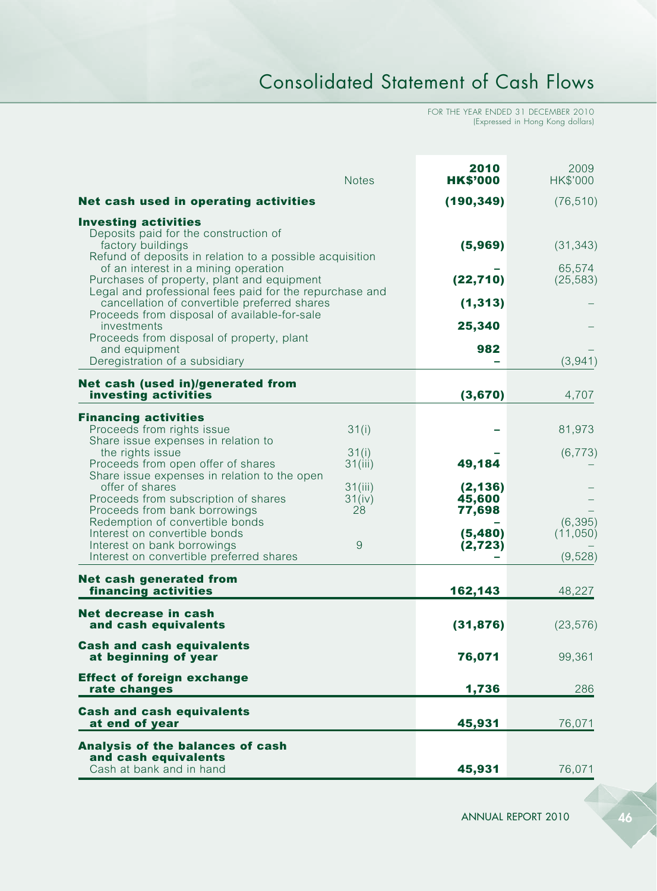# Consolidated Statement of Cash Flows

FOR THE YEAR ENDED 31 DECEMBER 2010
(Expressed in Hong Kong dollars)

| | Notes | 2010 HK$'000 | 2009 HK$'000 |
|---|---|---|---|
| **Net cash used in operating activities** | | **(190,349)** | (76,510) |
| **Investing activities** | | | |
| Deposits paid for the construction of factory buildings | | **(5,969)** | (31,343) |
| Refund of deposits in relation to a possible acquisition of an interest in a mining operation | | **–** | 65,574 |
| Purchases of property, plant and equipment | | **(22,710)** | (25,583) |
| Legal and professional fees paid for the repurchase and cancellation of convertible preferred shares | | **(1,313)** | – |
| Proceeds from disposal of available-for-sale investments | | **25,340** | – |
| Proceeds from disposal of property, plant and equipment | | **982** | – |
| Deregistration of a subsidiary | | **–** | (3,941) |
| **Net cash (used in)/generated from investing activities** | | **(3,670)** | 4,707 |
| **Financing activities** | | | |
| Proceeds from rights issue | 31(i) | **–** | 81,973 |
| Share issue expenses in relation to the rights issue | 31(i) | **–** | (6,773) |
| Proceeds from open offer of shares | 31(iii) | **49,184** | – |
| Share issue expenses in relation to the open offer of shares | 31(iii) | **(2,136)** | – |
| Proceeds from subscription of shares | 31(iv) | **45,600** | – |
| Proceeds from bank borrowings | 28 | **77,698** | – |
| Redemption of convertible bonds | | **–** | (6,395) |
| Interest on convertible bonds | | **(5,480)** | (11,050) |
| Interest on bank borrowings | 9 | **(2,723)** | – |
| Interest on convertible preferred shares | | **–** | (9,528) |
| **Net cash generated from financing activities** | | **162,143** | 48,227 |
| **Net decrease in cash and cash equivalents** | | **(31,876)** | (23,576) |
| **Cash and cash equivalents at beginning of year** | | **76,071** | 99,361 |
| **Effect of foreign exchange rate changes** | | **1,736** | 286 |
| **Cash and cash equivalents at end of year** | | **45,931** | 76,071 |
| **Analysis of the balances of cash and cash equivalents** | | | |
| Cash at bank and in hand | | **45,931** | 76,071 |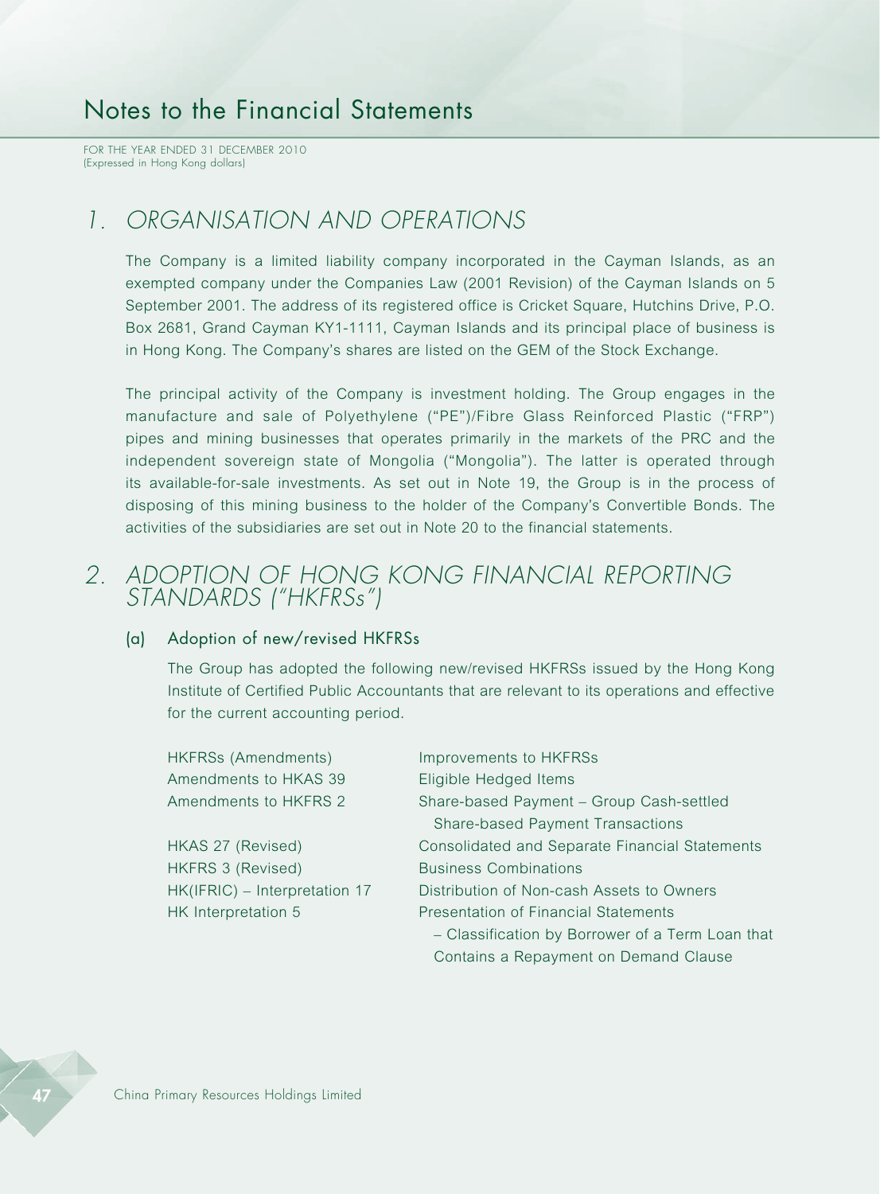# Notes to the Financial Statements

FOR THE YEAR ENDED 31 DECEMBER 2010
(Expressed in Hong Kong dollars)

## 1. ORGANISATION AND OPERATIONS

The Company is a limited liability company incorporated in the Cayman Islands, as an exempted company under the Companies Law (2001 Revision) of the Cayman Islands on 5 September 2001. The address of its registered office is Cricket Square, Hutchins Drive, P.O. Box 2681, Grand Cayman KY1-1111, Cayman Islands and its principal place of business is in Hong Kong. The Company's shares are listed on the GEM of the Stock Exchange.

The principal activity of the Company is investment holding. The Group engages in the manufacture and sale of Polyethylene ("PE")/Fibre Glass Reinforced Plastic ("FRP") pipes and mining businesses that operates primarily in the markets of the PRC and the independent sovereign state of Mongolia ("Mongolia"). The latter is operated through its available-for-sale investments. As set out in Note 19, the Group is in the process of disposing of this mining business to the holder of the Company's Convertible Bonds. The activities of the subsidiaries are set out in Note 20 to the financial statements.

## 2. ADOPTION OF HONG KONG FINANCIAL REPORTING STANDARDS ("HKFRSs")

### (a) Adoption of new/revised HKFRSs

The Group has adopted the following new/revised HKFRSs issued by the Hong Kong Institute of Certified Public Accountants that are relevant to its operations and effective for the current accounting period.

| | |
|---|---|
| HKFRSs (Amendments) | Improvements to HKFRSs |
| Amendments to HKAS 39 | Eligible Hedged Items |
| Amendments to HKFRS 2 | Share-based Payment – Group Cash-settled Share-based Payment Transactions |
| HKAS 27 (Revised) | Consolidated and Separate Financial Statements |
| HKFRS 3 (Revised) | Business Combinations |
| HK(IFRIC) – Interpretation 17 | Distribution of Non-cash Assets to Owners |
| HK Interpretation 5 | Presentation of Financial Statements – Classification by Borrower of a Term Loan that Contains a Repayment on Demand Clause |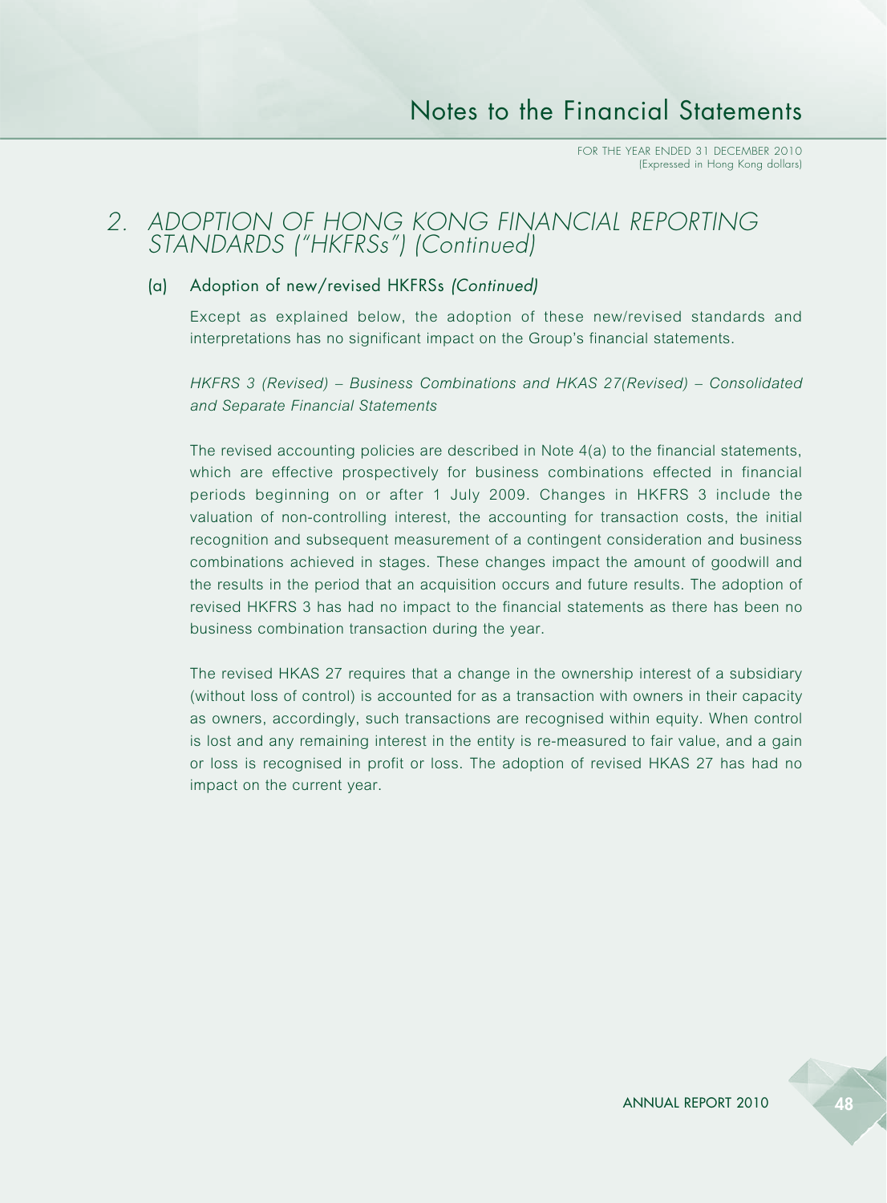## 2. ADOPTION OF HONG KONG FINANCIAL REPORTING STANDARDS ("HKFRSs") (Continued)

### (a) Adoption of new/revised HKFRSs *(Continued)*

Except as explained below, the adoption of these new/revised standards and interpretations has no significant impact on the Group's financial statements.

*HKFRS 3 (Revised) – Business Combinations and HKAS 27(Revised) – Consolidated and Separate Financial Statements*

The revised accounting policies are described in Note 4(a) to the financial statements, which are effective prospectively for business combinations effected in financial periods beginning on or after 1 July 2009. Changes in HKFRS 3 include the valuation of non-controlling interest, the accounting for transaction costs, the initial recognition and subsequent measurement of a contingent consideration and business combinations achieved in stages. These changes impact the amount of goodwill and the results in the period that an acquisition occurs and future results. The adoption of revised HKFRS 3 has had no impact to the financial statements as there has been no business combination transaction during the year.

The revised HKAS 27 requires that a change in the ownership interest of a subsidiary (without loss of control) is accounted for as a transaction with owners in their capacity as owners, accordingly, such transactions are recognised within equity. When control is lost and any remaining interest in the entity is re-measured to fair value, and a gain or loss is recognised in profit or loss. The adoption of revised HKAS 27 has had no impact on the current year.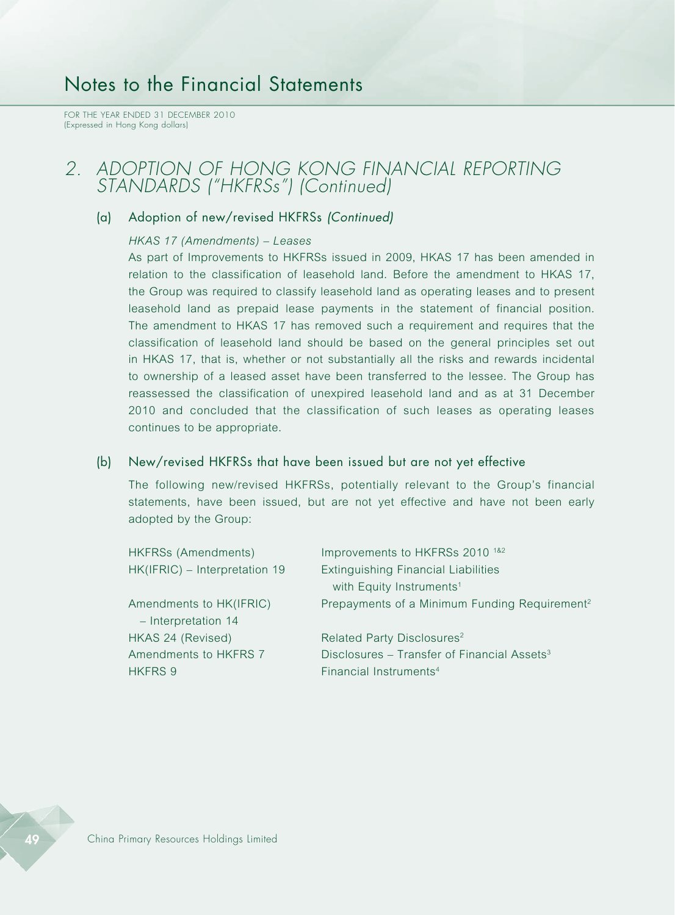# Notes to the Financial Statements

FOR THE YEAR ENDED 31 DECEMBER 2010
(Expressed in Hong Kong dollars)

## *2. ADOPTION OF HONG KONG FINANCIAL REPORTING STANDARDS ("HKFRSs") (Continued)*

### (a) Adoption of new/revised HKFRSs *(Continued)*

*HKAS 17 (Amendments) – Leases*

As part of Improvements to HKFRSs issued in 2009, HKAS 17 has been amended in relation to the classification of leasehold land. Before the amendment to HKAS 17, the Group was required to classify leasehold land as operating leases and to present leasehold land as prepaid lease payments in the statement of financial position. The amendment to HKAS 17 has removed such a requirement and requires that the classification of leasehold land should be based on the general principles set out in HKAS 17, that is, whether or not substantially all the risks and rewards incidental to ownership of a leased asset have been transferred to the lessee. The Group has reassessed the classification of unexpired leasehold land and as at 31 December 2010 and concluded that the classification of such leases as operating leases continues to be appropriate.

### (b) New/revised HKFRSs that have been issued but are not yet effective

The following new/revised HKFRSs, potentially relevant to the Group's financial statements, have been issued, but are not yet effective and have not been early adopted by the Group:

| | |
|---|---|
| HKFRSs (Amendments) | Improvements to HKFRSs 2010 [1&2] |
| HK(IFRIC) – Interpretation 19 | Extinguishing Financial Liabilities with Equity Instruments[1] |
| Amendments to HK(IFRIC) – Interpretation 14 | Prepayments of a Minimum Funding Requirement[2] |
| HKAS 24 (Revised) | Related Party Disclosures[2] |
| Amendments to HKFRS 7 | Disclosures – Transfer of Financial Assets[3] |
| HKFRS 9 | Financial Instruments[4] |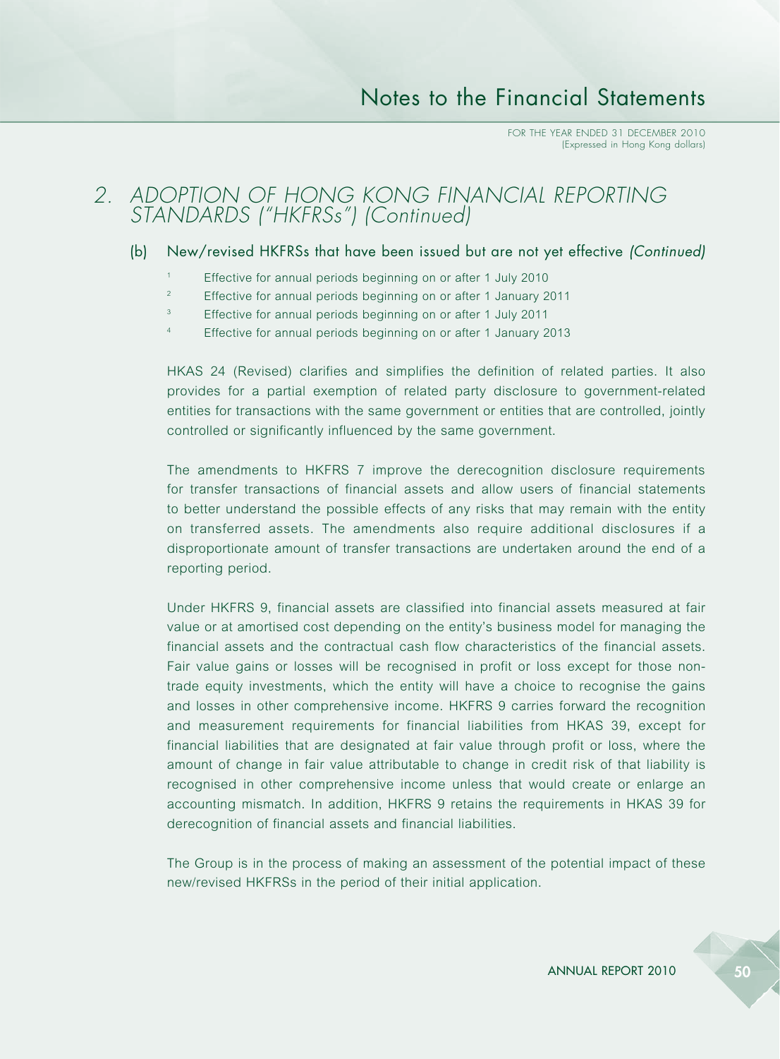## 2. ADOPTION OF HONG KONG FINANCIAL REPORTING STANDARDS ("HKFRSs") (Continued)

### (b) New/revised HKFRSs that have been issued but are not yet effective *(Continued)*

[1] Effective for annual periods beginning on or after 1 July 2010

[2] Effective for annual periods beginning on or after 1 January 2011

[3] Effective for annual periods beginning on or after 1 July 2011

[4] Effective for annual periods beginning on or after 1 January 2013

HKAS 24 (Revised) clarifies and simplifies the definition of related parties. It also provides for a partial exemption of related party disclosure to government-related entities for transactions with the same government or entities that are controlled, jointly controlled or significantly influenced by the same government.

The amendments to HKFRS 7 improve the derecognition disclosure requirements for transfer transactions of financial assets and allow users of financial statements to better understand the possible effects of any risks that may remain with the entity on transferred assets. The amendments also require additional disclosures if a disproportionate amount of transfer transactions are undertaken around the end of a reporting period.

Under HKFRS 9, financial assets are classified into financial assets measured at fair value or at amortised cost depending on the entity's business model for managing the financial assets and the contractual cash flow characteristics of the financial assets. Fair value gains or losses will be recognised in profit or loss except for those non-trade equity investments, which the entity will have a choice to recognise the gains and losses in other comprehensive income. HKFRS 9 carries forward the recognition and measurement requirements for financial liabilities from HKAS 39, except for financial liabilities that are designated at fair value through profit or loss, where the amount of change in fair value attributable to change in credit risk of that liability is recognised in other comprehensive income unless that would create or enlarge an accounting mismatch. In addition, HKFRS 9 retains the requirements in HKAS 39 for derecognition of financial assets and financial liabilities.

The Group is in the process of making an assessment of the potential impact of these new/revised HKFRSs in the period of their initial application.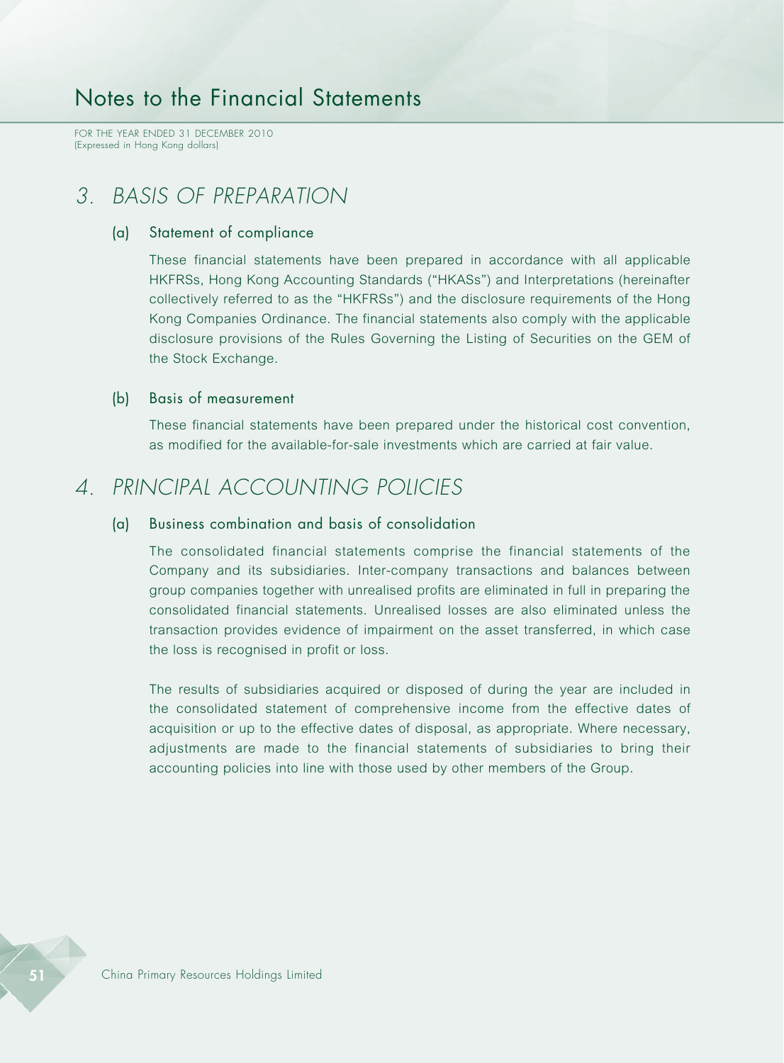## 3. BASIS OF PREPARATION

### (a) Statement of compliance

These financial statements have been prepared in accordance with all applicable HKFRSs, Hong Kong Accounting Standards ("HKASs") and Interpretations (hereinafter collectively referred to as the "HKFRSs") and the disclosure requirements of the Hong Kong Companies Ordinance. The financial statements also comply with the applicable disclosure provisions of the Rules Governing the Listing of Securities on the GEM of the Stock Exchange.

### (b) Basis of measurement

These financial statements have been prepared under the historical cost convention, as modified for the available-for-sale investments which are carried at fair value.

## 4. PRINCIPAL ACCOUNTING POLICIES

### (a) Business combination and basis of consolidation

The consolidated financial statements comprise the financial statements of the Company and its subsidiaries. Inter-company transactions and balances between group companies together with unrealised profits are eliminated in full in preparing the consolidated financial statements. Unrealised losses are also eliminated unless the transaction provides evidence of impairment on the asset transferred, in which case the loss is recognised in profit or loss.

The results of subsidiaries acquired or disposed of during the year are included in the consolidated statement of comprehensive income from the effective dates of acquisition or up to the effective dates of disposal, as appropriate. Where necessary, adjustments are made to the financial statements of subsidiaries to bring their accounting policies into line with those used by other members of the Group.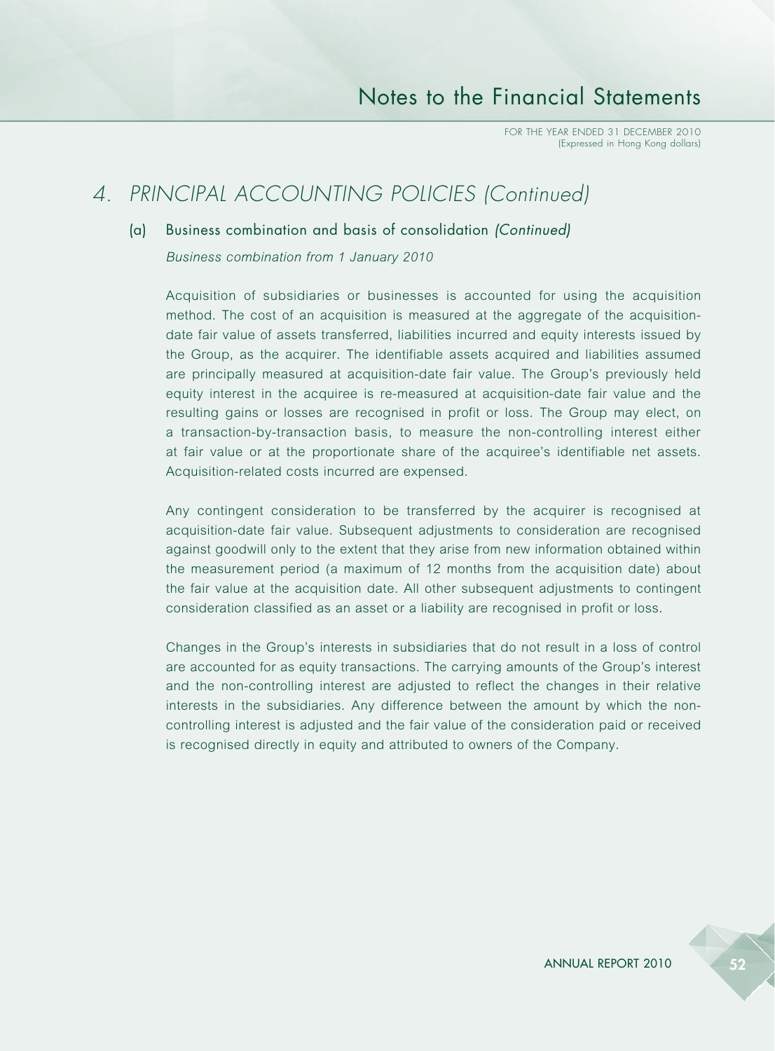## 4. PRINCIPAL ACCOUNTING POLICIES *(Continued)*

### (a) Business combination and basis of consolidation *(Continued)*

*Business combination from 1 January 2010*

Acquisition of subsidiaries or businesses is accounted for using the acquisition method. The cost of an acquisition is measured at the aggregate of the acquisition-date fair value of assets transferred, liabilities incurred and equity interests issued by the Group, as the acquirer. The identifiable assets acquired and liabilities assumed are principally measured at acquisition-date fair value. The Group's previously held equity interest in the acquiree is re-measured at acquisition-date fair value and the resulting gains or losses are recognised in profit or loss. The Group may elect, on a transaction-by-transaction basis, to measure the non-controlling interest either at fair value or at the proportionate share of the acquiree's identifiable net assets. Acquisition-related costs incurred are expensed.

Any contingent consideration to be transferred by the acquirer is recognised at acquisition-date fair value. Subsequent adjustments to consideration are recognised against goodwill only to the extent that they arise from new information obtained within the measurement period (a maximum of 12 months from the acquisition date) about the fair value at the acquisition date. All other subsequent adjustments to contingent consideration classified as an asset or a liability are recognised in profit or loss.

Changes in the Group's interests in subsidiaries that do not result in a loss of control are accounted for as equity transactions. The carrying amounts of the Group's interest and the non-controlling interest are adjusted to reflect the changes in their relative interests in the subsidiaries. Any difference between the amount by which the non-controlling interest is adjusted and the fair value of the consideration paid or received is recognised directly in equity and attributed to owners of the Company.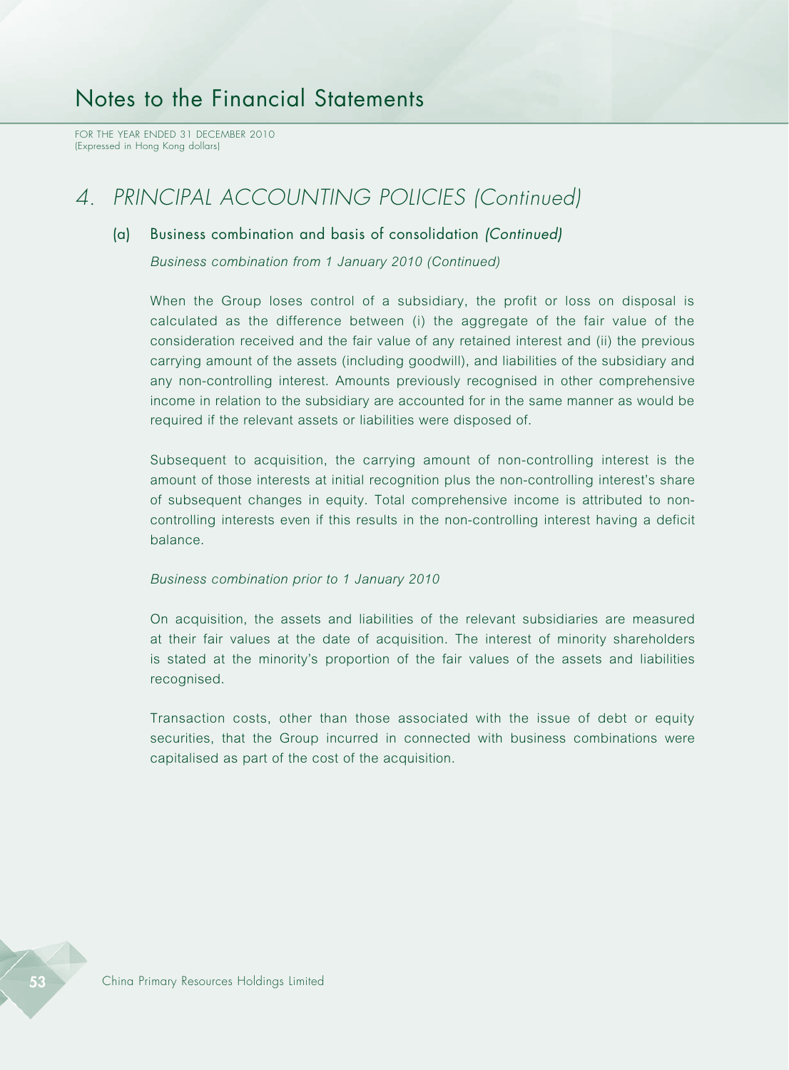## 4. PRINCIPAL ACCOUNTING POLICIES (Continued)

### (a) Business combination and basis of consolidation *(Continued)*

*Business combination from 1 January 2010 (Continued)*

When the Group loses control of a subsidiary, the profit or loss on disposal is calculated as the difference between (i) the aggregate of the fair value of the consideration received and the fair value of any retained interest and (ii) the previous carrying amount of the assets (including goodwill), and liabilities of the subsidiary and any non-controlling interest. Amounts previously recognised in other comprehensive income in relation to the subsidiary are accounted for in the same manner as would be required if the relevant assets or liabilities were disposed of.

Subsequent to acquisition, the carrying amount of non-controlling interest is the amount of those interests at initial recognition plus the non-controlling interest's share of subsequent changes in equity. Total comprehensive income is attributed to non-controlling interests even if this results in the non-controlling interest having a deficit balance.

*Business combination prior to 1 January 2010*

On acquisition, the assets and liabilities of the relevant subsidiaries are measured at their fair values at the date of acquisition. The interest of minority shareholders is stated at the minority's proportion of the fair values of the assets and liabilities recognised.

Transaction costs, other than those associated with the issue of debt or equity securities, that the Group incurred in connected with business combinations were capitalised as part of the cost of the acquisition.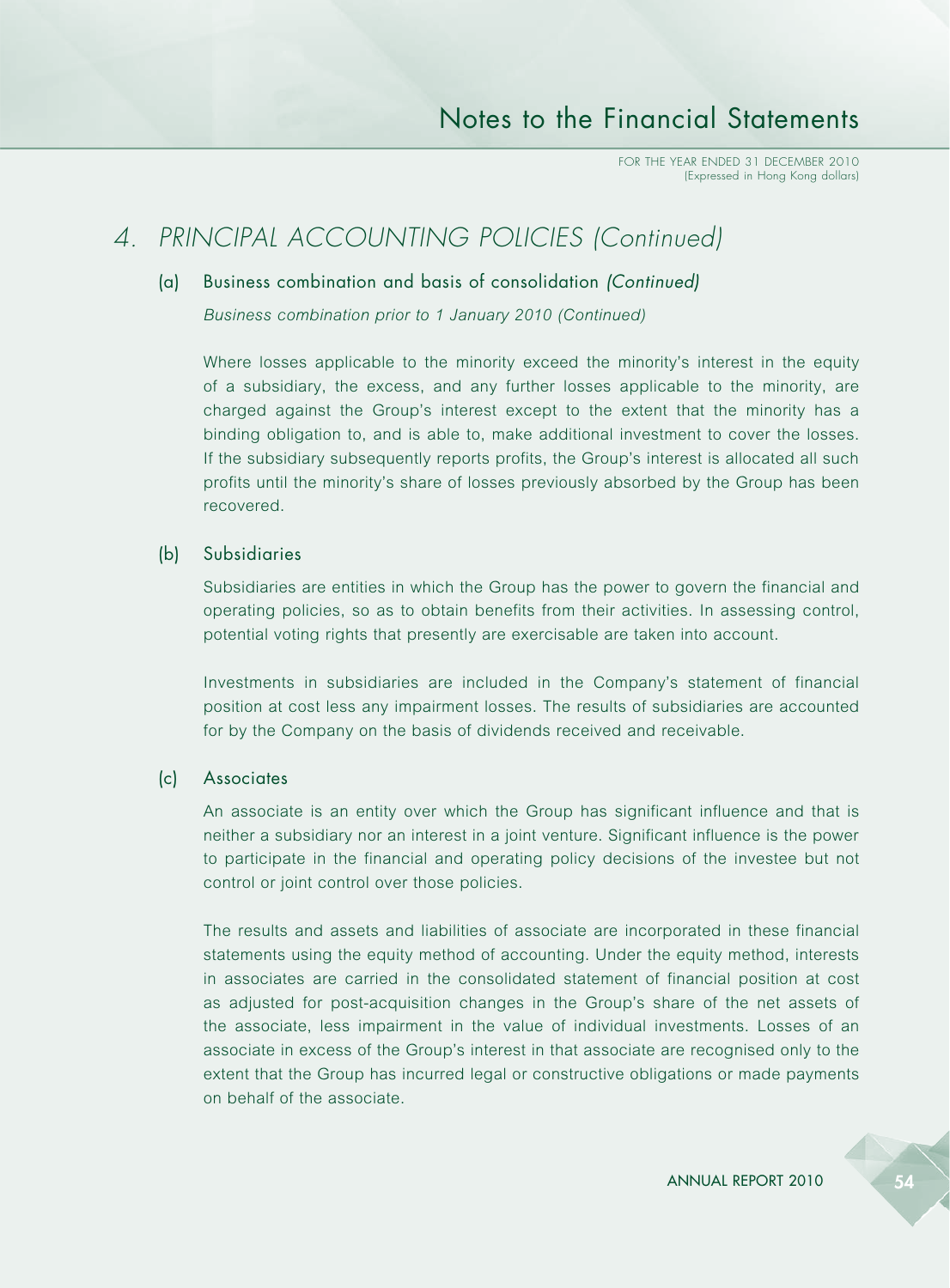## 4. PRINCIPAL ACCOUNTING POLICIES (Continued)

### (a) Business combination and basis of consolidation *(Continued)*

*Business combination prior to 1 January 2010 (Continued)*

Where losses applicable to the minority exceed the minority's interest in the equity of a subsidiary, the excess, and any further losses applicable to the minority, are charged against the Group's interest except to the extent that the minority has a binding obligation to, and is able to, make additional investment to cover the losses. If the subsidiary subsequently reports profits, the Group's interest is allocated all such profits until the minority's share of losses previously absorbed by the Group has been recovered.

### (b) Subsidiaries

Subsidiaries are entities in which the Group has the power to govern the financial and operating policies, so as to obtain benefits from their activities. In assessing control, potential voting rights that presently are exercisable are taken into account.

Investments in subsidiaries are included in the Company's statement of financial position at cost less any impairment losses. The results of subsidiaries are accounted for by the Company on the basis of dividends received and receivable.

### (c) Associates

An associate is an entity over which the Group has significant influence and that is neither a subsidiary nor an interest in a joint venture. Significant influence is the power to participate in the financial and operating policy decisions of the investee but not control or joint control over those policies.

The results and assets and liabilities of associate are incorporated in these financial statements using the equity method of accounting. Under the equity method, interests in associates are carried in the consolidated statement of financial position at cost as adjusted for post-acquisition changes in the Group's share of the net assets of the associate, less impairment in the value of individual investments. Losses of an associate in excess of the Group's interest in that associate are recognised only to the extent that the Group has incurred legal or constructive obligations or made payments on behalf of the associate.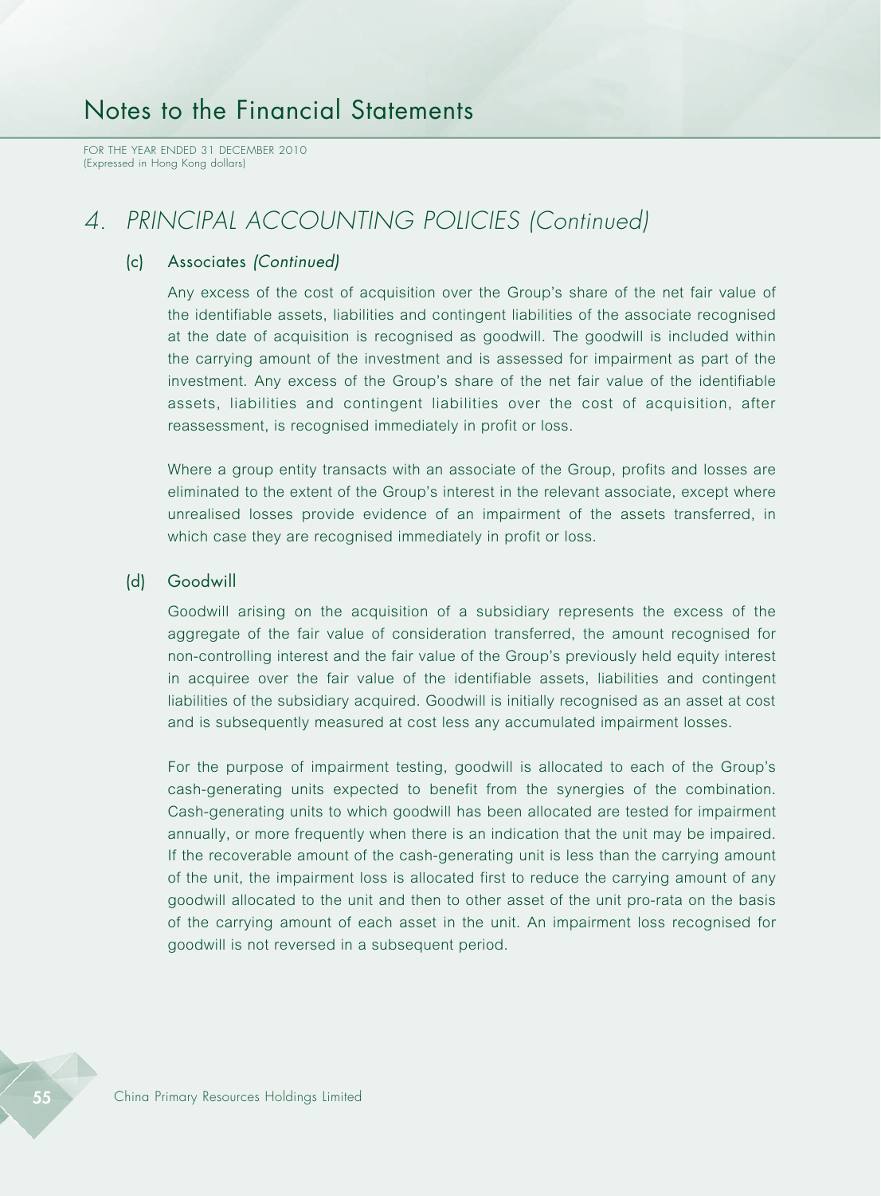# 4. PRINCIPAL ACCOUNTING POLICIES *(Continued)*

## (c) Associates *(Continued)*

Any excess of the cost of acquisition over the Group's share of the net fair value of the identifiable assets, liabilities and contingent liabilities of the associate recognised at the date of acquisition is recognised as goodwill. The goodwill is included within the carrying amount of the investment and is assessed for impairment as part of the investment. Any excess of the Group's share of the net fair value of the identifiable assets, liabilities and contingent liabilities over the cost of acquisition, after reassessment, is recognised immediately in profit or loss.

Where a group entity transacts with an associate of the Group, profits and losses are eliminated to the extent of the Group's interest in the relevant associate, except where unrealised losses provide evidence of an impairment of the assets transferred, in which case they are recognised immediately in profit or loss.

## (d) Goodwill

Goodwill arising on the acquisition of a subsidiary represents the excess of the aggregate of the fair value of consideration transferred, the amount recognised for non-controlling interest and the fair value of the Group's previously held equity interest in acquiree over the fair value of the identifiable assets, liabilities and contingent liabilities of the subsidiary acquired. Goodwill is initially recognised as an asset at cost and is subsequently measured at cost less any accumulated impairment losses.

For the purpose of impairment testing, goodwill is allocated to each of the Group's cash-generating units expected to benefit from the synergies of the combination. Cash-generating units to which goodwill has been allocated are tested for impairment annually, or more frequently when there is an indication that the unit may be impaired. If the recoverable amount of the cash-generating unit is less than the carrying amount of the unit, the impairment loss is allocated first to reduce the carrying amount of any goodwill allocated to the unit and then to other asset of the unit pro-rata on the basis of the carrying amount of each asset in the unit. An impairment loss recognised for goodwill is not reversed in a subsequent period.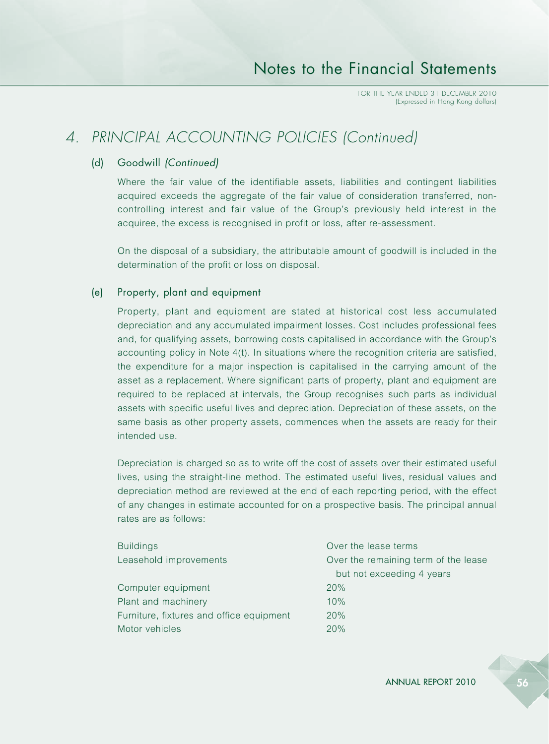# 4. PRINCIPAL ACCOUNTING POLICIES *(Continued)*

## (d) Goodwill *(Continued)*

Where the fair value of the identifiable assets, liabilities and contingent liabilities acquired exceeds the aggregate of the fair value of consideration transferred, non-controlling interest and fair value of the Group's previously held interest in the acquiree, the excess is recognised in profit or loss, after re-assessment.

On the disposal of a subsidiary, the attributable amount of goodwill is included in the determination of the profit or loss on disposal.

## (e) Property, plant and equipment

Property, plant and equipment are stated at historical cost less accumulated depreciation and any accumulated impairment losses. Cost includes professional fees and, for qualifying assets, borrowing costs capitalised in accordance with the Group's accounting policy in Note 4(t). In situations where the recognition criteria are satisfied, the expenditure for a major inspection is capitalised in the carrying amount of the asset as a replacement. Where significant parts of property, plant and equipment are required to be replaced at intervals, the Group recognises such parts as individual assets with specific useful lives and depreciation. Depreciation of these assets, on the same basis as other property assets, commences when the assets are ready for their intended use.

Depreciation is charged so as to write off the cost of assets over their estimated useful lives, using the straight-line method. The estimated useful lives, residual values and depreciation method are reviewed at the end of each reporting period, with the effect of any changes in estimate accounted for on a prospective basis. The principal annual rates are as follows:

| | |
|---|---|
| Buildings | Over the lease terms |
| Leasehold improvements | Over the remaining term of the lease but not exceeding 4 years |
| Computer equipment | 20% |
| Plant and machinery | 10% |
| Furniture, fixtures and office equipment | 20% |
| Motor vehicles | 20% |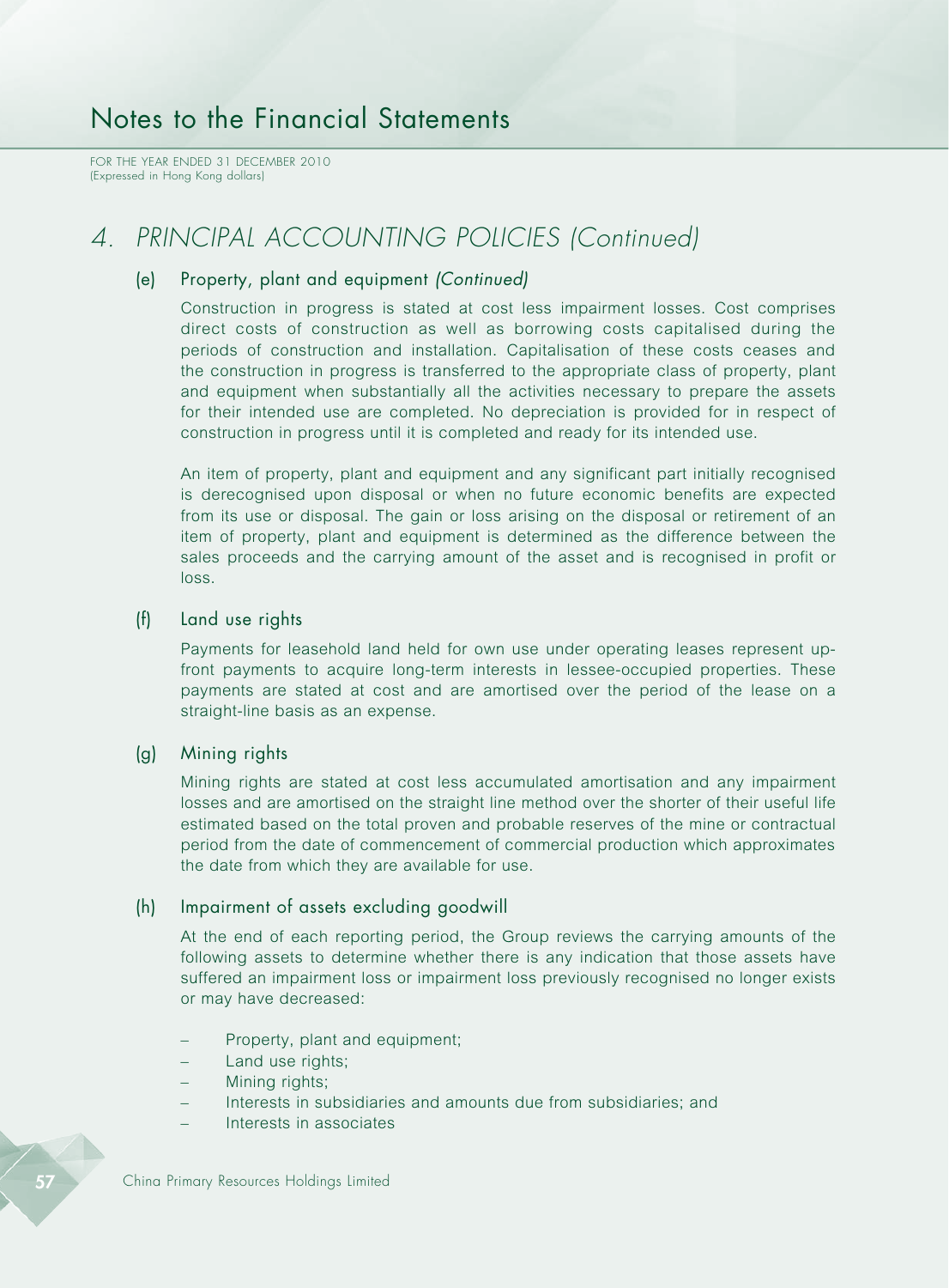## 4. PRINCIPAL ACCOUNTING POLICIES (Continued)

### (e) Property, plant and equipment *(Continued)*

Construction in progress is stated at cost less impairment losses. Cost comprises direct costs of construction as well as borrowing costs capitalised during the periods of construction and installation. Capitalisation of these costs ceases and the construction in progress is transferred to the appropriate class of property, plant and equipment when substantially all the activities necessary to prepare the assets for their intended use are completed. No depreciation is provided for in respect of construction in progress until it is completed and ready for its intended use.

An item of property, plant and equipment and any significant part initially recognised is derecognised upon disposal or when no future economic benefits are expected from its use or disposal. The gain or loss arising on the disposal or retirement of an item of property, plant and equipment is determined as the difference between the sales proceeds and the carrying amount of the asset and is recognised in profit or loss.

### (f) Land use rights

Payments for leasehold land held for own use under operating leases represent up-front payments to acquire long-term interests in lessee-occupied properties. These payments are stated at cost and are amortised over the period of the lease on a straight-line basis as an expense.

### (g) Mining rights

Mining rights are stated at cost less accumulated amortisation and any impairment losses and are amortised on the straight line method over the shorter of their useful life estimated based on the total proven and probable reserves of the mine or contractual period from the date of commencement of commercial production which approximates the date from which they are available for use.

### (h) Impairment of assets excluding goodwill

At the end of each reporting period, the Group reviews the carrying amounts of the following assets to determine whether there is any indication that those assets have suffered an impairment loss or impairment loss previously recognised no longer exists or may have decreased:

- Property, plant and equipment;
- Land use rights;
- Mining rights;
- Interests in subsidiaries and amounts due from subsidiaries; and
- Interests in associates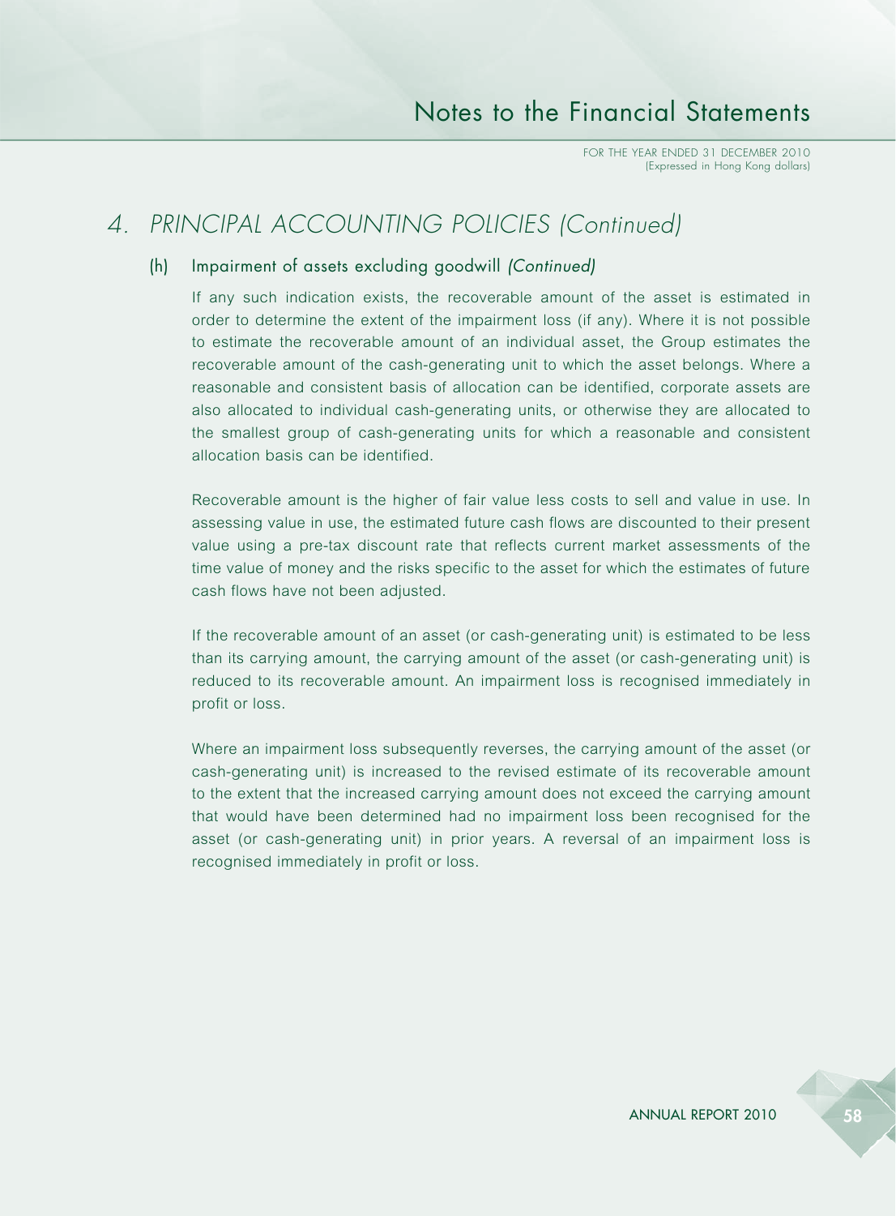# 4. PRINCIPAL ACCOUNTING POLICIES *(Continued)*

## (h) Impairment of assets excluding goodwill *(Continued)*

If any such indication exists, the recoverable amount of the asset is estimated in order to determine the extent of the impairment loss (if any). Where it is not possible to estimate the recoverable amount of an individual asset, the Group estimates the recoverable amount of the cash-generating unit to which the asset belongs. Where a reasonable and consistent basis of allocation can be identified, corporate assets are also allocated to individual cash-generating units, or otherwise they are allocated to the smallest group of cash-generating units for which a reasonable and consistent allocation basis can be identified.

Recoverable amount is the higher of fair value less costs to sell and value in use. In assessing value in use, the estimated future cash flows are discounted to their present value using a pre-tax discount rate that reflects current market assessments of the time value of money and the risks specific to the asset for which the estimates of future cash flows have not been adjusted.

If the recoverable amount of an asset (or cash-generating unit) is estimated to be less than its carrying amount, the carrying amount of the asset (or cash-generating unit) is reduced to its recoverable amount. An impairment loss is recognised immediately in profit or loss.

Where an impairment loss subsequently reverses, the carrying amount of the asset (or cash-generating unit) is increased to the revised estimate of its recoverable amount to the extent that the increased carrying amount does not exceed the carrying amount that would have been determined had no impairment loss been recognised for the asset (or cash-generating unit) in prior years. A reversal of an impairment loss is recognised immediately in profit or loss.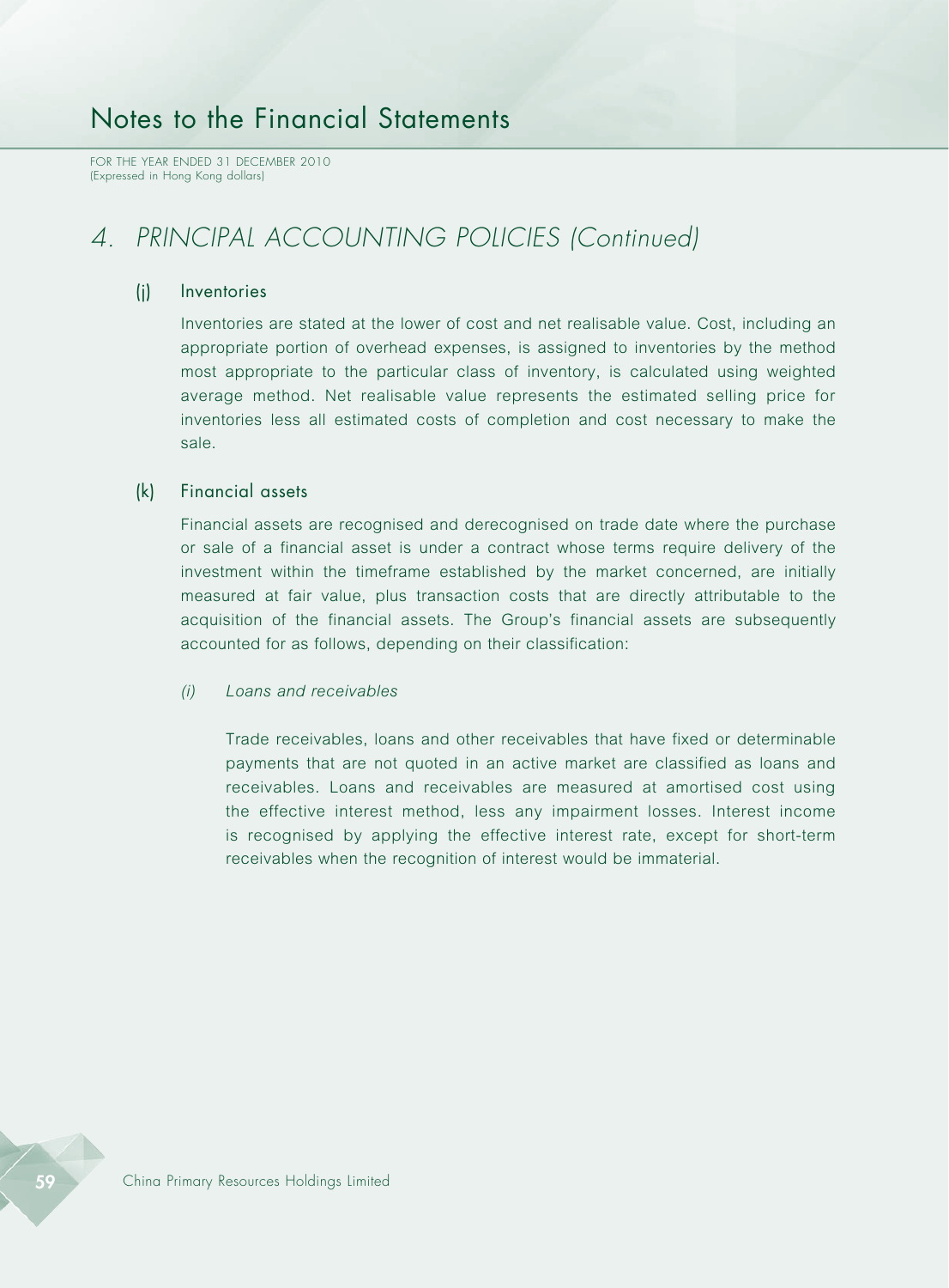# 4. PRINCIPAL ACCOUNTING POLICIES (Continued)

## (j) Inventories

Inventories are stated at the lower of cost and net realisable value. Cost, including an appropriate portion of overhead expenses, is assigned to inventories by the method most appropriate to the particular class of inventory, is calculated using weighted average method. Net realisable value represents the estimated selling price for inventories less all estimated costs of completion and cost necessary to make the sale.

## (k) Financial assets

Financial assets are recognised and derecognised on trade date where the purchase or sale of a financial asset is under a contract whose terms require delivery of the investment within the timeframe established by the market concerned, are initially measured at fair value, plus transaction costs that are directly attributable to the acquisition of the financial assets. The Group's financial assets are subsequently accounted for as follows, depending on their classification:

### *(i) Loans and receivables*

Trade receivables, loans and other receivables that have fixed or determinable payments that are not quoted in an active market are classified as loans and receivables. Loans and receivables are measured at amortised cost using the effective interest method, less any impairment losses. Interest income is recognised by applying the effective interest rate, except for short-term receivables when the recognition of interest would be immaterial.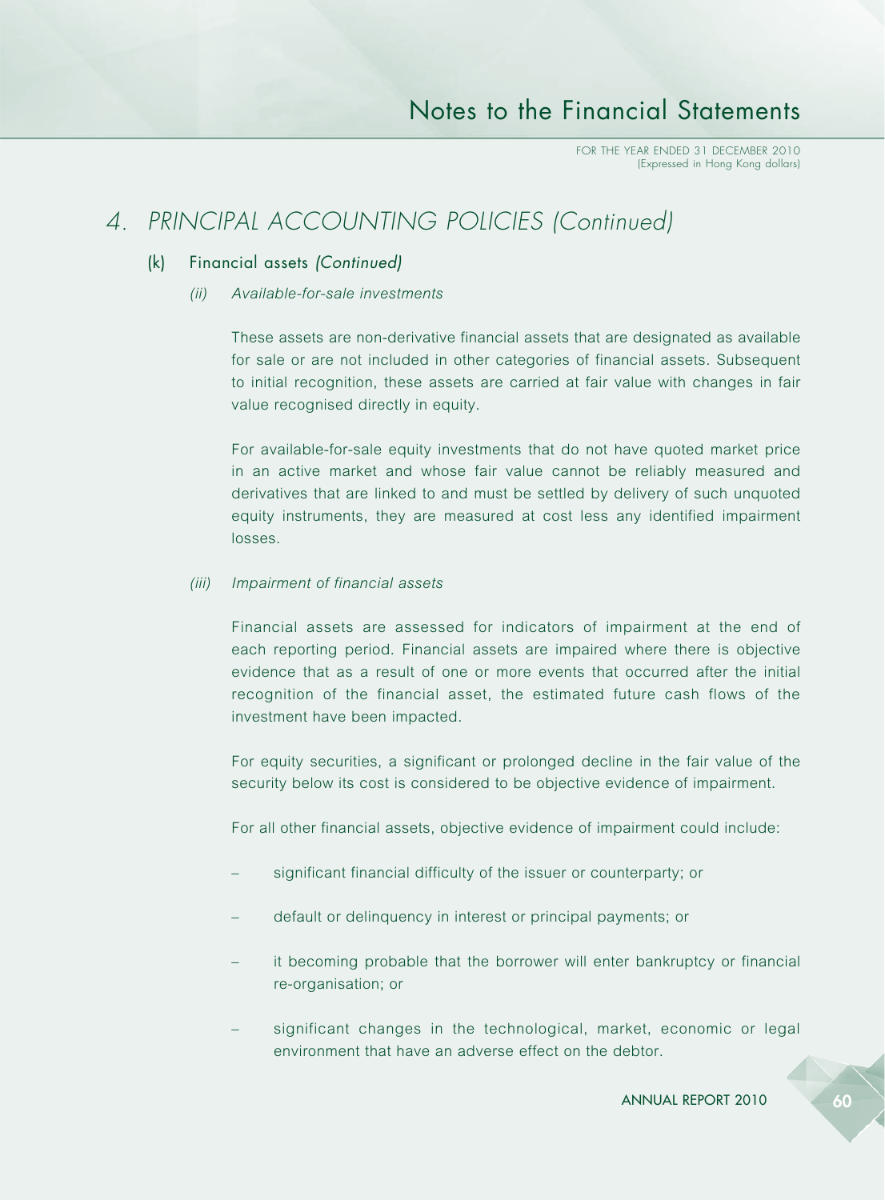# 4. PRINCIPAL ACCOUNTING POLICIES *(Continued)*

## (k) Financial assets *(Continued)*

### *(ii) Available-for-sale investments*

These assets are non-derivative financial assets that are designated as available for sale or are not included in other categories of financial assets. Subsequent to initial recognition, these assets are carried at fair value with changes in fair value recognised directly in equity.

For available-for-sale equity investments that do not have quoted market price in an active market and whose fair value cannot be reliably measured and derivatives that are linked to and must be settled by delivery of such unquoted equity instruments, they are measured at cost less any identified impairment losses.

### *(iii) Impairment of financial assets*

Financial assets are assessed for indicators of impairment at the end of each reporting period. Financial assets are impaired where there is objective evidence that as a result of one or more events that occurred after the initial recognition of the financial asset, the estimated future cash flows of the investment have been impacted.

For equity securities, a significant or prolonged decline in the fair value of the security below its cost is considered to be objective evidence of impairment.

For all other financial assets, objective evidence of impairment could include:

- significant financial difficulty of the issuer or counterparty; or
- default or delinquency in interest or principal payments; or
- it becoming probable that the borrower will enter bankruptcy or financial re-organisation; or
- significant changes in the technological, market, economic or legal environment that have an adverse effect on the debtor.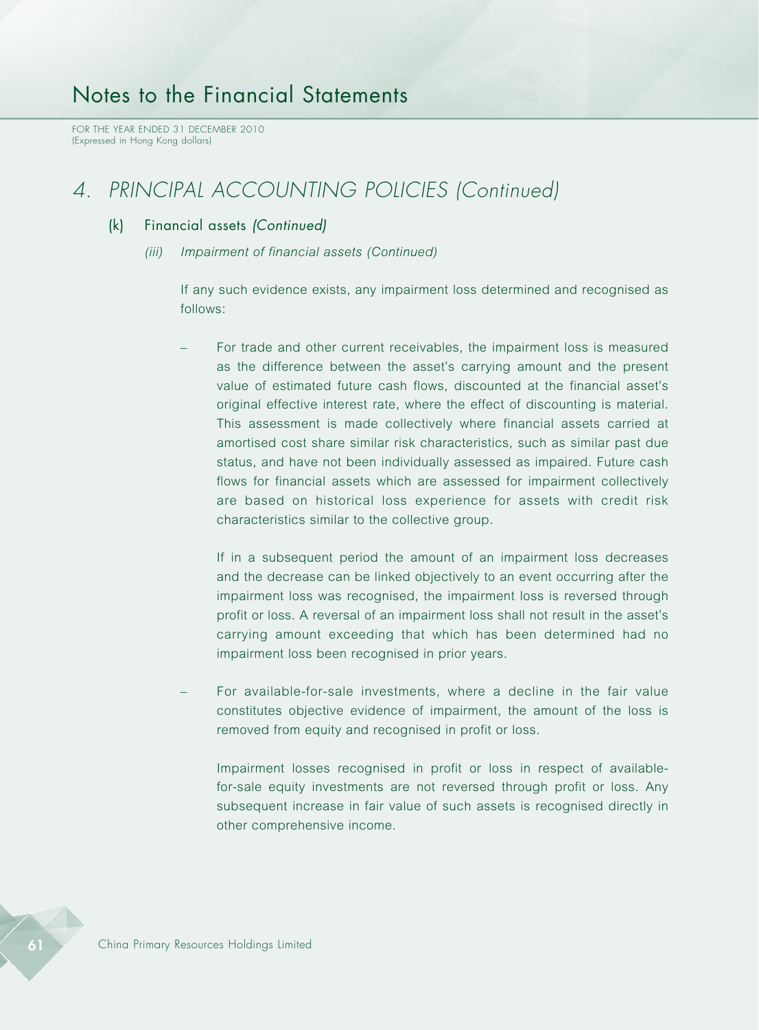## 4. PRINCIPAL ACCOUNTING POLICIES (Continued)

### (k) Financial assets *(Continued)*

*(iii) Impairment of financial assets (Continued)*

If any such evidence exists, any impairment loss determined and recognised as follows:

- For trade and other current receivables, the impairment loss is measured as the difference between the asset's carrying amount and the present value of estimated future cash flows, discounted at the financial asset's original effective interest rate, where the effect of discounting is material. This assessment is made collectively where financial assets carried at amortised cost share similar risk characteristics, such as similar past due status, and have not been individually assessed as impaired. Future cash flows for financial assets which are assessed for impairment collectively are based on historical loss experience for assets with credit risk characteristics similar to the collective group.

  If in a subsequent period the amount of an impairment loss decreases and the decrease can be linked objectively to an event occurring after the impairment loss was recognised, the impairment loss is reversed through profit or loss. A reversal of an impairment loss shall not result in the asset's carrying amount exceeding that which has been determined had no impairment loss been recognised in prior years.

- For available-for-sale investments, where a decline in the fair value constitutes objective evidence of impairment, the amount of the loss is removed from equity and recognised in profit or loss.

  Impairment losses recognised in profit or loss in respect of available-for-sale equity investments are not reversed through profit or loss. Any subsequent increase in fair value of such assets is recognised directly in other comprehensive income.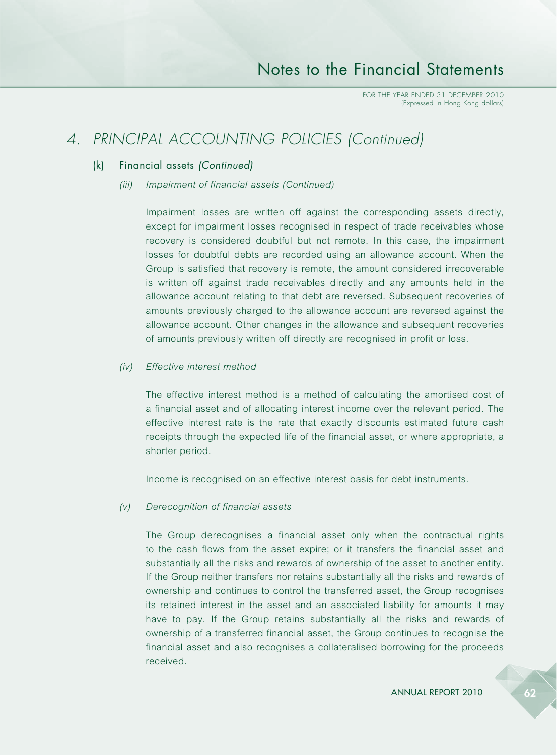# 4. PRINCIPAL ACCOUNTING POLICIES *(Continued)*

## (k) Financial assets *(Continued)*

### *(iii) Impairment of financial assets (Continued)*

Impairment losses are written off against the corresponding assets directly, except for impairment losses recognised in respect of trade receivables whose recovery is considered doubtful but not remote. In this case, the impairment losses for doubtful debts are recorded using an allowance account. When the Group is satisfied that recovery is remote, the amount considered irrecoverable is written off against trade receivables directly and any amounts held in the allowance account relating to that debt are reversed. Subsequent recoveries of amounts previously charged to the allowance account are reversed against the allowance account. Other changes in the allowance and subsequent recoveries of amounts previously written off directly are recognised in profit or loss.

### *(iv) Effective interest method*

The effective interest method is a method of calculating the amortised cost of a financial asset and of allocating interest income over the relevant period. The effective interest rate is the rate that exactly discounts estimated future cash receipts through the expected life of the financial asset, or where appropriate, a shorter period.

Income is recognised on an effective interest basis for debt instruments.

### *(v) Derecognition of financial assets*

The Group derecognises a financial asset only when the contractual rights to the cash flows from the asset expire; or it transfers the financial asset and substantially all the risks and rewards of ownership of the asset to another entity. If the Group neither transfers nor retains substantially all the risks and rewards of ownership and continues to control the transferred asset, the Group recognises its retained interest in the asset and an associated liability for amounts it may have to pay. If the Group retains substantially all the risks and rewards of ownership of a transferred financial asset, the Group continues to recognise the financial asset and also recognises a collateralised borrowing for the proceeds received.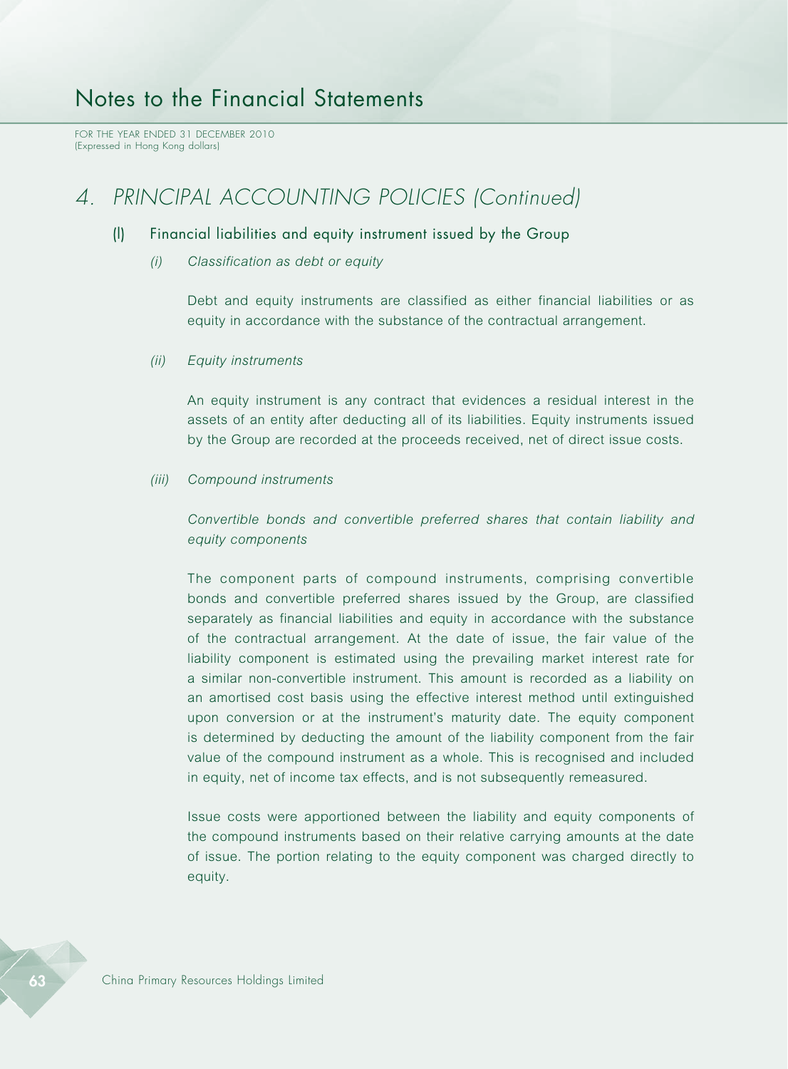# 4. PRINCIPAL ACCOUNTING POLICIES (Continued)

## (l) Financial liabilities and equity instrument issued by the Group

### *(i) Classification as debt or equity*

Debt and equity instruments are classified as either financial liabilities or as equity in accordance with the substance of the contractual arrangement.

### *(ii) Equity instruments*

An equity instrument is any contract that evidences a residual interest in the assets of an entity after deducting all of its liabilities. Equity instruments issued by the Group are recorded at the proceeds received, net of direct issue costs.

### *(iii) Compound instruments*

*Convertible bonds and convertible preferred shares that contain liability and equity components*

The component parts of compound instruments, comprising convertible bonds and convertible preferred shares issued by the Group, are classified separately as financial liabilities and equity in accordance with the substance of the contractual arrangement. At the date of issue, the fair value of the liability component is estimated using the prevailing market interest rate for a similar non-convertible instrument. This amount is recorded as a liability on an amortised cost basis using the effective interest method until extinguished upon conversion or at the instrument's maturity date. The equity component is determined by deducting the amount of the liability component from the fair value of the compound instrument as a whole. This is recognised and included in equity, net of income tax effects, and is not subsequently remeasured.

Issue costs were apportioned between the liability and equity components of the compound instruments based on their relative carrying amounts at the date of issue. The portion relating to the equity component was charged directly to equity.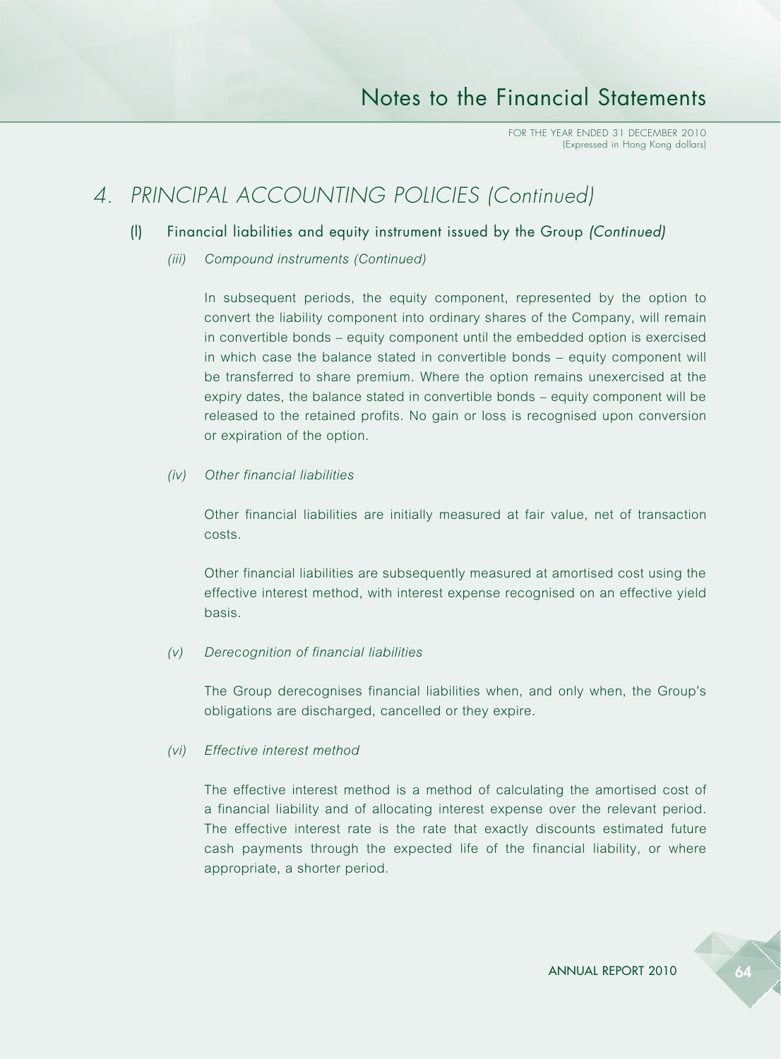## 4. PRINCIPAL ACCOUNTING POLICIES *(Continued)*

### (l) Financial liabilities and equity instrument issued by the Group *(Continued)*

#### *(iii) Compound instruments (Continued)*

In subsequent periods, the equity component, represented by the option to convert the liability component into ordinary shares of the Company, will remain in convertible bonds – equity component until the embedded option is exercised in which case the balance stated in convertible bonds – equity component will be transferred to share premium. Where the option remains unexercised at the expiry dates, the balance stated in convertible bonds – equity component will be released to the retained profits. No gain or loss is recognised upon conversion or expiration of the option.

#### *(iv) Other financial liabilities*

Other financial liabilities are initially measured at fair value, net of transaction costs.

Other financial liabilities are subsequently measured at amortised cost using the effective interest method, with interest expense recognised on an effective yield basis.

#### *(v) Derecognition of financial liabilities*

The Group derecognises financial liabilities when, and only when, the Group's obligations are discharged, cancelled or they expire.

#### *(vi) Effective interest method*

The effective interest method is a method of calculating the amortised cost of a financial liability and of allocating interest expense over the relevant period. The effective interest rate is the rate that exactly discounts estimated future cash payments through the expected life of the financial liability, or where appropriate, a shorter period.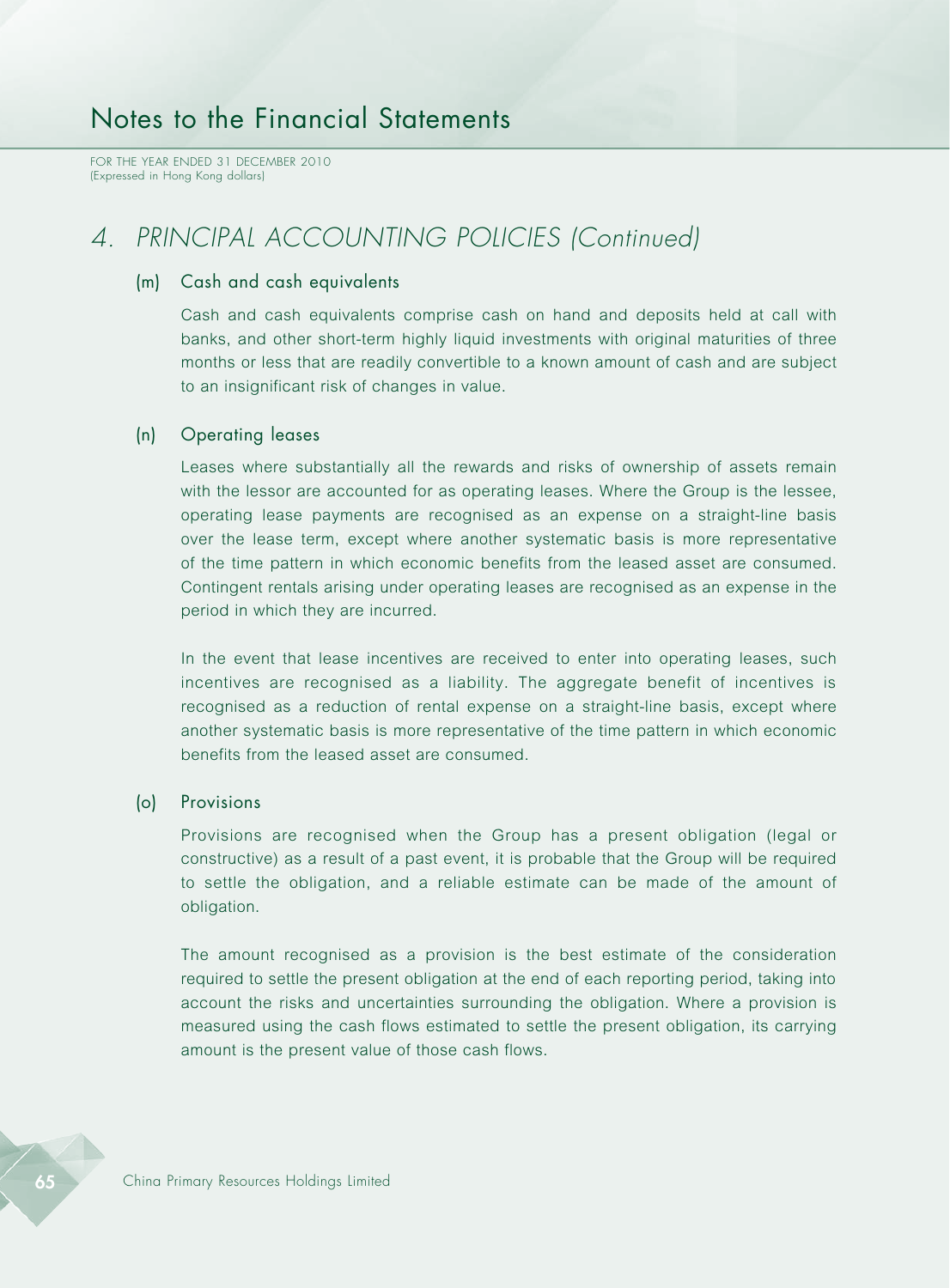## 4. PRINCIPAL ACCOUNTING POLICIES (Continued)

### (m) Cash and cash equivalents

Cash and cash equivalents comprise cash on hand and deposits held at call with banks, and other short-term highly liquid investments with original maturities of three months or less that are readily convertible to a known amount of cash and are subject to an insignificant risk of changes in value.

### (n) Operating leases

Leases where substantially all the rewards and risks of ownership of assets remain with the lessor are accounted for as operating leases. Where the Group is the lessee, operating lease payments are recognised as an expense on a straight-line basis over the lease term, except where another systematic basis is more representative of the time pattern in which economic benefits from the leased asset are consumed. Contingent rentals arising under operating leases are recognised as an expense in the period in which they are incurred.

In the event that lease incentives are received to enter into operating leases, such incentives are recognised as a liability. The aggregate benefit of incentives is recognised as a reduction of rental expense on a straight-line basis, except where another systematic basis is more representative of the time pattern in which economic benefits from the leased asset are consumed.

### (o) Provisions

Provisions are recognised when the Group has a present obligation (legal or constructive) as a result of a past event, it is probable that the Group will be required to settle the obligation, and a reliable estimate can be made of the amount of obligation.

The amount recognised as a provision is the best estimate of the consideration required to settle the present obligation at the end of each reporting period, taking into account the risks and uncertainties surrounding the obligation. Where a provision is measured using the cash flows estimated to settle the present obligation, its carrying amount is the present value of those cash flows.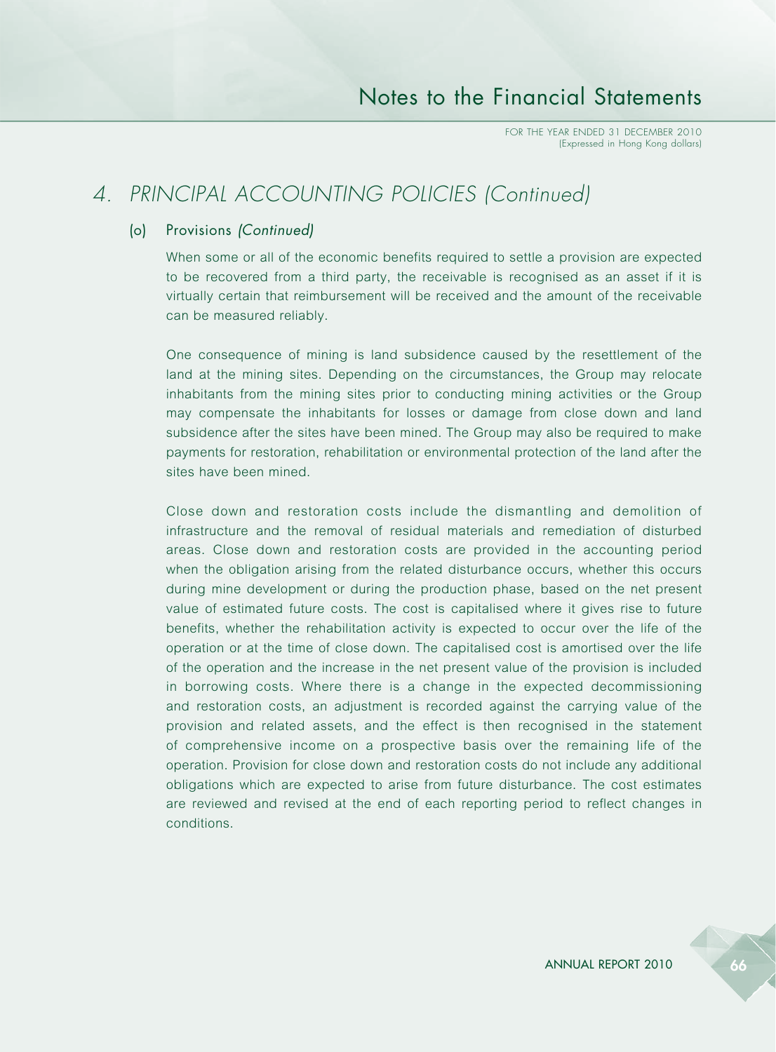## 4. PRINCIPAL ACCOUNTING POLICIES *(Continued)*

### (o) Provisions *(Continued)*

When some or all of the economic benefits required to settle a provision are expected to be recovered from a third party, the receivable is recognised as an asset if it is virtually certain that reimbursement will be received and the amount of the receivable can be measured reliably.

One consequence of mining is land subsidence caused by the resettlement of the land at the mining sites. Depending on the circumstances, the Group may relocate inhabitants from the mining sites prior to conducting mining activities or the Group may compensate the inhabitants for losses or damage from close down and land subsidence after the sites have been mined. The Group may also be required to make payments for restoration, rehabilitation or environmental protection of the land after the sites have been mined.

Close down and restoration costs include the dismantling and demolition of infrastructure and the removal of residual materials and remediation of disturbed areas. Close down and restoration costs are provided in the accounting period when the obligation arising from the related disturbance occurs, whether this occurs during mine development or during the production phase, based on the net present value of estimated future costs. The cost is capitalised where it gives rise to future benefits, whether the rehabilitation activity is expected to occur over the life of the operation or at the time of close down. The capitalised cost is amortised over the life of the operation and the increase in the net present value of the provision is included in borrowing costs. Where there is a change in the expected decommissioning and restoration costs, an adjustment is recorded against the carrying value of the provision and related assets, and the effect is then recognised in the statement of comprehensive income on a prospective basis over the remaining life of the operation. Provision for close down and restoration costs do not include any additional obligations which are expected to arise from future disturbance. The cost estimates are reviewed and revised at the end of each reporting period to reflect changes in conditions.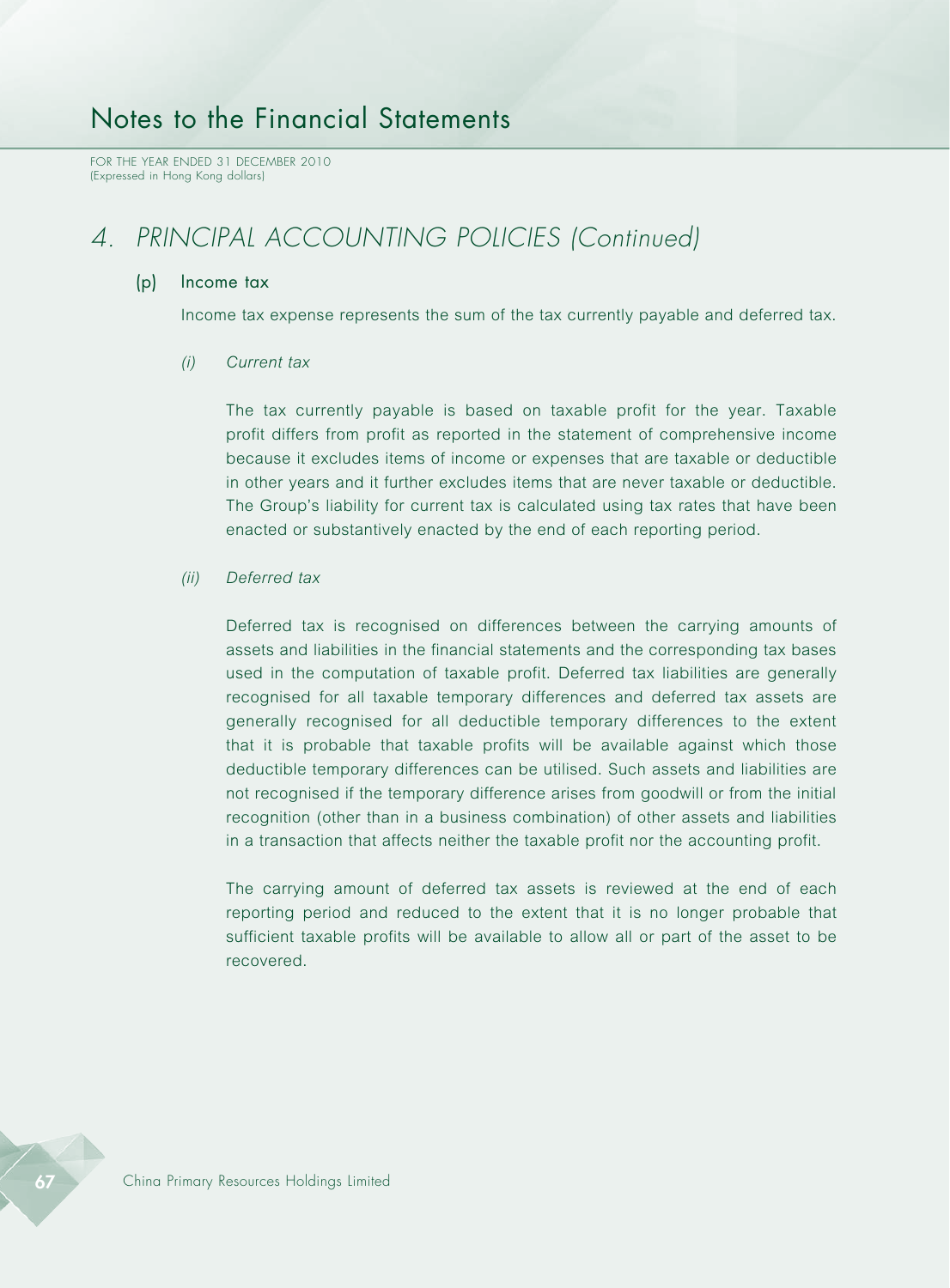# 4. PRINCIPAL ACCOUNTING POLICIES (Continued)

## (p) Income tax

Income tax expense represents the sum of the tax currently payable and deferred tax.

### *(i) Current tax*

The tax currently payable is based on taxable profit for the year. Taxable profit differs from profit as reported in the statement of comprehensive income because it excludes items of income or expenses that are taxable or deductible in other years and it further excludes items that are never taxable or deductible. The Group's liability for current tax is calculated using tax rates that have been enacted or substantively enacted by the end of each reporting period.

### *(ii) Deferred tax*

Deferred tax is recognised on differences between the carrying amounts of assets and liabilities in the financial statements and the corresponding tax bases used in the computation of taxable profit. Deferred tax liabilities are generally recognised for all taxable temporary differences and deferred tax assets are generally recognised for all deductible temporary differences to the extent that it is probable that taxable profits will be available against which those deductible temporary differences can be utilised. Such assets and liabilities are not recognised if the temporary difference arises from goodwill or from the initial recognition (other than in a business combination) of other assets and liabilities in a transaction that affects neither the taxable profit nor the accounting profit.

The carrying amount of deferred tax assets is reviewed at the end of each reporting period and reduced to the extent that it is no longer probable that sufficient taxable profits will be available to allow all or part of the asset to be recovered.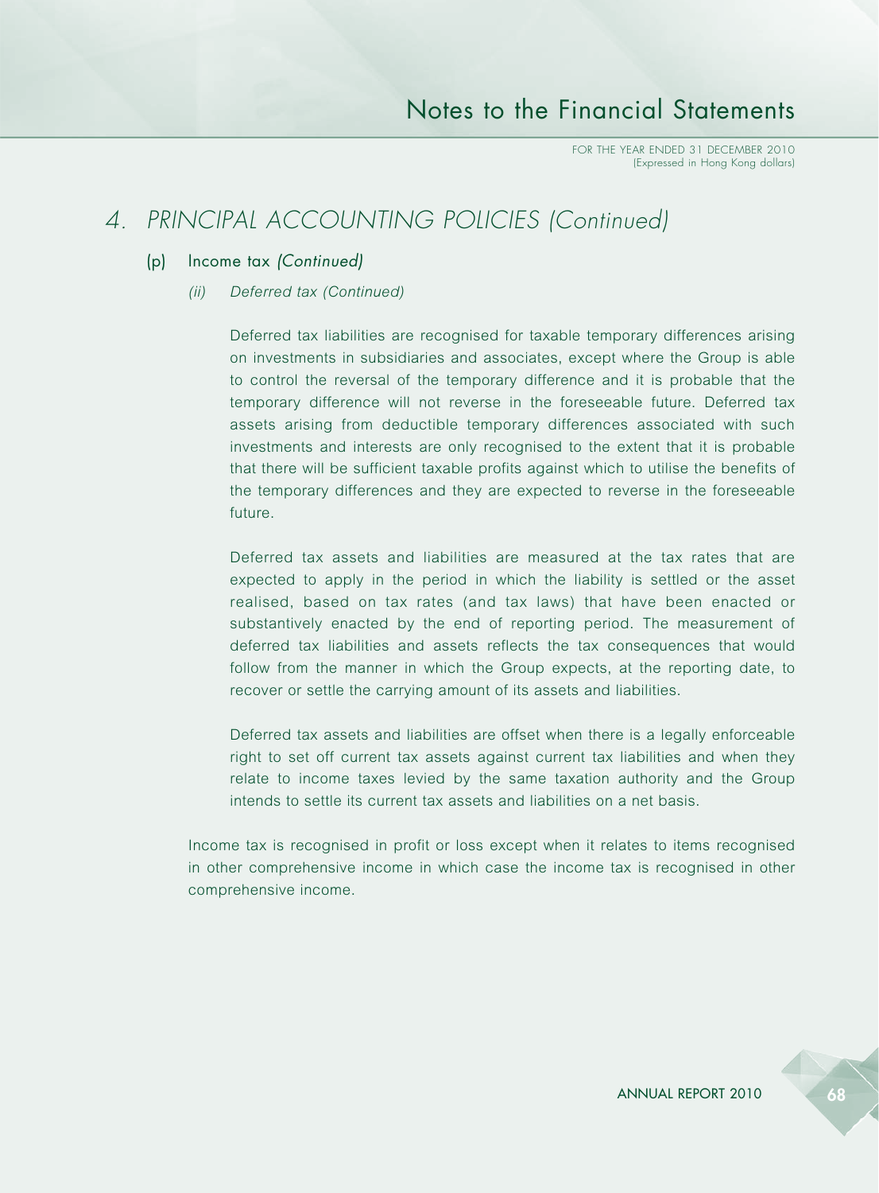# 4. PRINCIPAL ACCOUNTING POLICIES *(Continued)*

## (p) Income tax *(Continued)*

### *(ii) Deferred tax (Continued)*

Deferred tax liabilities are recognised for taxable temporary differences arising on investments in subsidiaries and associates, except where the Group is able to control the reversal of the temporary difference and it is probable that the temporary difference will not reverse in the foreseeable future. Deferred tax assets arising from deductible temporary differences associated with such investments and interests are only recognised to the extent that it is probable that there will be sufficient taxable profits against which to utilise the benefits of the temporary differences and they are expected to reverse in the foreseeable future.

Deferred tax assets and liabilities are measured at the tax rates that are expected to apply in the period in which the liability is settled or the asset realised, based on tax rates (and tax laws) that have been enacted or substantively enacted by the end of reporting period. The measurement of deferred tax liabilities and assets reflects the tax consequences that would follow from the manner in which the Group expects, at the reporting date, to recover or settle the carrying amount of its assets and liabilities.

Deferred tax assets and liabilities are offset when there is a legally enforceable right to set off current tax assets against current tax liabilities and when they relate to income taxes levied by the same taxation authority and the Group intends to settle its current tax assets and liabilities on a net basis.

Income tax is recognised in profit or loss except when it relates to items recognised in other comprehensive income in which case the income tax is recognised in other comprehensive income.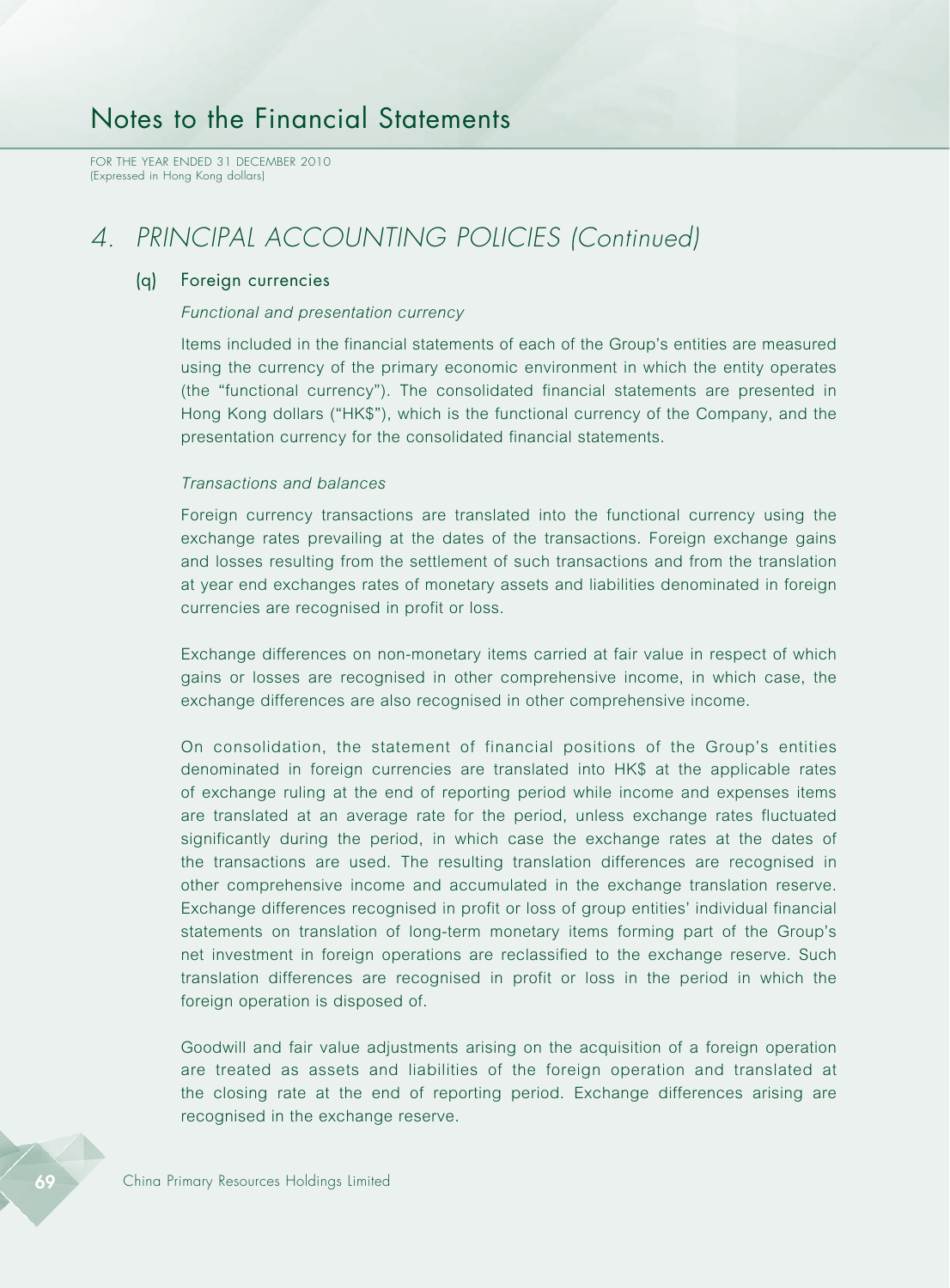## 4. PRINCIPAL ACCOUNTING POLICIES (Continued)

### (q) Foreign currencies

*Functional and presentation currency*

Items included in the financial statements of each of the Group's entities are measured using the currency of the primary economic environment in which the entity operates (the "functional currency"). The consolidated financial statements are presented in Hong Kong dollars ("HK$"), which is the functional currency of the Company, and the presentation currency for the consolidated financial statements.

*Transactions and balances*

Foreign currency transactions are translated into the functional currency using the exchange rates prevailing at the dates of the transactions. Foreign exchange gains and losses resulting from the settlement of such transactions and from the translation at year end exchanges rates of monetary assets and liabilities denominated in foreign currencies are recognised in profit or loss.

Exchange differences on non-monetary items carried at fair value in respect of which gains or losses are recognised in other comprehensive income, in which case, the exchange differences are also recognised in other comprehensive income.

On consolidation, the statement of financial positions of the Group's entities denominated in foreign currencies are translated into HK$ at the applicable rates of exchange ruling at the end of reporting period while income and expenses items are translated at an average rate for the period, unless exchange rates fluctuated significantly during the period, in which case the exchange rates at the dates of the transactions are used. The resulting translation differences are recognised in other comprehensive income and accumulated in the exchange translation reserve. Exchange differences recognised in profit or loss of group entities' individual financial statements on translation of long-term monetary items forming part of the Group's net investment in foreign operations are reclassified to the exchange reserve. Such translation differences are recognised in profit or loss in the period in which the foreign operation is disposed of.

Goodwill and fair value adjustments arising on the acquisition of a foreign operation are treated as assets and liabilities of the foreign operation and translated at the closing rate at the end of reporting period. Exchange differences arising are recognised in the exchange reserve.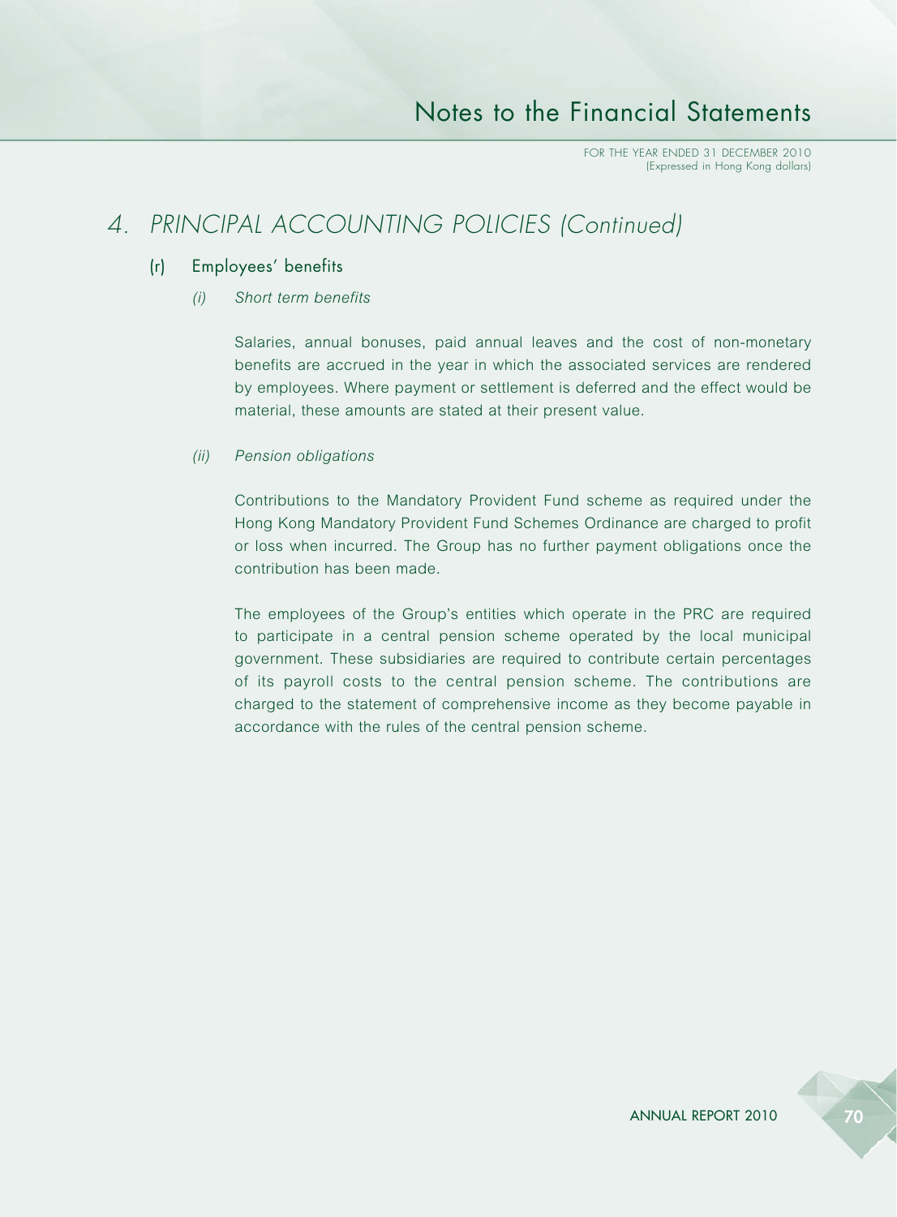## 4. PRINCIPAL ACCOUNTING POLICIES (Continued)

### (r) Employees' benefits

*(i) Short term benefits*

Salaries, annual bonuses, paid annual leaves and the cost of non-monetary benefits are accrued in the year in which the associated services are rendered by employees. Where payment or settlement is deferred and the effect would be material, these amounts are stated at their present value.

*(ii) Pension obligations*

Contributions to the Mandatory Provident Fund scheme as required under the Hong Kong Mandatory Provident Fund Schemes Ordinance are charged to profit or loss when incurred. The Group has no further payment obligations once the contribution has been made.

The employees of the Group's entities which operate in the PRC are required to participate in a central pension scheme operated by the local municipal government. These subsidiaries are required to contribute certain percentages of its payroll costs to the central pension scheme. The contributions are charged to the statement of comprehensive income as they become payable in accordance with the rules of the central pension scheme.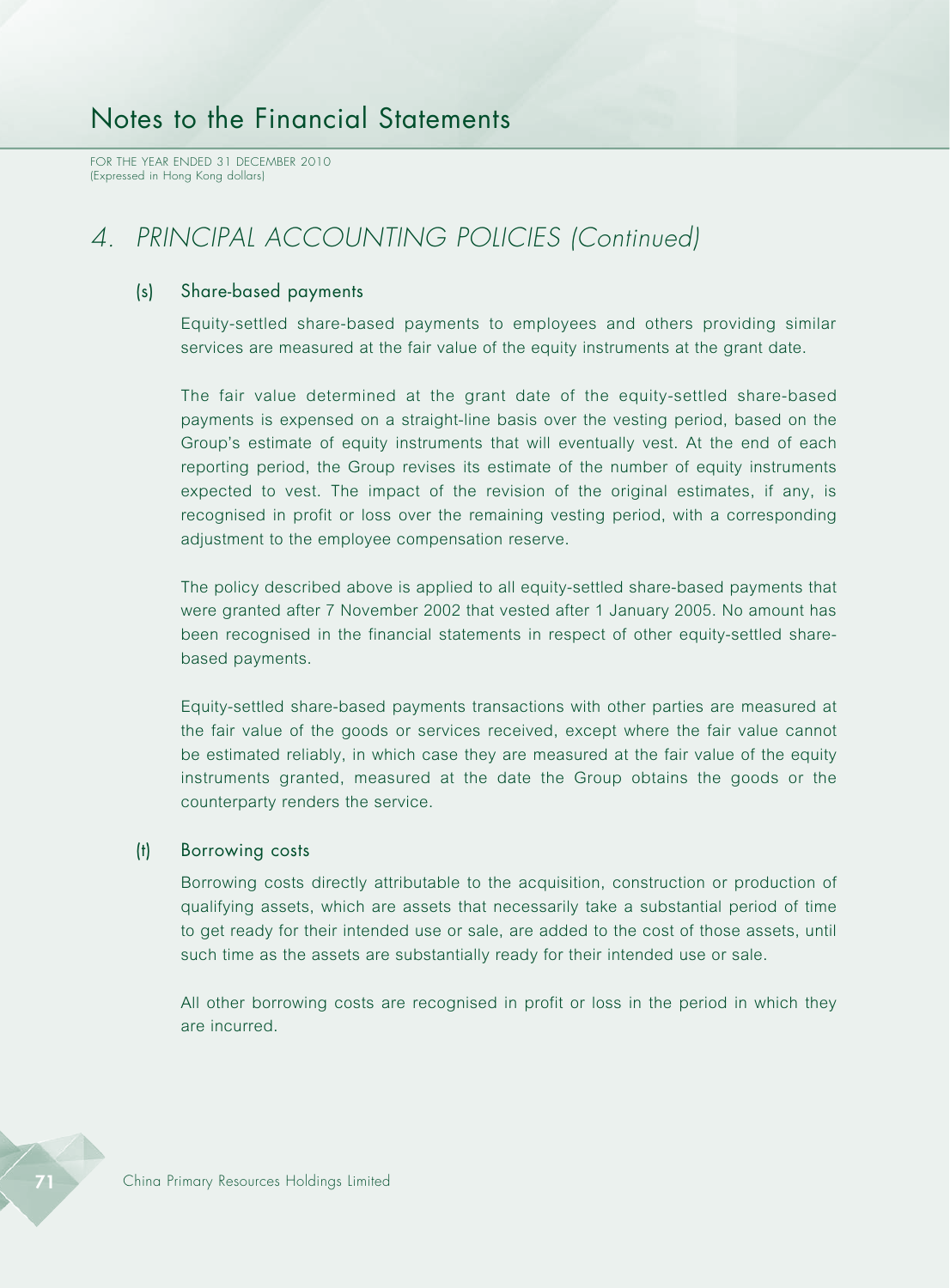# 4. PRINCIPAL ACCOUNTING POLICIES (Continued)

## (s) Share-based payments

Equity-settled share-based payments to employees and others providing similar services are measured at the fair value of the equity instruments at the grant date.

The fair value determined at the grant date of the equity-settled share-based payments is expensed on a straight-line basis over the vesting period, based on the Group's estimate of equity instruments that will eventually vest. At the end of each reporting period, the Group revises its estimate of the number of equity instruments expected to vest. The impact of the revision of the original estimates, if any, is recognised in profit or loss over the remaining vesting period, with a corresponding adjustment to the employee compensation reserve.

The policy described above is applied to all equity-settled share-based payments that were granted after 7 November 2002 that vested after 1 January 2005. No amount has been recognised in the financial statements in respect of other equity-settled share-based payments.

Equity-settled share-based payments transactions with other parties are measured at the fair value of the goods or services received, except where the fair value cannot be estimated reliably, in which case they are measured at the fair value of the equity instruments granted, measured at the date the Group obtains the goods or the counterparty renders the service.

## (t) Borrowing costs

Borrowing costs directly attributable to the acquisition, construction or production of qualifying assets, which are assets that necessarily take a substantial period of time to get ready for their intended use or sale, are added to the cost of those assets, until such time as the assets are substantially ready for their intended use or sale.

All other borrowing costs are recognised in profit or loss in the period in which they are incurred.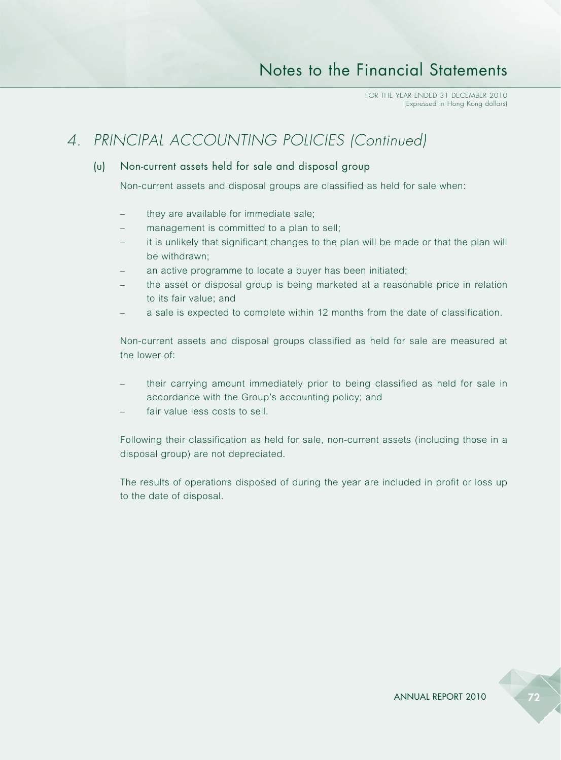# 4. PRINCIPAL ACCOUNTING POLICIES (Continued)

## (u) Non-current assets held for sale and disposal group

Non-current assets and disposal groups are classified as held for sale when:

– they are available for immediate sale;
– management is committed to a plan to sell;
– it is unlikely that significant changes to the plan will be made or that the plan will be withdrawn;
– an active programme to locate a buyer has been initiated;
– the asset or disposal group is being marketed at a reasonable price in relation to its fair value; and
– a sale is expected to complete within 12 months from the date of classification.

Non-current assets and disposal groups classified as held for sale are measured at the lower of:

– their carrying amount immediately prior to being classified as held for sale in accordance with the Group's accounting policy; and
– fair value less costs to sell.

Following their classification as held for sale, non-current assets (including those in a disposal group) are not depreciated.

The results of operations disposed of during the year are included in profit or loss up to the date of disposal.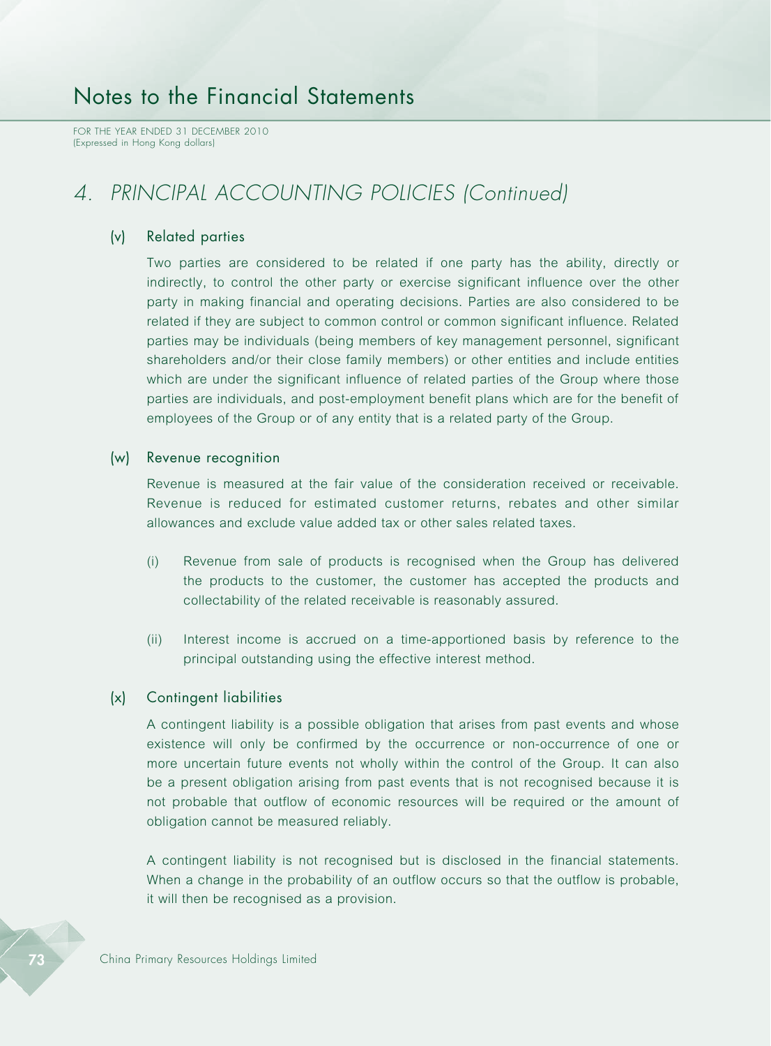# 4. PRINCIPAL ACCOUNTING POLICIES (Continued)

### (v) Related parties

Two parties are considered to be related if one party has the ability, directly or indirectly, to control the other party or exercise significant influence over the other party in making financial and operating decisions. Parties are also considered to be related if they are subject to common control or common significant influence. Related parties may be individuals (being members of key management personnel, significant shareholders and/or their close family members) or other entities and include entities which are under the significant influence of related parties of the Group where those parties are individuals, and post-employment benefit plans which are for the benefit of employees of the Group or of any entity that is a related party of the Group.

### (w) Revenue recognition

Revenue is measured at the fair value of the consideration received or receivable. Revenue is reduced for estimated customer returns, rebates and other similar allowances and exclude value added tax or other sales related taxes.

(i) Revenue from sale of products is recognised when the Group has delivered the products to the customer, the customer has accepted the products and collectability of the related receivable is reasonably assured.

(ii) Interest income is accrued on a time-apportioned basis by reference to the principal outstanding using the effective interest method.

### (x) Contingent liabilities

A contingent liability is a possible obligation that arises from past events and whose existence will only be confirmed by the occurrence or non-occurrence of one or more uncertain future events not wholly within the control of the Group. It can also be a present obligation arising from past events that is not recognised because it is not probable that outflow of economic resources will be required or the amount of obligation cannot be measured reliably.

A contingent liability is not recognised but is disclosed in the financial statements. When a change in the probability of an outflow occurs so that the outflow is probable, it will then be recognised as a provision.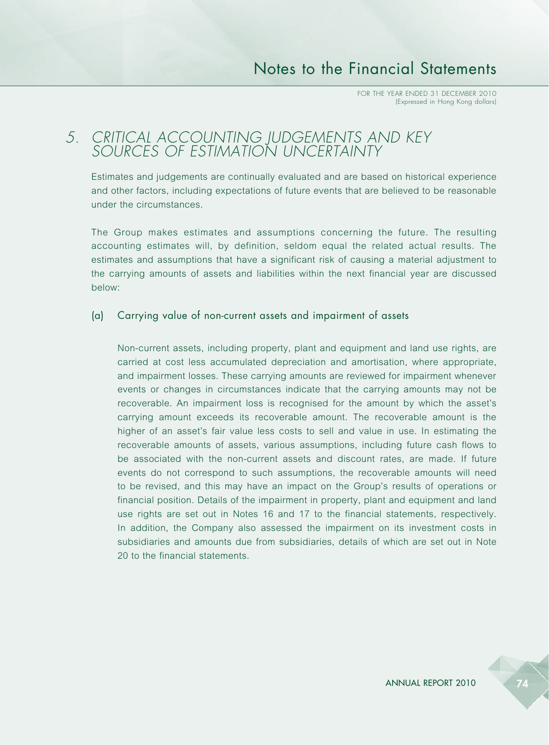# 5. CRITICAL ACCOUNTING JUDGEMENTS AND KEY SOURCES OF ESTIMATION UNCERTAINTY

Estimates and judgements are continually evaluated and are based on historical experience and other factors, including expectations of future events that are believed to be reasonable under the circumstances.

The Group makes estimates and assumptions concerning the future. The resulting accounting estimates will, by definition, seldom equal the related actual results. The estimates and assumptions that have a significant risk of causing a material adjustment to the carrying amounts of assets and liabilities within the next financial year are discussed below:

## (a) Carrying value of non-current assets and impairment of assets

Non-current assets, including property, plant and equipment and land use rights, are carried at cost less accumulated depreciation and amortisation, where appropriate, and impairment losses. These carrying amounts are reviewed for impairment whenever events or changes in circumstances indicate that the carrying amounts may not be recoverable. An impairment loss is recognised for the amount by which the asset's carrying amount exceeds its recoverable amount. The recoverable amount is the higher of an asset's fair value less costs to sell and value in use. In estimating the recoverable amounts of assets, various assumptions, including future cash flows to be associated with the non-current assets and discount rates, are made. If future events do not correspond to such assumptions, the recoverable amounts will need to be revised, and this may have an impact on the Group's results of operations or financial position. Details of the impairment in property, plant and equipment and land use rights are set out in Notes 16 and 17 to the financial statements, respectively. In addition, the Company also assessed the impairment on its investment costs in subsidiaries and amounts due from subsidiaries, details of which are set out in Note 20 to the financial statements.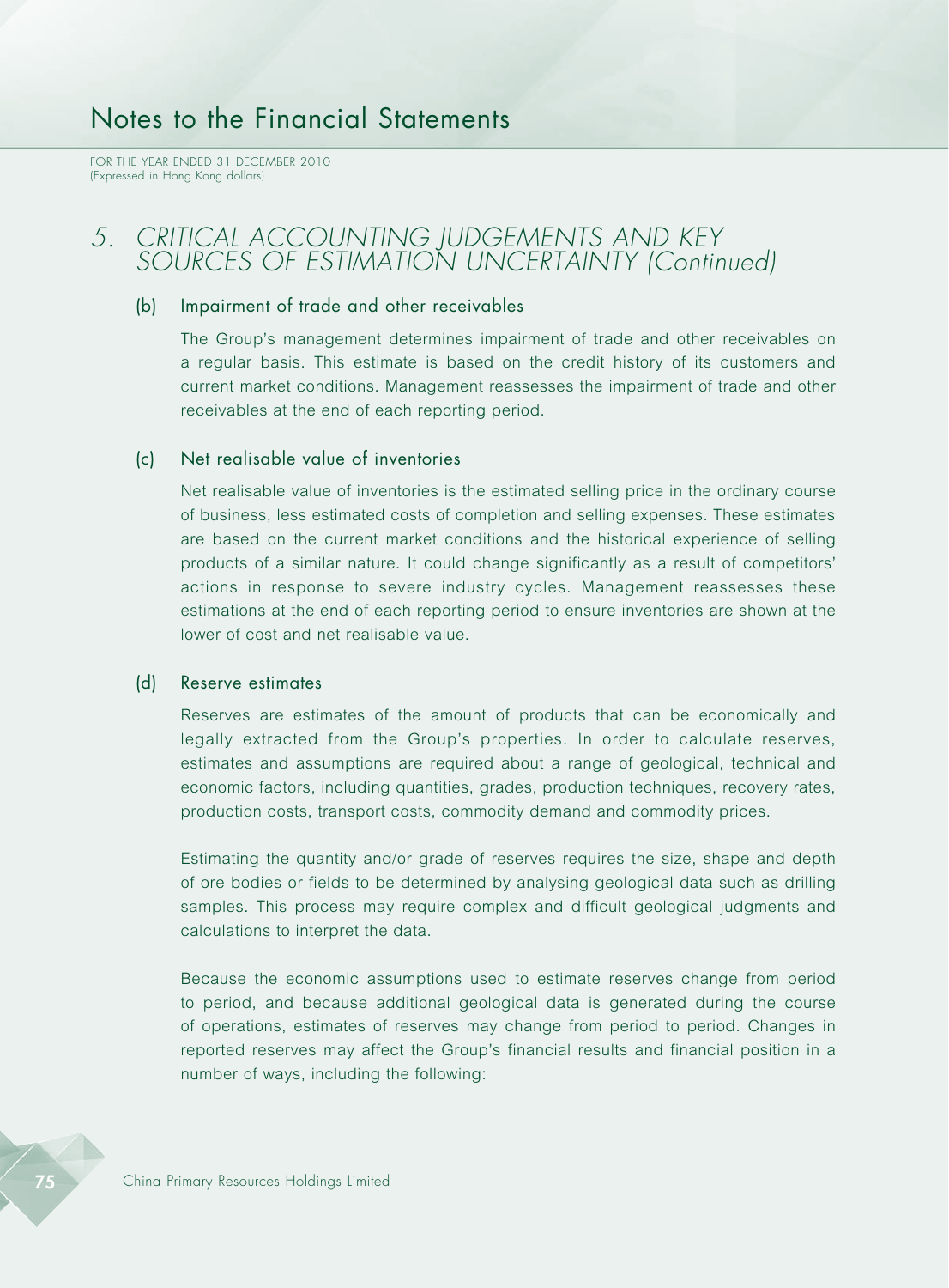## 5. CRITICAL ACCOUNTING JUDGEMENTS AND KEY SOURCES OF ESTIMATION UNCERTAINTY (Continued)

### (b) Impairment of trade and other receivables

The Group's management determines impairment of trade and other receivables on a regular basis. This estimate is based on the credit history of its customers and current market conditions. Management reassesses the impairment of trade and other receivables at the end of each reporting period.

### (c) Net realisable value of inventories

Net realisable value of inventories is the estimated selling price in the ordinary course of business, less estimated costs of completion and selling expenses. These estimates are based on the current market conditions and the historical experience of selling products of a similar nature. It could change significantly as a result of competitors' actions in response to severe industry cycles. Management reassesses these estimations at the end of each reporting period to ensure inventories are shown at the lower of cost and net realisable value.

### (d) Reserve estimates

Reserves are estimates of the amount of products that can be economically and legally extracted from the Group's properties. In order to calculate reserves, estimates and assumptions are required about a range of geological, technical and economic factors, including quantities, grades, production techniques, recovery rates, production costs, transport costs, commodity demand and commodity prices.

Estimating the quantity and/or grade of reserves requires the size, shape and depth of ore bodies or fields to be determined by analysing geological data such as drilling samples. This process may require complex and difficult geological judgments and calculations to interpret the data.

Because the economic assumptions used to estimate reserves change from period to period, and because additional geological data is generated during the course of operations, estimates of reserves may change from period to period. Changes in reported reserves may affect the Group's financial results and financial position in a number of ways, including the following: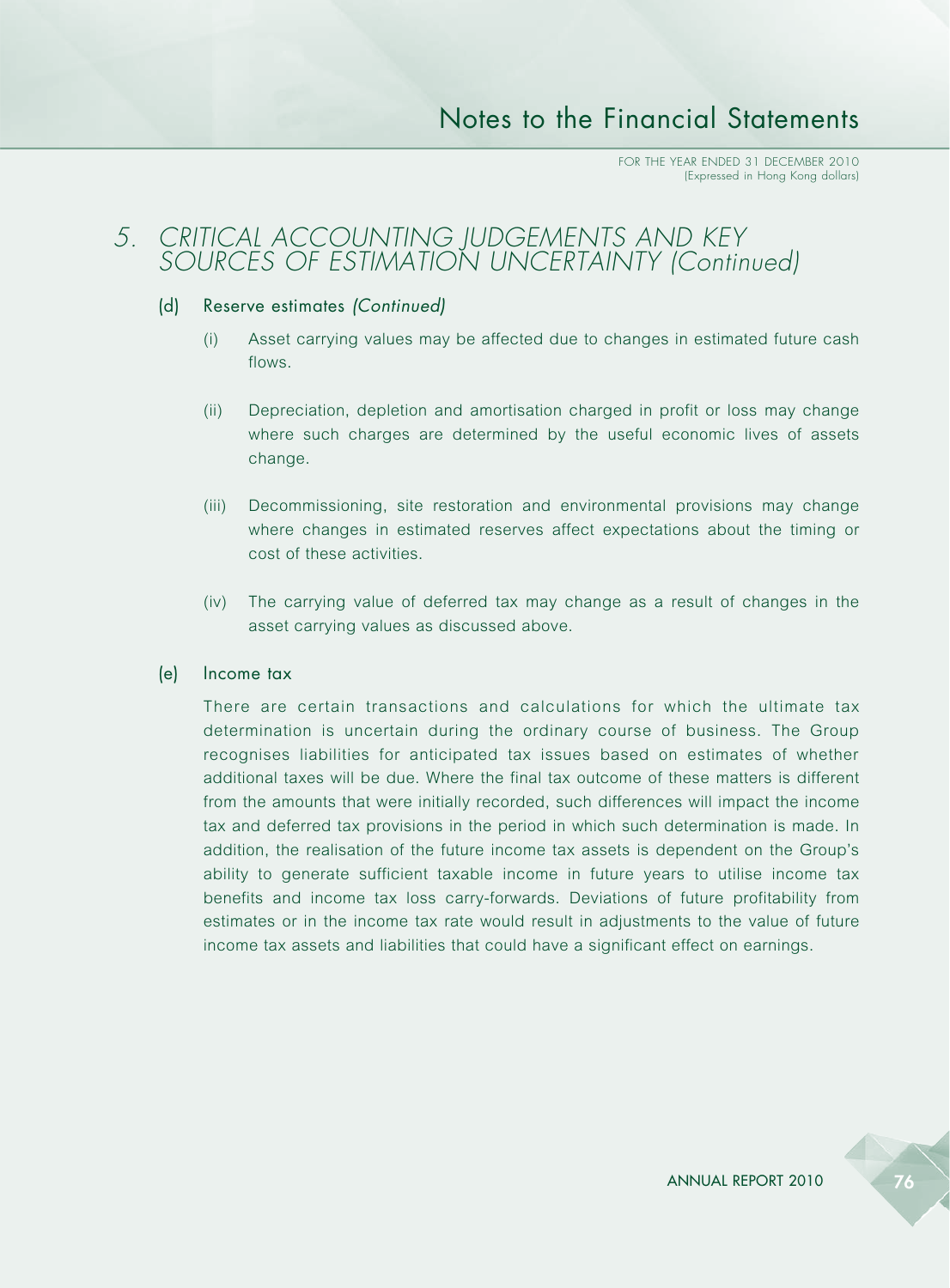## 5. CRITICAL ACCOUNTING JUDGEMENTS AND KEY SOURCES OF ESTIMATION UNCERTAINTY *(Continued)*

### (d) Reserve estimates *(Continued)*

(i) Asset carrying values may be affected due to changes in estimated future cash flows.

(ii) Depreciation, depletion and amortisation charged in profit or loss may change where such charges are determined by the useful economic lives of assets change.

(iii) Decommissioning, site restoration and environmental provisions may change where changes in estimated reserves affect expectations about the timing or cost of these activities.

(iv) The carrying value of deferred tax may change as a result of changes in the asset carrying values as discussed above.

### (e) Income tax

There are certain transactions and calculations for which the ultimate tax determination is uncertain during the ordinary course of business. The Group recognises liabilities for anticipated tax issues based on estimates of whether additional taxes will be due. Where the final tax outcome of these matters is different from the amounts that were initially recorded, such differences will impact the income tax and deferred tax provisions in the period in which such determination is made. In addition, the realisation of the future income tax assets is dependent on the Group's ability to generate sufficient taxable income in future years to utilise income tax benefits and income tax loss carry-forwards. Deviations of future profitability from estimates or in the income tax rate would result in adjustments to the value of future income tax assets and liabilities that could have a significant effect on earnings.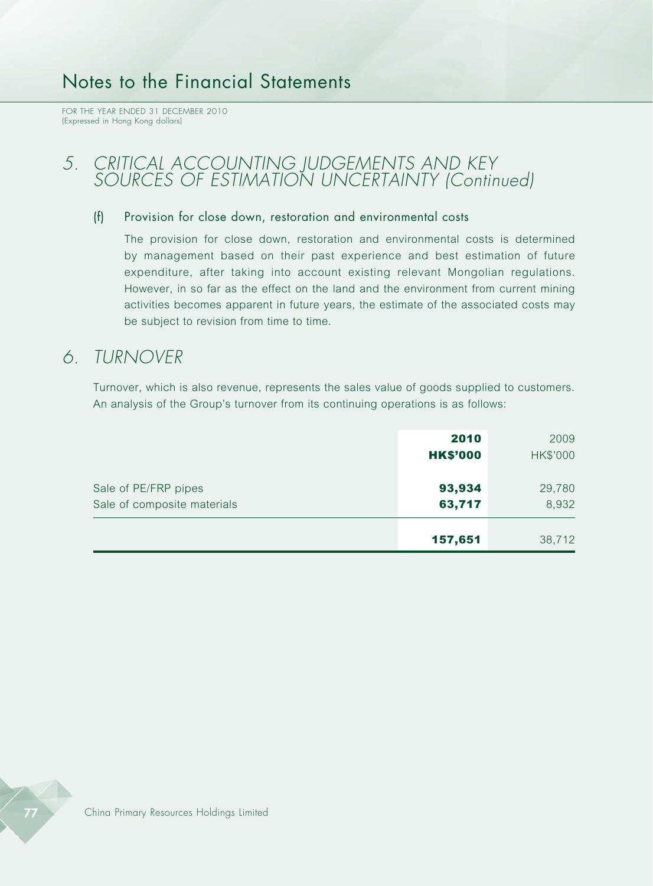# Notes to the Financial Statements

FOR THE YEAR ENDED 31 DECEMBER 2010
(Expressed in Hong Kong dollars)

## 5. CRITICAL ACCOUNTING JUDGEMENTS AND KEY SOURCES OF ESTIMATION UNCERTAINTY (Continued)

### (f) Provision for close down, restoration and environmental costs

The provision for close down, restoration and environmental costs is determined by management based on their past experience and best estimation of future expenditure, after taking into account existing relevant Mongolian regulations. However, in so far as the effect on the land and the environment from current mining activities becomes apparent in future years, the estimate of the associated costs may be subject to revision from time to time.

## 6. TURNOVER

Turnover, which is also revenue, represents the sales value of goods supplied to customers. An analysis of the Group's turnover from its continuing operations is as follows:

| | **2010** | 2009 |
|---|---|---|
| | **HK$'000** | HK$'000 |
| Sale of PE/FRP pipes | **93,934** | 29,780 |
| Sale of composite materials | **63,717** | 8,932 |
| | **157,651** | 38,712 |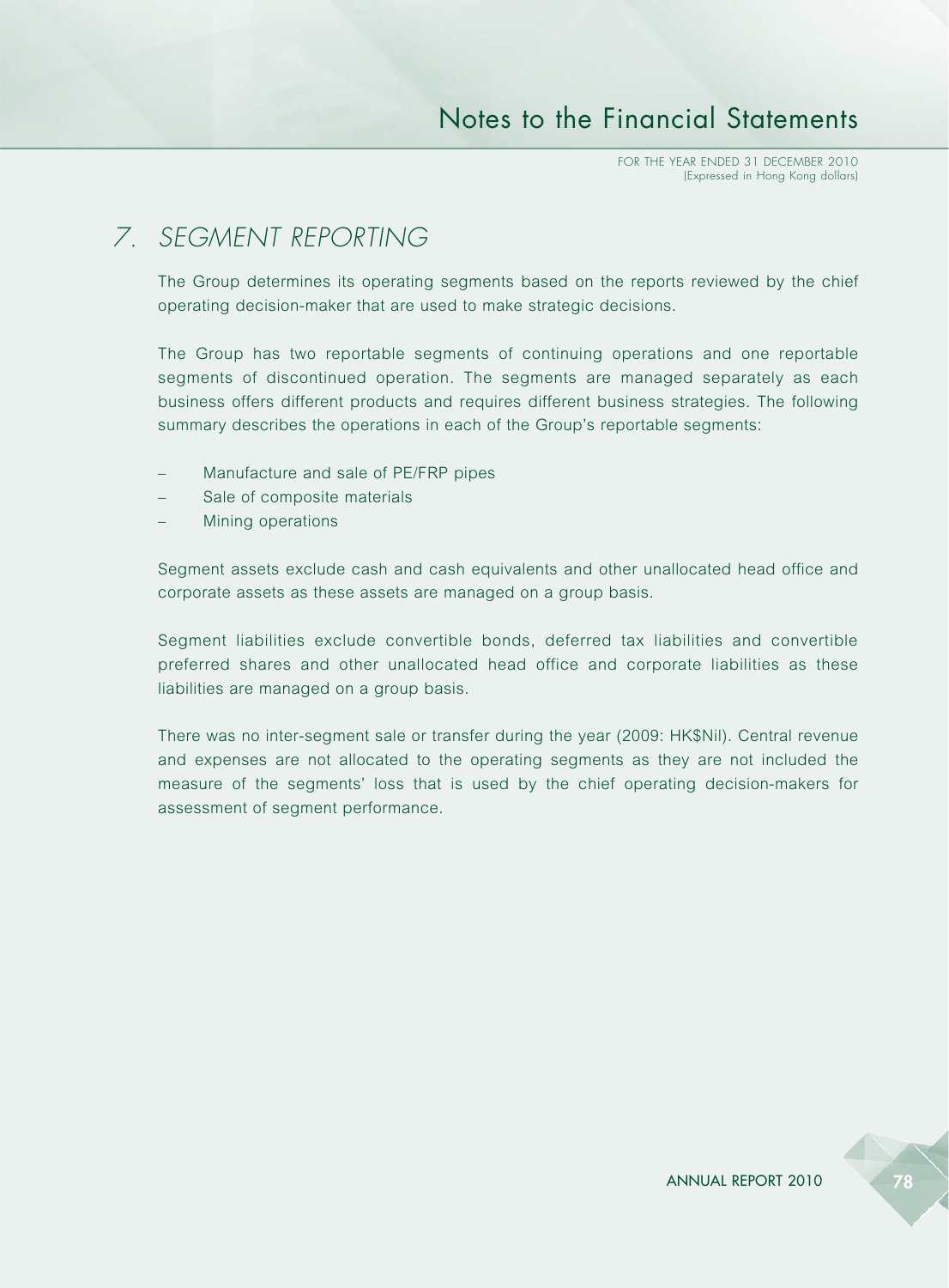## 7. SEGMENT REPORTING

The Group determines its operating segments based on the reports reviewed by the chief operating decision-maker that are used to make strategic decisions.

The Group has two reportable segments of continuing operations and one reportable segments of discontinued operation. The segments are managed separately as each business offers different products and requires different business strategies. The following summary describes the operations in each of the Group's reportable segments:

- Manufacture and sale of PE/FRP pipes
- Sale of composite materials
- Mining operations

Segment assets exclude cash and cash equivalents and other unallocated head office and corporate assets as these assets are managed on a group basis.

Segment liabilities exclude convertible bonds, deferred tax liabilities and convertible preferred shares and other unallocated head office and corporate liabilities as these liabilities are managed on a group basis.

There was no inter-segment sale or transfer during the year (2009: HK$Nil). Central revenue and expenses are not allocated to the operating segments as they are not included the measure of the segments' loss that is used by the chief operating decision-makers for assessment of segment performance.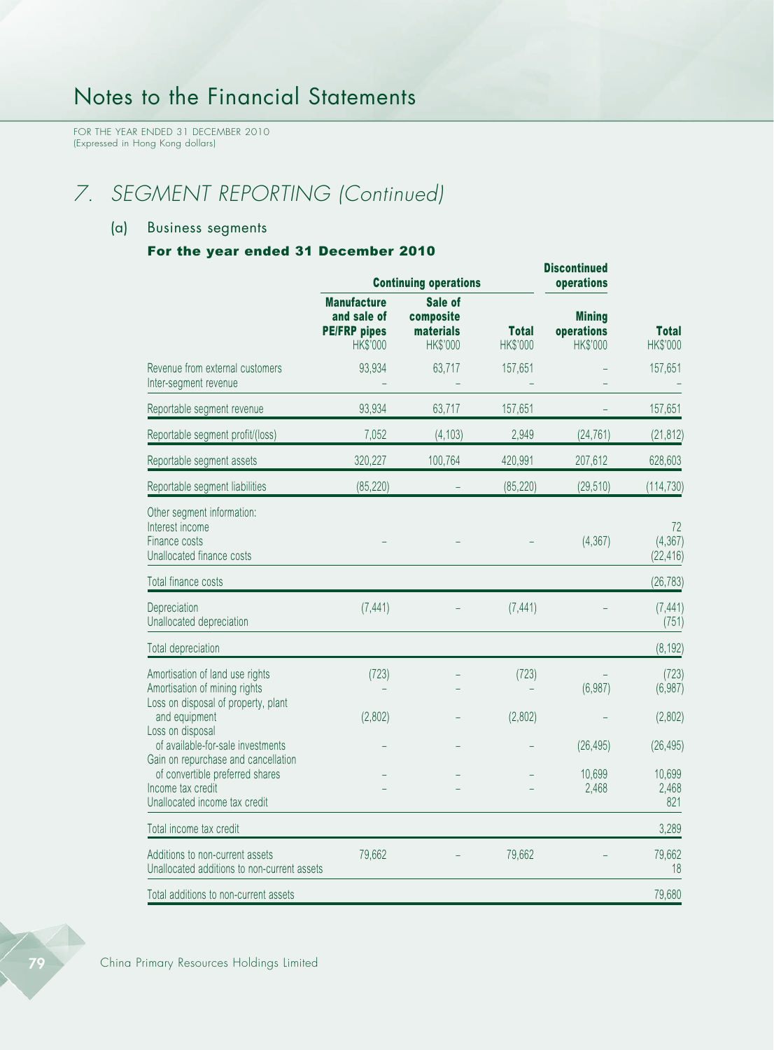# Notes to the Financial Statements

FOR THE YEAR ENDED 31 DECEMBER 2010
(Expressed in Hong Kong dollars)

## 7. SEGMENT REPORTING (Continued)

### (a) Business segments

**For the year ended 31 December 2010**

| | Continuing operations | | | Discontinued operations | |
|---|---|---|---|---|---|
| | Manufacture and sale of PE/FRP pipes HK$'000 | Sale of composite materials HK$'000 | Total HK$'000 | Mining operations HK$'000 | Total HK$'000 |
| Revenue from external customers | 93,934 | 63,717 | 157,651 | – | 157,651 |
| Inter-segment revenue | – | – | – | – | – |
| Reportable segment revenue | 93,934 | 63,717 | 157,651 | – | 157,651 |
| Reportable segment profit/(loss) | 7,052 | (4,103) | 2,949 | (24,761) | (21,812) |
| Reportable segment assets | 320,227 | 100,764 | 420,991 | 207,612 | 628,603 |
| Reportable segment liabilities | (85,220) | – | (85,220) | (29,510) | (114,730) |
| Other segment information: | | | | | |
| Interest income | | | | | 72 |
| Finance costs | – | – | – | (4,367) | (4,367) |
| Unallocated finance costs | | | | | (22,416) |
| Total finance costs | | | | | (26,783) |
| Depreciation | (7,441) | – | (7,441) | – | (7,441) |
| Unallocated depreciation | | | | | (751) |
| Total depreciation | | | | | (8,192) |
| Amortisation of land use rights | (723) | – | (723) | – | (723) |
| Amortisation of mining rights | – | – | – | (6,987) | (6,987) |
| Loss on disposal of property, plant and equipment | (2,802) | – | (2,802) | – | (2,802) |
| Loss on disposal of available-for-sale investments | – | – | – | (26,495) | (26,495) |
| Gain on repurchase and cancellation of convertible preferred shares | – | – | – | 10,699 | 10,699 |
| Income tax credit | – | – | – | 2,468 | 2,468 |
| Unallocated income tax credit | | | | | 821 |
| Total income tax credit | | | | | 3,289 |
| Additions to non-current assets | 79,662 | – | 79,662 | – | 79,662 |
| Unallocated additions to non-current assets | | | | | 18 |
| Total additions to non-current assets | | | | | 79,680 |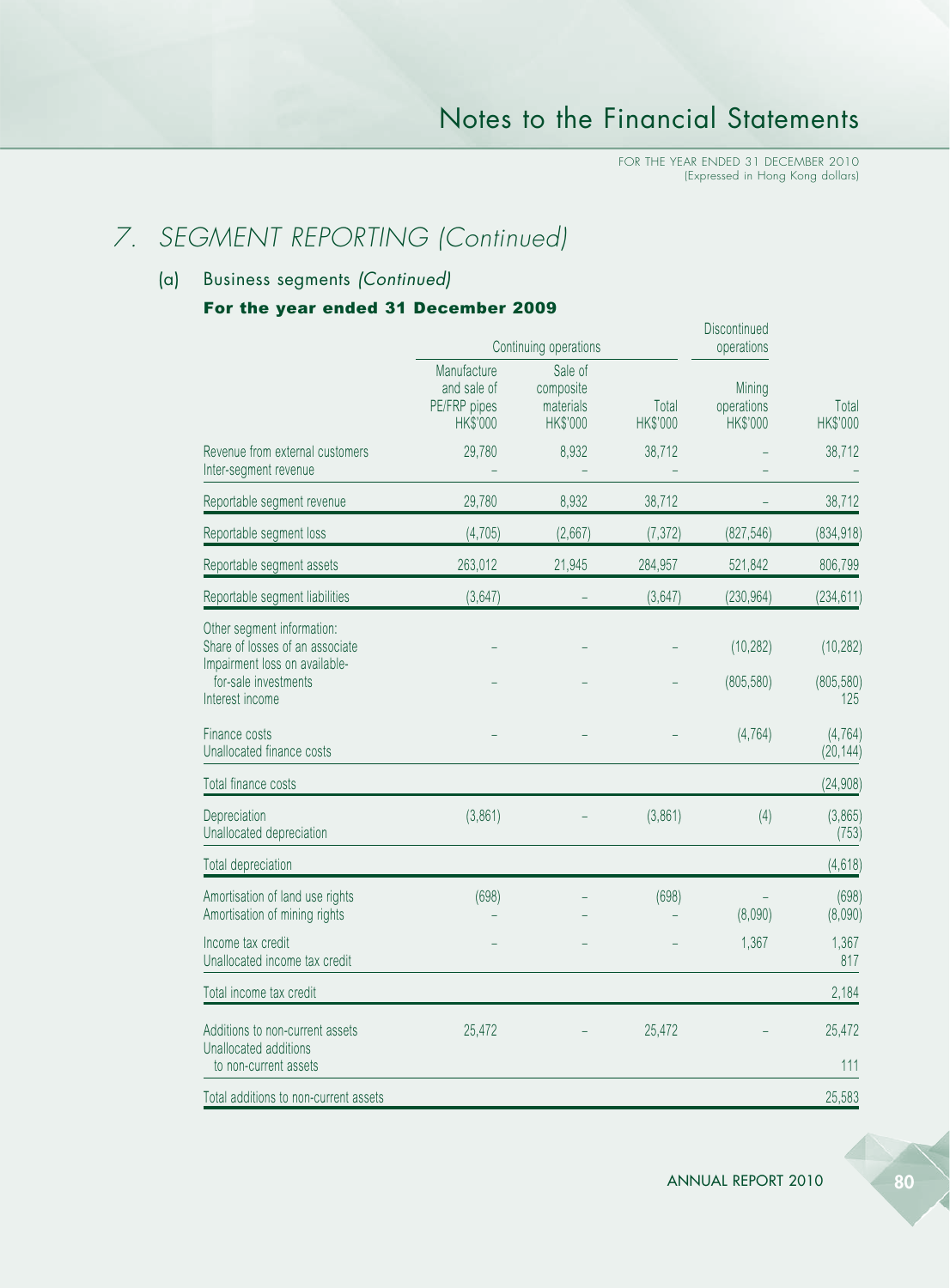# Notes to the Financial Statements

## 7. SEGMENT REPORTING (Continued)

### (a) Business segments *(Continued)*

**For the year ended 31 December 2009**

| | Continuing operations | | | Discontinued operations | |
|---|---|---|---|---|---|
| | Manufacture and sale of PE/FRP pipes HK$'000 | Sale of composite materials HK$'000 | Total HK$'000 | Mining operations HK$'000 | Total HK$'000 |
| Revenue from external customers | 29,780 | 8,932 | 38,712 | – | 38,712 |
| Inter-segment revenue | – | – | – | – | – |
| Reportable segment revenue | 29,780 | 8,932 | 38,712 | – | 38,712 |
| Reportable segment loss | (4,705) | (2,667) | (7,372) | (827,546) | (834,918) |
| Reportable segment assets | 263,012 | 21,945 | 284,957 | 521,842 | 806,799 |
| Reportable segment liabilities | (3,647) | – | (3,647) | (230,964) | (234,611) |
| Other segment information: | | | | | |
| Share of losses of an associate | – | – | – | (10,282) | (10,282) |
| Impairment loss on available-for-sale investments | – | – | – | (805,580) | (805,580) |
| Interest income | | | | | 125 |
| Finance costs | – | – | – | (4,764) | (4,764) |
| Unallocated finance costs | | | | | (20,144) |
| Total finance costs | | | | | (24,908) |
| Depreciation | (3,861) | – | (3,861) | (4) | (3,865) |
| Unallocated depreciation | | | | | (753) |
| Total depreciation | | | | | (4,618) |
| Amortisation of land use rights | (698) | – | (698) | – | (698) |
| Amortisation of mining rights | – | – | – | (8,090) | (8,090) |
| Income tax credit | – | – | – | 1,367 | 1,367 |
| Unallocated income tax credit | | | | | 817 |
| Total income tax credit | | | | | 2,184 |
| Additions to non-current assets | 25,472 | – | 25,472 | – | 25,472 |
| Unallocated additions to non-current assets | | | | | 111 |
| Total additions to non-current assets | | | | | 25,583 |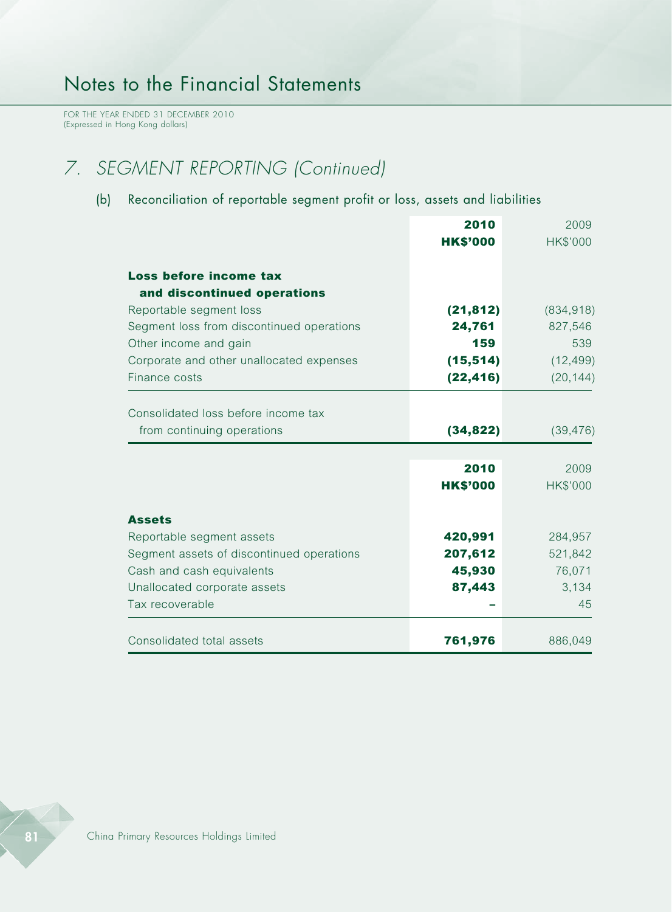# Notes to the Financial Statements

FOR THE YEAR ENDED 31 DECEMBER 2010
(Expressed in Hong Kong dollars)

## 7. SEGMENT REPORTING (Continued)

### (b) Reconciliation of reportable segment profit or loss, assets and liabilities

| | 2010 HK$'000 | 2009 HK$'000 |
|---|---|---|
| **Loss before income tax and discontinued operations** | | |
| Reportable segment loss | **(21,812)** | (834,918) |
| Segment loss from discontinued operations | **24,761** | 827,546 |
| Other income and gain | **159** | 539 |
| Corporate and other unallocated expenses | **(15,514)** | (12,499) |
| Finance costs | **(22,416)** | (20,144) |
| Consolidated loss before income tax from continuing operations | **(34,822)** | (39,476) |

| | 2010 HK$'000 | 2009 HK$'000 |
|---|---|---|
| **Assets** | | |
| Reportable segment assets | **420,991** | 284,957 |
| Segment assets of discontinued operations | **207,612** | 521,842 |
| Cash and cash equivalents | **45,930** | 76,071 |
| Unallocated corporate assets | **87,443** | 3,134 |
| Tax recoverable | **–** | 45 |
| Consolidated total assets | **761,976** | 886,049 |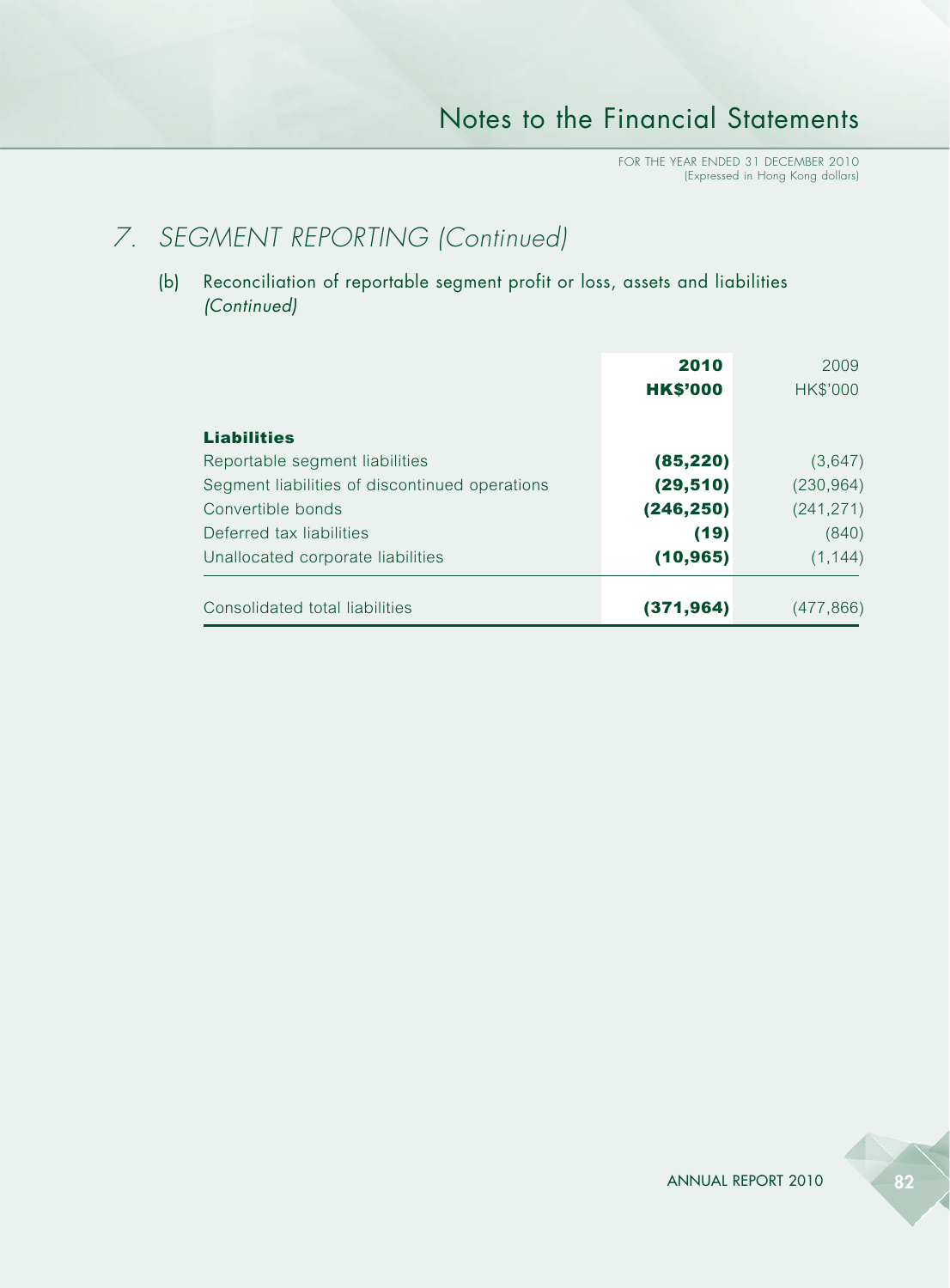## 7. SEGMENT REPORTING *(Continued)*

### (b) Reconciliation of reportable segment profit or loss, assets and liabilities *(Continued)*

| | **2010** | 2009 |
|---|---|---|
| | **HK$'000** | HK$'000 |
| **Liabilities** | | |
| Reportable segment liabilities | **(85,220)** | (3,647) |
| Segment liabilities of discontinued operations | **(29,510)** | (230,964) |
| Convertible bonds | **(246,250)** | (241,271) |
| Deferred tax liabilities | **(19)** | (840) |
| Unallocated corporate liabilities | **(10,965)** | (1,144) |
| Consolidated total liabilities | **(371,964)** | (477,866) |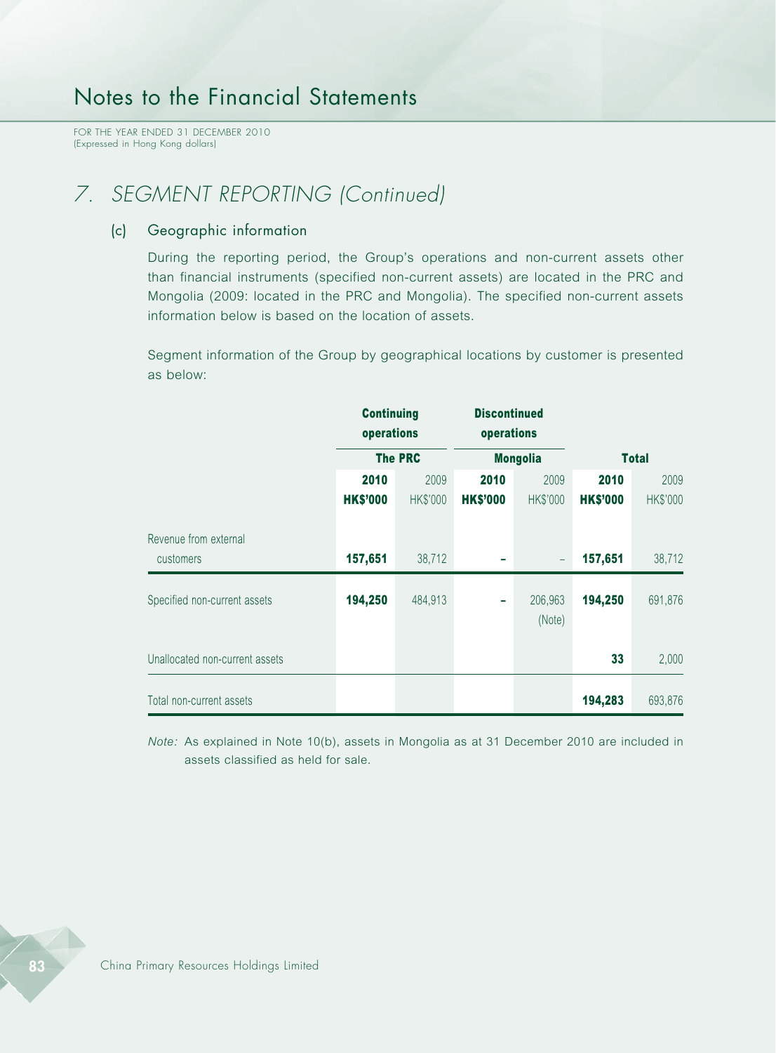# 7. SEGMENT REPORTING (Continued)

## (c) Geographic information

During the reporting period, the Group's operations and non-current assets other than financial instruments (specified non-current assets) are located in the PRC and Mongolia (2009: located in the PRC and Mongolia). The specified non-current assets information below is based on the location of assets.

Segment information of the Group by geographical locations by customer is presented as below:

| | Continuing operations | | Discontinued operations | | | |
|---|---|---|---|---|---|---|
| | The PRC | | Mongolia | | Total | |
| | **2010** | 2009 | **2010** | 2009 | **2010** | 2009 |
| | **HK$'000** | HK$'000 | **HK$'000** | HK$'000 | **HK$'000** | HK$'000 |
| Revenue from external customers | **157,651** | 38,712 | **–** | – | **157,651** | 38,712 |
| Specified non-current assets | **194,250** | 484,913 | **–** | 206,963 (Note) | **194,250** | 691,876 |
| Unallocated non-current assets | | | | | **33** | 2,000 |
| Total non-current assets | | | | | **194,283** | 693,876 |

*Note:* As explained in Note 10(b), assets in Mongolia as at 31 December 2010 are included in assets classified as held for sale.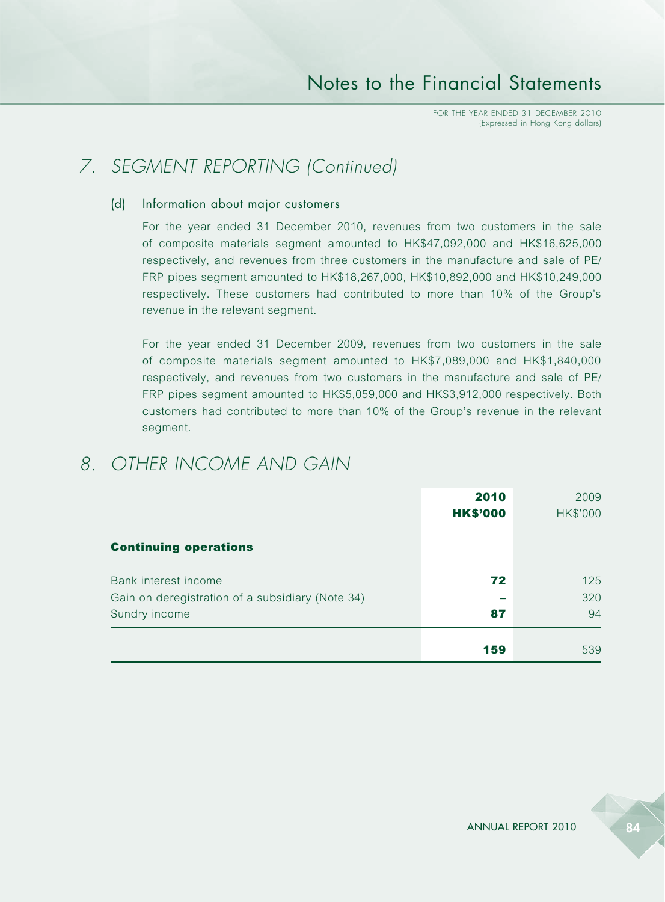## 7. SEGMENT REPORTING (Continued)

### (d) Information about major customers

For the year ended 31 December 2010, revenues from two customers in the sale of composite materials segment amounted to HK$47,092,000 and HK$16,625,000 respectively, and revenues from three customers in the manufacture and sale of PE/FRP pipes segment amounted to HK$18,267,000, HK$10,892,000 and HK$10,249,000 respectively. These customers had contributed to more than 10% of the Group's revenue in the relevant segment.

For the year ended 31 December 2009, revenues from two customers in the sale of composite materials segment amounted to HK$7,089,000 and HK$1,840,000 respectively, and revenues from two customers in the manufacture and sale of PE/FRP pipes segment amounted to HK$5,059,000 and HK$3,912,000 respectively. Both customers had contributed to more than 10% of the Group's revenue in the relevant segment.

## 8. OTHER INCOME AND GAIN

| | **2010** **HK$'000** | 2009 HK$'000 |
|---|---|---|
| **Continuing operations** | | |
| Bank interest income | **72** | 125 |
| Gain on deregistration of a subsidiary (Note 34) | **–** | 320 |
| Sundry income | **87** | 94 |
| | **159** | 539 |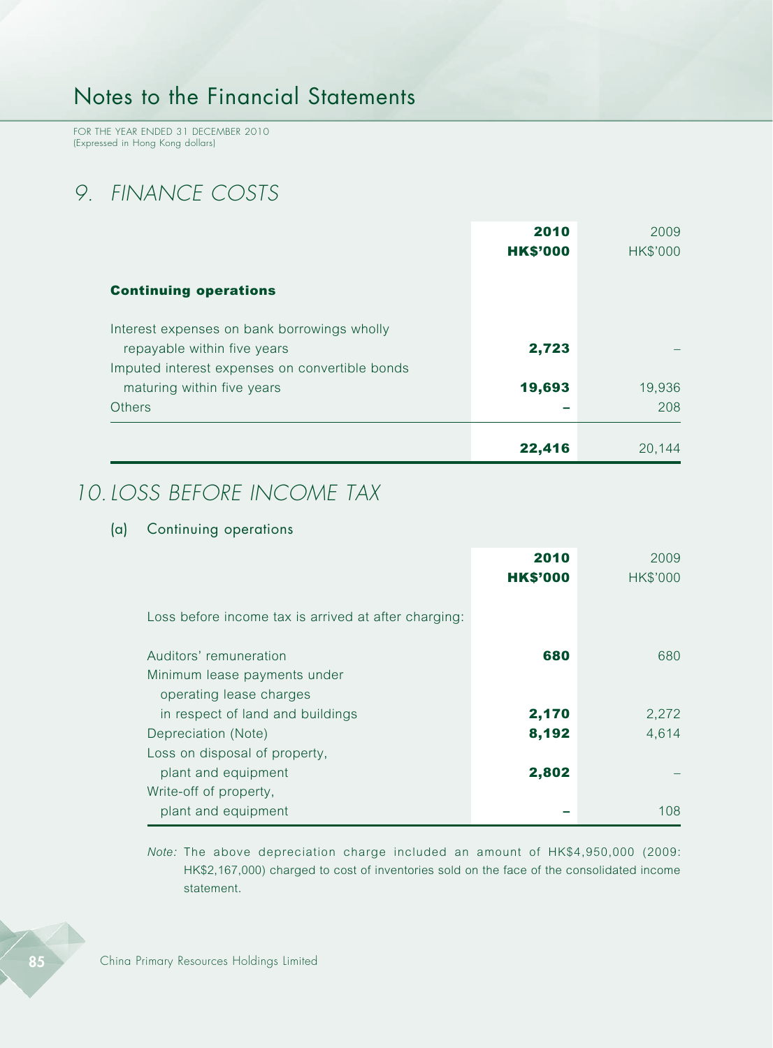# Notes to the Financial Statements

FOR THE YEAR ENDED 31 DECEMBER 2010
(Expressed in Hong Kong dollars)

## 9. FINANCE COSTS

| | **2010** **HK$'000** | 2009 HK$'000 |
|---|---|---|
| **Continuing operations** | | |
| Interest expenses on bank borrowings wholly repayable within five years | **2,723** | – |
| Imputed interest expenses on convertible bonds maturing within five years | **19,693** | 19,936 |
| Others | **–** | 208 |
| | **22,416** | 20,144 |

## 10. LOSS BEFORE INCOME TAX

(a) Continuing operations

| | **2010** **HK$'000** | 2009 HK$'000 |
|---|---|---|
| Loss before income tax is arrived at after charging: | | |
| Auditors' remuneration | **680** | 680 |
| Minimum lease payments under operating lease charges in respect of land and buildings | **2,170** | 2,272 |
| Depreciation (Note) | **8,192** | 4,614 |
| Loss on disposal of property, plant and equipment | **2,802** | – |
| Write-off of property, plant and equipment | **–** | 108 |

*Note:* The above depreciation charge included an amount of HK$4,950,000 (2009: HK$2,167,000) charged to cost of inventories sold on the face of the consolidated income statement.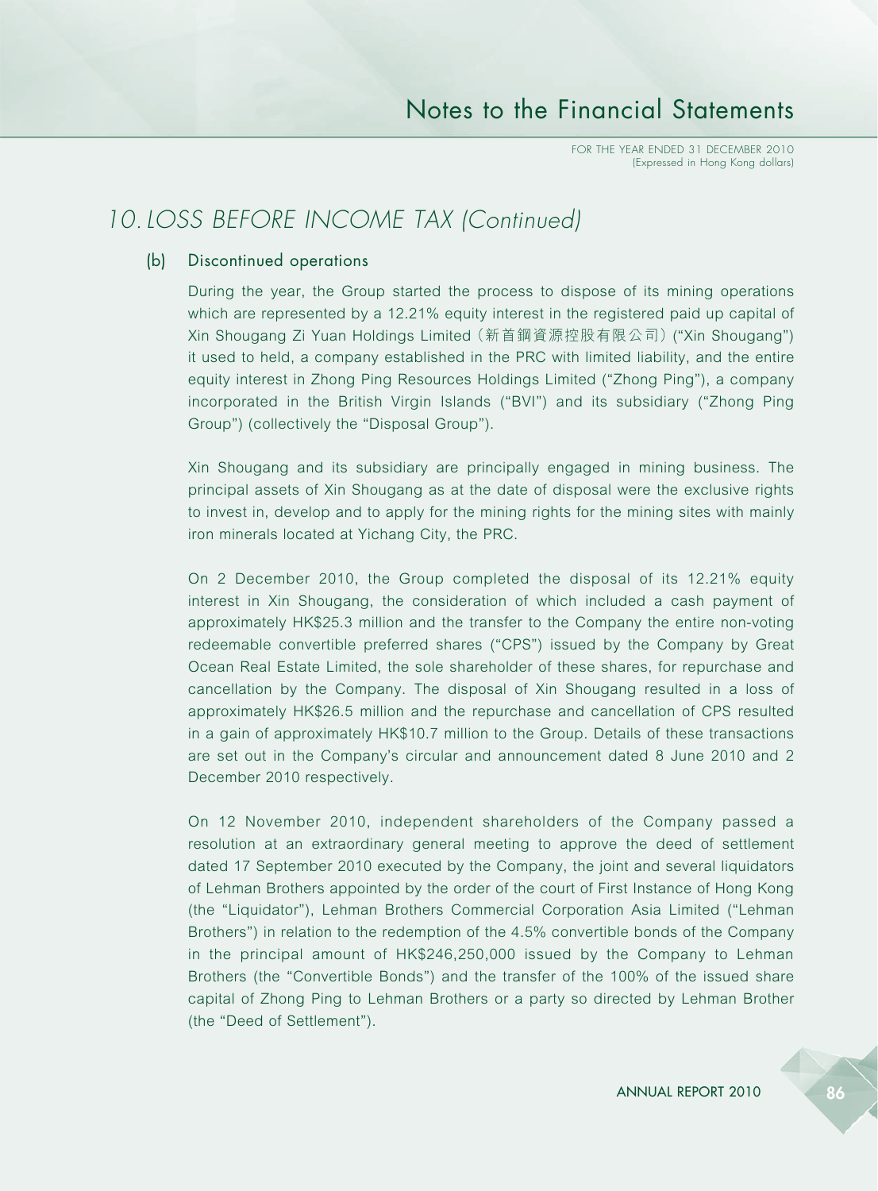## 10. LOSS BEFORE INCOME TAX (Continued)

### (b) Discontinued operations

During the year, the Group started the process to dispose of its mining operations which are represented by a 12.21% equity interest in the registered paid up capital of Xin Shougang Zi Yuan Holdings Limited（新首鋼資源控股有限公司）("Xin Shougang") it used to held, a company established in the PRC with limited liability, and the entire equity interest in Zhong Ping Resources Holdings Limited ("Zhong Ping"), a company incorporated in the British Virgin Islands ("BVI") and its subsidiary ("Zhong Ping Group") (collectively the "Disposal Group").

Xin Shougang and its subsidiary are principally engaged in mining business. The principal assets of Xin Shougang as at the date of disposal were the exclusive rights to invest in, develop and to apply for the mining rights for the mining sites with mainly iron minerals located at Yichang City, the PRC.

On 2 December 2010, the Group completed the disposal of its 12.21% equity interest in Xin Shougang, the consideration of which included a cash payment of approximately HK$25.3 million and the transfer to the Company the entire non-voting redeemable convertible preferred shares ("CPS") issued by the Company by Great Ocean Real Estate Limited, the sole shareholder of these shares, for repurchase and cancellation by the Company. The disposal of Xin Shougang resulted in a loss of approximately HK$26.5 million and the repurchase and cancellation of CPS resulted in a gain of approximately HK$10.7 million to the Group. Details of these transactions are set out in the Company's circular and announcement dated 8 June 2010 and 2 December 2010 respectively.

On 12 November 2010, independent shareholders of the Company passed a resolution at an extraordinary general meeting to approve the deed of settlement dated 17 September 2010 executed by the Company, the joint and several liquidators of Lehman Brothers appointed by the order of the court of First Instance of Hong Kong (the "Liquidator"), Lehman Brothers Commercial Corporation Asia Limited ("Lehman Brothers") in relation to the redemption of the 4.5% convertible bonds of the Company in the principal amount of HK$246,250,000 issued by the Company to Lehman Brothers (the "Convertible Bonds") and the transfer of the 100% of the issued share capital of Zhong Ping to Lehman Brothers or a party so directed by Lehman Brother (the "Deed of Settlement").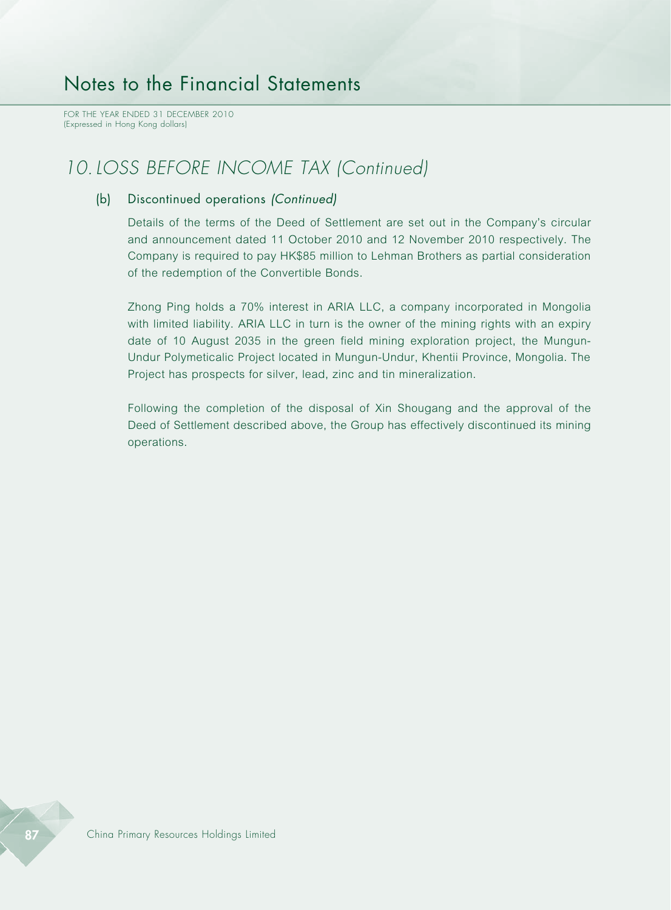## 10. LOSS BEFORE INCOME TAX *(Continued)*

### (b) Discontinued operations *(Continued)*

Details of the terms of the Deed of Settlement are set out in the Company's circular and announcement dated 11 October 2010 and 12 November 2010 respectively. The Company is required to pay HK$85 million to Lehman Brothers as partial consideration of the redemption of the Convertible Bonds.

Zhong Ping holds a 70% interest in ARIA LLC, a company incorporated in Mongolia with limited liability. ARIA LLC in turn is the owner of the mining rights with an expiry date of 10 August 2035 in the green field mining exploration project, the Mungun-Undur Polymeticalic Project located in Mungun-Undur, Khentii Province, Mongolia. The Project has prospects for silver, lead, zinc and tin mineralization.

Following the completion of the disposal of Xin Shougang and the approval of the Deed of Settlement described above, the Group has effectively discontinued its mining operations.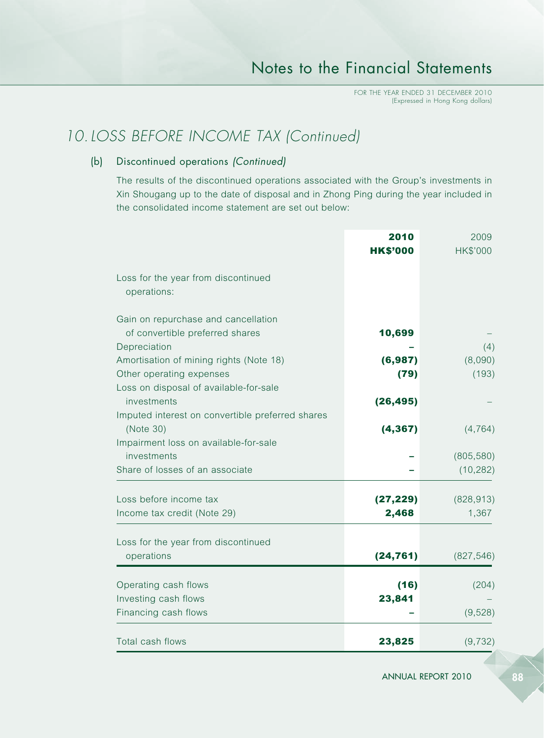## 10. LOSS BEFORE INCOME TAX *(Continued)*

### (b) Discontinued operations *(Continued)*

The results of the discontinued operations associated with the Group's investments in Xin Shougang up to the date of disposal and in Zhong Ping during the year included in the consolidated income statement are set out below:

| | **2010**<br>**HK$'000** | 2009<br>HK$'000 |
|---|---|---|
| Loss for the year from discontinued operations: | | |
| Gain on repurchase and cancellation of convertible preferred shares | **10,699** | – |
| Depreciation | **–** | (4) |
| Amortisation of mining rights (Note 18) | **(6,987)** | (8,090) |
| Other operating expenses | **(79)** | (193) |
| Loss on disposal of available-for-sale investments | **(26,495)** | – |
| Imputed interest on convertible preferred shares (Note 30) | **(4,367)** | (4,764) |
| Impairment loss on available-for-sale investments | **–** | (805,580) |
| Share of losses of an associate | **–** | (10,282) |
| Loss before income tax | **(27,229)** | (828,913) |
| Income tax credit (Note 29) | **2,468** | 1,367 |
| Loss for the year from discontinued operations | **(24,761)** | (827,546) |
| Operating cash flows | **(16)** | (204) |
| Investing cash flows | **23,841** | – |
| Financing cash flows | **–** | (9,528) |
| Total cash flows | **23,825** | (9,732) |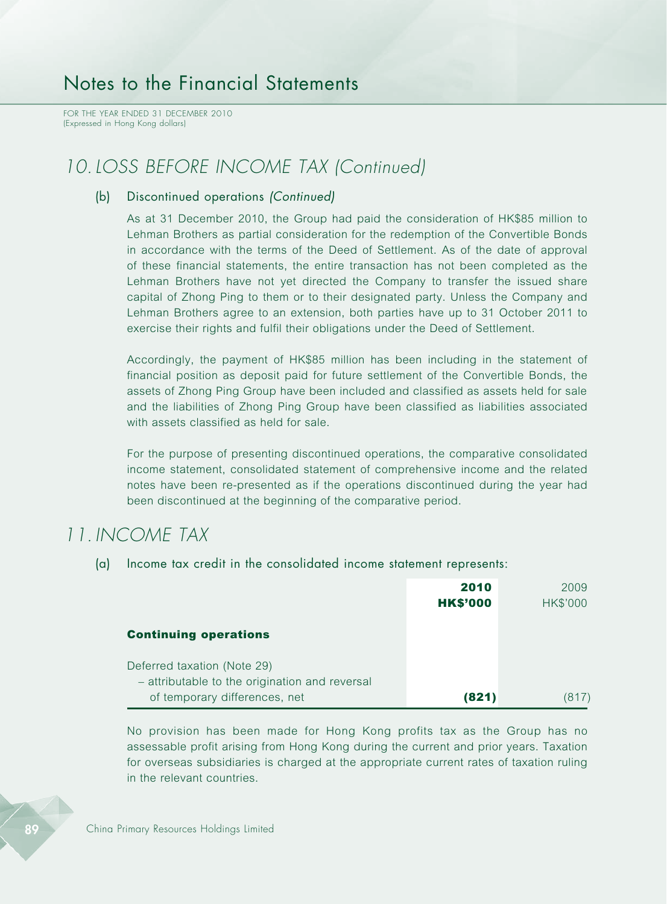## 10. LOSS BEFORE INCOME TAX (Continued)

### (b) Discontinued operations *(Continued)*

As at 31 December 2010, the Group had paid the consideration of HK$85 million to Lehman Brothers as partial consideration for the redemption of the Convertible Bonds in accordance with the terms of the Deed of Settlement. As of the date of approval of these financial statements, the entire transaction has not been completed as the Lehman Brothers have not yet directed the Company to transfer the issued share capital of Zhong Ping to them or to their designated party. Unless the Company and Lehman Brothers agree to an extension, both parties have up to 31 October 2011 to exercise their rights and fulfil their obligations under the Deed of Settlement.

Accordingly, the payment of HK$85 million has been including in the statement of financial position as deposit paid for future settlement of the Convertible Bonds, the assets of Zhong Ping Group have been included and classified as assets held for sale and the liabilities of Zhong Ping Group have been classified as liabilities associated with assets classified as held for sale.

For the purpose of presenting discontinued operations, the comparative consolidated income statement, consolidated statement of comprehensive income and the related notes have been re-presented as if the operations discontinued during the year had been discontinued at the beginning of the comparative period.

## 11. INCOME TAX

### (a) Income tax credit in the consolidated income statement represents:

| | **2010** | 2009 |
|---|---|---|
| | **HK$'000** | HK$'000 |
| **Continuing operations** | | |
| Deferred taxation (Note 29) | | |
| – attributable to the origination and reversal of temporary differences, net | **(821)** | (817) |

No provision has been made for Hong Kong profits tax as the Group has no assessable profit arising from Hong Kong during the current and prior years. Taxation for overseas subsidiaries is charged at the appropriate current rates of taxation ruling in the relevant countries.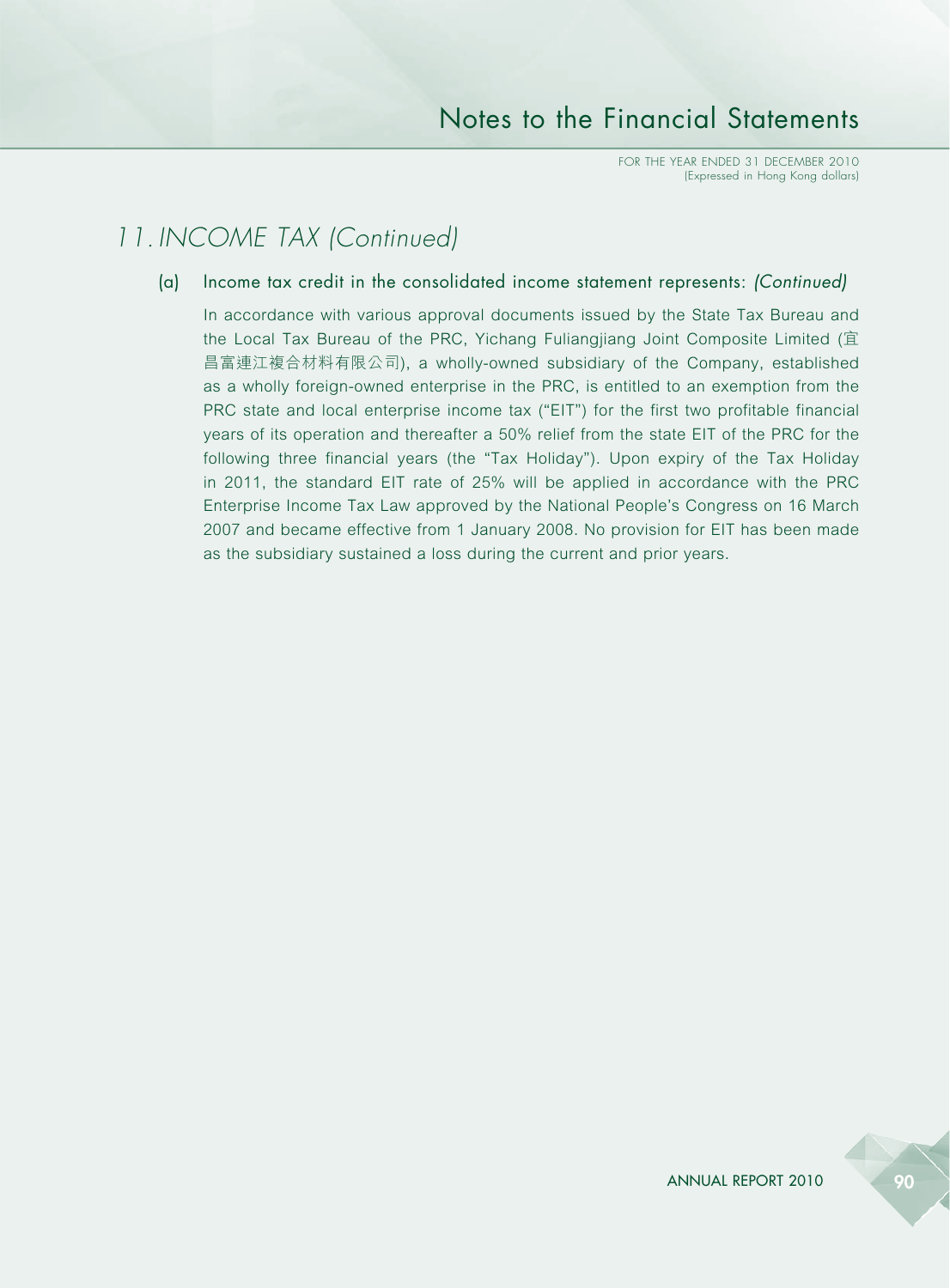## 11. INCOME TAX *(Continued)*

### (a) Income tax credit in the consolidated income statement represents: *(Continued)*

In accordance with various approval documents issued by the State Tax Bureau and the Local Tax Bureau of the PRC, Yichang Fuliangjiang Joint Composite Limited (宜昌富連江複合材料有限公司), a wholly-owned subsidiary of the Company, established as a wholly foreign-owned enterprise in the PRC, is entitled to an exemption from the PRC state and local enterprise income tax ("EIT") for the first two profitable financial years of its operation and thereafter a 50% relief from the state EIT of the PRC for the following three financial years (the "Tax Holiday"). Upon expiry of the Tax Holiday in 2011, the standard EIT rate of 25% will be applied in accordance with the PRC Enterprise Income Tax Law approved by the National People's Congress on 16 March 2007 and became effective from 1 January 2008. No provision for EIT has been made as the subsidiary sustained a loss during the current and prior years.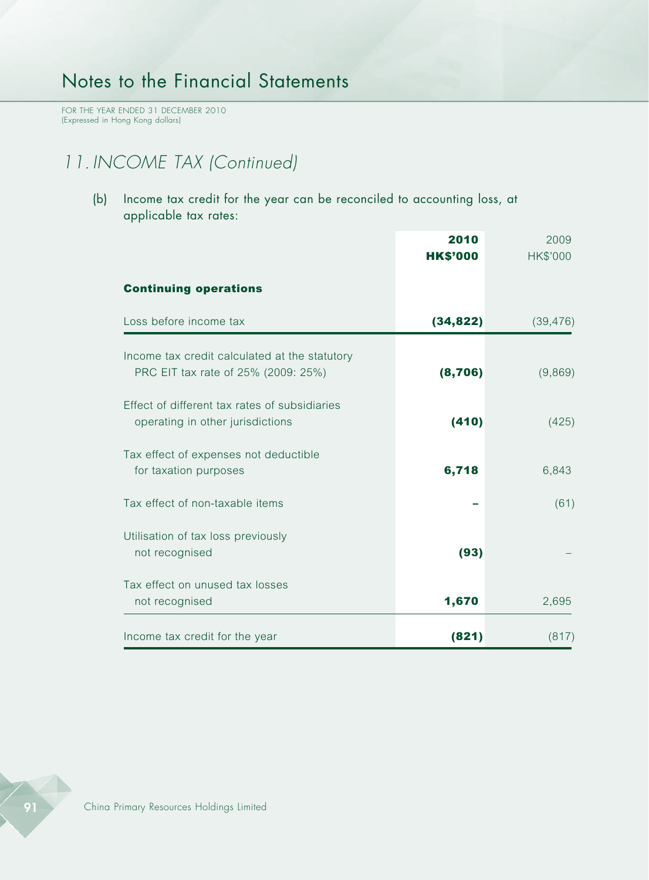## 11. INCOME TAX (Continued)

(b) Income tax credit for the year can be reconciled to accounting loss, at applicable tax rates:

| | 2010<br>HK$'000 | 2009<br>HK$'000 |
|---|---|---|
| **Continuing operations** | | |
| Loss before income tax | **(34,822)** | (39,476) |
| Income tax credit calculated at the statutory PRC EIT tax rate of 25% (2009: 25%) | **(8,706)** | (9,869) |
| Effect of different tax rates of subsidiaries operating in other jurisdictions | **(410)** | (425) |
| Tax effect of expenses not deductible for taxation purposes | **6,718** | 6,843 |
| Tax effect of non-taxable items | **–** | (61) |
| Utilisation of tax loss previously not recognised | **(93)** | – |
| Tax effect on unused tax losses not recognised | **1,670** | 2,695 |
| Income tax credit for the year | **(821)** | (817) |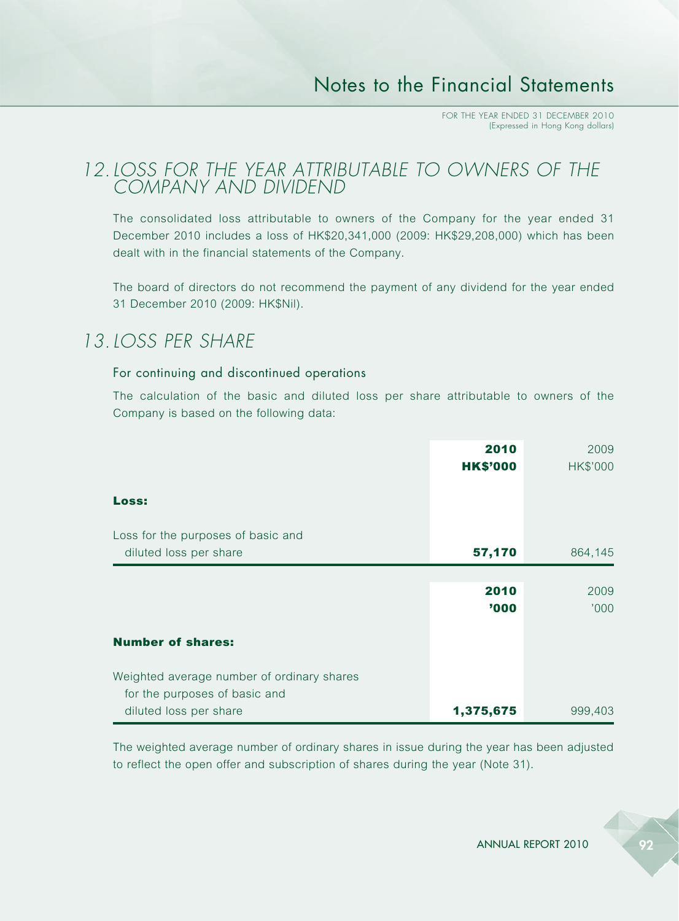## 12. LOSS FOR THE YEAR ATTRIBUTABLE TO OWNERS OF THE COMPANY AND DIVIDEND

The consolidated loss attributable to owners of the Company for the year ended 31 December 2010 includes a loss of HK$20,341,000 (2009: HK$29,208,000) which has been dealt with in the financial statements of the Company.

The board of directors do not recommend the payment of any dividend for the year ended 31 December 2010 (2009: HK$Nil).

## 13. LOSS PER SHARE

### For continuing and discontinued operations

The calculation of the basic and diluted loss per share attributable to owners of the Company is based on the following data:

| | **2010** | 2009 |
|---|---|---|
| | **HK$'000** | HK$'000 |
| **Loss:** | | |
| Loss for the purposes of basic and diluted loss per share | **57,170** | 864,145 |

| | **2010** | 2009 |
|---|---|---|
| | **'000** | '000 |
| **Number of shares:** | | |
| Weighted average number of ordinary shares for the purposes of basic and diluted loss per share | **1,375,675** | 999,403 |

The weighted average number of ordinary shares in issue during the year has been adjusted to reflect the open offer and subscription of shares during the year (Note 31).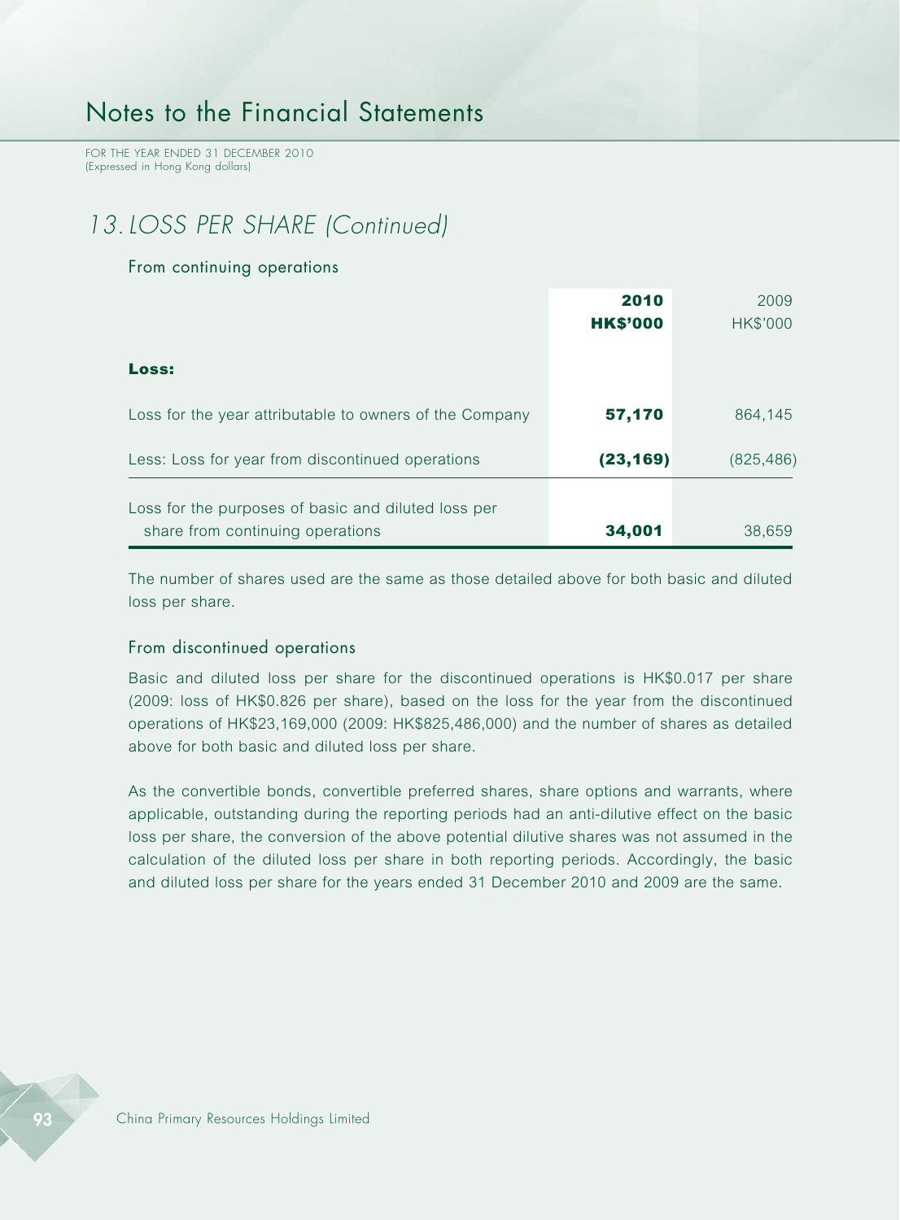## 13. LOSS PER SHARE (Continued)

### From continuing operations

| | 2010 HK$'000 | 2009 HK$'000 |
|---|---|---|
| **Loss:** | | |
| Loss for the year attributable to owners of the Company | **57,170** | 864,145 |
| Less: Loss for year from discontinued operations | **(23,169)** | (825,486) |
| Loss for the purposes of basic and diluted loss per share from continuing operations | **34,001** | 38,659 |

The number of shares used are the same as those detailed above for both basic and diluted loss per share.

### From discontinued operations

Basic and diluted loss per share for the discontinued operations is HK$0.017 per share (2009: loss of HK$0.826 per share), based on the loss for the year from the discontinued operations of HK$23,169,000 (2009: HK$825,486,000) and the number of shares as detailed above for both basic and diluted loss per share.

As the convertible bonds, convertible preferred shares, share options and warrants, where applicable, outstanding during the reporting periods had an anti-dilutive effect on the basic loss per share, the conversion of the above potential dilutive shares was not assumed in the calculation of the diluted loss per share in both reporting periods. Accordingly, the basic and diluted loss per share for the years ended 31 December 2010 and 2009 are the same.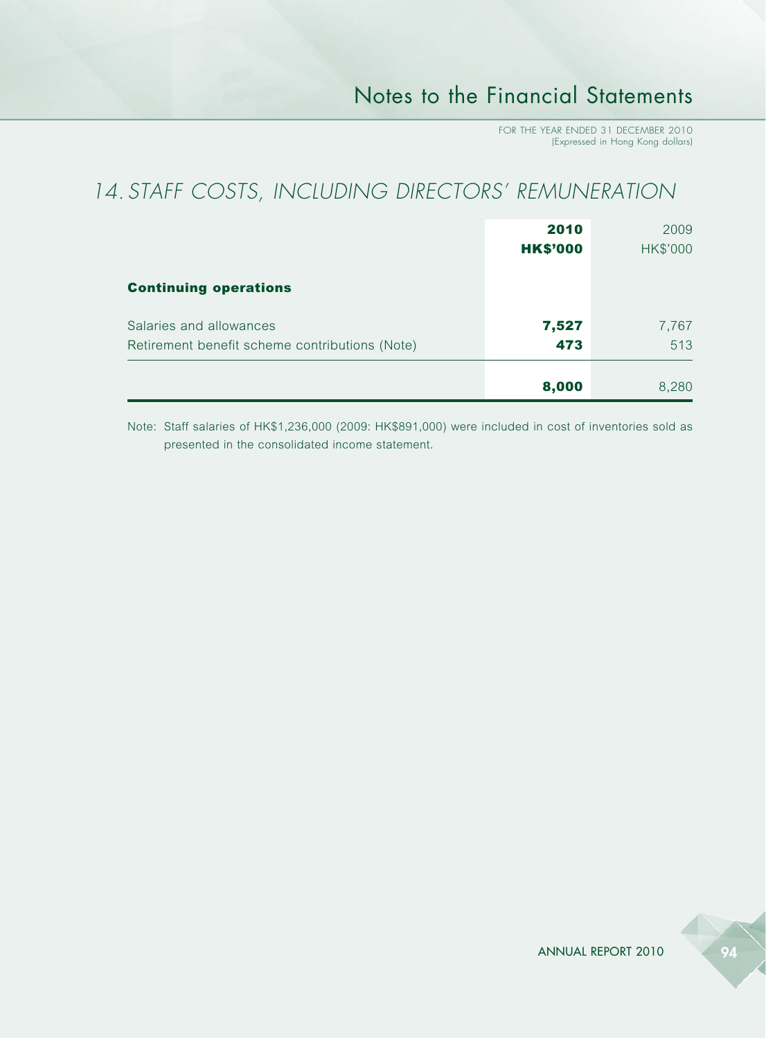## 14. STAFF COSTS, INCLUDING DIRECTORS' REMUNERATION

| | **2010** | 2009 |
|---|---|---|
| | **HK$'000** | HK$'000 |
| **Continuing operations** | | |
| Salaries and allowances | **7,527** | 7,767 |
| Retirement benefit scheme contributions (Note) | **473** | 513 |
| | **8,000** | 8,280 |

Note: Staff salaries of HK$1,236,000 (2009: HK$891,000) were included in cost of inventories sold as presented in the consolidated income statement.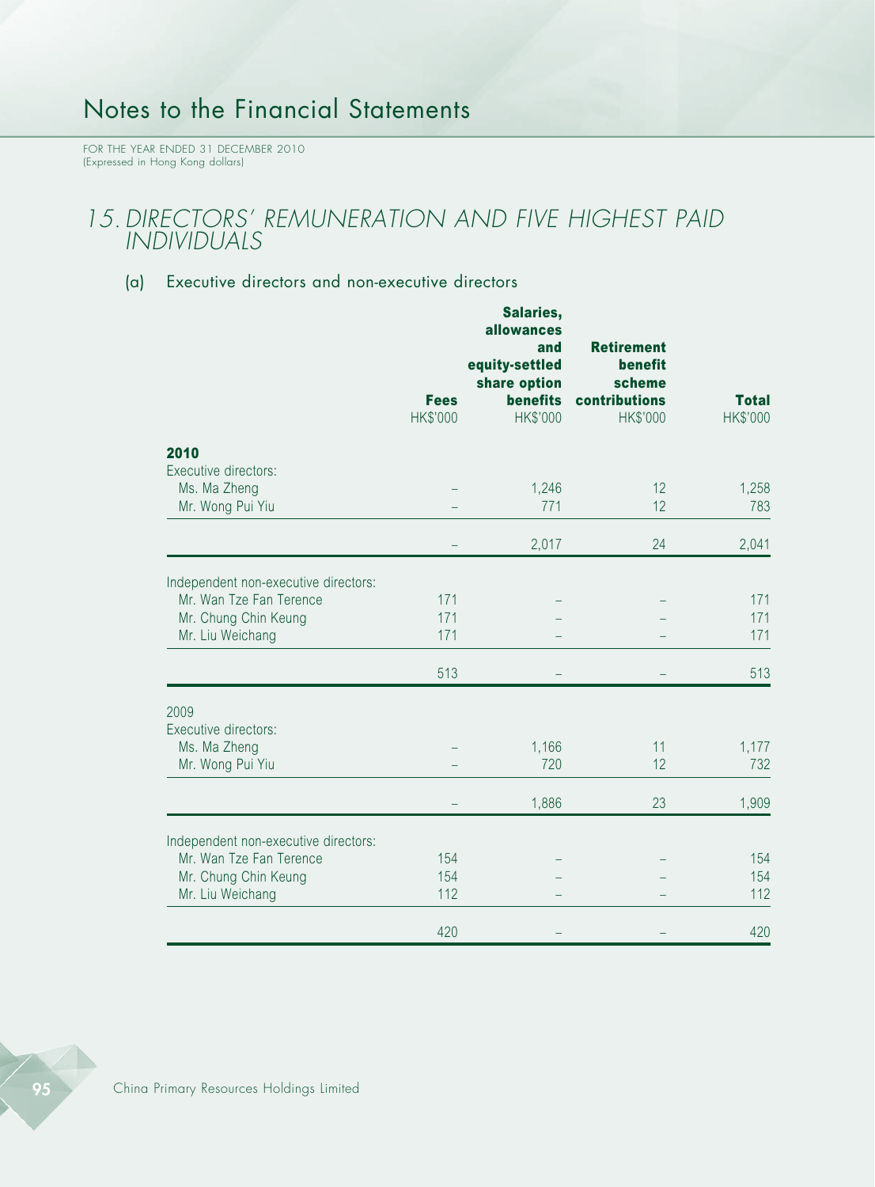# Notes to the Financial Statements

FOR THE YEAR ENDED 31 DECEMBER 2010
(Expressed in Hong Kong dollars)

## 15. DIRECTORS' REMUNERATION AND FIVE HIGHEST PAID INDIVIDUALS

### (a) Executive directors and non-executive directors

| | Fees | Salaries, allowances and equity-settled share option benefits | Retirement benefit scheme contributions | Total |
|---|---|---|---|---|
| | HK$'000 | HK$'000 | HK$'000 | HK$'000 |
| **2010** | | | | |
| Executive directors: | | | | |
| Ms. Ma Zheng | – | 1,246 | 12 | 1,258 |
| Mr. Wong Pui Yiu | – | 771 | 12 | 783 |
| | – | 2,017 | 24 | 2,041 |
| Independent non-executive directors: | | | | |
| Mr. Wan Tze Fan Terence | 171 | – | – | 171 |
| Mr. Chung Chin Keung | 171 | – | – | 171 |
| Mr. Liu Weichang | 171 | – | – | 171 |
| | 513 | – | – | 513 |
| 2009 | | | | |
| Executive directors: | | | | |
| Ms. Ma Zheng | – | 1,166 | 11 | 1,177 |
| Mr. Wong Pui Yiu | – | 720 | 12 | 732 |
| | – | 1,886 | 23 | 1,909 |
| Independent non-executive directors: | | | | |
| Mr. Wan Tze Fan Terence | 154 | – | – | 154 |
| Mr. Chung Chin Keung | 154 | – | – | 154 |
| Mr. Liu Weichang | 112 | – | – | 112 |
| | 420 | – | – | 420 |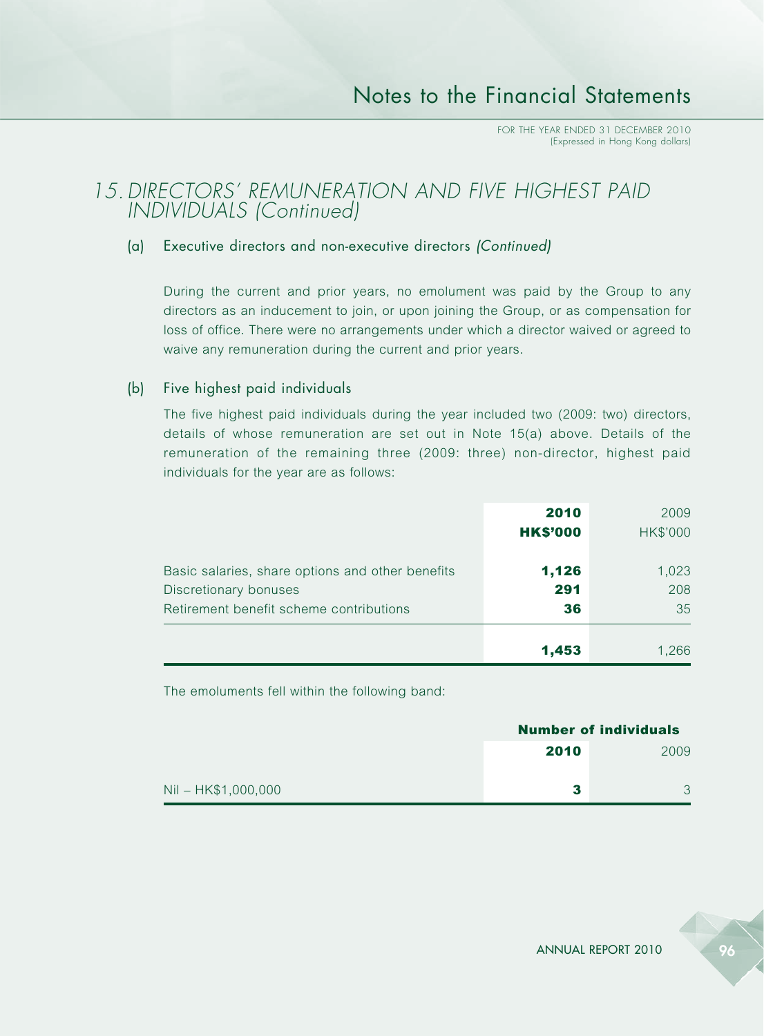## 15. *DIRECTORS' REMUNERATION AND FIVE HIGHEST PAID INDIVIDUALS (Continued)*

### (a) Executive directors and non-executive directors *(Continued)*

During the current and prior years, no emolument was paid by the Group to any directors as an inducement to join, or upon joining the Group, or as compensation for loss of office. There were no arrangements under which a director waived or agreed to waive any remuneration during the current and prior years.

### (b) Five highest paid individuals

The five highest paid individuals during the year included two (2009: two) directors, details of whose remuneration are set out in Note 15(a) above. Details of the remuneration of the remaining three (2009: three) non-director, highest paid individuals for the year are as follows:

| | **2010** | 2009 |
|---|---|---|
| | **HK$'000** | HK$'000 |
| Basic salaries, share options and other benefits | **1,126** | 1,023 |
| Discretionary bonuses | **291** | 208 |
| Retirement benefit scheme contributions | **36** | 35 |
| | **1,453** | 1,266 |

The emoluments fell within the following band:

| | **Number of individuals** | |
|---|---|---|
| | **2010** | 2009 |
| Nil – HK$1,000,000 | **3** | 3 |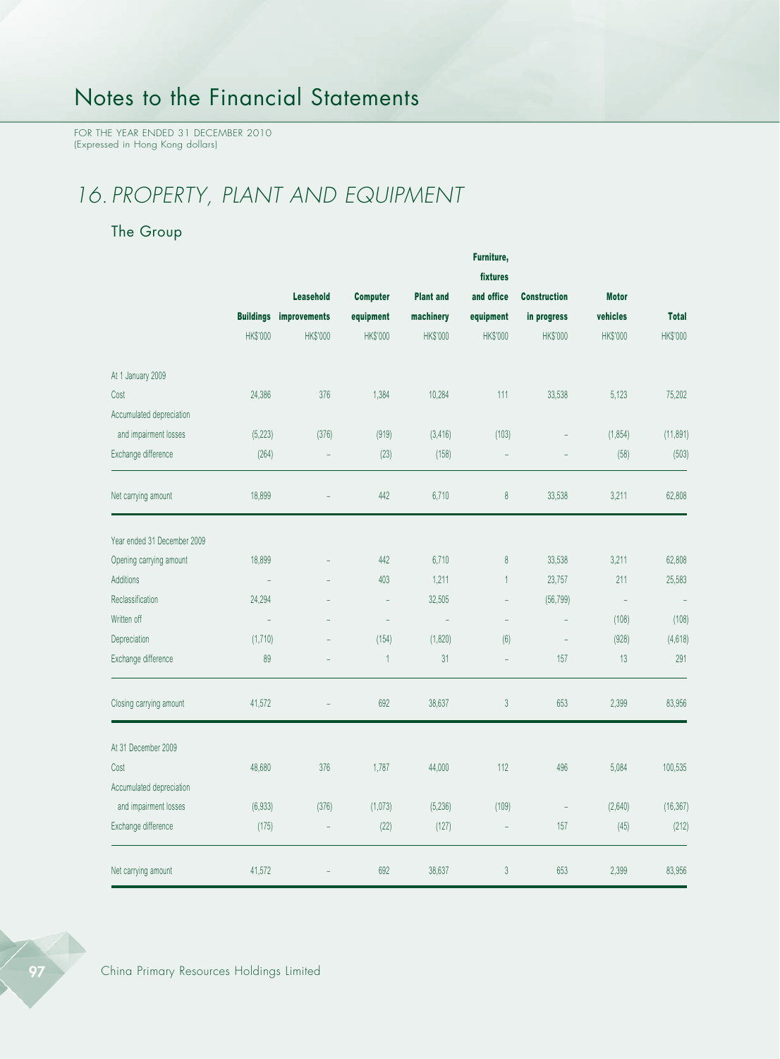# Notes to the Financial Statements

FOR THE YEAR ENDED 31 DECEMBER 2010
(Expressed in Hong Kong dollars)

## 16. PROPERTY, PLANT AND EQUIPMENT

### The Group

| | Buildings | Leasehold improvements | Computer equipment | Plant and machinery | Furniture, fixtures and office equipment | Construction in progress | Motor vehicles | Total |
|---|---|---|---|---|---|---|---|---|
| | HK$'000 | HK$'000 | HK$'000 | HK$'000 | HK$'000 | HK$'000 | HK$'000 | HK$'000 |
| At 1 January 2009 | | | | | | | | |
| Cost | 24,386 | 376 | 1,384 | 10,284 | 111 | 33,538 | 5,123 | 75,202 |
| Accumulated depreciation and impairment losses | (5,223) | (376) | (919) | (3,416) | (103) | – | (1,854) | (11,891) |
| Exchange difference | (264) | – | (23) | (158) | – | – | (58) | (503) |
| Net carrying amount | 18,899 | – | 442 | 6,710 | 8 | 33,538 | 3,211 | 62,808 |
| Year ended 31 December 2009 | | | | | | | | |
| Opening carrying amount | 18,899 | – | 442 | 6,710 | 8 | 33,538 | 3,211 | 62,808 |
| Additions | – | – | 403 | 1,211 | 1 | 23,757 | 211 | 25,583 |
| Reclassification | 24,294 | – | – | 32,505 | – | (56,799) | – | – |
| Written off | – | – | – | – | – | – | (108) | (108) |
| Depreciation | (1,710) | – | (154) | (1,820) | (6) | – | (928) | (4,618) |
| Exchange difference | 89 | – | 1 | 31 | – | 157 | 13 | 291 |
| Closing carrying amount | 41,572 | – | 692 | 38,637 | 3 | 653 | 2,399 | 83,956 |
| At 31 December 2009 | | | | | | | | |
| Cost | 48,680 | 376 | 1,787 | 44,000 | 112 | 496 | 5,084 | 100,535 |
| Accumulated depreciation and impairment losses | (6,933) | (376) | (1,073) | (5,236) | (109) | – | (2,640) | (16,367) |
| Exchange difference | (175) | – | (22) | (127) | – | 157 | (45) | (212) |
| Net carrying amount | 41,572 | – | 692 | 38,637 | 3 | 653 | 2,399 | 83,956 |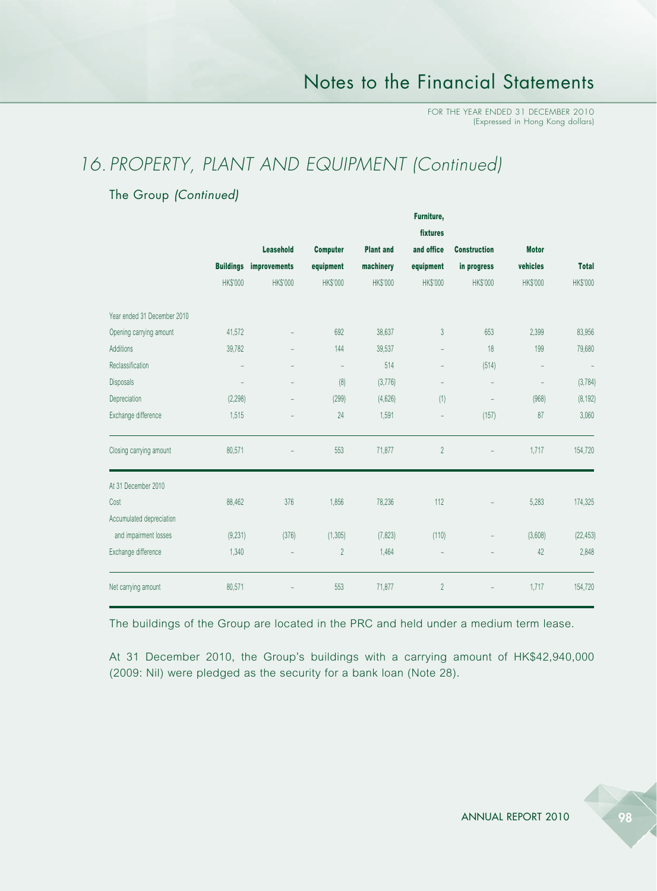# 16. PROPERTY, PLANT AND EQUIPMENT *(Continued)*

## The Group *(Continued)*

| | Buildings | Leasehold improvements | Computer equipment | Plant and machinery | Furniture, fixtures and office equipment | Construction in progress | Motor vehicles | Total |
|---|---|---|---|---|---|---|---|---|
| | HK$'000 | HK$'000 | HK$'000 | HK$'000 | HK$'000 | HK$'000 | HK$'000 | HK$'000 |
| Year ended 31 December 2010 | | | | | | | | |
| Opening carrying amount | 41,572 | – | 692 | 38,637 | 3 | 653 | 2,399 | 83,956 |
| Additions | 39,782 | – | 144 | 39,537 | – | 18 | 199 | 79,680 |
| Reclassification | – | – | – | 514 | – | (514) | – | – |
| Disposals | – | – | (8) | (3,776) | – | – | – | (3,784) |
| Depreciation | (2,298) | – | (299) | (4,626) | (1) | – | (968) | (8,192) |
| Exchange difference | 1,515 | – | 24 | 1,591 | – | (157) | 87 | 3,060 |
| Closing carrying amount | 80,571 | – | 553 | 71,877 | 2 | – | 1,717 | 154,720 |
| At 31 December 2010 | | | | | | | | |
| Cost | 88,462 | 376 | 1,856 | 78,236 | 112 | – | 5,283 | 174,325 |
| Accumulated depreciation and impairment losses | (9,231) | (376) | (1,305) | (7,823) | (110) | – | (3,608) | (22,453) |
| Exchange difference | 1,340 | – | 2 | 1,464 | – | – | 42 | 2,848 |
| Net carrying amount | 80,571 | – | 553 | 71,877 | 2 | – | 1,717 | 154,720 |

The buildings of the Group are located in the PRC and held under a medium term lease.

At 31 December 2010, the Group's buildings with a carrying amount of HK$42,940,000 (2009: Nil) were pledged as the security for a bank loan (Note 28).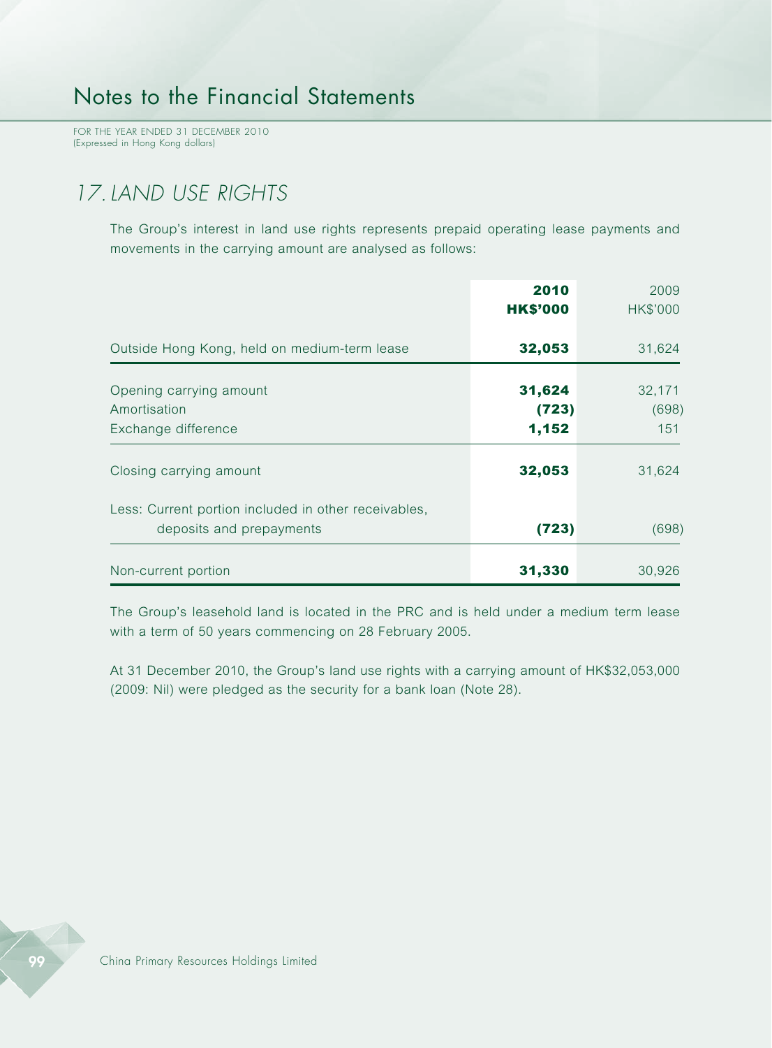## 17. LAND USE RIGHTS

The Group's interest in land use rights represents prepaid operating lease payments and movements in the carrying amount are analysed as follows:

| | 2010<br>HK$'000 | 2009<br>HK$'000 |
|---|---|---|
| Outside Hong Kong, held on medium-term lease | **32,053** | 31,624 |
| Opening carrying amount | **31,624** | 32,171 |
| Amortisation | **(723)** | (698) |
| Exchange difference | **1,152** | 151 |
| Closing carrying amount | **32,053** | 31,624 |
| Less: Current portion included in other receivables, deposits and prepayments | **(723)** | (698) |
| Non-current portion | **31,330** | 30,926 |

The Group's leasehold land is located in the PRC and is held under a medium term lease with a term of 50 years commencing on 28 February 2005.

At 31 December 2010, the Group's land use rights with a carrying amount of HK$32,053,000 (2009: Nil) were pledged as the security for a bank loan (Note 28).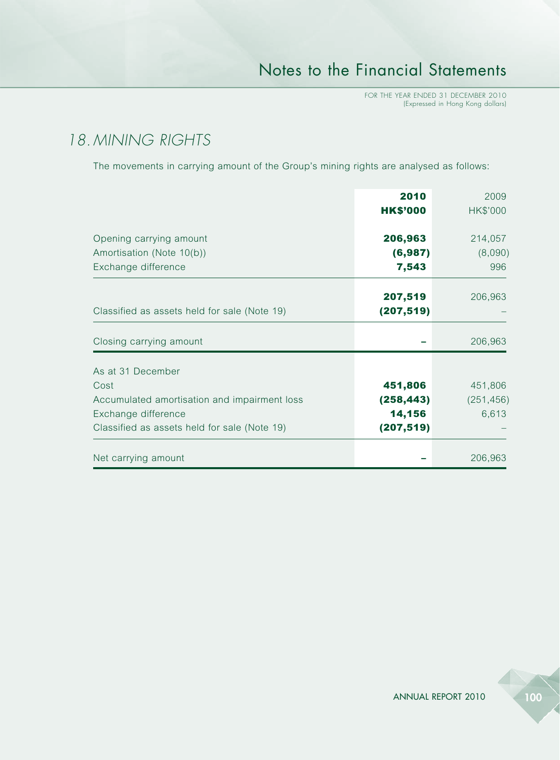## 18. MINING RIGHTS

The movements in carrying amount of the Group's mining rights are analysed as follows:

| | **2010**<br>**HK$'000** | 2009<br>HK$'000 |
|---|---|---|
| Opening carrying amount | **206,963** | 214,057 |
| Amortisation (Note 10(b)) | **(6,987)** | (8,090) |
| Exchange difference | **7,543** | 996 |
| | **207,519** | 206,963 |
| Classified as assets held for sale (Note 19) | **(207,519)** | – |
| Closing carrying amount | **–** | 206,963 |
| As at 31 December | | |
| Cost | **451,806** | 451,806 |
| Accumulated amortisation and impairment loss | **(258,443)** | (251,456) |
| Exchange difference | **14,156** | 6,613 |
| Classified as assets held for sale (Note 19) | **(207,519)** | – |
| Net carrying amount | **–** | 206,963 |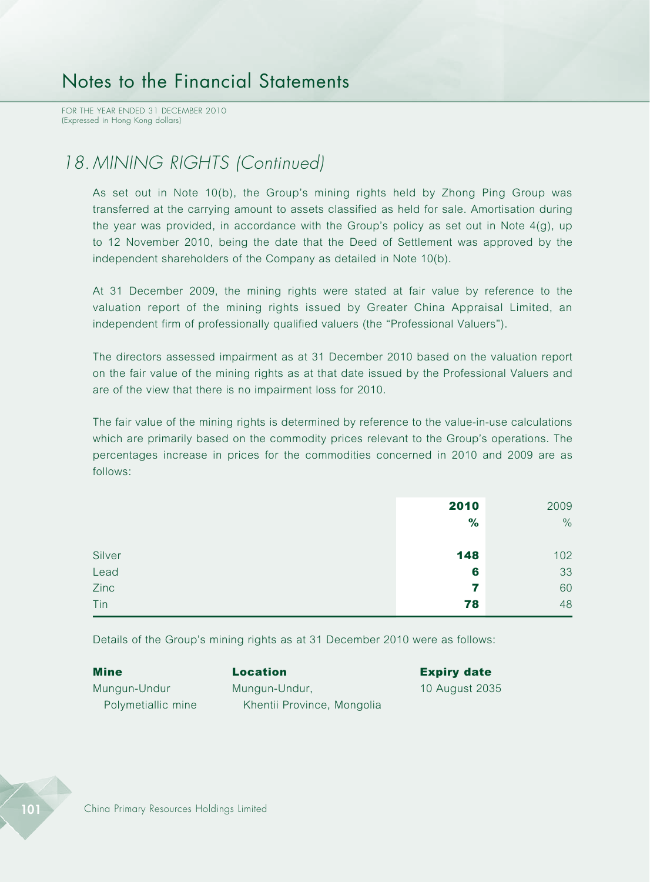## 18. MINING RIGHTS (Continued)

As set out in Note 10(b), the Group's mining rights held by Zhong Ping Group was transferred at the carrying amount to assets classified as held for sale. Amortisation during the year was provided, in accordance with the Group's policy as set out in Note 4(g), up to 12 November 2010, being the date that the Deed of Settlement was approved by the independent shareholders of the Company as detailed in Note 10(b).

At 31 December 2009, the mining rights were stated at fair value by reference to the valuation report of the mining rights issued by Greater China Appraisal Limited, an independent firm of professionally qualified valuers (the "Professional Valuers").

The directors assessed impairment as at 31 December 2010 based on the valuation report on the fair value of the mining rights as at that date issued by the Professional Valuers and are of the view that there is no impairment loss for 2010.

The fair value of the mining rights is determined by reference to the value-in-use calculations which are primarily based on the commodity prices relevant to the Group's operations. The percentages increase in prices for the commodities concerned in 2010 and 2009 are as follows:

| | **2010** | 2009 |
|---|---|---|
| | **%** | % |
| Silver | **148** | 102 |
| Lead | **6** | 33 |
| Zinc | **7** | 60 |
| Tin | **78** | 48 |

Details of the Group's mining rights as at 31 December 2010 were as follows:

| **Mine** | **Location** | **Expiry date** |
|---|---|---|
| Mungun-Undur Polymetiallic mine | Mungun-Undur, Khentii Province, Mongolia | 10 August 2035 |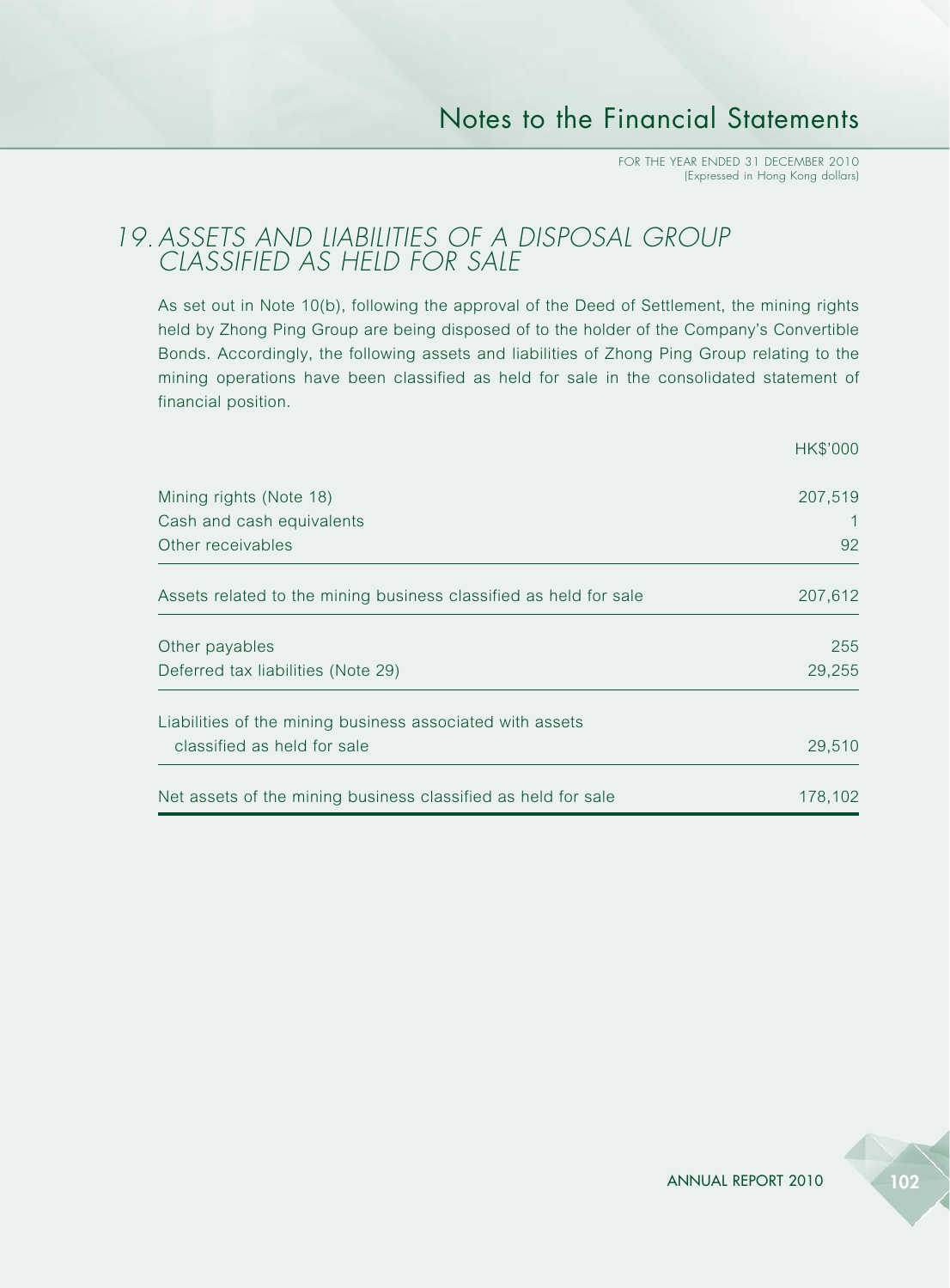## 19. ASSETS AND LIABILITIES OF A DISPOSAL GROUP CLASSIFIED AS HELD FOR SALE

As set out in Note 10(b), following the approval of the Deed of Settlement, the mining rights held by Zhong Ping Group are being disposed of to the holder of the Company's Convertible Bonds. Accordingly, the following assets and liabilities of Zhong Ping Group relating to the mining operations have been classified as held for sale in the consolidated statement of financial position.

| | HK$'000 |
|---|---|
| Mining rights (Note 18) | 207,519 |
| Cash and cash equivalents | 1 |
| Other receivables | 92 |
| Assets related to the mining business classified as held for sale | 207,612 |
| Other payables | 255 |
| Deferred tax liabilities (Note 29) | 29,255 |
| Liabilities of the mining business associated with assets classified as held for sale | 29,510 |
| Net assets of the mining business classified as held for sale | 178,102 |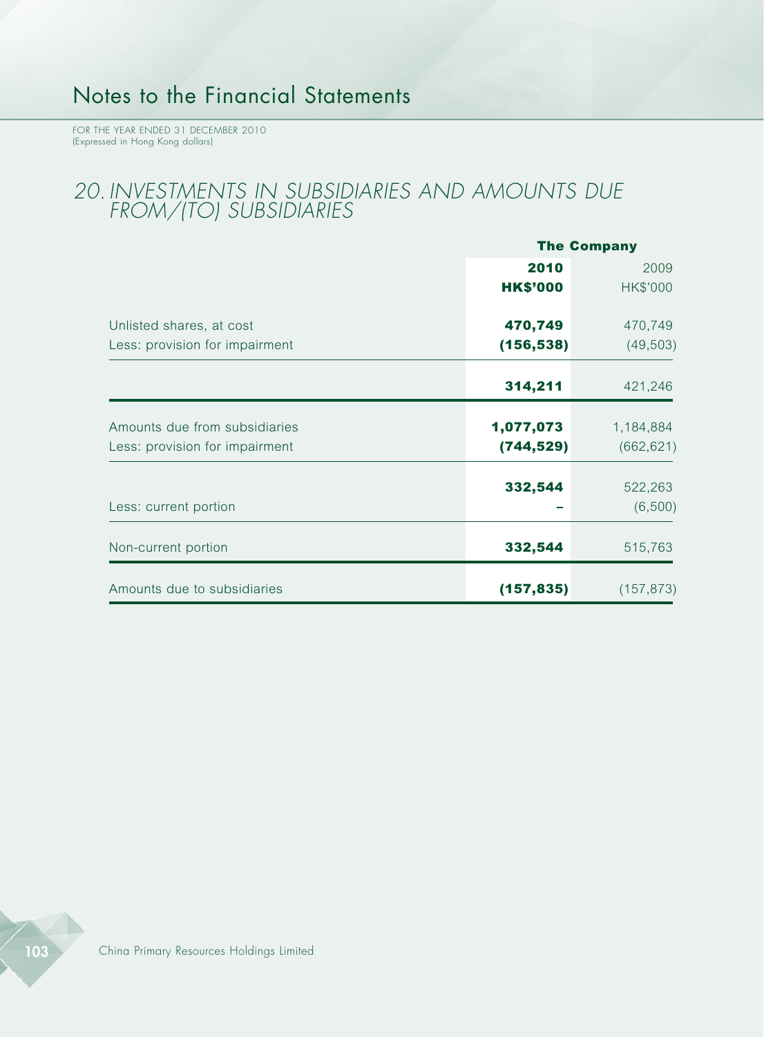# Notes to the Financial Statements

FOR THE YEAR ENDED 31 DECEMBER 2010
(Expressed in Hong Kong dollars)

## 20. INVESTMENTS IN SUBSIDIARIES AND AMOUNTS DUE FROM/(TO) SUBSIDIARIES

| | The Company | |
|---|---|---|
| | **2010** | 2009 |
| | **HK$'000** | HK$'000 |
| Unlisted shares, at cost | **470,749** | 470,749 |
| Less: provision for impairment | **(156,538)** | (49,503) |
| | **314,211** | 421,246 |
| Amounts due from subsidiaries | **1,077,073** | 1,184,884 |
| Less: provision for impairment | **(744,529)** | (662,621) |
| | **332,544** | 522,263 |
| Less: current portion | **–** | (6,500) |
| Non-current portion | **332,544** | 515,763 |
| Amounts due to subsidiaries | **(157,835)** | (157,873) |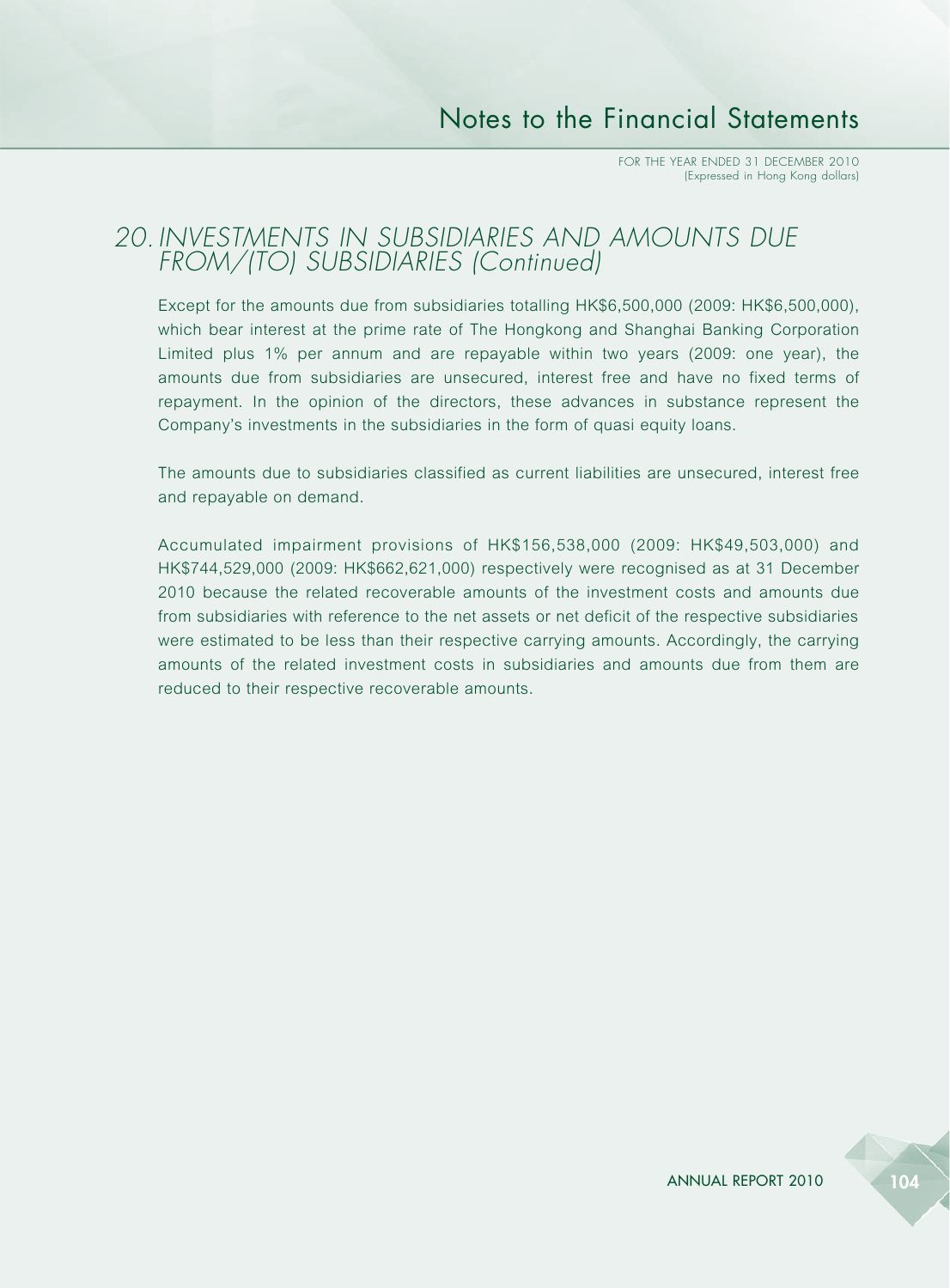## 20. INVESTMENTS IN SUBSIDIARIES AND AMOUNTS DUE FROM/(TO) SUBSIDIARIES (Continued)

Except for the amounts due from subsidiaries totalling HK$6,500,000 (2009: HK$6,500,000), which bear interest at the prime rate of The Hongkong and Shanghai Banking Corporation Limited plus 1% per annum and are repayable within two years (2009: one year), the amounts due from subsidiaries are unsecured, interest free and have no fixed terms of repayment. In the opinion of the directors, these advances in substance represent the Company's investments in the subsidiaries in the form of quasi equity loans.

The amounts due to subsidiaries classified as current liabilities are unsecured, interest free and repayable on demand.

Accumulated impairment provisions of HK$156,538,000 (2009: HK$49,503,000) and HK$744,529,000 (2009: HK$662,621,000) respectively were recognised as at 31 December 2010 because the related recoverable amounts of the investment costs and amounts due from subsidiaries with reference to the net assets or net deficit of the respective subsidiaries were estimated to be less than their respective carrying amounts. Accordingly, the carrying amounts of the related investment costs in subsidiaries and amounts due from them are reduced to their respective recoverable amounts.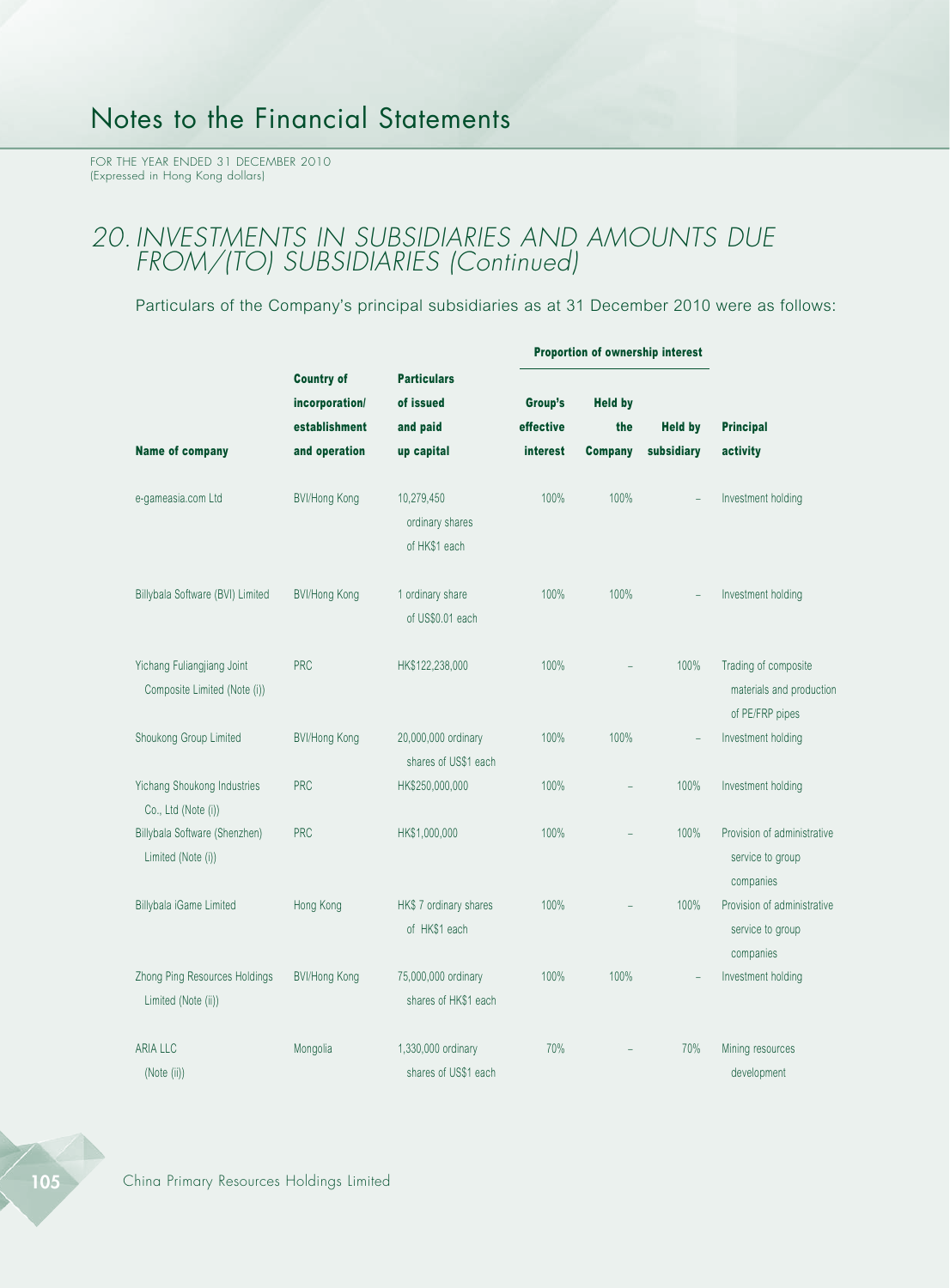# Notes to the Financial Statements

FOR THE YEAR ENDED 31 DECEMBER 2010
(Expressed in Hong Kong dollars)

## 20. INVESTMENTS IN SUBSIDIARIES AND AMOUNTS DUE FROM/(TO) SUBSIDIARIES (Continued)

Particulars of the Company's principal subsidiaries as at 31 December 2010 were as follows:

| | | | Proportion of ownership interest | | | |
|---|---|---|---|---|---|---|
| **Name of company** | **Country of incorporation/ establishment and operation** | **Particulars of issued and paid up capital** | **Group's effective interest** | **Held by the Company** | **Held by subsidiary** | **Principal activity** |
| e-gameasia.com Ltd | BVI/Hong Kong | 10,279,450 ordinary shares of HK$1 each | 100% | 100% | – | Investment holding |
| Billybala Software (BVI) Limited | BVI/Hong Kong | 1 ordinary share of US$0.01 each | 100% | 100% | – | Investment holding |
| Yichang Fuliangjiang Joint Composite Limited (Note (i)) | PRC | HK$122,238,000 | 100% | – | 100% | Trading of composite materials and production of PE/FRP pipes |
| Shoukong Group Limited | BVI/Hong Kong | 20,000,000 ordinary shares of US$1 each | 100% | 100% | – | Investment holding |
| Yichang Shoukong Industries Co., Ltd (Note (i)) | PRC | HK$250,000,000 | 100% | – | 100% | Investment holding |
| Billybala Software (Shenzhen) Limited (Note (i)) | PRC | HK$1,000,000 | 100% | – | 100% | Provision of administrative service to group companies |
| Billybala iGame Limited | Hong Kong | HK$ 7 ordinary shares of HK$1 each | 100% | – | 100% | Provision of administrative service to group companies |
| Zhong Ping Resources Holdings Limited (Note (ii)) | BVI/Hong Kong | 75,000,000 ordinary shares of HK$1 each | 100% | 100% | – | Investment holding |
| ARIA LLC (Note (ii)) | Mongolia | 1,330,000 ordinary shares of US$1 each | 70% | – | 70% | Mining resources development |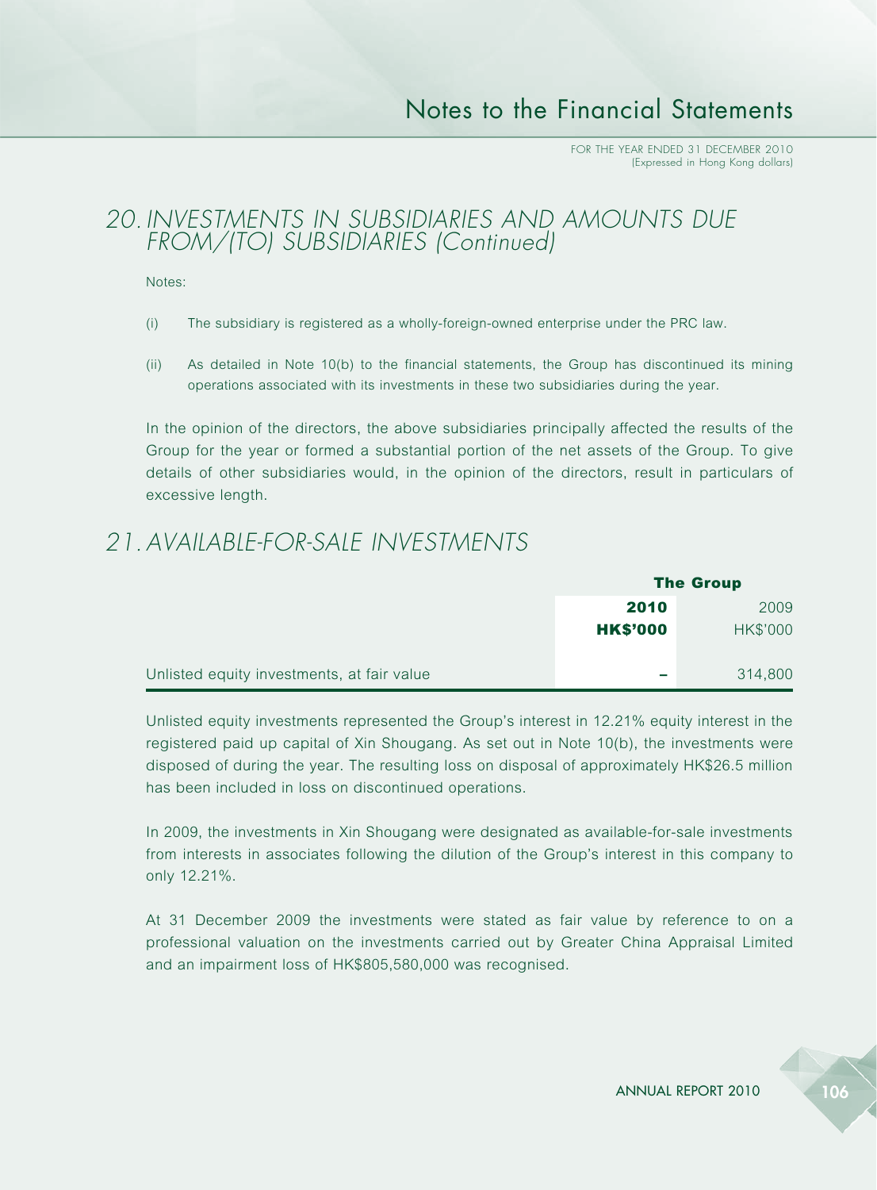## 20. INVESTMENTS IN SUBSIDIARIES AND AMOUNTS DUE FROM/(TO) SUBSIDIARIES (Continued)

Notes:

(i) The subsidiary is registered as a wholly-foreign-owned enterprise under the PRC law.

(ii) As detailed in Note 10(b) to the financial statements, the Group has discontinued its mining operations associated with its investments in these two subsidiaries during the year.

In the opinion of the directors, the above subsidiaries principally affected the results of the Group for the year or formed a substantial portion of the net assets of the Group. To give details of other subsidiaries would, in the opinion of the directors, result in particulars of excessive length.

## 21. AVAILABLE-FOR-SALE INVESTMENTS

| | The Group | |
|---|---|---|
| | **2010** | 2009 |
| | **HK$'000** | HK$'000 |
| Unlisted equity investments, at fair value | **–** | 314,800 |

Unlisted equity investments represented the Group's interest in 12.21% equity interest in the registered paid up capital of Xin Shougang. As set out in Note 10(b), the investments were disposed of during the year. The resulting loss on disposal of approximately HK$26.5 million has been included in loss on discontinued operations.

In 2009, the investments in Xin Shougang were designated as available-for-sale investments from interests in associates following the dilution of the Group's interest in this company to only 12.21%.

At 31 December 2009 the investments were stated as fair value by reference to on a professional valuation on the investments carried out by Greater China Appraisal Limited and an impairment loss of HK$805,580,000 was recognised.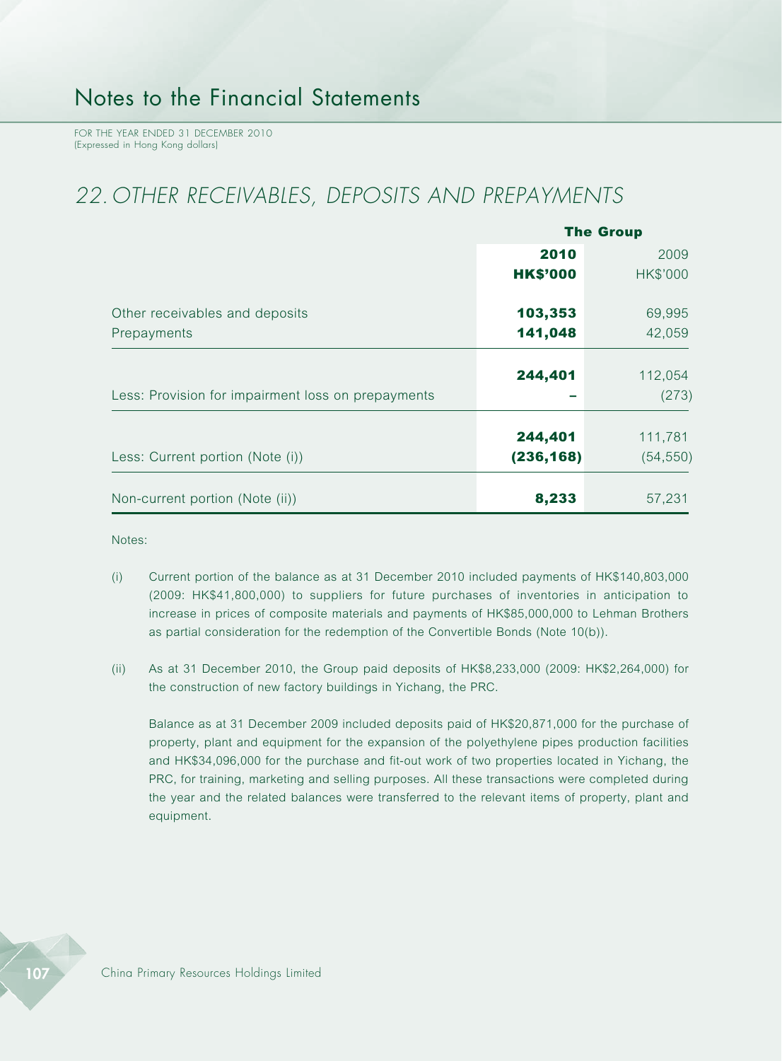# Notes to the Financial Statements

FOR THE YEAR ENDED 31 DECEMBER 2010
(Expressed in Hong Kong dollars)

## 22. OTHER RECEIVABLES, DEPOSITS AND PREPAYMENTS

| | The Group | |
|---|---|---|
| | **2010** | 2009 |
| | **HK$'000** | HK$'000 |
| Other receivables and deposits | **103,353** | 69,995 |
| Prepayments | **141,048** | 42,059 |
| | **244,401** | 112,054 |
| Less: Provision for impairment loss on prepayments | **–** | (273) |
| | **244,401** | 111,781 |
| Less: Current portion (Note (i)) | **(236,168)** | (54,550) |
| Non-current portion (Note (ii)) | **8,233** | 57,231 |

Notes:

(i) Current portion of the balance as at 31 December 2010 included payments of HK$140,803,000 (2009: HK$41,800,000) to suppliers for future purchases of inventories in anticipation to increase in prices of composite materials and payments of HK$85,000,000 to Lehman Brothers as partial consideration for the redemption of the Convertible Bonds (Note 10(b)).

(ii) As at 31 December 2010, the Group paid deposits of HK$8,233,000 (2009: HK$2,264,000) for the construction of new factory buildings in Yichang, the PRC.

Balance as at 31 December 2009 included deposits paid of HK$20,871,000 for the purchase of property, plant and equipment for the expansion of the polyethylene pipes production facilities and HK$34,096,000 for the purchase and fit-out work of two properties located in Yichang, the PRC, for training, marketing and selling purposes. All these transactions were completed during the year and the related balances were transferred to the relevant items of property, plant and equipment.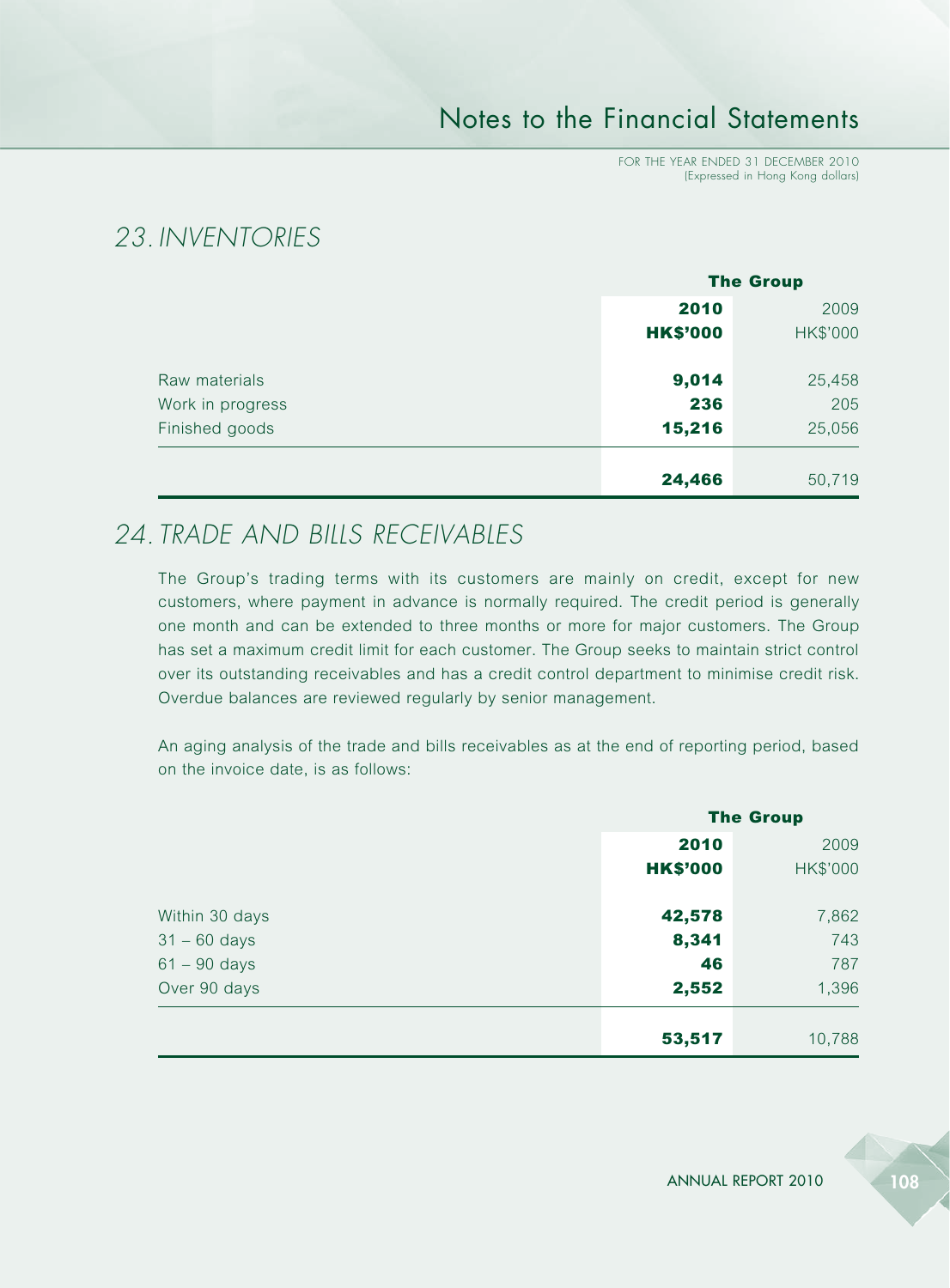## 23. INVENTORIES

| | The Group | |
|---|---|---|
| | **2010** | 2009 |
| | **HK$'000** | HK$'000 |
| Raw materials | **9,014** | 25,458 |
| Work in progress | **236** | 205 |
| Finished goods | **15,216** | 25,056 |
| | **24,466** | 50,719 |

## 24. TRADE AND BILLS RECEIVABLES

The Group's trading terms with its customers are mainly on credit, except for new customers, where payment in advance is normally required. The credit period is generally one month and can be extended to three months or more for major customers. The Group has set a maximum credit limit for each customer. The Group seeks to maintain strict control over its outstanding receivables and has a credit control department to minimise credit risk. Overdue balances are reviewed regularly by senior management.

An aging analysis of the trade and bills receivables as at the end of reporting period, based on the invoice date, is as follows:

| | The Group | |
|---|---|---|
| | **2010** | 2009 |
| | **HK$'000** | HK$'000 |
| Within 30 days | **42,578** | 7,862 |
| 31 – 60 days | **8,341** | 743 |
| 61 – 90 days | **46** | 787 |
| Over 90 days | **2,552** | 1,396 |
| | **53,517** | 10,788 |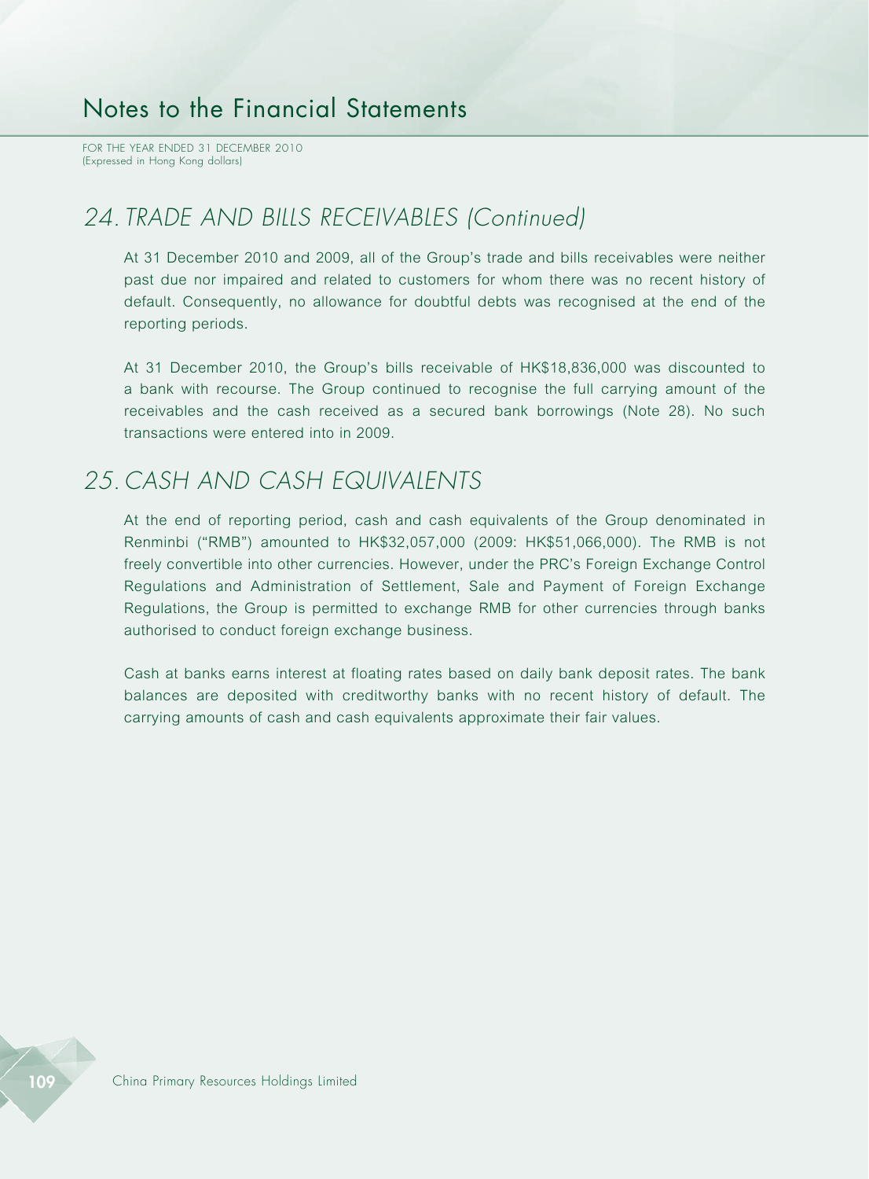## 24. TRADE AND BILLS RECEIVABLES (Continued)

At 31 December 2010 and 2009, all of the Group's trade and bills receivables were neither past due nor impaired and related to customers for whom there was no recent history of default. Consequently, no allowance for doubtful debts was recognised at the end of the reporting periods.

At 31 December 2010, the Group's bills receivable of HK$18,836,000 was discounted to a bank with recourse. The Group continued to recognise the full carrying amount of the receivables and the cash received as a secured bank borrowings (Note 28). No such transactions were entered into in 2009.

## 25. CASH AND CASH EQUIVALENTS

At the end of reporting period, cash and cash equivalents of the Group denominated in Renminbi ("RMB") amounted to HK$32,057,000 (2009: HK$51,066,000). The RMB is not freely convertible into other currencies. However, under the PRC's Foreign Exchange Control Regulations and Administration of Settlement, Sale and Payment of Foreign Exchange Regulations, the Group is permitted to exchange RMB for other currencies through banks authorised to conduct foreign exchange business.

Cash at banks earns interest at floating rates based on daily bank deposit rates. The bank balances are deposited with creditworthy banks with no recent history of default. The carrying amounts of cash and cash equivalents approximate their fair values.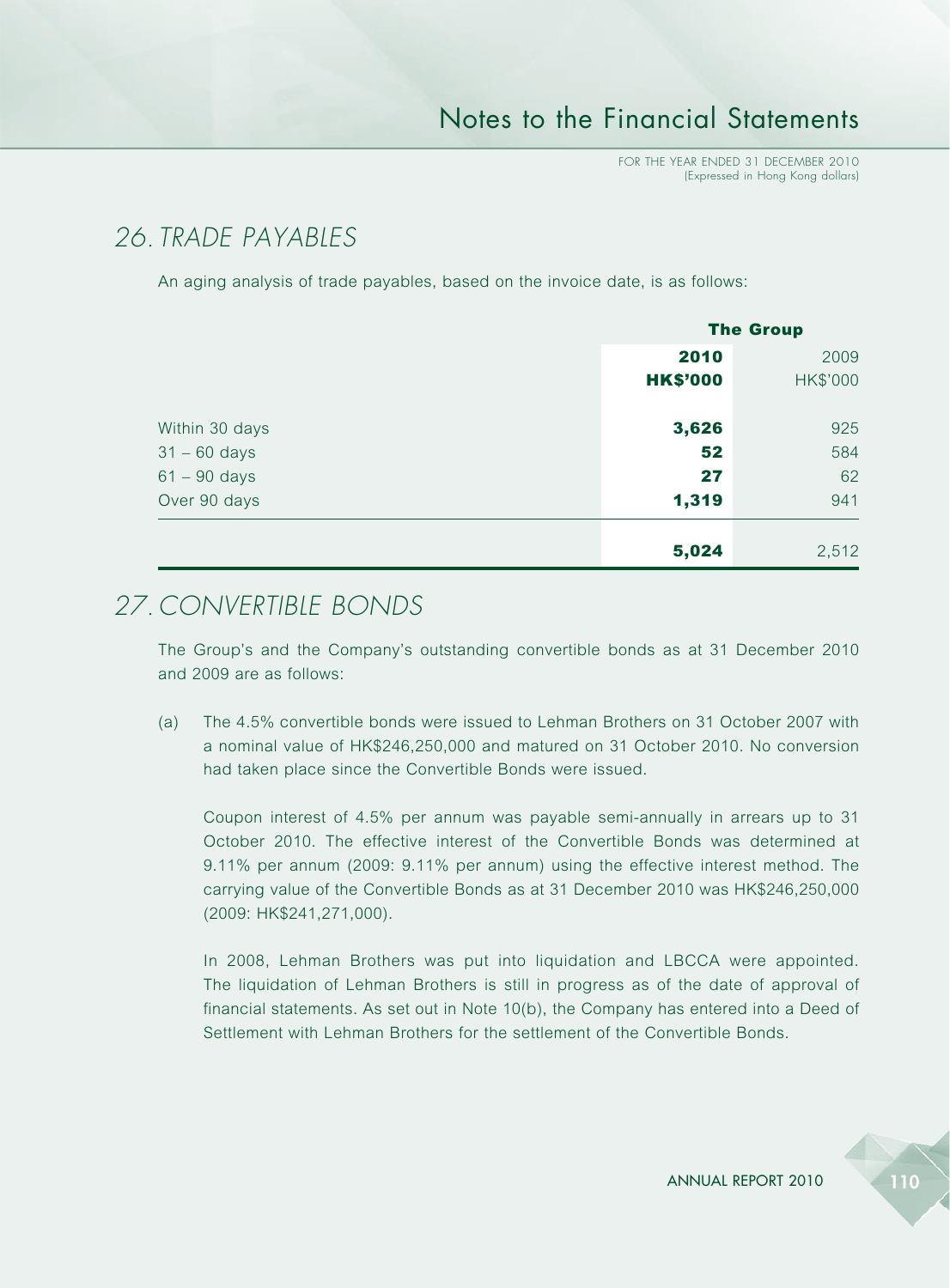## 26. TRADE PAYABLES

An aging analysis of trade payables, based on the invoice date, is as follows:

| | The Group | |
|---|---|---|
| | **2010** | 2009 |
| | **HK$'000** | HK$'000 |
| Within 30 days | **3,626** | 925 |
| 31 – 60 days | **52** | 584 |
| 61 – 90 days | **27** | 62 |
| Over 90 days | **1,319** | 941 |
| | **5,024** | 2,512 |

## 27. CONVERTIBLE BONDS

The Group's and the Company's outstanding convertible bonds as at 31 December 2010 and 2009 are as follows:

(a) The 4.5% convertible bonds were issued to Lehman Brothers on 31 October 2007 with a nominal value of HK$246,250,000 and matured on 31 October 2010. No conversion had taken place since the Convertible Bonds were issued.

Coupon interest of 4.5% per annum was payable semi-annually in arrears up to 31 October 2010. The effective interest of the Convertible Bonds was determined at 9.11% per annum (2009: 9.11% per annum) using the effective interest method. The carrying value of the Convertible Bonds as at 31 December 2010 was HK$246,250,000 (2009: HK$241,271,000).

In 2008, Lehman Brothers was put into liquidation and LBCCA were appointed. The liquidation of Lehman Brothers is still in progress as of the date of approval of financial statements. As set out in Note 10(b), the Company has entered into a Deed of Settlement with Lehman Brothers for the settlement of the Convertible Bonds.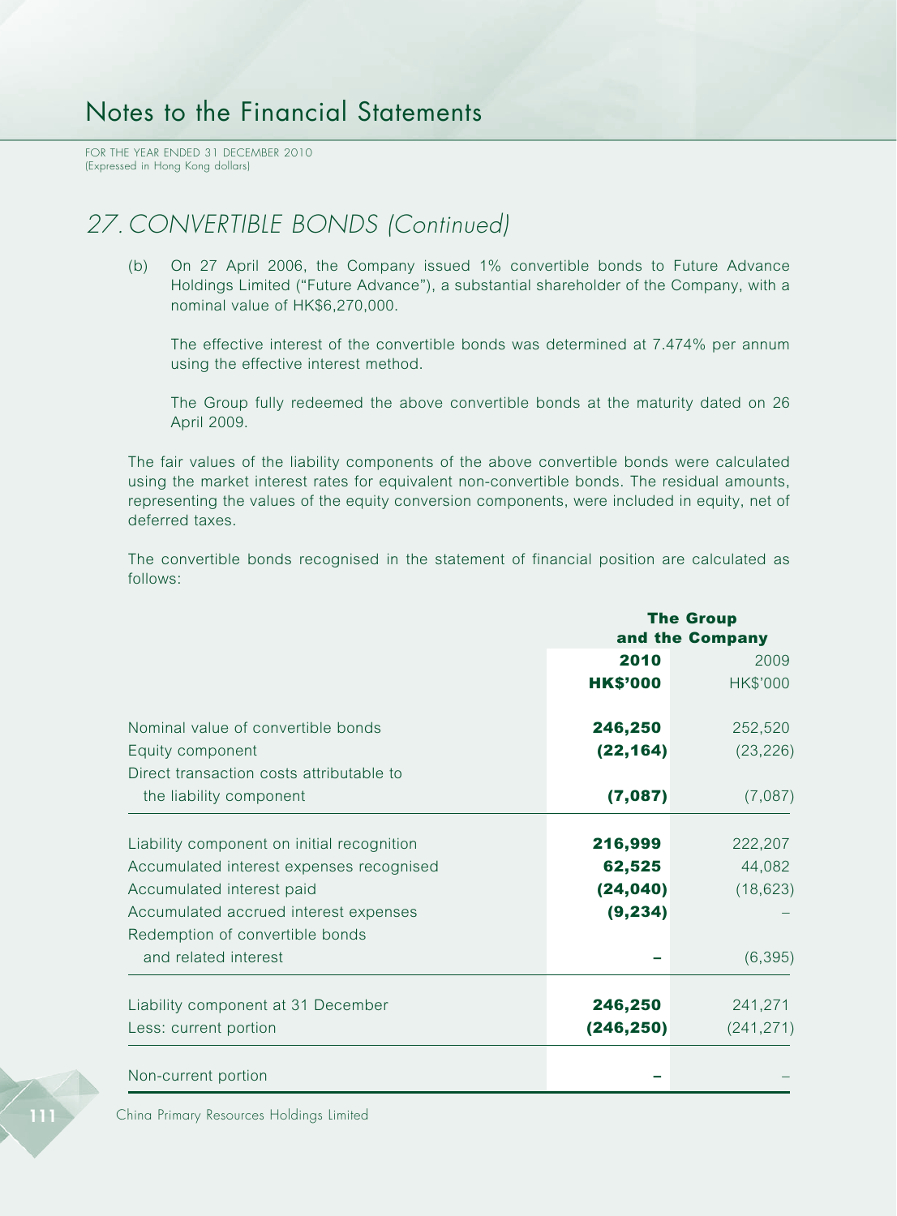## 27. CONVERTIBLE BONDS (Continued)

(b) On 27 April 2006, the Company issued 1% convertible bonds to Future Advance Holdings Limited ("Future Advance"), a substantial shareholder of the Company, with a nominal value of HK$6,270,000.

The effective interest of the convertible bonds was determined at 7.474% per annum using the effective interest method.

The Group fully redeemed the above convertible bonds at the maturity dated on 26 April 2009.

The fair values of the liability components of the above convertible bonds were calculated using the market interest rates for equivalent non-convertible bonds. The residual amounts, representing the values of the equity conversion components, were included in equity, net of deferred taxes.

The convertible bonds recognised in the statement of financial position are calculated as follows:

| | The Group and the Company | |
|---|---|---|
| | **2010** | 2009 |
| | **HK$'000** | HK$'000 |
| Nominal value of convertible bonds | **246,250** | 252,520 |
| Equity component | **(22,164)** | (23,226) |
| Direct transaction costs attributable to the liability component | **(7,087)** | (7,087) |
| Liability component on initial recognition | **216,999** | 222,207 |
| Accumulated interest expenses recognised | **62,525** | 44,082 |
| Accumulated interest paid | **(24,040)** | (18,623) |
| Accumulated accrued interest expenses | **(9,234)** | – |
| Redemption of convertible bonds and related interest | **–** | (6,395) |
| Liability component at 31 December | **246,250** | 241,271 |
| Less: current portion | **(246,250)** | (241,271) |
| Non-current portion | **–** | – |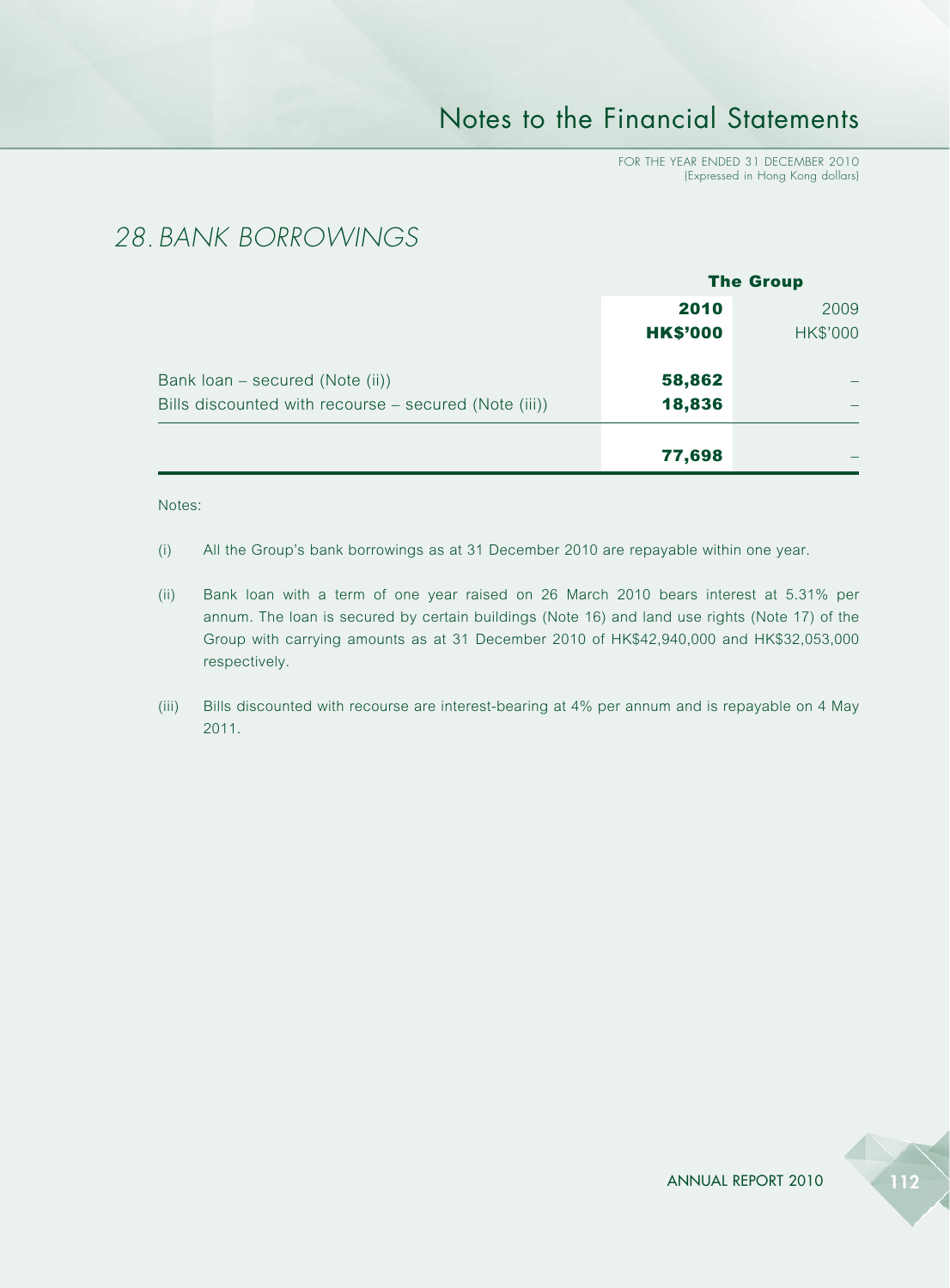## 28. BANK BORROWINGS

| | The Group | |
|---|---|---|
| | **2010** | 2009 |
| | **HK$'000** | HK$'000 |
| Bank loan – secured (Note (ii)) | **58,862** | – |
| Bills discounted with recourse – secured (Note (iii)) | **18,836** | – |
| | **77,698** | – |

Notes:

(i) All the Group's bank borrowings as at 31 December 2010 are repayable within one year.

(ii) Bank loan with a term of one year raised on 26 March 2010 bears interest at 5.31% per annum. The loan is secured by certain buildings (Note 16) and land use rights (Note 17) of the Group with carrying amounts as at 31 December 2010 of HK$42,940,000 and HK$32,053,000 respectively.

(iii) Bills discounted with recourse are interest-bearing at 4% per annum and is repayable on 4 May 2011.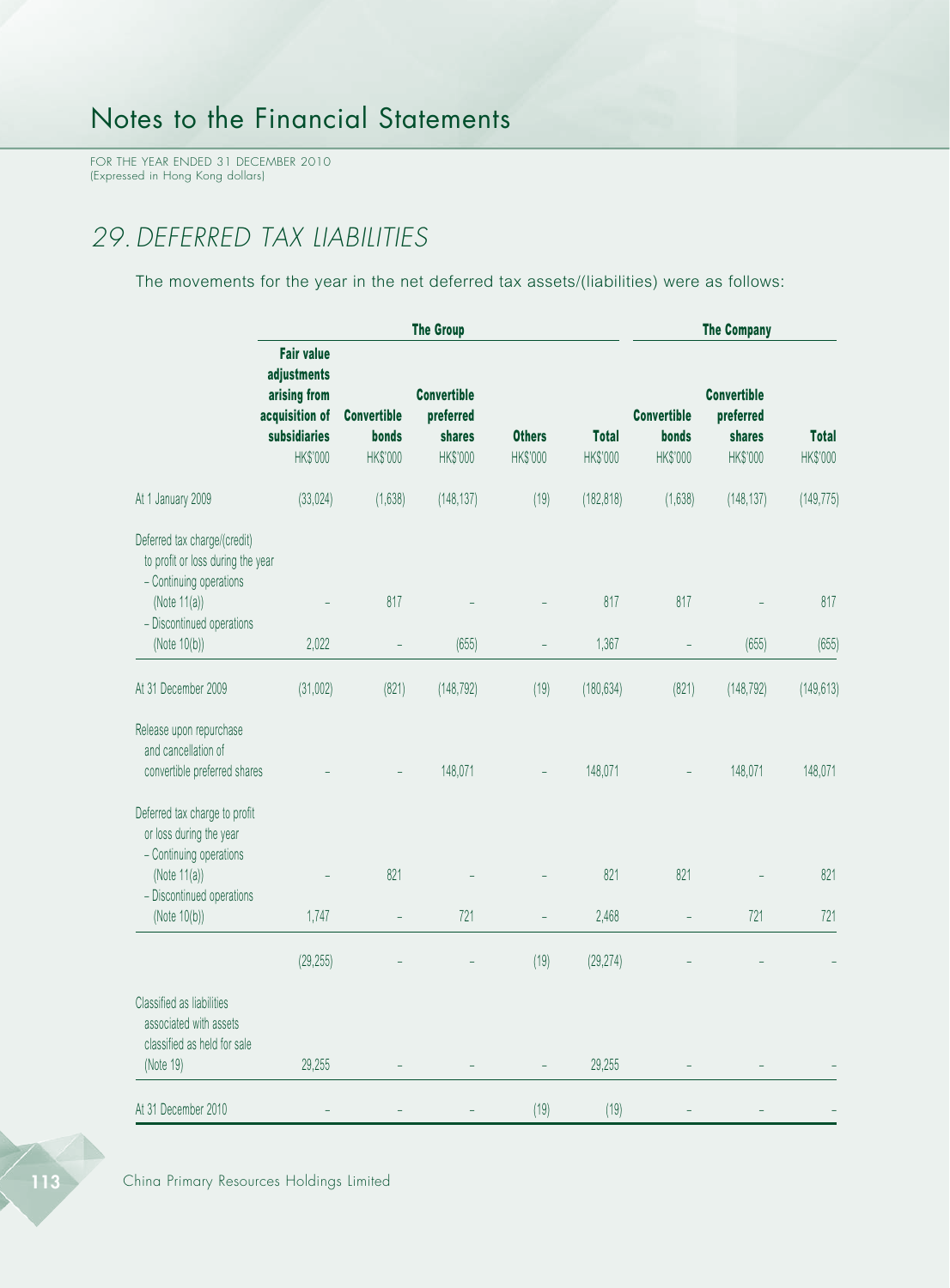# Notes to the Financial Statements

FOR THE YEAR ENDED 31 DECEMBER 2010
(Expressed in Hong Kong dollars)

## 29. DEFERRED TAX LIABILITIES

The movements for the year in the net deferred tax assets/(liabilities) were as follows:

| | The Group | | | | | The Company | | |
|---|---|---|---|---|---|---|---|---|
| | Fair value adjustments arising from acquisition of subsidiaries HK$'000 | Convertible bonds HK$'000 | Convertible preferred shares HK$'000 | Others HK$'000 | Total HK$'000 | Convertible bonds HK$'000 | Convertible preferred shares HK$'000 | Total HK$'000 |
| At 1 January 2009 | (33,024) | (1,638) | (148,137) | (19) | (182,818) | (1,638) | (148,137) | (149,775) |
| Deferred tax charge/(credit) to profit or loss during the year | | | | | | | | |
| – Continuing operations (Note 11(a)) | – | 817 | – | – | 817 | 817 | – | 817 |
| – Discontinued operations (Note 10(b)) | 2,022 | – | (655) | – | 1,367 | – | (655) | (655) |
| At 31 December 2009 | (31,002) | (821) | (148,792) | (19) | (180,634) | (821) | (148,792) | (149,613) |
| Release upon repurchase and cancellation of convertible preferred shares | – | – | 148,071 | – | 148,071 | – | 148,071 | 148,071 |
| Deferred tax charge to profit or loss during the year | | | | | | | | |
| – Continuing operations (Note 11(a)) | – | 821 | – | – | 821 | 821 | – | 821 |
| – Discontinued operations (Note 10(b)) | 1,747 | – | 721 | – | 2,468 | – | 721 | 721 |
| | (29,255) | – | – | (19) | (29,274) | – | – | – |
| Classified as liabilities associated with assets classified as held for sale (Note 19) | 29,255 | – | – | – | 29,255 | – | – | – |
| At 31 December 2010 | – | – | – | (19) | (19) | – | – | – |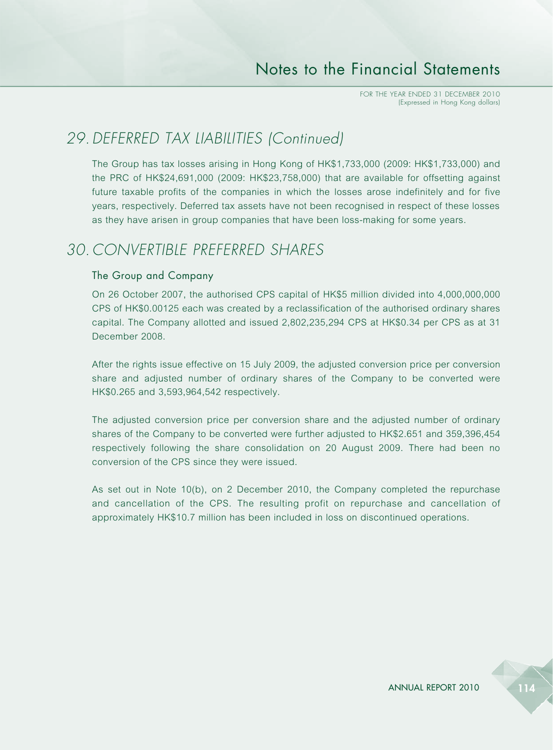## 29. DEFERRED TAX LIABILITIES (Continued)

The Group has tax losses arising in Hong Kong of HK$1,733,000 (2009: HK$1,733,000) and the PRC of HK$24,691,000 (2009: HK$23,758,000) that are available for offsetting against future taxable profits of the companies in which the losses arose indefinitely and for five years, respectively. Deferred tax assets have not been recognised in respect of these losses as they have arisen in group companies that have been loss-making for some years.

## 30. CONVERTIBLE PREFERRED SHARES

### The Group and Company

On 26 October 2007, the authorised CPS capital of HK$5 million divided into 4,000,000,000 CPS of HK$0.00125 each was created by a reclassification of the authorised ordinary shares capital. The Company allotted and issued 2,802,235,294 CPS at HK$0.34 per CPS as at 31 December 2008.

After the rights issue effective on 15 July 2009, the adjusted conversion price per conversion share and adjusted number of ordinary shares of the Company to be converted were HK$0.265 and 3,593,964,542 respectively.

The adjusted conversion price per conversion share and the adjusted number of ordinary shares of the Company to be converted were further adjusted to HK$2.651 and 359,396,454 respectively following the share consolidation on 20 August 2009. There had been no conversion of the CPS since they were issued.

As set out in Note 10(b), on 2 December 2010, the Company completed the repurchase and cancellation of the CPS. The resulting profit on repurchase and cancellation of approximately HK$10.7 million has been included in loss on discontinued operations.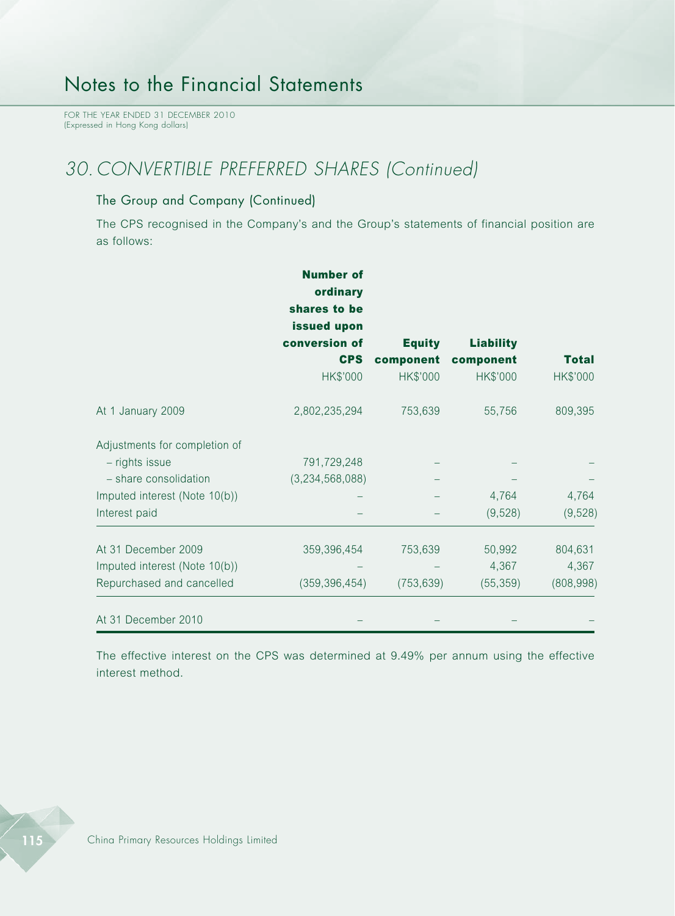## 30. CONVERTIBLE PREFERRED SHARES (Continued)

### The Group and Company (Continued)

The CPS recognised in the Company's and the Group's statements of financial position are as follows:

| | Number of ordinary shares to be issued upon conversion of CPS | Equity component | Liability component | Total |
|---|---|---|---|---|
| | HK$'000 | HK$'000 | HK$'000 | HK$'000 |
| At 1 January 2009 | 2,802,235,294 | 753,639 | 55,756 | 809,395 |
| Adjustments for completion of | | | | |
| – rights issue | 791,729,248 | – | – | – |
| – share consolidation | (3,234,568,088) | – | – | – |
| Imputed interest (Note 10(b)) | – | – | 4,764 | 4,764 |
| Interest paid | – | – | (9,528) | (9,528) |
| At 31 December 2009 | 359,396,454 | 753,639 | 50,992 | 804,631 |
| Imputed interest (Note 10(b)) | – | – | 4,367 | 4,367 |
| Repurchased and cancelled | (359,396,454) | (753,639) | (55,359) | (808,998) |
| At 31 December 2010 | – | – | – | – |

The effective interest on the CPS was determined at 9.49% per annum using the effective interest method.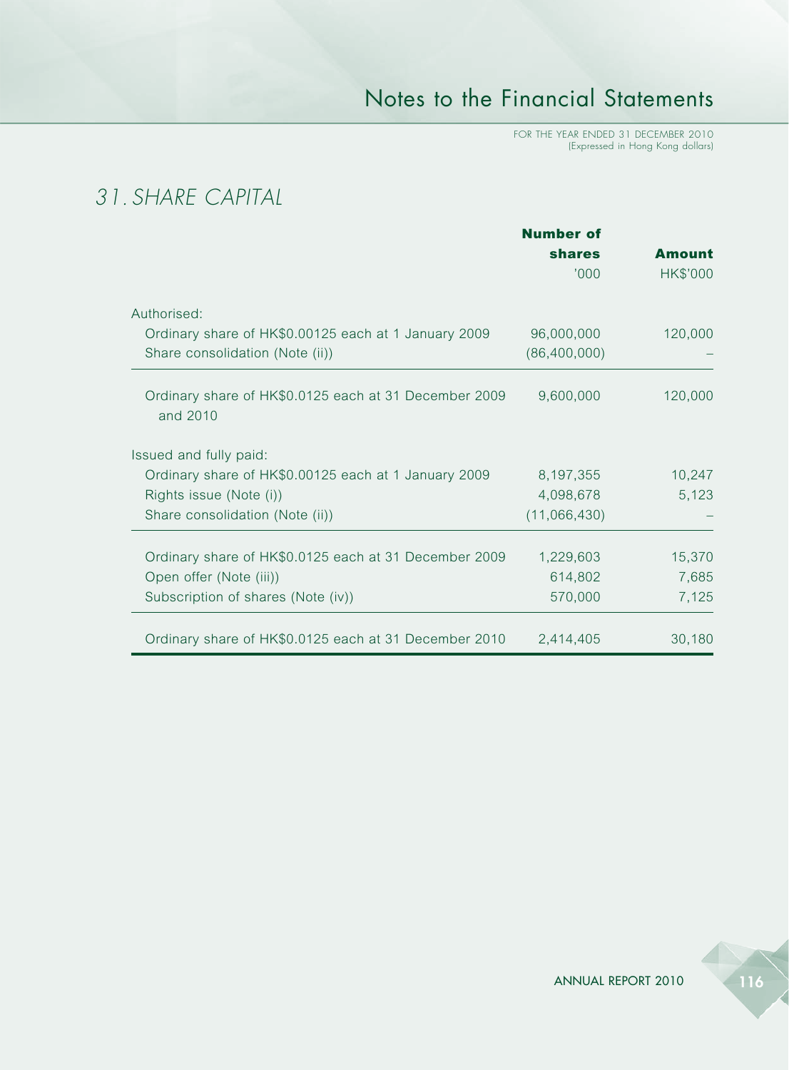## 31. SHARE CAPITAL

| | Number of shares | Amount |
|---|---|---|
| | '000 | HK$'000 |
| Authorised: | | |
| Ordinary share of HK$0.00125 each at 1 January 2009 | 96,000,000 | 120,000 |
| Share consolidation (Note (ii)) | (86,400,000) | – |
| Ordinary share of HK$0.0125 each at 31 December 2009 and 2010 | 9,600,000 | 120,000 |
| Issued and fully paid: | | |
| Ordinary share of HK$0.00125 each at 1 January 2009 | 8,197,355 | 10,247 |
| Rights issue (Note (i)) | 4,098,678 | 5,123 |
| Share consolidation (Note (ii)) | (11,066,430) | – |
| Ordinary share of HK$0.0125 each at 31 December 2009 | 1,229,603 | 15,370 |
| Open offer (Note (iii)) | 614,802 | 7,685 |
| Subscription of shares (Note (iv)) | 570,000 | 7,125 |
| Ordinary share of HK$0.0125 each at 31 December 2010 | 2,414,405 | 30,180 |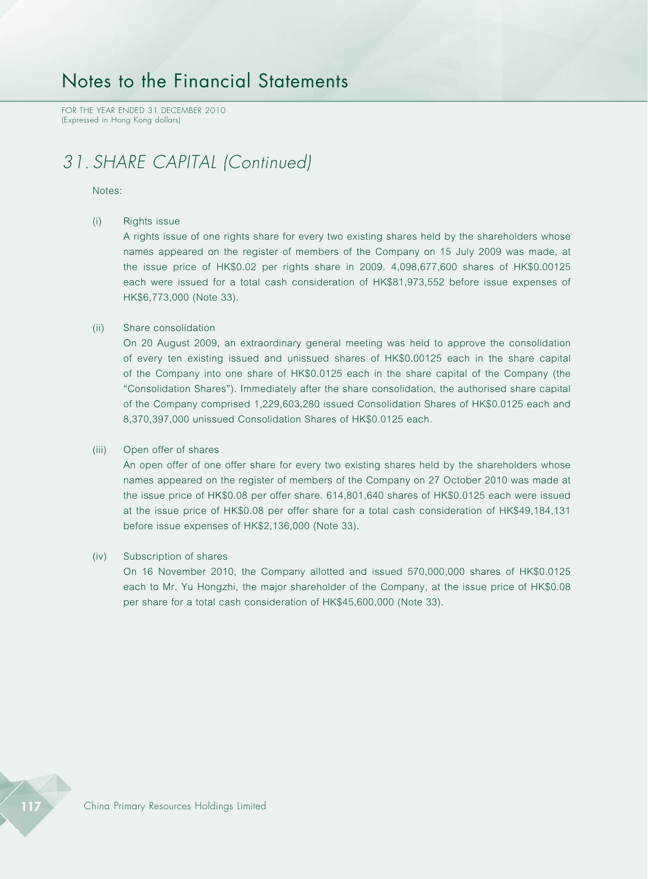# Notes to the Financial Statements

FOR THE YEAR ENDED 31 DECEMBER 2010
(Expressed in Hong Kong dollars)

## *31. SHARE CAPITAL (Continued)*

Notes:

(i) Rights issue

A rights issue of one rights share for every two existing shares held by the shareholders whose names appeared on the register of members of the Company on 15 July 2009 was made, at the issue price of HK$0.02 per rights share in 2009. 4,098,677,600 shares of HK$0.00125 each were issued for a total cash consideration of HK$81,973,552 before issue expenses of HK$6,773,000 (Note 33).

(ii) Share consolidation

On 20 August 2009, an extraordinary general meeting was held to approve the consolidation of every ten existing issued and unissued shares of HK$0.00125 each in the share capital of the Company into one share of HK$0.0125 each in the share capital of the Company (the "Consolidation Shares"). Immediately after the share consolidation, the authorised share capital of the Company comprised 1,229,603,280 issued Consolidation Shares of HK$0.0125 each and 8,370,397,000 unissued Consolidation Shares of HK$0.0125 each.

(iii) Open offer of shares

An open offer of one offer share for every two existing shares held by the shareholders whose names appeared on the register of members of the Company on 27 October 2010 was made at the issue price of HK$0.08 per offer share. 614,801,640 shares of HK$0.0125 each were issued at the issue price of HK$0.08 per offer share for a total cash consideration HK$49,184,131 before issue expenses of HK$2,136,000 (Note 33).

(iv) Subscription of shares

On 16 November 2010, the Company allotted and issued 570,000,000 shares of HK$0.0125 each to Mr. Yu Hongzhi, the major shareholder of the Company, at the issue price of HK$0.08 per share for a total cash consideration of HK$45,600,000 (Note 33).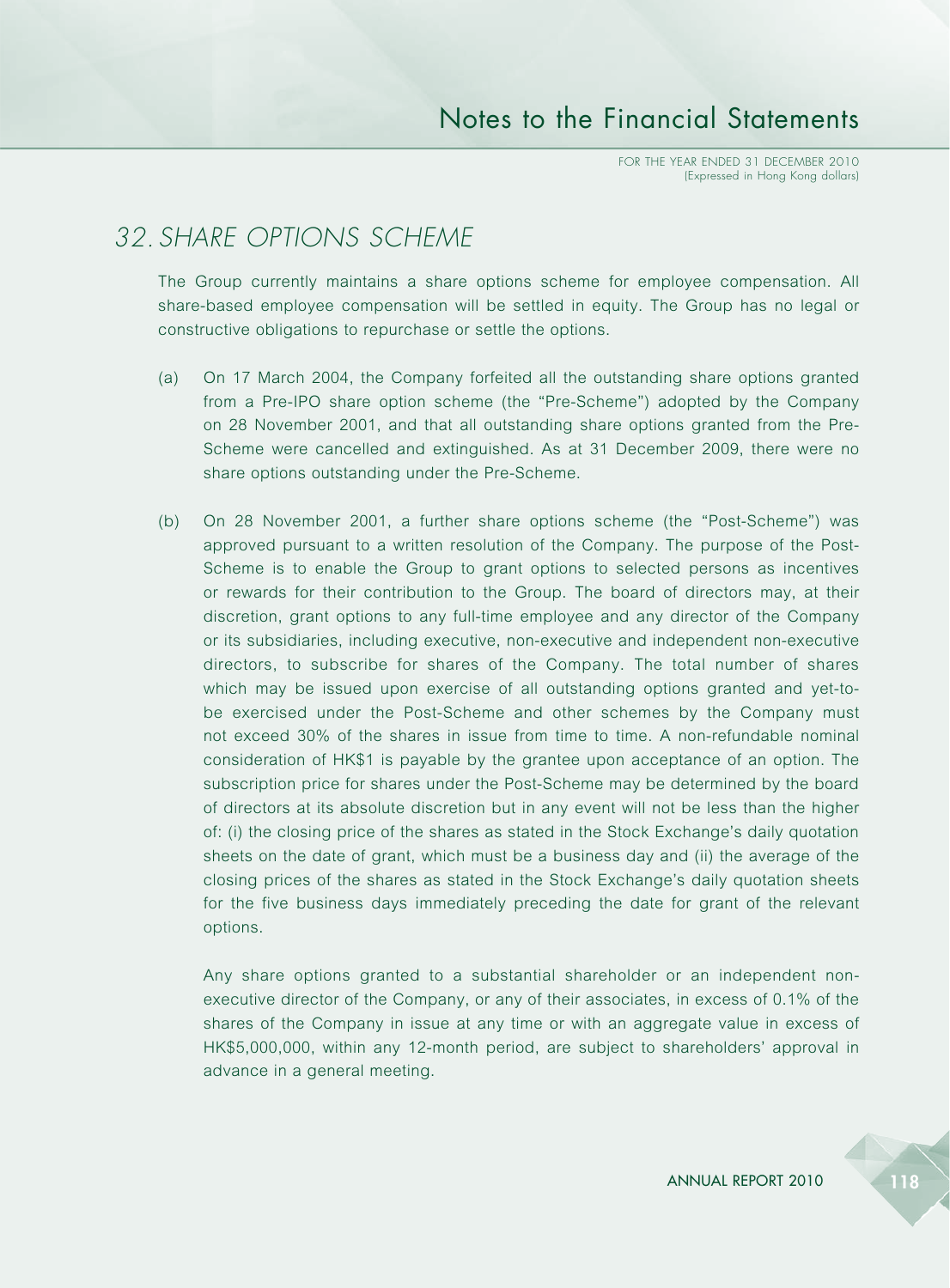## 32. SHARE OPTIONS SCHEME

The Group currently maintains a share options scheme for employee compensation. All share-based employee compensation will be settled in equity. The Group has no legal or constructive obligations to repurchase or settle the options.

(a) On 17 March 2004, the Company forfeited all the outstanding share options granted from a Pre-IPO share option scheme (the "Pre-Scheme") adopted by the Company on 28 November 2001, and that all outstanding share options granted from the Pre-Scheme were cancelled and extinguished. As at 31 December 2009, there were no share options outstanding under the Pre-Scheme.

(b) On 28 November 2001, a further share options scheme (the "Post-Scheme") was approved pursuant to a written resolution of the Company. The purpose of the Post-Scheme is to enable the Group to grant options to selected persons as incentives or rewards for their contribution to the Group. The board of directors may, at their discretion, grant options to any full-time employee and any director of the Company or its subsidiaries, including executive, non-executive and independent non-executive directors, to subscribe for shares of the Company. The total number of shares which may be issued upon exercise of all outstanding options granted and yet-to-be exercised under the Post-Scheme and other schemes by the Company must not exceed 30% of the shares in issue from time to time. A non-refundable nominal consideration of HK$1 is payable by the grantee upon acceptance of an option. The subscription price for shares under the Post-Scheme may be determined by the board of directors at its absolute discretion but in any event will not be less than the higher of: (i) the closing price of the shares as stated in the Stock Exchange's daily quotation sheets on the date of grant, which must be a business day and (ii) the average of the closing prices of the shares as stated in the Stock Exchange's daily quotation sheets for the five business days immediately preceding the date for grant of the relevant options.

    Any share options granted to a substantial shareholder or an independent non-executive director of the Company, or any of their associates, in excess of 0.1% of the shares of the Company in issue at any time or with an aggregate value in excess of HK$5,000,000, within any 12-month period, are subject to shareholders' approval in advance in a general meeting.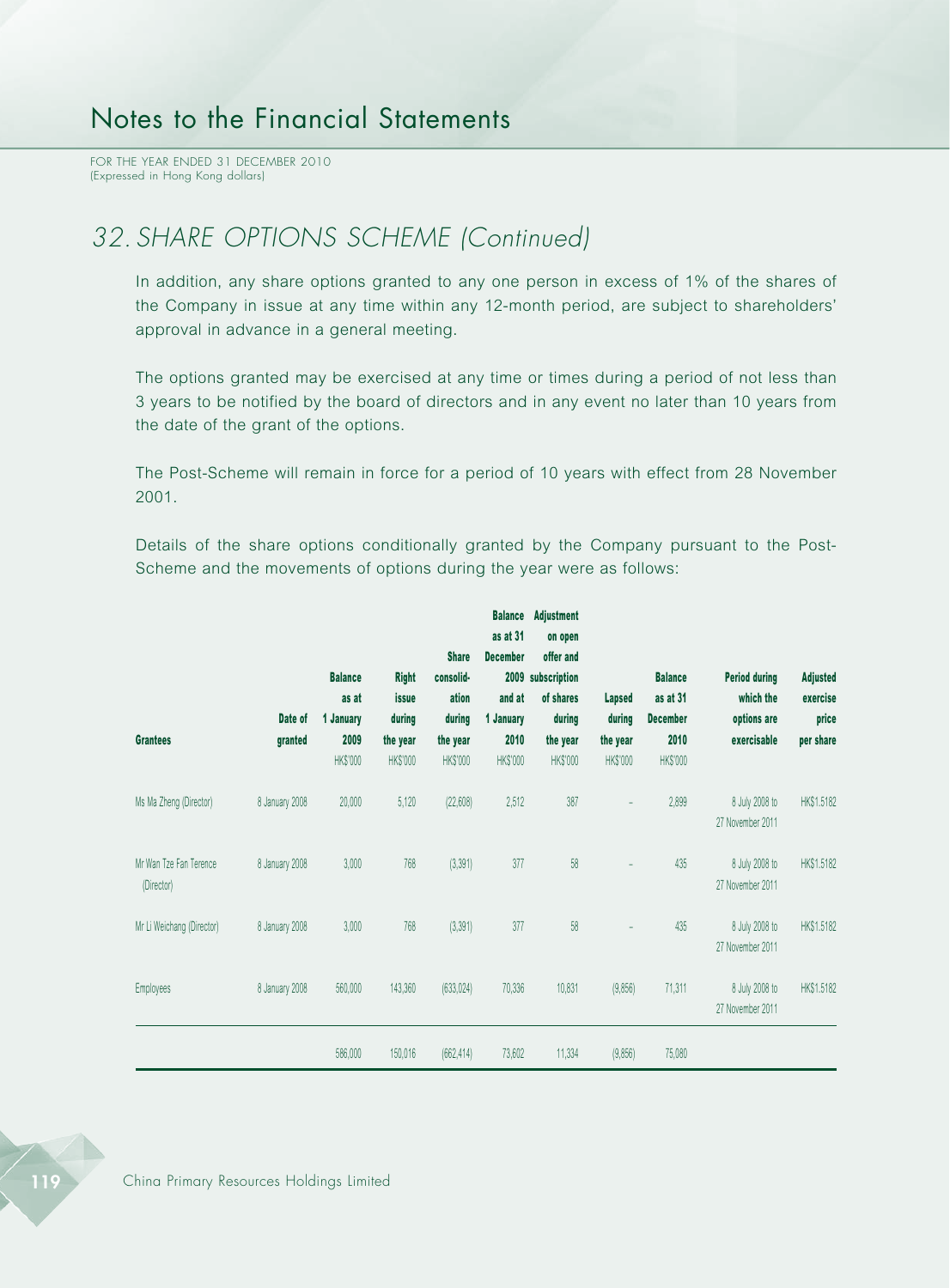## 32. SHARE OPTIONS SCHEME (Continued)

In addition, any share options granted to any one person in excess of 1% of the shares of the Company in issue at any time within any 12-month period, are subject to shareholders' approval in advance in a general meeting.

The options granted may be exercised at any time or times during a period of not less than 3 years to be notified by the board of directors and in any event no later than 10 years from the date of the grant of the options.

The Post-Scheme will remain in force for a period of 10 years with effect from 28 November 2001.

Details of the share options conditionally granted by the Company pursuant to the Post-Scheme and the movements of options during the year were as follows:

| Grantees | Date of granted | Balance as at 1 January 2009 HK$'000 | Right issue during the year HK$'000 | Share consolid-ation during the year HK$'000 | Balance as at 31 December 2009 and at 1 January 2010 HK$'000 | Adjustment on open offer and subscription of shares during the year HK$'000 | Lapsed during the year HK$'000 | Balance as at 31 December 2010 HK$'000 | Period during which the options are exercisable | Adjusted exercise price per share |
|---|---|---|---|---|---|---|---|---|---|---|
| Ms Ma Zheng (Director) | 8 January 2008 | 20,000 | 5,120 | (22,608) | 2,512 | 387 | – | 2,899 | 8 July 2008 to 27 November 2011 | HK$1.5182 |
| Mr Wan Tze Fan Terence (Director) | 8 January 2008 | 3,000 | 768 | (3,391) | 377 | 58 | – | 435 | 8 July 2008 to 27 November 2011 | HK$1.5182 |
| Mr Li Weichang (Director) | 8 January 2008 | 3,000 | 768 | (3,391) | 377 | 58 | – | 435 | 8 July 2008 to 27 November 2011 | HK$1.5182 |
| Employees | 8 January 2008 | 560,000 | 143,360 | (633,024) | 70,336 | 10,831 | (9,856) | 71,311 | 8 July 2008 to 27 November 2011 | HK$1.5182 |
| | | 586,000 | 150,016 | (662,414) | 73,602 | 11,334 | (9,856) | 75,080 | | |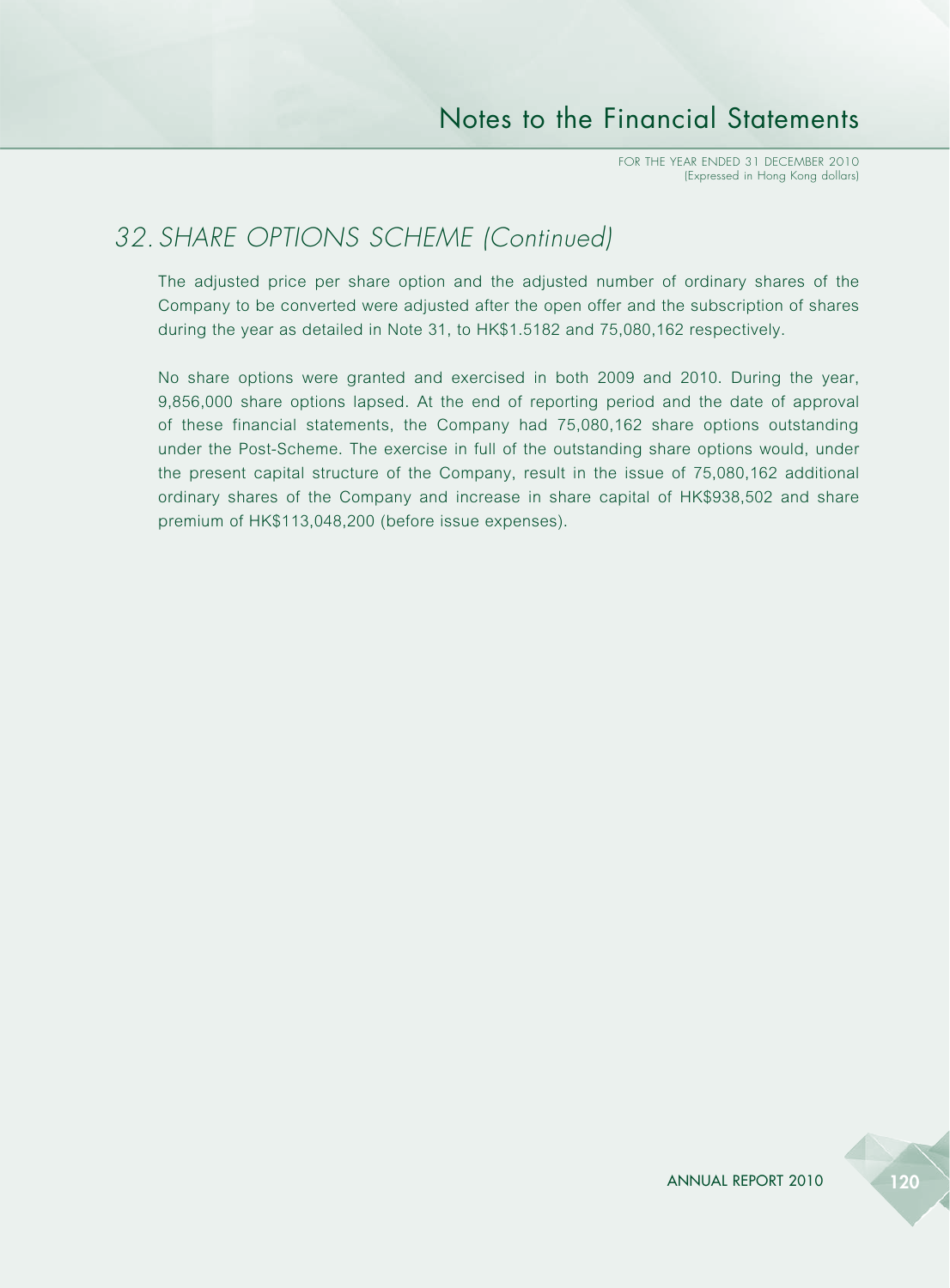## 32. SHARE OPTIONS SCHEME (Continued)

The adjusted price per share option and the adjusted number of ordinary shares of the Company to be converted were adjusted after the open offer and the subscription of shares during the year as detailed in Note 31, to HK$1.5182 and 75,080,162 respectively.

No share options were granted and exercised in both 2009 and 2010. During the year, 9,856,000 share options lapsed. At the end of reporting period and the date of approval of these financial statements, the Company had 75,080,162 share options outstanding under the Post-Scheme. The exercise in full of the outstanding share options would, under the present capital structure of the Company, result in the issue of 75,080,162 additional ordinary shares of the Company and increase in share capital of HK$938,502 and share premium of HK$113,048,200 (before issue expenses).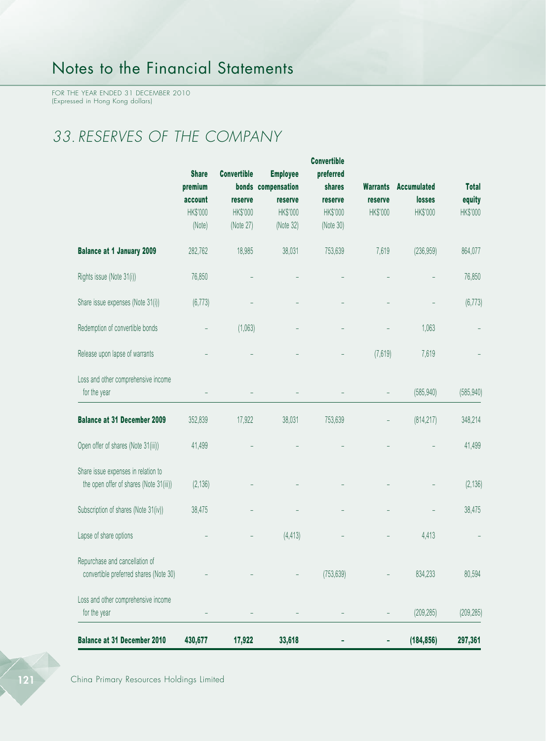# Notes to the Financial Statements

FOR THE YEAR ENDED 31 DECEMBER 2010
(Expressed in Hong Kong dollars)

## 33. RESERVES OF THE COMPANY

| | Share premium account HK$'000 (Note) | Convertible bonds reserve HK$'000 (Note 27) | Employee compensation reserve HK$'000 (Note 32) | Convertible preferred shares reserve HK$'000 (Note 30) | Warrants reserve HK$'000 | Accumulated losses HK$'000 | Total equity HK$'000 |
|---|---|---|---|---|---|---|---|
| **Balance at 1 January 2009** | 282,762 | 18,985 | 38,031 | 753,639 | 7,619 | (236,959) | 864,077 |
| Rights issue (Note 31(i)) | 76,850 | – | – | – | – | – | 76,850 |
| Share issue expenses (Note 31(i)) | (6,773) | – | – | – | – | – | (6,773) |
| Redemption of convertible bonds | – | (1,063) | – | – | – | 1,063 | – |
| Release upon lapse of warrants | – | – | – | – | (7,619) | 7,619 | – |
| Loss and other comprehensive income for the year | – | – | – | – | – | (585,940) | (585,940) |
| **Balance at 31 December 2009** | 352,839 | 17,922 | 38,031 | 753,639 | – | (814,217) | 348,214 |
| Open offer of shares (Note 31(iii)) | 41,499 | – | – | – | – | – | 41,499 |
| Share issue expenses in relation to the open offer of shares (Note 31(iii)) | (2,136) | – | – | – | – | – | (2,136) |
| Subscription of shares (Note 31(iv)) | 38,475 | – | – | – | – | – | 38,475 |
| Lapse of share options | – | – | (4,413) | – | – | 4,413 | – |
| Repurchase and cancellation of convertible preferred shares (Note 30) | – | – | – | (753,639) | – | 834,233 | 80,594 |
| Loss and other comprehensive income for the year | – | – | – | – | – | (209,285) | (209,285) |
| **Balance at 31 December 2010** | **430,677** | **17,922** | **33,618** | **–** | **–** | **(184,856)** | **297,361** |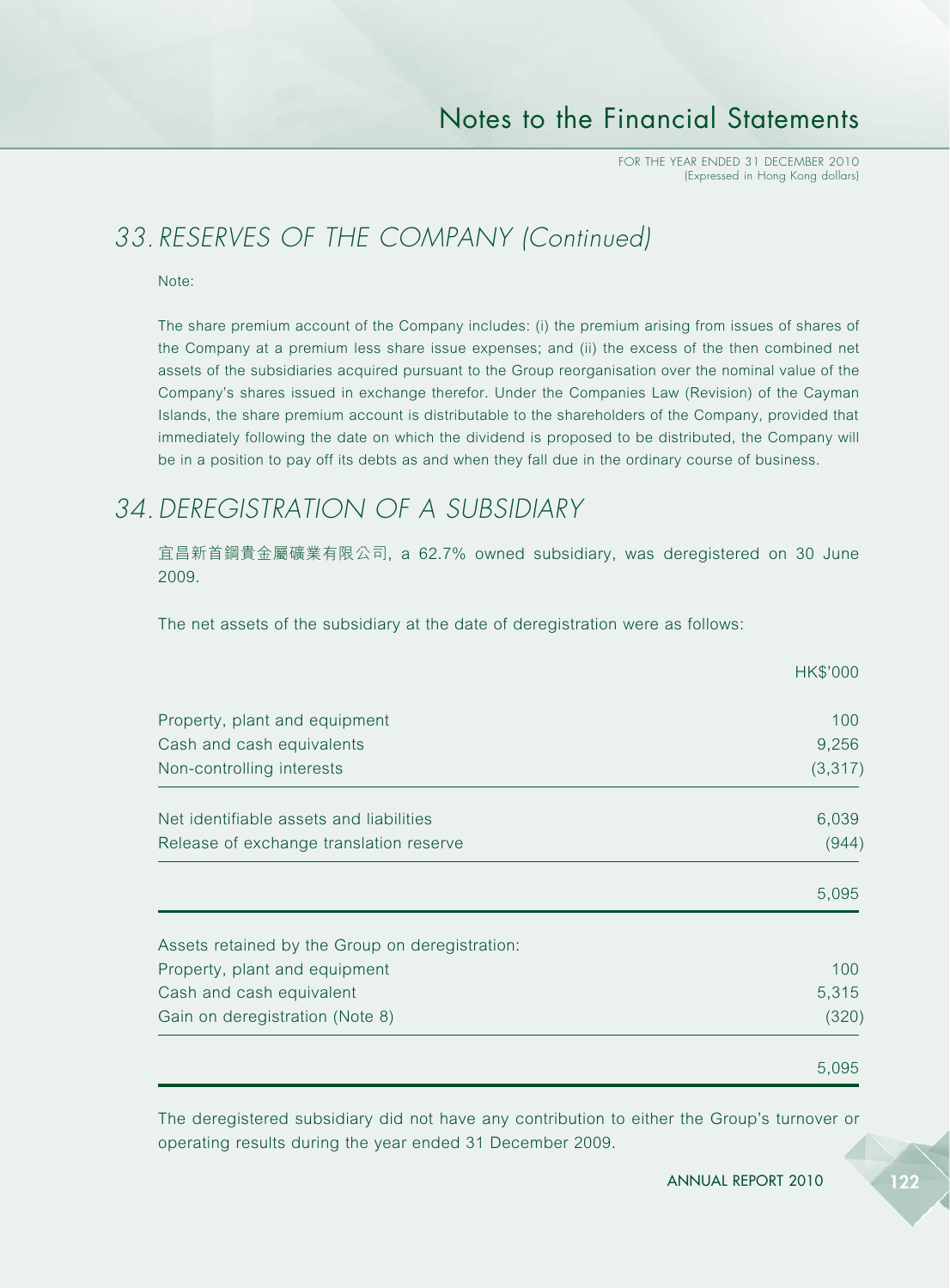## 33. RESERVES OF THE COMPANY (Continued)

Note:

The share premium account of the Company includes: (i) the premium arising from issues of shares of the Company at a premium less share issue expenses; and (ii) the excess of the then combined net assets of the subsidiaries acquired pursuant to the Group reorganisation over the nominal value of the Company's shares issued in exchange therefor. Under the Companies Law (Revision) of the Cayman Islands, the share premium account is distributable to the shareholders of the Company, provided that immediately following the date on which the dividend is proposed to be distributed, the Company will be in a position to pay off its debts as and when they fall due in the ordinary course of business.

## 34. DEREGISTRATION OF A SUBSIDIARY

宜昌新首鋼貴金屬礦業有限公司, a 62.7% owned subsidiary, was deregistered on 30 June 2009.

The net assets of the subsidiary at the date of deregistration were as follows:

| | HK$'000 |
|---|---|
| Property, plant and equipment | 100 |
| Cash and cash equivalents | 9,256 |
| Non-controlling interests | (3,317) |
| Net identifiable assets and liabilities | 6,039 |
| Release of exchange translation reserve | (944) |
| | 5,095 |
| Assets retained by the Group on deregistration: | |
| Property, plant and equipment | 100 |
| Cash and cash equivalent | 5,315 |
| Gain on deregistration (Note 8) | (320) |
| | 5,095 |

The deregistered subsidiary did not have any contribution to either the Group's turnover or operating results during the year ended 31 December 2009.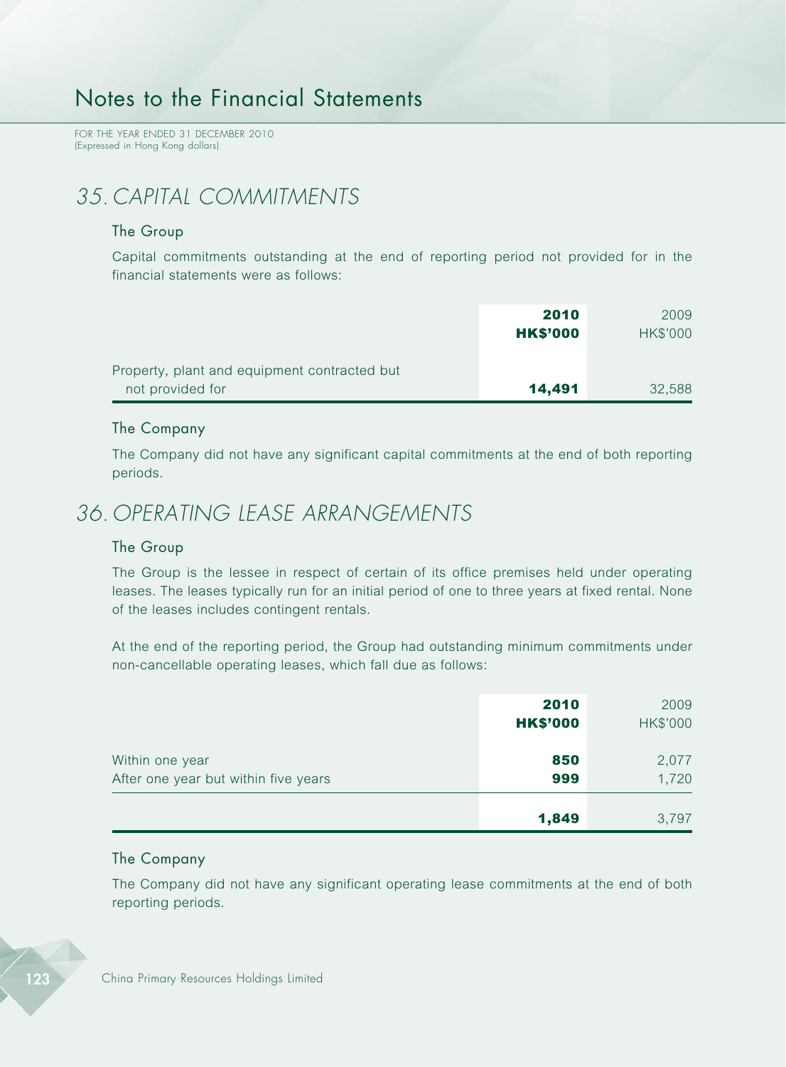# Notes to the Financial Statements

FOR THE YEAR ENDED 31 DECEMBER 2010
(Expressed in Hong Kong dollars)

## 35. CAPITAL COMMITMENTS

### The Group

Capital commitments outstanding at the end of reporting period not provided for in the financial statements were as follows:

| | **2010** | 2009 |
|---|---|---|
| | **HK$'000** | HK$'000 |
| Property, plant and equipment contracted but not provided for | **14,491** | 32,588 |

### The Company

The Company did not have any significant capital commitments at the end of both reporting periods.

## 36. OPERATING LEASE ARRANGEMENTS

### The Group

The Group is the lessee in respect of certain of its office premises held under operating leases. The leases typically run for an initial period of one to three years at fixed rental. None of the leases includes contingent rentals.

At the end of the reporting period, the Group had outstanding minimum commitments under non-cancellable operating leases, which fall due as follows:

| | **2010** | 2009 |
|---|---|---|
| | **HK$'000** | HK$'000 |
| Within one year | **850** | 2,077 |
| After one year but within five years | **999** | 1,720 |
| | **1,849** | 3,797 |

### The Company

The Company did not have any significant operating lease commitments at the end of both reporting periods.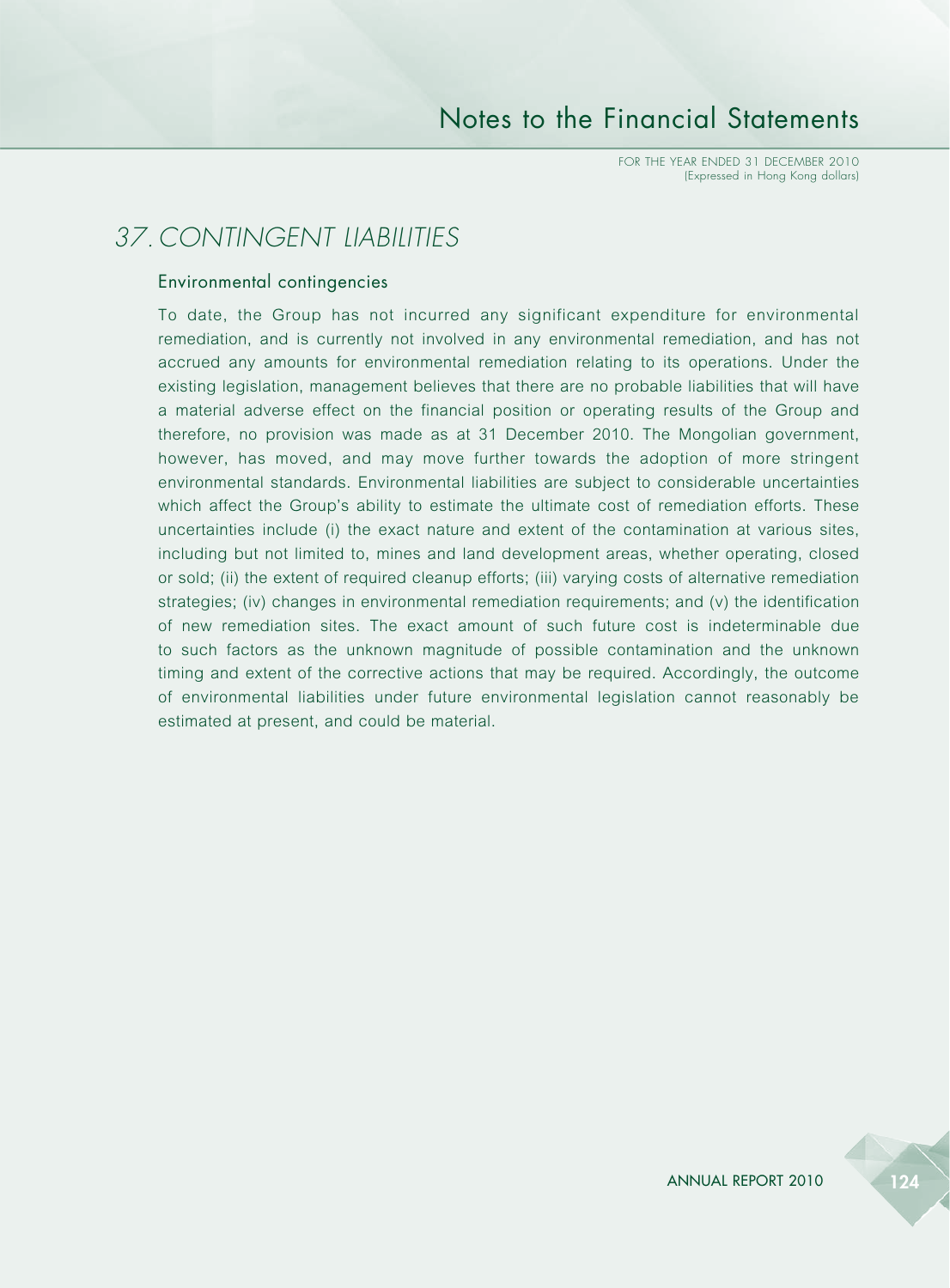# 37. CONTINGENT LIABILITIES

## Environmental contingencies

To date, the Group has not incurred any significant expenditure for environmental remediation, and is currently not involved in any environmental remediation, and has not accrued any amounts for environmental remediation relating to its operations. Under the existing legislation, management believes that there are no probable liabilities that will have a material adverse effect on the financial position or operating results of the Group and therefore, no provision was made as at 31 December 2010. The Mongolian government, however, has moved, and may move further towards the adoption of more stringent environmental standards. Environmental liabilities are subject to considerable uncertainties which affect the Group's ability to estimate the ultimate cost of remediation efforts. These uncertainties include (i) the exact nature and extent of the contamination at various sites, including but not limited to, mines and land development areas, whether operating, closed or sold; (ii) the extent of required cleanup efforts; (iii) varying costs of alternative remediation strategies; (iv) changes in environmental remediation requirements; and (v) the identification of new remediation sites. The exact amount of such future cost is indeterminable due to such factors as the unknown magnitude of possible contamination and the unknown timing and extent of the corrective actions that may be required. Accordingly, the outcome of environmental liabilities under future environmental legislation cannot reasonably be estimated at present, and could be material.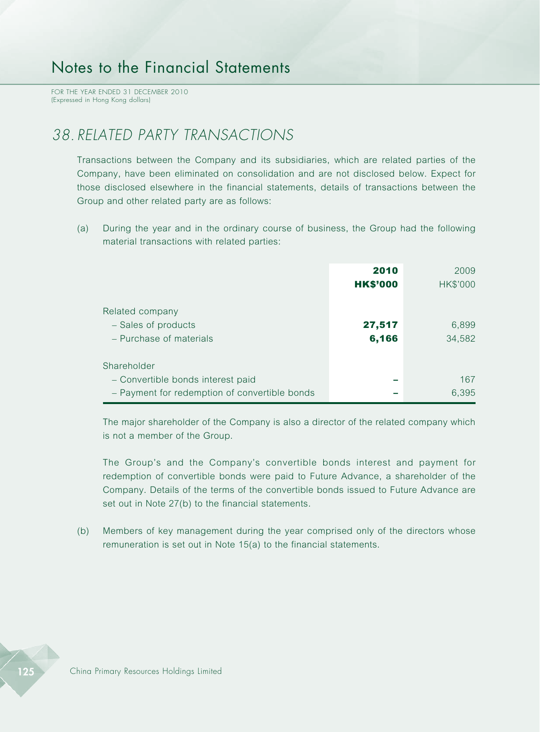# 38. RELATED PARTY TRANSACTIONS

Transactions between the Company and its subsidiaries, which are related parties of the Company, have been eliminated on consolidation and are not disclosed below. Expect for those disclosed elsewhere in the financial statements, details of transactions between the Group and other related party are as follows:

(a) During the year and in the ordinary course of business, the Group had the following material transactions with related parties:

| | **2010** | 2009 |
|---|---|---|
| | **HK$'000** | HK$'000 |
| Related company | | |
| – Sales of products | **27,517** | 6,899 |
| – Purchase of materials | **6,166** | 34,582 |
| Shareholder | | |
| – Convertible bonds interest paid | **–** | 167 |
| – Payment for redemption of convertible bonds | **–** | 6,395 |

The major shareholder of the Company is also a director of the related company which is not a member of the Group.

The Group's and the Company's convertible bonds interest and payment for redemption of convertible bonds were paid to Future Advance, a shareholder of the Company. Details of the terms of the convertible bonds issued to Future Advance are set out in Note 27(b) to the financial statements.

(b) Members of key management during the year comprised only of the directors whose remuneration is set out in Note 15(a) to the financial statements.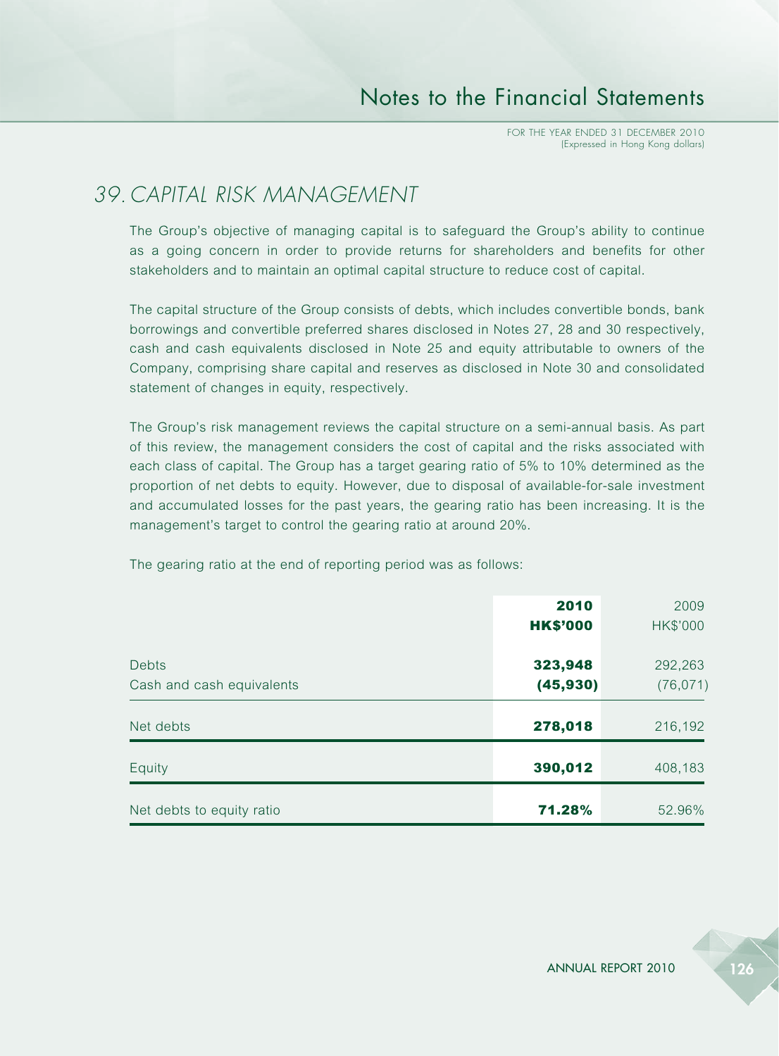# 39. CAPITAL RISK MANAGEMENT

The Group's objective of managing capital is to safeguard the Group's ability to continue as a going concern in order to provide returns for shareholders and benefits for other stakeholders and to maintain an optimal capital structure to reduce cost of capital.

The capital structure of the Group consists of debts, which includes convertible bonds, bank borrowings and convertible preferred shares disclosed in Notes 27, 28 and 30 respectively, cash and cash equivalents disclosed in Note 25 and equity attributable to owners of the Company, comprising share capital and reserves as disclosed in Note 30 and consolidated statement of changes in equity, respectively.

The Group's risk management reviews the capital structure on a semi-annual basis. As part of this review, the management considers the cost of capital and the risks associated with each class of capital. The Group has a target gearing ratio of 5% to 10% determined as the proportion of net debts to equity. However, due to disposal of available-for-sale investment and accumulated losses for the past years, the gearing ratio has been increasing. It is the management's target to control the gearing ratio at around 20%.

The gearing ratio at the end of reporting period was as follows:

| | **2010** | 2009 |
|---|---|---|
| | **HK$'000** | HK$'000 |
| Debts | **323,948** | 292,263 |
| Cash and cash equivalents | **(45,930)** | (76,071) |
| Net debts | **278,018** | 216,192 |
| Equity | **390,012** | 408,183 |
| Net debts to equity ratio | **71.28%** | 52.96% |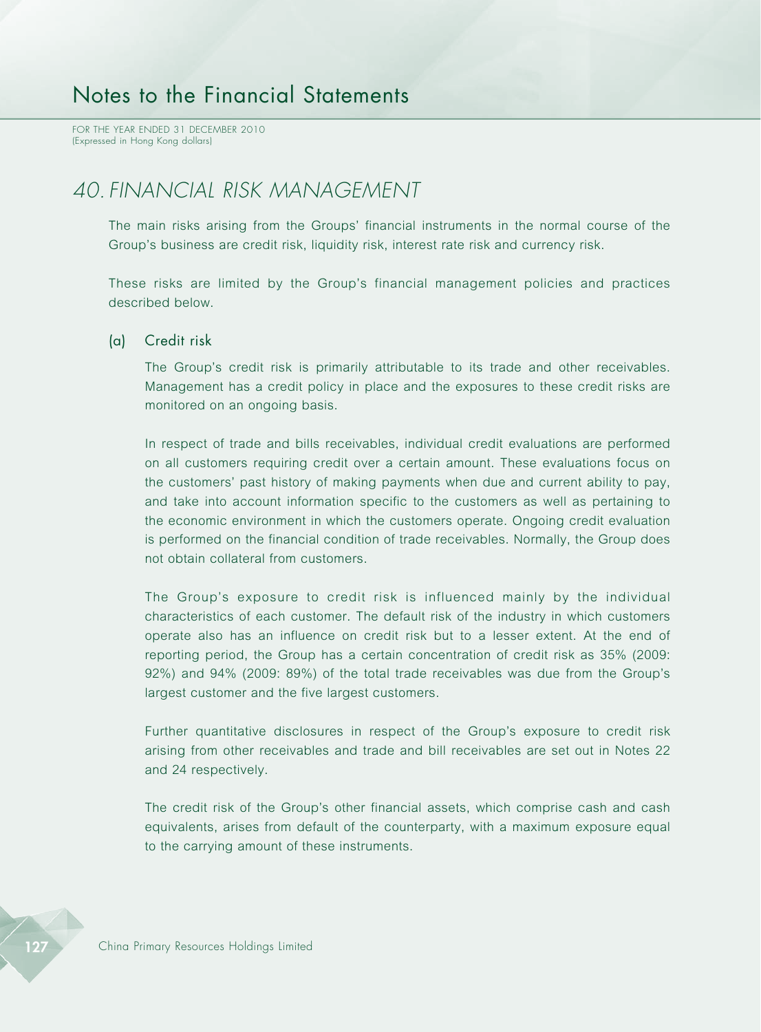# 40. FINANCIAL RISK MANAGEMENT

The main risks arising from the Groups' financial instruments in the normal course of the Group's business are credit risk, liquidity risk, interest rate risk and currency risk.

These risks are limited by the Group's financial management policies and practices described below.

## (a) Credit risk

The Group's credit risk is primarily attributable to its trade and other receivables. Management has a credit policy in place and the exposures to these credit risks are monitored on an ongoing basis.

In respect of trade and bills receivables, individual credit evaluations are performed on all customers requiring credit over a certain amount. These evaluations focus on the customers' past history of making payments when due and current ability to pay, and take into account information specific to the customers as well as pertaining to the economic environment in which the customers operate. Ongoing credit evaluation is performed on the financial condition of trade receivables. Normally, the Group does not obtain collateral from customers.

The Group's exposure to credit risk is influenced mainly by the individual characteristics of each customer. The default risk of the industry in which customers operate also has an influence on credit risk but to a lesser extent. At the end of reporting period, the Group has a certain concentration of credit risk as 35% (2009: 92%) and 94% (2009: 89%) of the total trade receivables was due from the Group's largest customer and the five largest customers.

Further quantitative disclosures in respect of the Group's exposure to credit risk arising from other receivables and trade and bill receivables are set out in Notes 22 and 24 respectively.

The credit risk of the Group's other financial assets, which comprise cash and cash equivalents, arises from default of the counterparty, with a maximum exposure equal to the carrying amount of these instruments.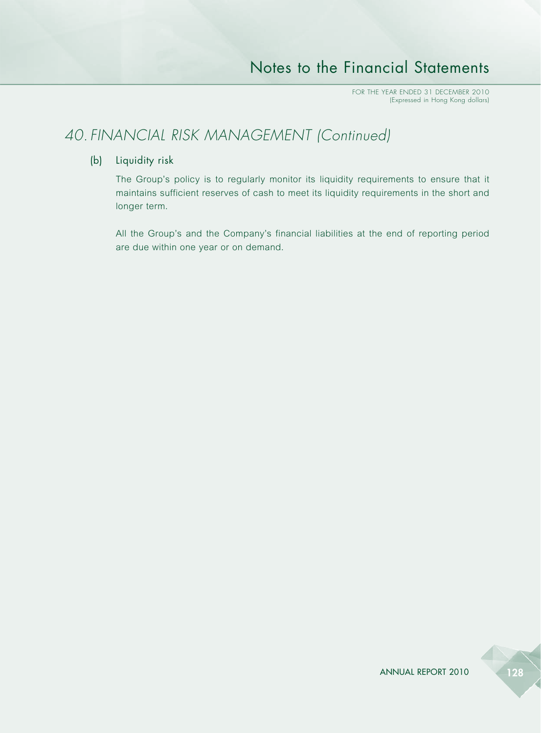## 40. FINANCIAL RISK MANAGEMENT (Continued)

### (b) Liquidity risk

The Group's policy is to regularly monitor its liquidity requirements to ensure that it maintains sufficient reserves of cash to meet its liquidity requirements in the short and longer term.

All the Group's and the Company's financial liabilities at the end of reporting period are due within one year or on demand.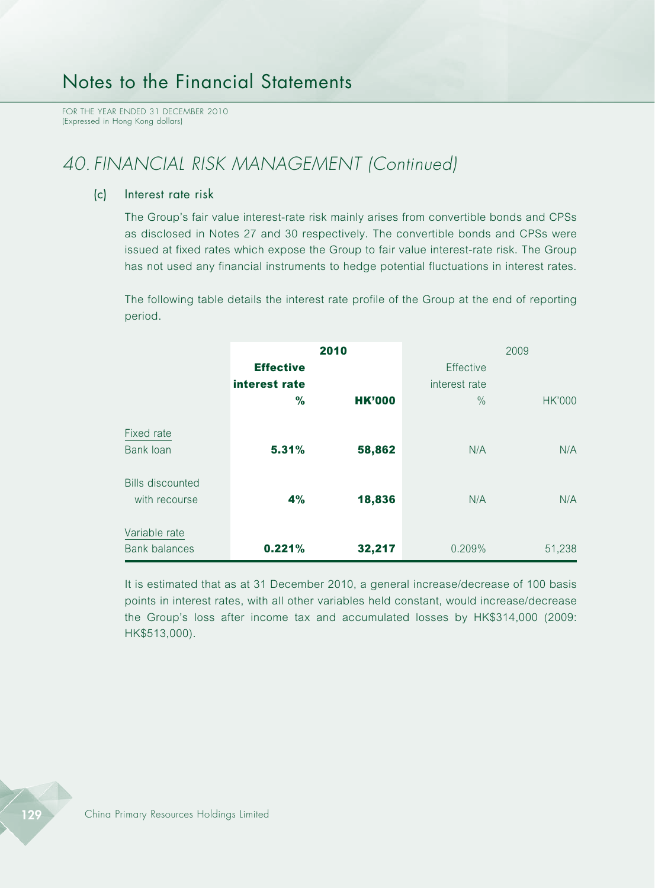## 40. FINANCIAL RISK MANAGEMENT (Continued)

### (c) Interest rate risk

The Group's fair value interest-rate risk mainly arises from convertible bonds and CPSs as disclosed in Notes 27 and 30 respectively. The convertible bonds and CPSs were issued at fixed rates which expose the Group to fair value interest-rate risk. The Group has not used any financial instruments to hedge potential fluctuations in interest rates.

The following table details the interest rate profile of the Group at the end of reporting period.

| | **2010** | | 2009 | |
|---|---|---|---|---|
| | **Effective interest rate %** | **HK'000** | Effective interest rate % | HK'000 |
| Fixed rate | | | | |
| Bank loan | **5.31%** | **58,862** | N/A | N/A |
| Bills discounted with recourse | **4%** | **18,836** | N/A | N/A |
| Variable rate | | | | |
| Bank balances | **0.221%** | **32,217** | 0.209% | 51,238 |

It is estimated that as at 31 December 2010, a general increase/decrease of 100 basis points in interest rates, with all other variables held constant, would increase/decrease the Group's loss after income tax and accumulated losses by HK$314,000 (2009: HK$513,000).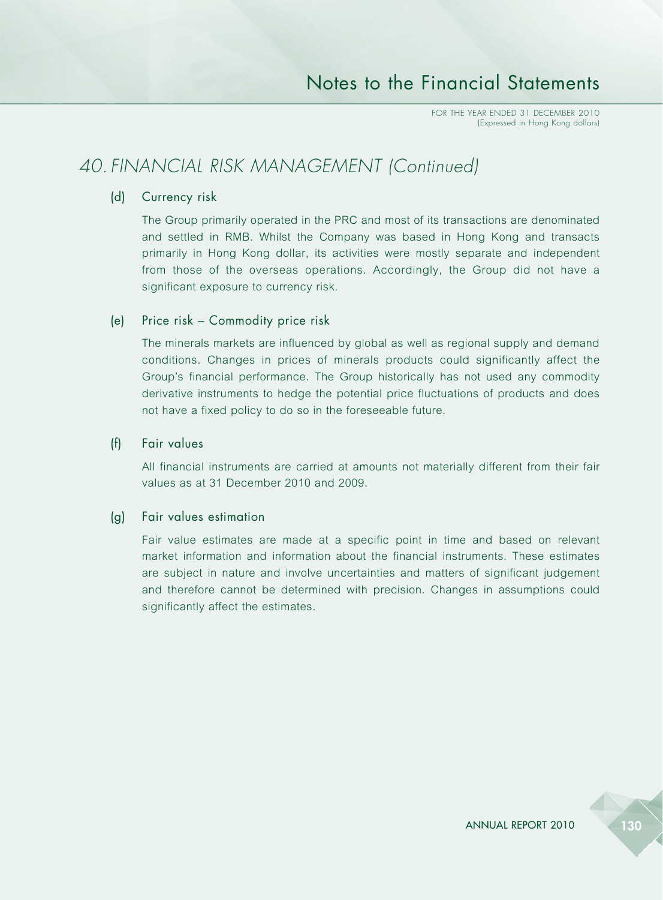## 40. FINANCIAL RISK MANAGEMENT (Continued)

### (d) Currency risk

The Group primarily operated in the PRC and most of its transactions are denominated and settled in RMB. Whilst the Company was based in Hong Kong and transacts primarily in Hong Kong dollar, its activities were mostly separate and independent from those of the overseas operations. Accordingly, the Group did not have a significant exposure to currency risk.

### (e) Price risk – Commodity price risk

The minerals markets are influenced by global as well as regional supply and demand conditions. Changes in prices of minerals products could significantly affect the Group's financial performance. The Group historically has not used any commodity derivative instruments to hedge the potential price fluctuations of products and does not have a fixed policy to do so in the foreseeable future.

### (f) Fair values

All financial instruments are carried at amounts not materially different from their fair values as at 31 December 2010 and 2009.

### (g) Fair values estimation

Fair value estimates are made at a specific point in time and based on relevant market information and information about the financial instruments. These estimates are subject in nature and involve uncertainties and matters of significant judgement and therefore cannot be determined with precision. Changes in assumptions could significantly affect the estimates.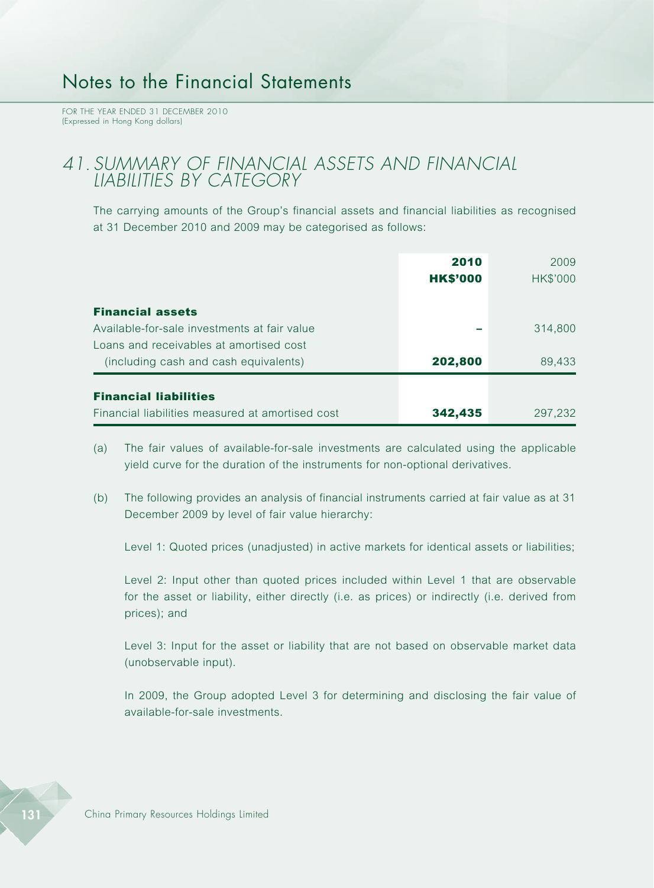# Notes to the Financial Statements

FOR THE YEAR ENDED 31 DECEMBER 2010
(Expressed in Hong Kong dollars)

## 41. SUMMARY OF FINANCIAL ASSETS AND FINANCIAL LIABILITIES BY CATEGORY

The carrying amounts of the Group's financial assets and financial liabilities as recognised at 31 December 2010 and 2009 may be categorised as follows:

| | **2010 HK$'000** | 2009 HK$'000 |
|---|---|---|
| **Financial assets** | | |
| Available-for-sale investments at fair value | – | 314,800 |
| Loans and receivables at amortised cost (including cash and cash equivalents) | **202,800** | 89,433 |
| **Financial liabilities** | | |
| Financial liabilities measured at amortised cost | **342,435** | 297,232 |

(a) The fair values of available-for-sale investments are calculated using the applicable yield curve for the duration of the instruments for non-optional derivatives.

(b) The following provides an analysis of financial instruments carried at fair value as at 31 December 2009 by level of fair value hierarchy:

Level 1: Quoted prices (unadjusted) in active markets for identical assets or liabilities;

Level 2: Input other than quoted prices included within Level 1 that are observable for the asset or liability, either directly (i.e. as prices) or indirectly (i.e. derived from prices); and

Level 3: Input for the asset or liability that are not based on observable market data (unobservable input).

In 2009, the Group adopted Level 3 for determining and disclosing the fair value of available-for-sale investments.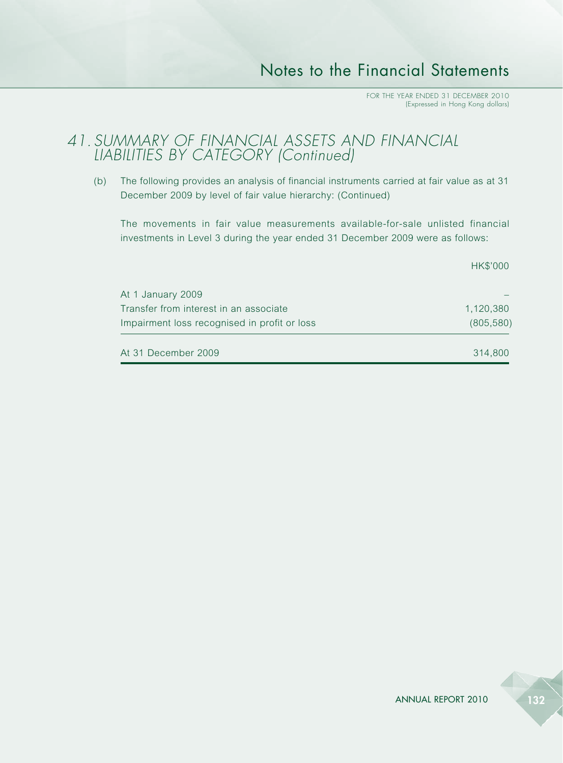## 41. SUMMARY OF FINANCIAL ASSETS AND FINANCIAL LIABILITIES BY CATEGORY (Continued)

(b) The following provides an analysis of financial instruments carried at fair value as at 31 December 2009 by level of fair value hierarchy: (Continued)

The movements in fair value measurements available-for-sale unlisted financial investments in Level 3 during the year ended 31 December 2009 were as follows:

| | HK$'000 |
|---|---|
| At 1 January 2009 | – |
| Transfer from interest in an associate | 1,120,380 |
| Impairment loss recognised in profit or loss | (805,580) |
| At 31 December 2009 | 314,800 |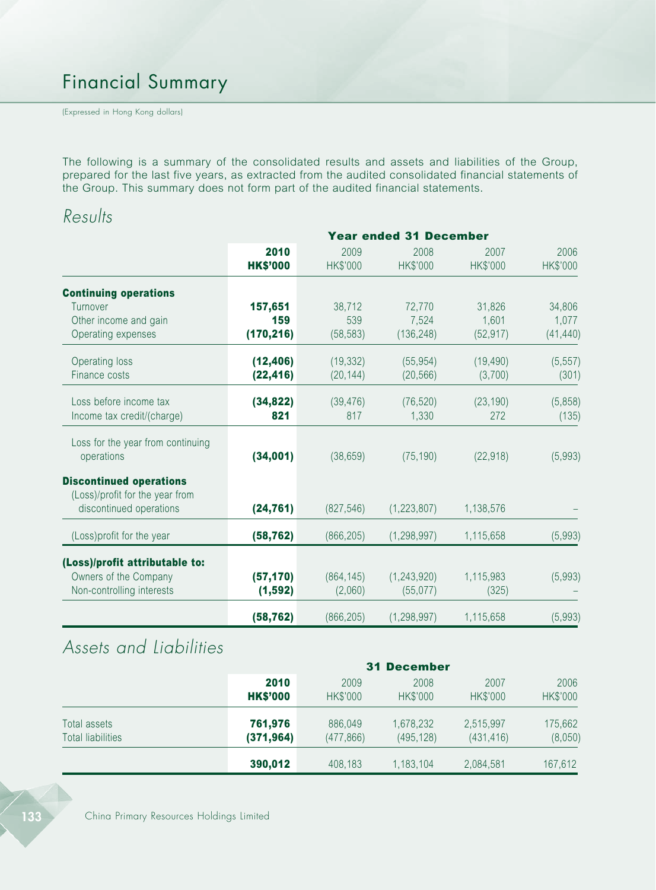# Financial Summary

(Expressed in Hong Kong dollars)

The following is a summary of the consolidated results and assets and liabilities of the Group, prepared for the last five years, as extracted from the audited consolidated financial statements of the Group. This summary does not form part of the audited financial statements.

## Results

| | Year ended 31 December | | | | |
|---|---|---|---|---|---|
| | **2010** | 2009 | 2008 | 2007 | 2006 |
| | **HK$'000** | HK$'000 | HK$'000 | HK$'000 | HK$'000 |
| **Continuing operations** | | | | | |
| Turnover | **157,651** | 38,712 | 72,770 | 31,826 | 34,806 |
| Other income and gain | **159** | 539 | 7,524 | 1,601 | 1,077 |
| Operating expenses | **(170,216)** | (58,583) | (136,248) | (52,917) | (41,440) |
| Operating loss | **(12,406)** | (19,332) | (55,954) | (19,490) | (5,557) |
| Finance costs | **(22,416)** | (20,144) | (20,566) | (3,700) | (301) |
| Loss before income tax | **(34,822)** | (39,476) | (76,520) | (23,190) | (5,858) |
| Income tax credit/(charge) | **821** | 817 | 1,330 | 272 | (135) |
| Loss for the year from continuing operations | **(34,001)** | (38,659) | (75,190) | (22,918) | (5,993) |
| **Discontinued operations** | | | | | |
| (Loss)/profit for the year from discontinued operations | **(24,761)** | (827,546) | (1,223,807) | 1,138,576 | – |
| (Loss)profit for the year | **(58,762)** | (866,205) | (1,298,997) | 1,115,658 | (5,993) |
| **(Loss)/profit attributable to:** | | | | | |
| Owners of the Company | **(57,170)** | (864,145) | (1,243,920) | 1,115,983 | (5,993) |
| Non-controlling interests | **(1,592)** | (2,060) | (55,077) | (325) | – |
| | **(58,762)** | (866,205) | (1,298,997) | 1,115,658 | (5,993) |

## Assets and Liabilities

| | 31 December | | | | |
|---|---|---|---|---|---|
| | **2010** | 2009 | 2008 | 2007 | 2006 |
| | **HK$'000** | HK$'000 | HK$'000 | HK$'000 | HK$'000 |
| Total assets | **761,976** | 886,049 | 1,678,232 | 2,515,997 | 175,662 |
| Total liabilities | **(371,964)** | (477,866) | (495,128) | (431,416) | (8,050) |
| | **390,012** | 408,183 | 1,183,104 | 2,084,581 | 167,612 |